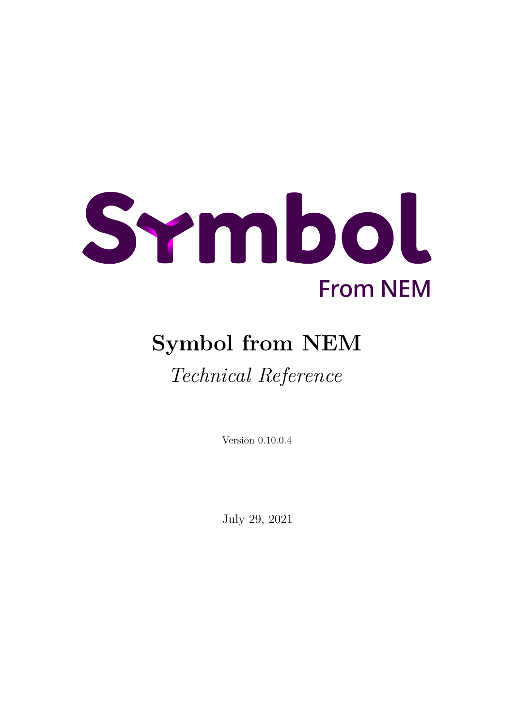# Symbol from NEM

*Technical Reference*

Version 0.10.0.4

July 29, 2021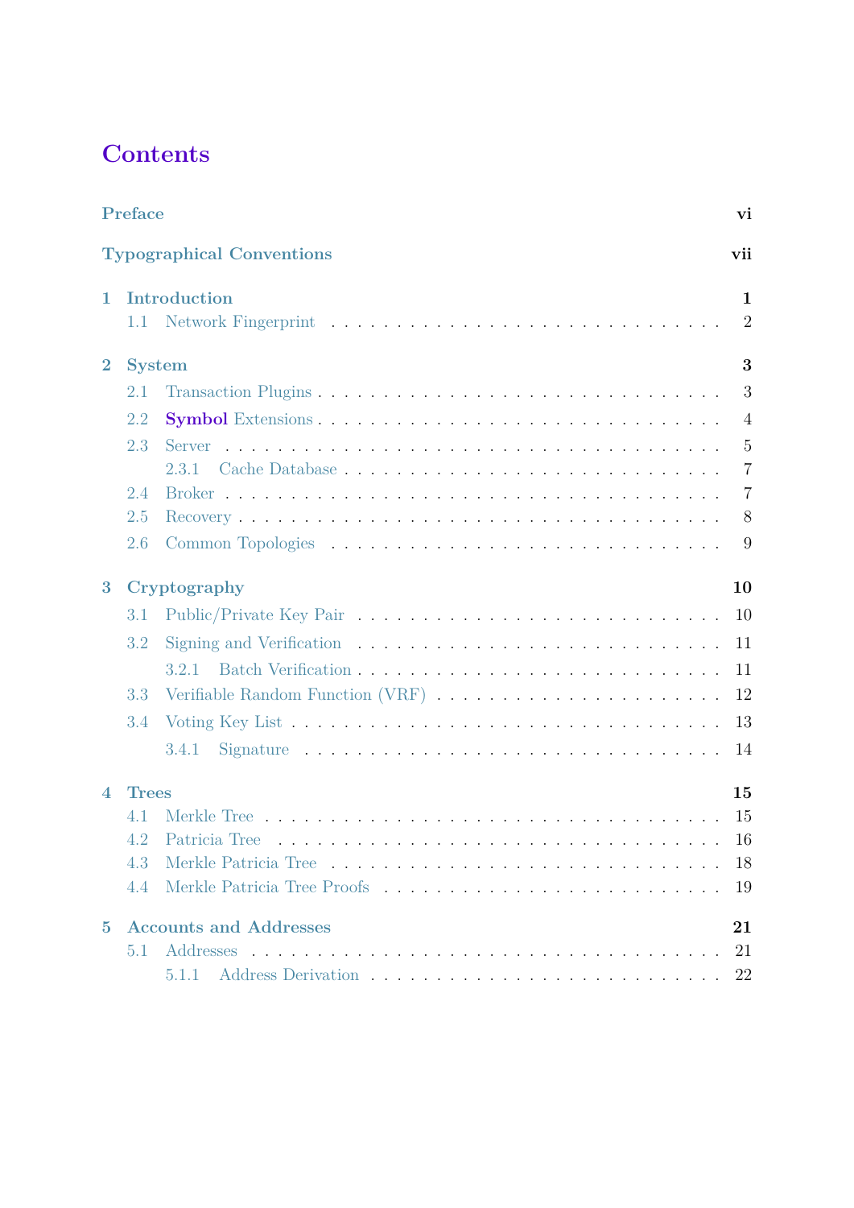# Contents

**Preface** vi

**Typographical Conventions** vii

**1 Introduction** 1
- 1.1 Network Fingerprint 2

**2 System** 3
- 2.1 Transaction Plugins 3
- 2.2 **Symbol** Extensions 4
- 2.3 Server 5
  - 2.3.1 Cache Database 7
- 2.4 Broker 7
- 2.5 Recovery 8
- 2.6 Common Topologies 9

**3 Cryptography** 10
- 3.1 Public/Private Key Pair 10
- 3.2 Signing and Verification 11
  - 3.2.1 Batch Verification 11
- 3.3 Verifiable Random Function (VRF) 12
- 3.4 Voting Key List 13
  - 3.4.1 Signature 14

**4 Trees** 15
- 4.1 Merkle Tree 15
- 4.2 Patricia Tree 16
- 4.3 Merkle Patricia Tree 18
- 4.4 Merkle Patricia Tree Proofs 19

**5 Accounts and Addresses** 21
- 5.1 Addresses 21
  - 5.1.1 Address Derivation 22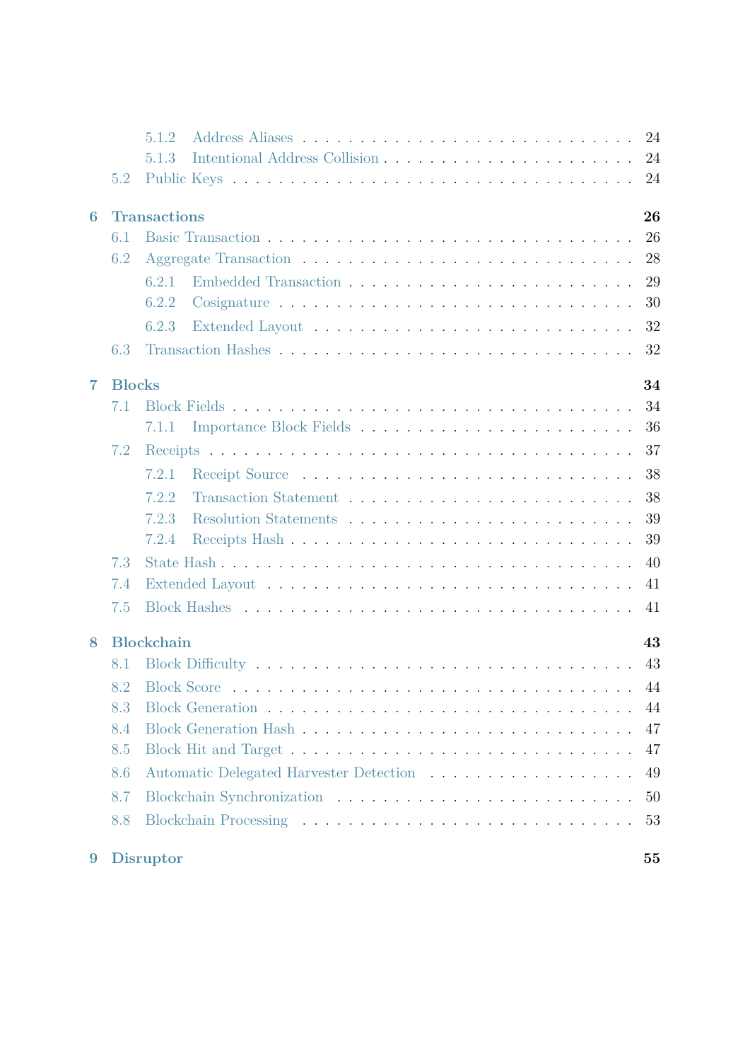- 5.1.2 Address Aliases . . . . . . . . . . . . . . . . . . . . . . . . . . . . 24
- 5.1.3 Intentional Address Collision . . . . . . . . . . . . . . . . . . . . . . 24
- 5.2 Public Keys . . . . . . . . . . . . . . . . . . . . . . . . . . . . . . . 24

**6 Transactions** **26**
- 6.1 Basic Transaction . . . . . . . . . . . . . . . . . . . . . . . . . . . . 26
- 6.2 Aggregate Transaction . . . . . . . . . . . . . . . . . . . . . . . . . . 28
  - 6.2.1 Embedded Transaction . . . . . . . . . . . . . . . . . . . . . . . 29
  - 6.2.2 Cosignature . . . . . . . . . . . . . . . . . . . . . . . . . . . . 30
  - 6.2.3 Extended Layout . . . . . . . . . . . . . . . . . . . . . . . . . . 32
- 6.3 Transaction Hashes . . . . . . . . . . . . . . . . . . . . . . . . . . . 32

**7 Blocks** **34**
- 7.1 Block Fields . . . . . . . . . . . . . . . . . . . . . . . . . . . . . . 34
  - 7.1.1 Importance Block Fields . . . . . . . . . . . . . . . . . . . . . . 36
- 7.2 Receipts . . . . . . . . . . . . . . . . . . . . . . . . . . . . . . . . 37
  - 7.2.1 Receipt Source . . . . . . . . . . . . . . . . . . . . . . . . . . 38
  - 7.2.2 Transaction Statement . . . . . . . . . . . . . . . . . . . . . . . 38
  - 7.2.3 Resolution Statements . . . . . . . . . . . . . . . . . . . . . . . 39
  - 7.2.4 Receipts Hash . . . . . . . . . . . . . . . . . . . . . . . . . . . 39
- 7.3 State Hash . . . . . . . . . . . . . . . . . . . . . . . . . . . . . . . 40
- 7.4 Extended Layout . . . . . . . . . . . . . . . . . . . . . . . . . . . . 41
- 7.5 Block Hashes . . . . . . . . . . . . . . . . . . . . . . . . . . . . . . 41

**8 Blockchain** **43**
- 8.1 Block Difficulty . . . . . . . . . . . . . . . . . . . . . . . . . . . . . 43
- 8.2 Block Score . . . . . . . . . . . . . . . . . . . . . . . . . . . . . . . 44
- 8.3 Block Generation . . . . . . . . . . . . . . . . . . . . . . . . . . . . . 44
- 8.4 Block Generation Hash . . . . . . . . . . . . . . . . . . . . . . . . . . 47
- 8.5 Block Hit and Target . . . . . . . . . . . . . . . . . . . . . . . . . . . 47
- 8.6 Automatic Delegated Harvester Detection . . . . . . . . . . . . . . . . 49
- 8.7 Blockchain Synchronization . . . . . . . . . . . . . . . . . . . . . . . 50
- 8.8 Blockchain Processing . . . . . . . . . . . . . . . . . . . . . . . . . . 53

**9 Disruptor** **55**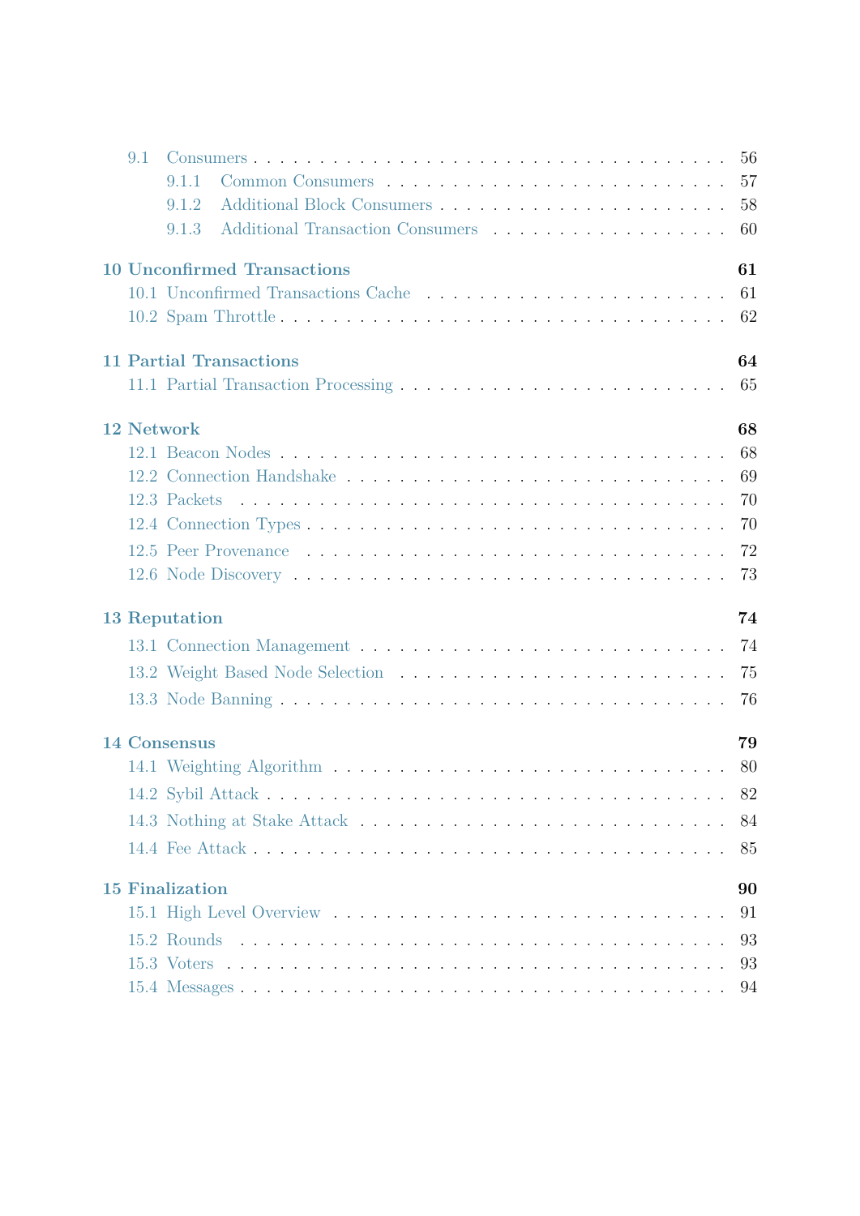- 9.1 Consumers . . . . . . . . . . . . . . . . . . . . . . . . . . . . . . . . 56
  - 9.1.1 Common Consumers . . . . . . . . . . . . . . . . . . . . . . . . 57
  - 9.1.2 Additional Block Consumers . . . . . . . . . . . . . . . . . . . . 58
  - 9.1.3 Additional Transaction Consumers . . . . . . . . . . . . . . . . . 60

**10 Unconfirmed Transactions** **61**
- 10.1 Unconfirmed Transactions Cache . . . . . . . . . . . . . . . . . . . . . 61
- 10.2 Spam Throttle . . . . . . . . . . . . . . . . . . . . . . . . . . . . . . 62

**11 Partial Transactions** **64**
- 11.1 Partial Transaction Processing . . . . . . . . . . . . . . . . . . . . . . 65

**12 Network** **68**
- 12.1 Beacon Nodes . . . . . . . . . . . . . . . . . . . . . . . . . . . . . . 68
- 12.2 Connection Handshake . . . . . . . . . . . . . . . . . . . . . . . . . . 69
- 12.3 Packets . . . . . . . . . . . . . . . . . . . . . . . . . . . . . . . . . 70
- 12.4 Connection Types . . . . . . . . . . . . . . . . . . . . . . . . . . . . 70
- 12.5 Peer Provenance . . . . . . . . . . . . . . . . . . . . . . . . . . . . . 72
- 12.6 Node Discovery . . . . . . . . . . . . . . . . . . . . . . . . . . . . . 73

**13 Reputation** **74**
- 13.1 Connection Management . . . . . . . . . . . . . . . . . . . . . . . . . 74
- 13.2 Weight Based Node Selection . . . . . . . . . . . . . . . . . . . . . . . 75
- 13.3 Node Banning . . . . . . . . . . . . . . . . . . . . . . . . . . . . . . 76

**14 Consensus** **79**
- 14.1 Weighting Algorithm . . . . . . . . . . . . . . . . . . . . . . . . . . . 80
- 14.2 Sybil Attack . . . . . . . . . . . . . . . . . . . . . . . . . . . . . . . 82
- 14.3 Nothing at Stake Attack . . . . . . . . . . . . . . . . . . . . . . . . . 84
- 14.4 Fee Attack . . . . . . . . . . . . . . . . . . . . . . . . . . . . . . . . 85

**15 Finalization** **90**
- 15.1 High Level Overview . . . . . . . . . . . . . . . . . . . . . . . . . . . 91
- 15.2 Rounds . . . . . . . . . . . . . . . . . . . . . . . . . . . . . . . . . 93
- 15.3 Voters . . . . . . . . . . . . . . . . . . . . . . . . . . . . . . . . . . 93
- 15.4 Messages . . . . . . . . . . . . . . . . . . . . . . . . . . . . . . . . 94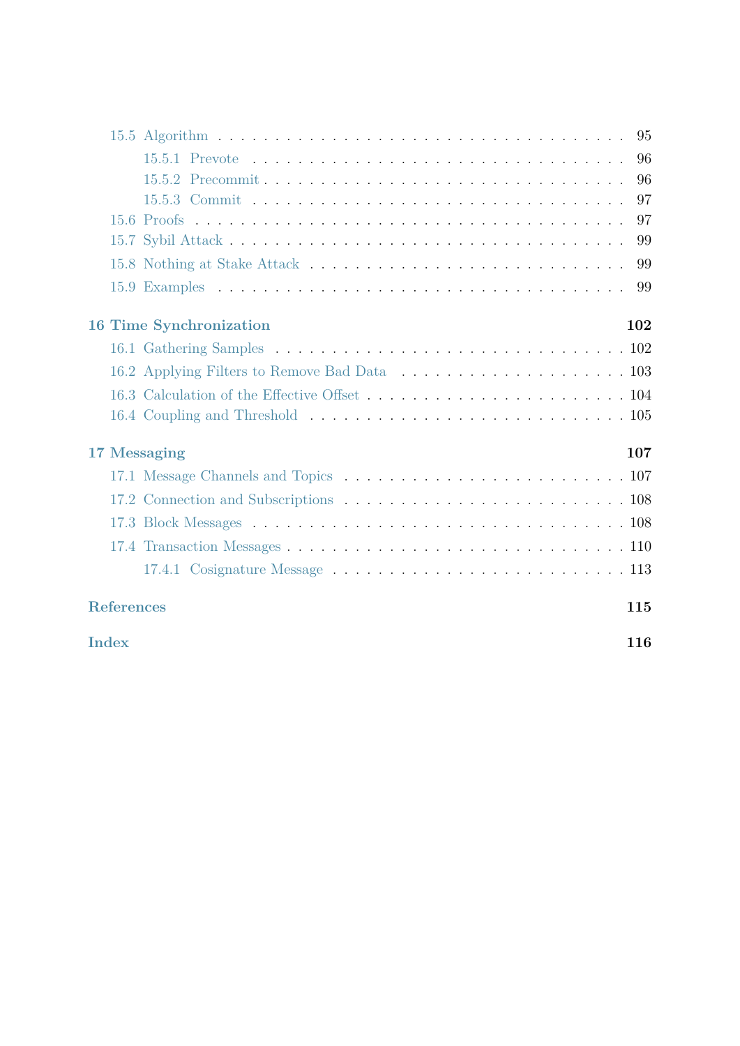- 15.5 Algorithm . . . 95
  - 15.5.1 Prevote . . . 96
  - 15.5.2 Precommit . . . 96
  - 15.5.3 Commit . . . 97
- 15.6 Proofs . . . 97
- 15.7 Sybil Attack . . . 99
- 15.8 Nothing at Stake Attack . . . 99
- 15.9 Examples . . . 99

**16 Time Synchronization** **102**

- 16.1 Gathering Samples . . . 102
- 16.2 Applying Filters to Remove Bad Data . . . 103
- 16.3 Calculation of the Effective Offset . . . 104
- 16.4 Coupling and Threshold . . . 105

**17 Messaging** **107**

- 17.1 Message Channels and Topics . . . 107
- 17.2 Connection and Subscriptions . . . 108
- 17.3 Block Messages . . . 108
- 17.4 Transaction Messages . . . 110
  - 17.4.1 Cosignature Message . . . 113

**References** **115**

**Index** **116**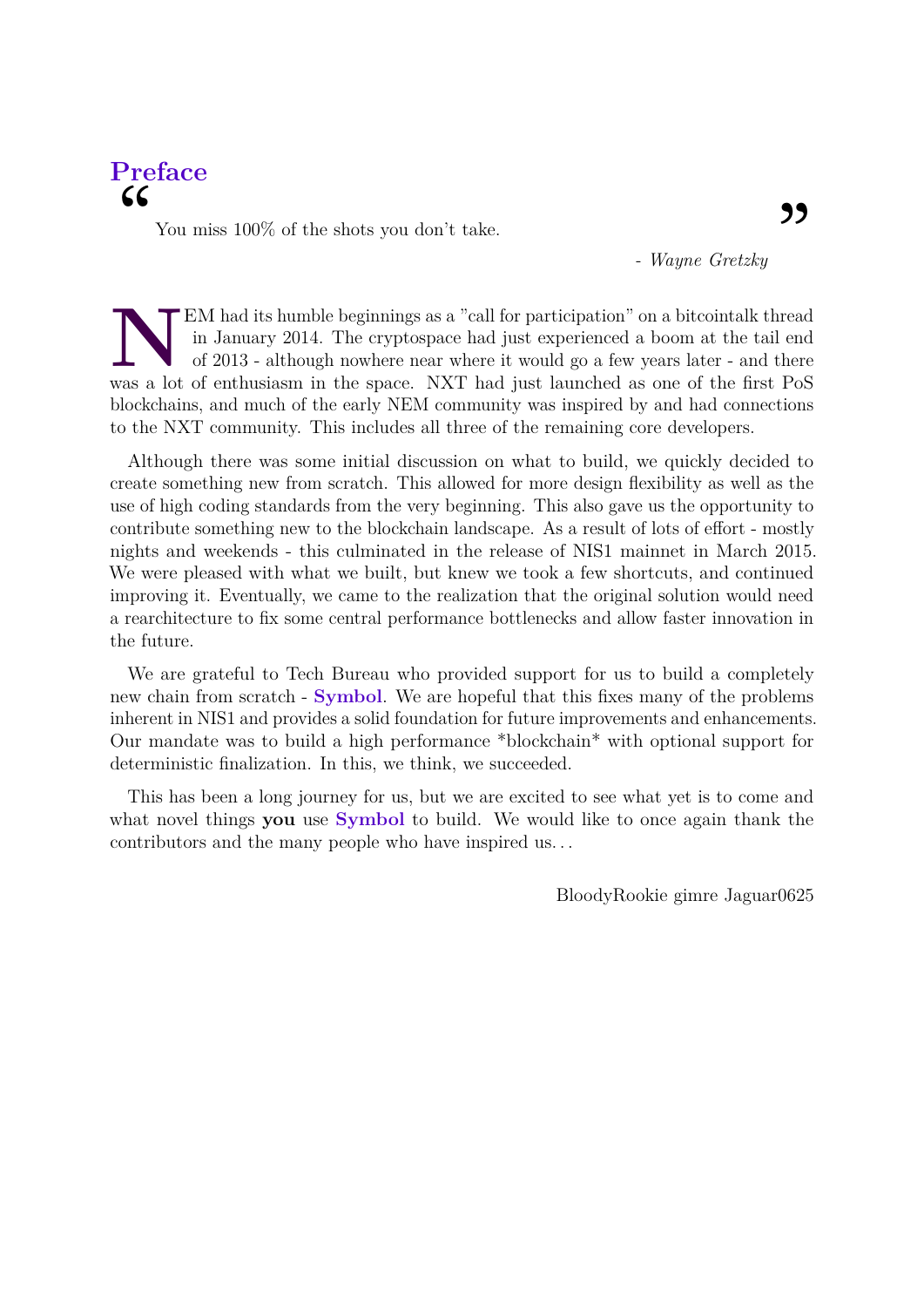# Preface

> You miss 100% of the shots you don't take.
>
> \- *Wayne Gretzky*

NEM had its humble beginnings as a "call for participation" on a bitcointalk thread in January 2014. The cryptospace had just experienced a boom at the tail end of 2013 - although nowhere near where it would go a few years later - and there was a lot of enthusiasm in the space. NXT had just launched as one of the first PoS blockchains, and much of the early NEM community was inspired by and had connections to the NXT community. This includes all three of the remaining core developers.

Although there was some initial discussion on what to build, we quickly decided to create something new from scratch. This allowed for more design flexibility as well as the use of high coding standards from the very beginning. This also gave us the opportunity to contribute something new to the blockchain landscape. As a result of lots of effort - mostly nights and weekends - this culminated in the release of NIS1 mainnet in March 2015. We were pleased with what we built, but knew we took a few shortcuts, and continued improving it. Eventually, we came to the realization that the original solution would need a rearchitecture to fix some central performance bottlenecks and allow faster innovation in the future.

We are grateful to Tech Bureau who provided support for us to build a completely new chain from scratch - **Symbol**. We are hopeful that this fixes many of the problems inherent in NIS1 and provides a solid foundation for future improvements and enhancements. Our mandate was to build a high performance *blockchain* with optional support for deterministic finalization. In this, we think, we succeeded.

This has been a long journey for us, but we are excited to see what yet is to come and what novel things **you** use **Symbol** to build. We would like to once again thank the contributors and the many people who have inspired us...

BloodyRookie gimre Jaguar0625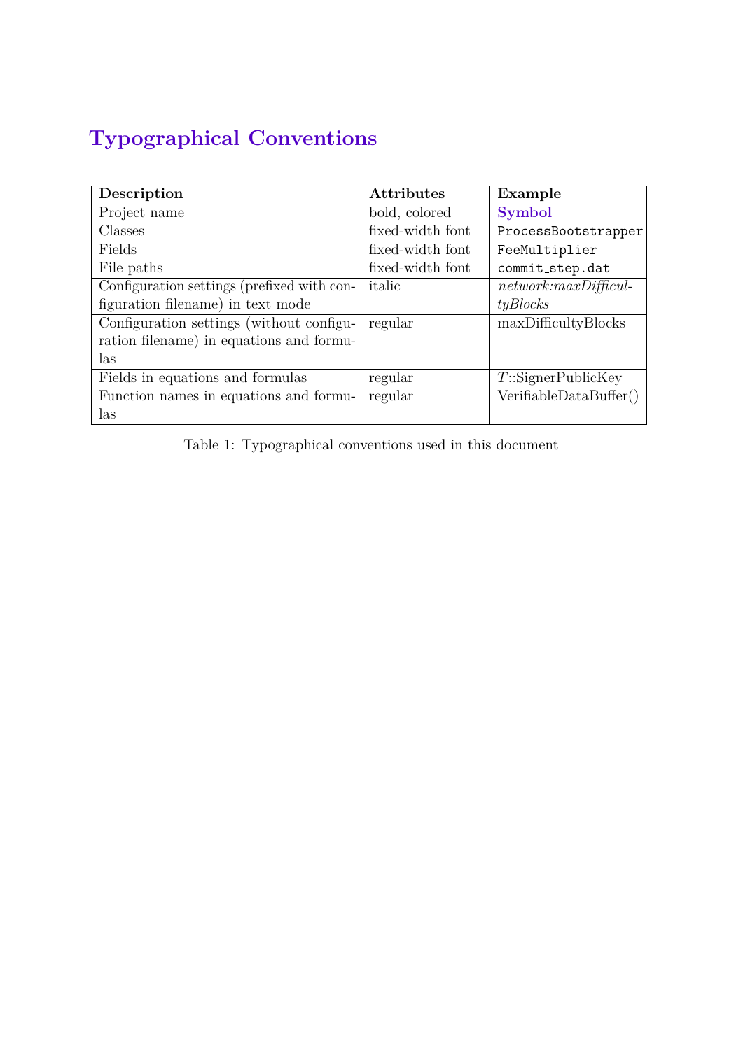# Typographical Conventions

| Description | Attributes | Example |
|---|---|---|
| Project name | bold, colored | **Symbol** |
| Classes | fixed-width font | `ProcessBootstrapper` |
| Fields | fixed-width font | `FeeMultiplier` |
| File paths | fixed-width font | `commit_step.dat` |
| Configuration settings (prefixed with configuration filename) in text mode | italic | *network:maxDifficultyBlocks* |
| Configuration settings (without configuration filename) in equations and formulas | regular | maxDifficultyBlocks |
| Fields in equations and formulas | regular | $T$::SignerPublicKey |
| Function names in equations and formulas | regular | VerifiableDataBuffer() |

Table 1: Typographical conventions used in this document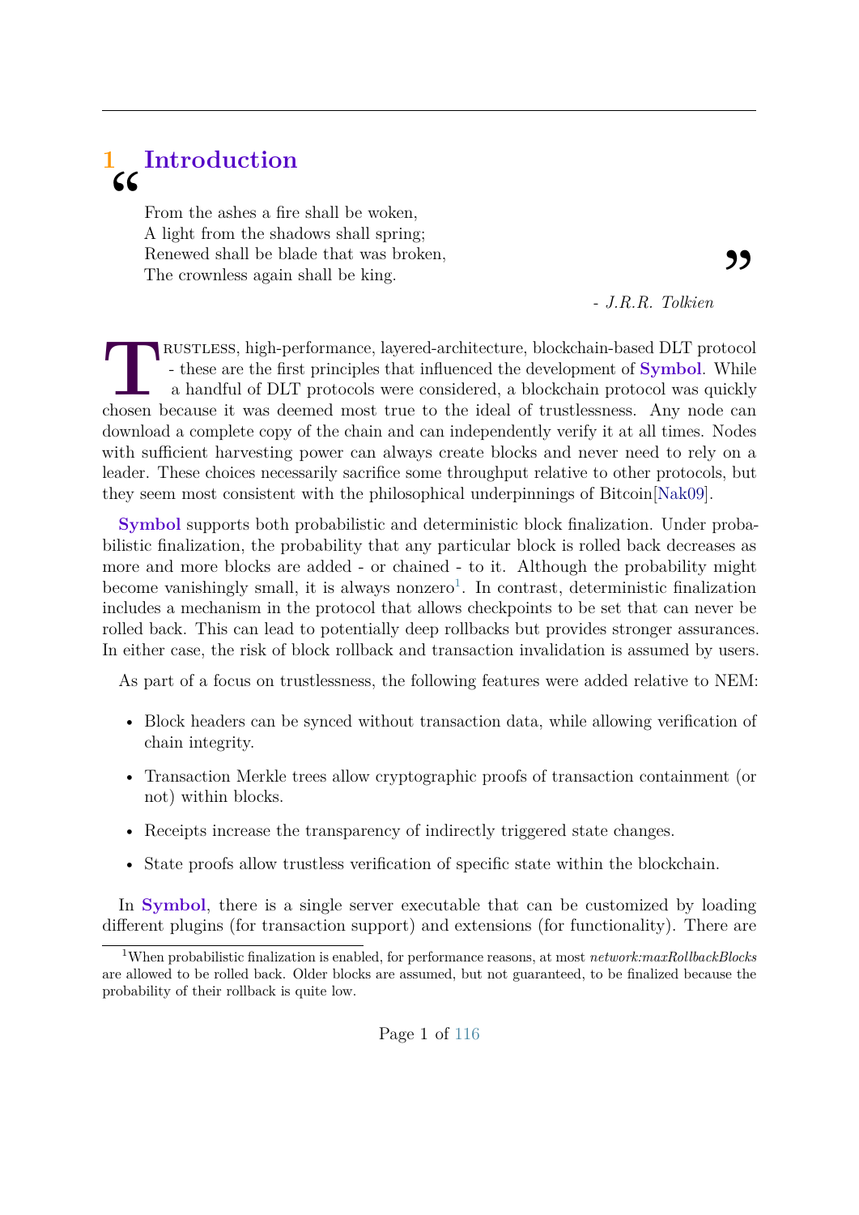# 1 Introduction

> From the ashes a fire shall be woken,
> A light from the shadows shall spring;
> Renewed shall be blade that was broken,
> The crownless again shall be king.
>
> *- J.R.R. Tolkien*

Trustless, high-performance, layered-architecture, blockchain-based DLT protocol - these are the first principles that influenced the development of **Symbol**. While a handful of DLT protocols were considered, a blockchain protocol was quickly chosen because it was deemed most true to the ideal of trustlessness. Any node can download a complete copy of the chain and can independently verify it at all times. Nodes with sufficient harvesting power can always create blocks and never need to rely on a leader. These choices necessarily sacrifice some throughput relative to other protocols, but they seem most consistent with the philosophical underpinnings of Bitcoin[Nak09].

**Symbol** supports both probabilistic and deterministic block finalization. Under probabilistic finalization, the probability that any particular block is rolled back decreases as more and more blocks are added - or chained - to it. Although the probability might become vanishingly small, it is always nonzero[1]. In contrast, deterministic finalization includes a mechanism in the protocol that allows checkpoints to be set that can never be rolled back. This can lead to potentially deep rollbacks but provides stronger assurances. In either case, the risk of block rollback and transaction invalidation is assumed by users.

As part of a focus on trustlessness, the following features were added relative to NEM:

- Block headers can be synced without transaction data, while allowing verification of chain integrity.
- Transaction Merkle trees allow cryptographic proofs of transaction containment (or not) within blocks.
- Receipts increase the transparency of indirectly triggered state changes.
- State proofs allow trustless verification of specific state within the blockchain.

In **Symbol**, there is a single server executable that can be customized by loading different plugins (for transaction support) and extensions (for functionality). There are

[1] When probabilistic finalization is enabled, for performance reasons, at most *network:maxRollbackBlocks* are allowed to be rolled back. Older blocks are assumed, but not guaranteed, to be finalized because the probability of their rollback is quite low.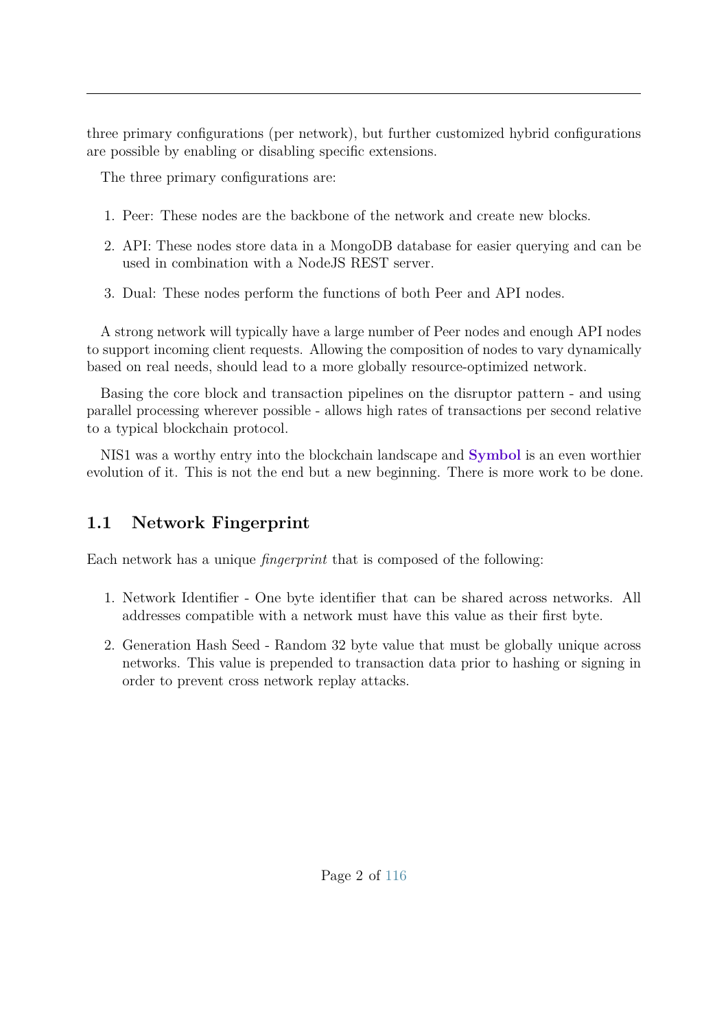three primary configurations (per network), but further customized hybrid configurations are possible by enabling or disabling specific extensions.

The three primary configurations are:

1. Peer: These nodes are the backbone of the network and create new blocks.
2. API: These nodes store data in a MongoDB database for easier querying and can be used in combination with a NodeJS REST server.
3. Dual: These nodes perform the functions of both Peer and API nodes.

A strong network will typically have a large number of Peer nodes and enough API nodes to support incoming client requests. Allowing the composition of nodes to vary dynamically based on real needs, should lead to a more globally resource-optimized network.

Basing the core block and transaction pipelines on the disruptor pattern - and using parallel processing wherever possible - allows high rates of transactions per second relative to a typical blockchain protocol.

NIS1 was a worthy entry into the blockchain landscape and **Symbol** is an even worthier evolution of it. This is not the end but a new beginning. There is more work to be done.

## 1.1 Network Fingerprint

Each network has a unique *fingerprint* that is composed of the following:

1. Network Identifier - One byte identifier that can be shared across networks. All addresses compatible with a network must have this value as their first byte.
2. Generation Hash Seed - Random 32 byte value that must be globally unique across networks. This value is prepended to transaction data prior to hashing or signing in order to prevent cross network replay attacks.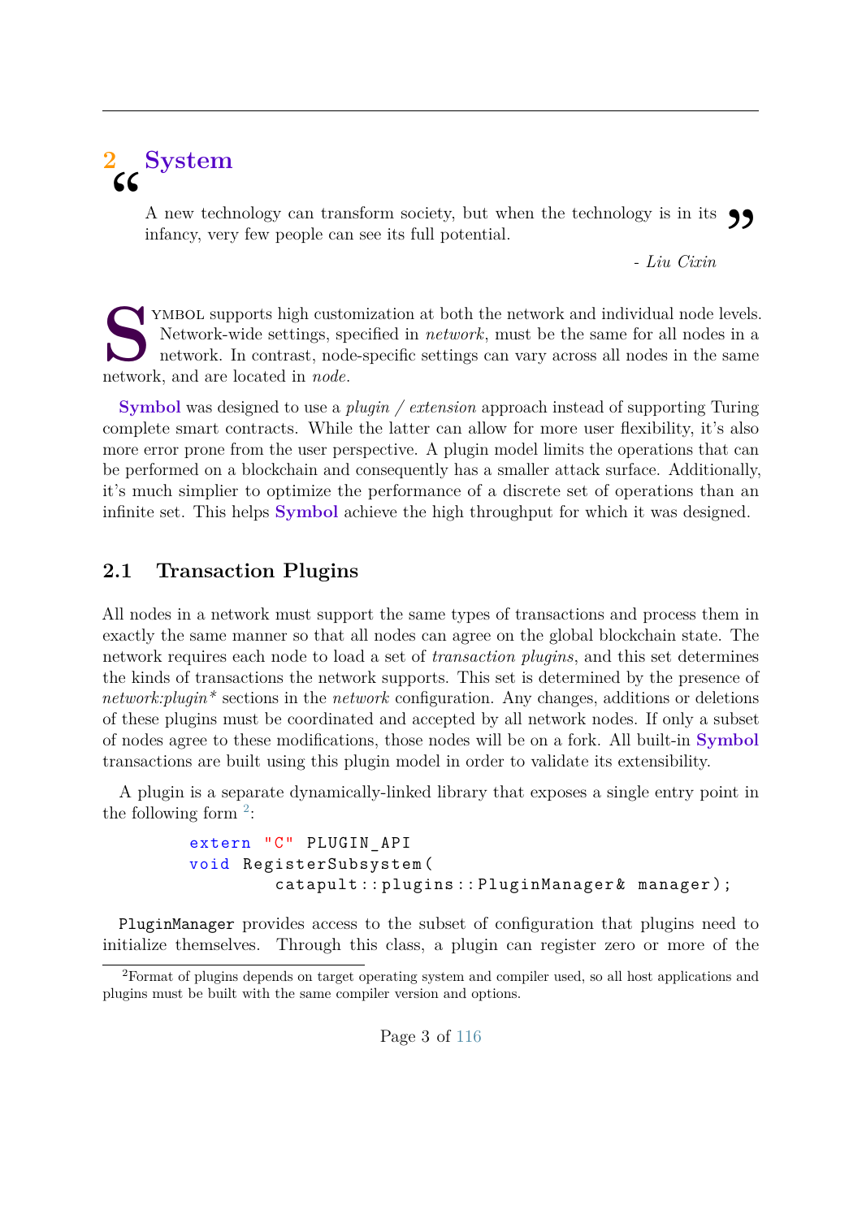# 2 System

> A new technology can transform society, but when the technology is in its infancy, very few people can see its full potential.
>
> *- Liu Cixin*

Symbol supports high customization at both the network and individual node levels. Network-wide settings, specified in *network*, must be the same for all nodes in a network. In contrast, node-specific settings can vary across all nodes in the same network, and are located in *node*.

**Symbol** was designed to use a *plugin / extension* approach instead of supporting Turing complete smart contracts. While the latter can allow for more user flexibility, it's also more error prone from the user perspective. A plugin model limits the operations that can be performed on a blockchain and consequently has a smaller attack surface. Additionally, it's much simplier to optimize the performance of a discrete set of operations than an infinite set. This helps **Symbol** achieve the high throughput for which it was designed.

## 2.1 Transaction Plugins

All nodes in a network must support the same types of transactions and process them in exactly the same manner so that all nodes can agree on the global blockchain state. The network requires each node to load a set of *transaction plugins*, and this set determines the kinds of transactions the network supports. This set is determined by the presence of *network:plugin\** sections in the *network* configuration. Any changes, additions or deletions of these plugins must be coordinated and accepted by all network nodes. If only a subset of nodes agree to these modifications, those nodes will be on a fork. All built-in **Symbol** transactions are built using this plugin model in order to validate its extensibility.

A plugin is a separate dynamically-linked library that exposes a single entry point in the following form [2]:

```
extern "C" PLUGIN_API
void RegisterSubsystem(
        catapult::plugins::PluginManager& manager);
```

`PluginManager` provides access to the subset of configuration that plugins need to initialize themselves. Through this class, a plugin can register zero or more of the

[2] Format of plugins depends on target operating system and compiler used, so all host applications and plugins must be built with the same compiler version and options.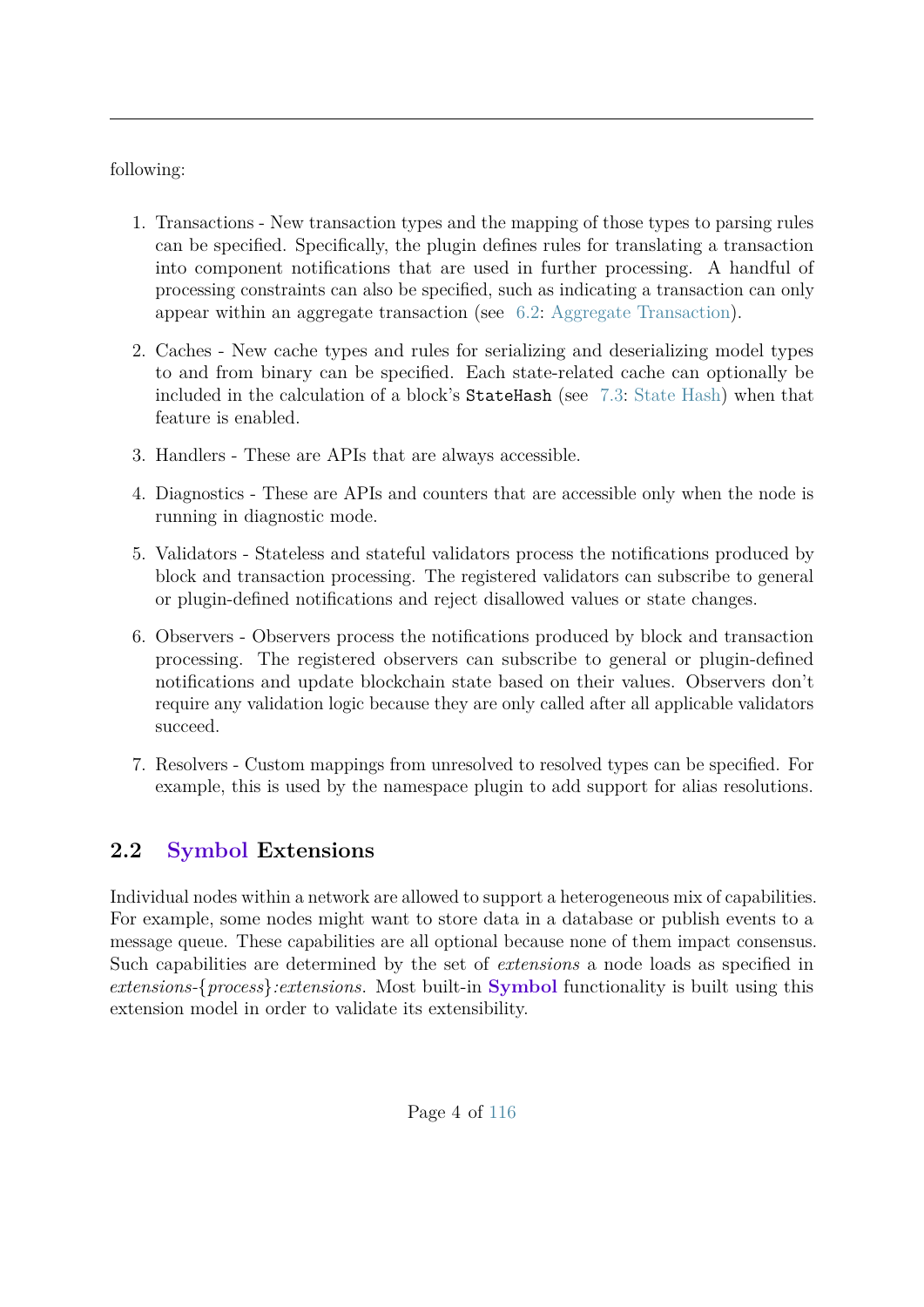following:

1. Transactions - New transaction types and the mapping of those types to parsing rules can be specified. Specifically, the plugin defines rules for translating a transaction into component notifications that are used in further processing. A handful of processing constraints can also be specified, such as indicating a transaction can only appear within an aggregate transaction (see 6.2: Aggregate Transaction).

2. Caches - New cache types and rules for serializing and deserializing model types to and from binary can be specified. Each state-related cache can optionally be included in the calculation of a block's `StateHash` (see 7.3: State Hash) when that feature is enabled.

3. Handlers - These are APIs that are always accessible.

4. Diagnostics - These are APIs and counters that are accessible only when the node is running in diagnostic mode.

5. Validators - Stateless and stateful validators process the notifications produced by block and transaction processing. The registered validators can subscribe to general or plugin-defined notifications and reject disallowed values or state changes.

6. Observers - Observers process the notifications produced by block and transaction processing. The registered observers can subscribe to general or plugin-defined notifications and update blockchain state based on their values. Observers don't require any validation logic because they are only called after all applicable validators succeed.

7. Resolvers - Custom mappings from unresolved to resolved types can be specified. For example, this is used by the namespace plugin to add support for alias resolutions.

## 2.2 Symbol Extensions

Individual nodes within a network are allowed to support a heterogeneous mix of capabilities. For example, some nodes might want to store data in a database or publish events to a message queue. These capabilities are all optional because none of them impact consensus. Such capabilities are determined by the set of *extensions* a node loads as specified in *extensions-{process}:extensions*. Most built-in **Symbol** functionality is built using this extension model in order to validate its extensibility.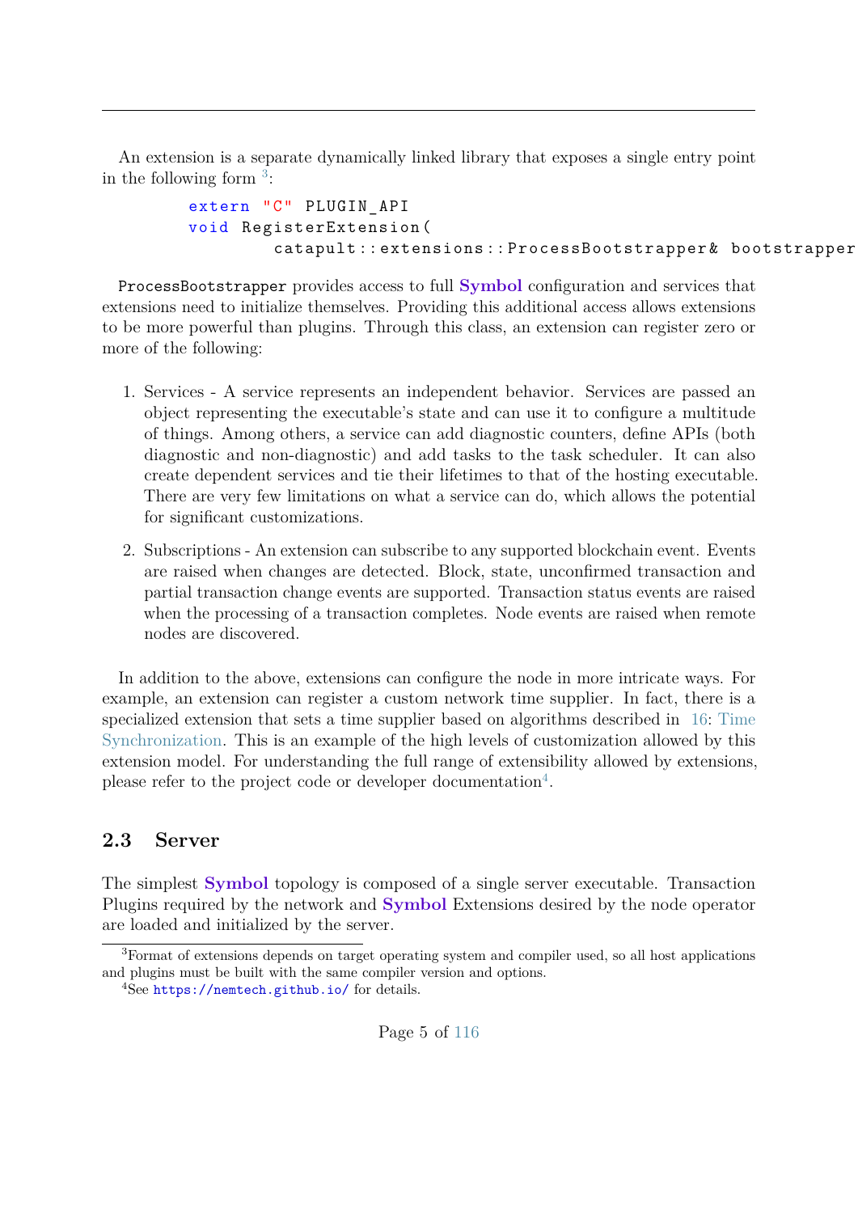An extension is a separate dynamically linked library that exposes a single entry point in the following form [3]:

```
extern "C" PLUGIN_API
void RegisterExtension(
        catapult::extensions::ProcessBootstrapper& bootstrapper);
```

`ProcessBootstrapper` provides access to full **Symbol** configuration and services that extensions need to initialize themselves. Providing this additional access allows extensions to be more powerful than plugins. Through this class, an extension can register zero or more of the following:

1. Services - A service represents an independent behavior. Services are passed an object representing the executable's state and can use it to configure a multitude of things. Among others, a service can add diagnostic counters, define APIs (both diagnostic and non-diagnostic) and add tasks to the task scheduler. It can also create dependent services and tie their lifetimes to that of the hosting executable. There are very few limitations on what a service can do, which allows the potential for significant customizations.

2. Subscriptions - An extension can subscribe to any supported blockchain event. Events are raised when changes are detected. Block, state, unconfirmed transaction and partial transaction change events are supported. Transaction status events are raised when the processing of a transaction completes. Node events are raised when remote nodes are discovered.

In addition to the above, extensions can configure the node in more intricate ways. For example, an extension can register a custom network time supplier. In fact, there is a specialized extension that sets a time supplier based on algorithms described in 16: Time Synchronization. This is an example of the high levels of customization allowed by this extension model. For understanding the full range of extensibility allowed by extensions, please refer to the project code or developer documentation[4].

## 2.3 Server

The simplest **Symbol** topology is composed of a single server executable. Transaction Plugins required by the network and **Symbol** Extensions desired by the node operator are loaded and initialized by the server.

[3] Format of extensions depends on target operating system and compiler used, so all host applications and plugins must be built with the same compiler version and options.

[4] See https://nemtech.github.io/ for details.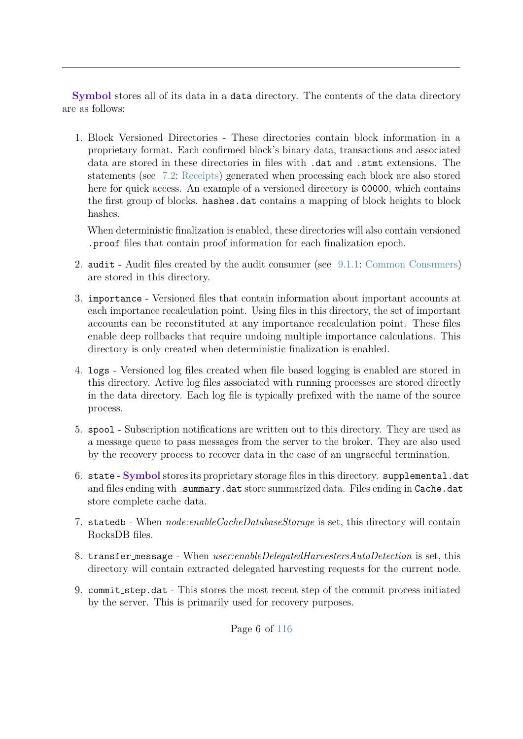**Symbol** stores all of its data in a `data` directory. The contents of the data directory are as follows:

1. Block Versioned Directories - These directories contain block information in a proprietary format. Each confirmed block's binary data, transactions and associated data are stored in these directories in files with `.dat` and `.stmt` extensions. The statements (see 7.2: Receipts) generated when processing each block are also stored here for quick access. An example of a versioned directory is `00000`, which contains the first group of blocks. `hashes.dat` contains a mapping of block heights to block hashes.

   When deterministic finalization is enabled, these directories will also contain versioned `.proof` files that contain proof information for each finalization epoch.

2. `audit` - Audit files created by the audit consumer (see 9.1.1: Common Consumers) are stored in this directory.

3. `importance` - Versioned files that contain information about important accounts at each importance recalculation point. Using files in this directory, the set of important accounts can be reconstituted at any importance recalculation point. These files enable deep rollbacks that require undoing multiple importance calculations. This directory is only created when deterministic finalization is enabled.

4. `logs` - Versioned log files created when file based logging is enabled are stored in this directory. Active log files associated with running processes are stored directly in the data directory. Each log file is typically prefixed with the name of the source process.

5. `spool` - Subscription notifications are written out to this directory. They are used as a message queue to pass messages from the server to the broker. They are also used by the recovery process to recover data in the case of an ungraceful termination.

6. `state` - **Symbol** stores its proprietary storage files in this directory. `supplemental.dat` and files ending with `_summary.dat` store summarized data. Files ending in `Cache.dat` store complete cache data.

7. `statedb` - When *node:enableCacheDatabaseStorage* is set, this directory will contain RocksDB files.

8. `transfer_message` - When *user:enableDelegatedHarvestersAutoDetection* is set, this directory will contain extracted delegated harvesting requests for the current node.

9. `commit_step.dat` - This stores the most recent step of the commit process initiated by the server. This is primarily used for recovery purposes.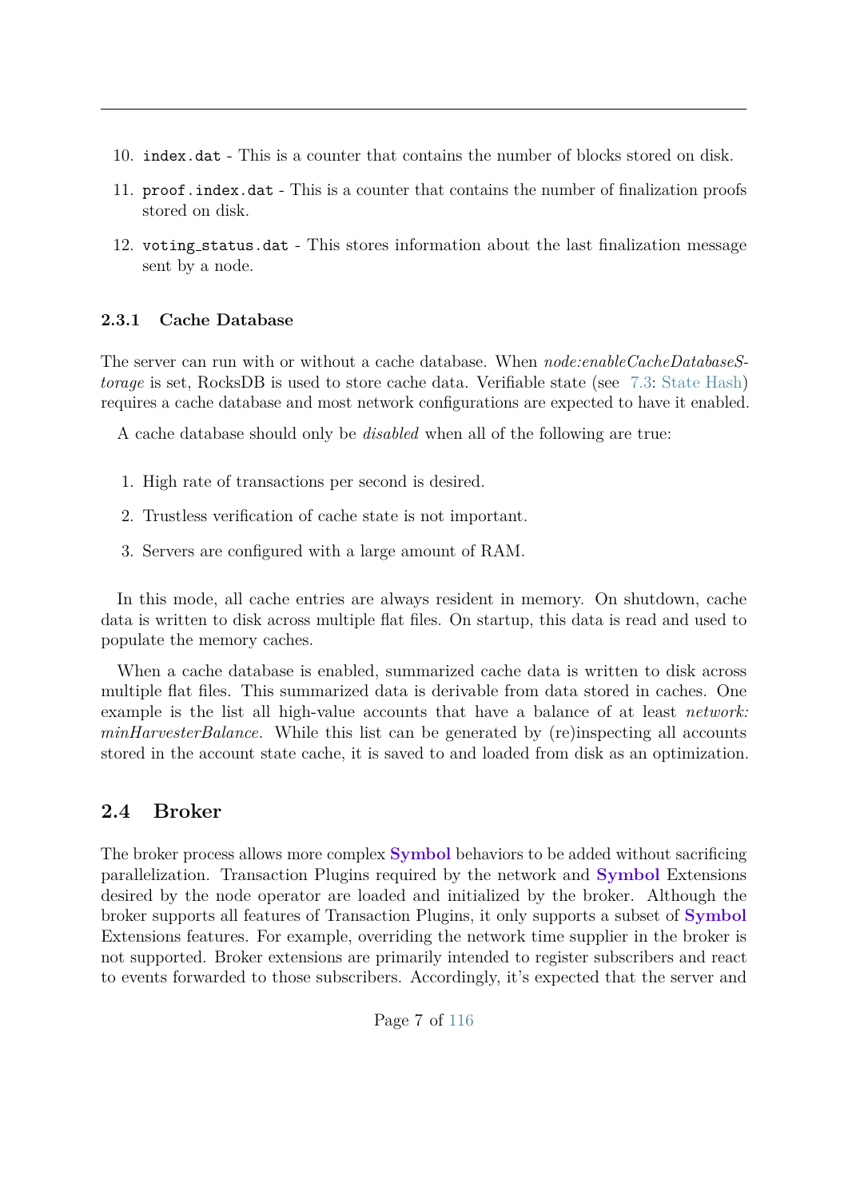10. `index.dat` - This is a counter that contains the number of blocks stored on disk.

11. `proof.index.dat` - This is a counter that contains the number of finalization proofs stored on disk.

12. `voting_status.dat` - This stores information about the last finalization message sent by a node.

### 2.3.1 Cache Database

The server can run with or without a cache database. When *node:enableCacheDatabaseStorage* is set, RocksDB is used to store cache data. Verifiable state (see 7.3: State Hash) requires a cache database and most network configurations are expected to have it enabled.

A cache database should only be *disabled* when all of the following are true:

1. High rate of transactions per second is desired.

2. Trustless verification of cache state is not important.

3. Servers are configured with a large amount of RAM.

In this mode, all cache entries are always resident in memory. On shutdown, cache data is written to disk across multiple flat files. On startup, this data is read and used to populate the memory caches.

When a cache database is enabled, summarized cache data is written to disk across multiple flat files. This summarized data is derivable from data stored in caches. One example is the list all high-value accounts that have a balance of at least *network:minHarvesterBalance*. While this list can be generated by (re)inspecting all accounts stored in the account state cache, it is saved to and loaded from disk as an optimization.

## 2.4 Broker

The broker process allows more complex **Symbol** behaviors to be added without sacrificing parallelization. Transaction Plugins required by the network and **Symbol** Extensions desired by the node operator are loaded and initialized by the broker. Although the broker supports all features of Transaction Plugins, it only supports a subset of **Symbol** Extensions features. For example, overriding the network time supplier in the broker is not supported. Broker extensions are primarily intended to register subscribers and react to events forwarded to those subscribers. Accordingly, it's expected that the server and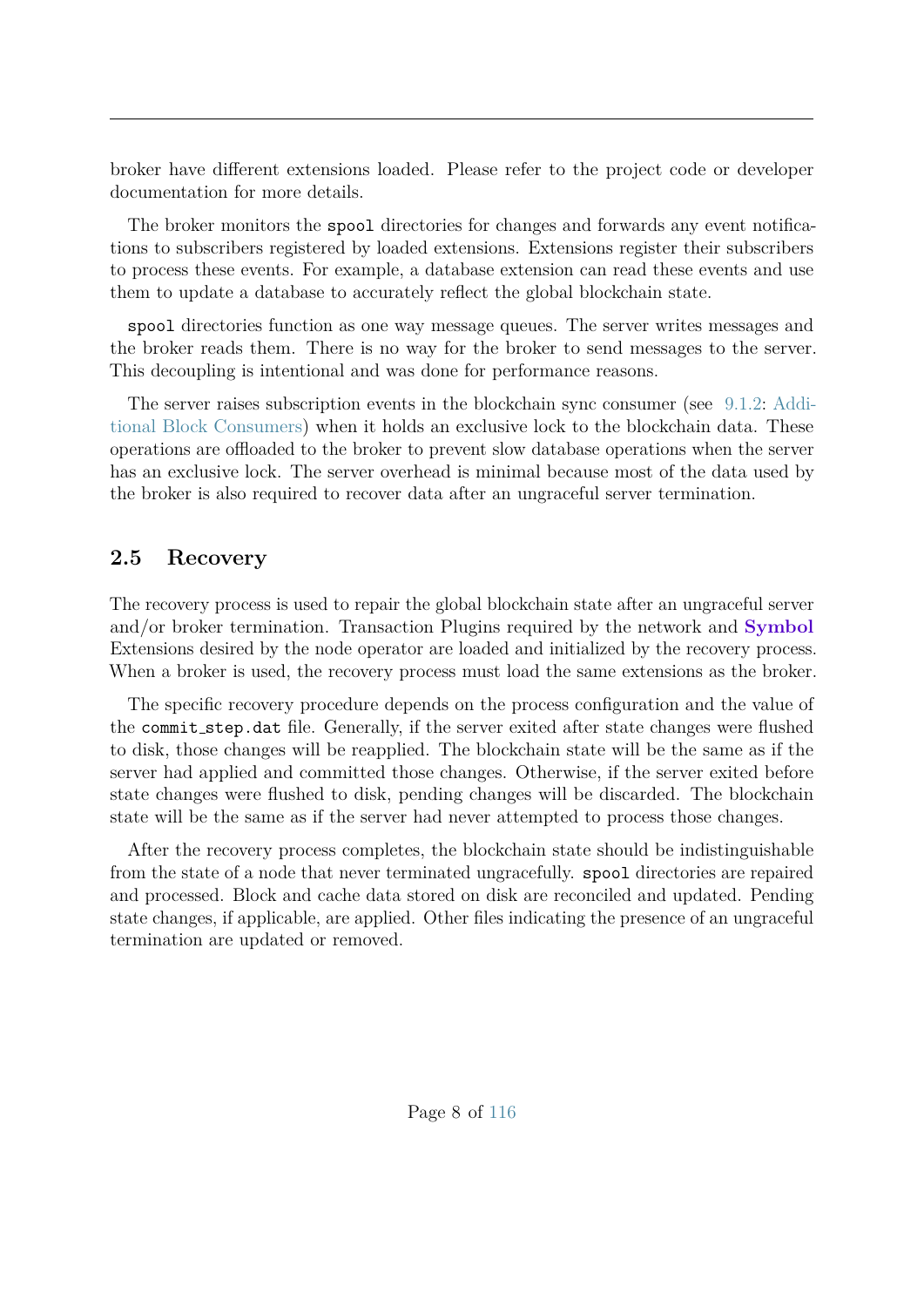broker have different extensions loaded. Please refer to the project code or developer documentation for more details.

The broker monitors the `spool` directories for changes and forwards any event notifications to subscribers registered by loaded extensions. Extensions register their subscribers to process these events. For example, a database extension can read these events and use them to update a database to accurately reflect the global blockchain state.

`spool` directories function as one way message queues. The server writes messages and the broker reads them. There is no way for the broker to send messages to the server. This decoupling is intentional and was done for performance reasons.

The server raises subscription events in the blockchain sync consumer (see 9.1.2: Additional Block Consumers) when it holds an exclusive lock to the blockchain data. These operations are offloaded to the broker to prevent slow database operations when the server has an exclusive lock. The server overhead is minimal because most of the data used by the broker is also required to recover data after an ungraceful server termination.

## 2.5 Recovery

The recovery process is used to repair the global blockchain state after an ungraceful server and/or broker termination. Transaction Plugins required by the network and **Symbol** Extensions desired by the node operator are loaded and initialized by the recovery process. When a broker is used, the recovery process must load the same extensions as the broker.

The specific recovery procedure depends on the process configuration and the value of the `commit_step.dat` file. Generally, if the server exited after state changes were flushed to disk, those changes will be reapplied. The blockchain state will be the same as if the server had applied and committed those changes. Otherwise, if the server exited before state changes were flushed to disk, pending changes will be discarded. The blockchain state will be the same as if the server had never attempted to process those changes.

After the recovery process completes, the blockchain state should be indistinguishable from the state of a node that never terminated ungracefully. `spool` directories are repaired and processed. Block and cache data stored on disk are reconciled and updated. Pending state changes, if applicable, are applied. Other files indicating the presence of an ungraceful termination are updated or removed.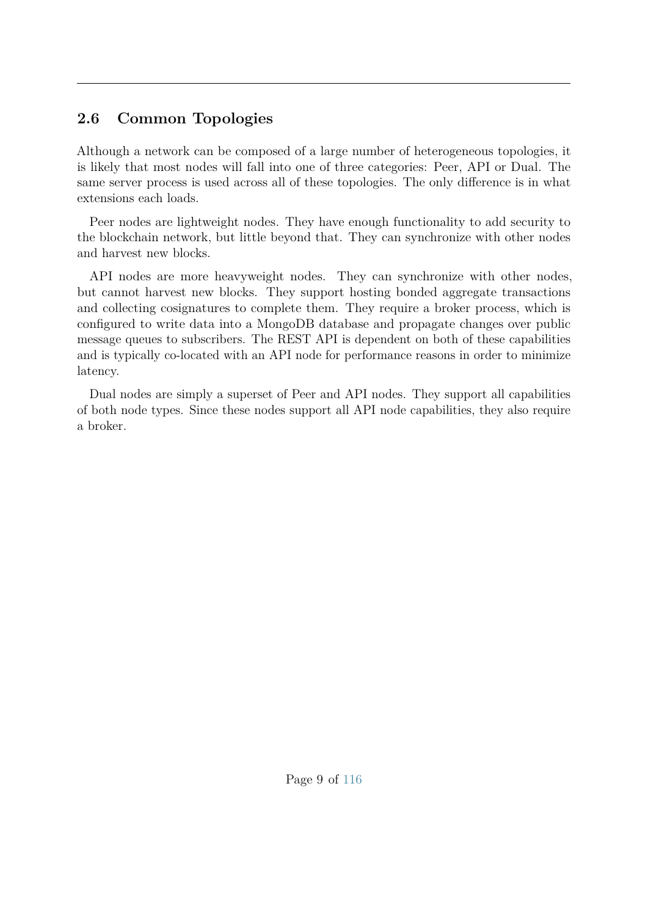## 2.6 Common Topologies

Although a network can be composed of a large number of heterogeneous topologies, it is likely that most nodes will fall into one of three categories: Peer, API or Dual. The same server process is used across all of these topologies. The only difference is in what extensions each loads.

Peer nodes are lightweight nodes. They have enough functionality to add security to the blockchain network, but little beyond that. They can synchronize with other nodes and harvest new blocks.

API nodes are more heavyweight nodes. They can synchronize with other nodes, but cannot harvest new blocks. They support hosting bonded aggregate transactions and collecting cosignatures to complete them. They require a broker process, which is configured to write data into a MongoDB database and propagate changes over public message queues to subscribers. The REST API is dependent on both of these capabilities and is typically co-located with an API node for performance reasons in order to minimize latency.

Dual nodes are simply a superset of Peer and API nodes. They support all capabilities of both node types. Since these nodes support all API node capabilities, they also require a broker.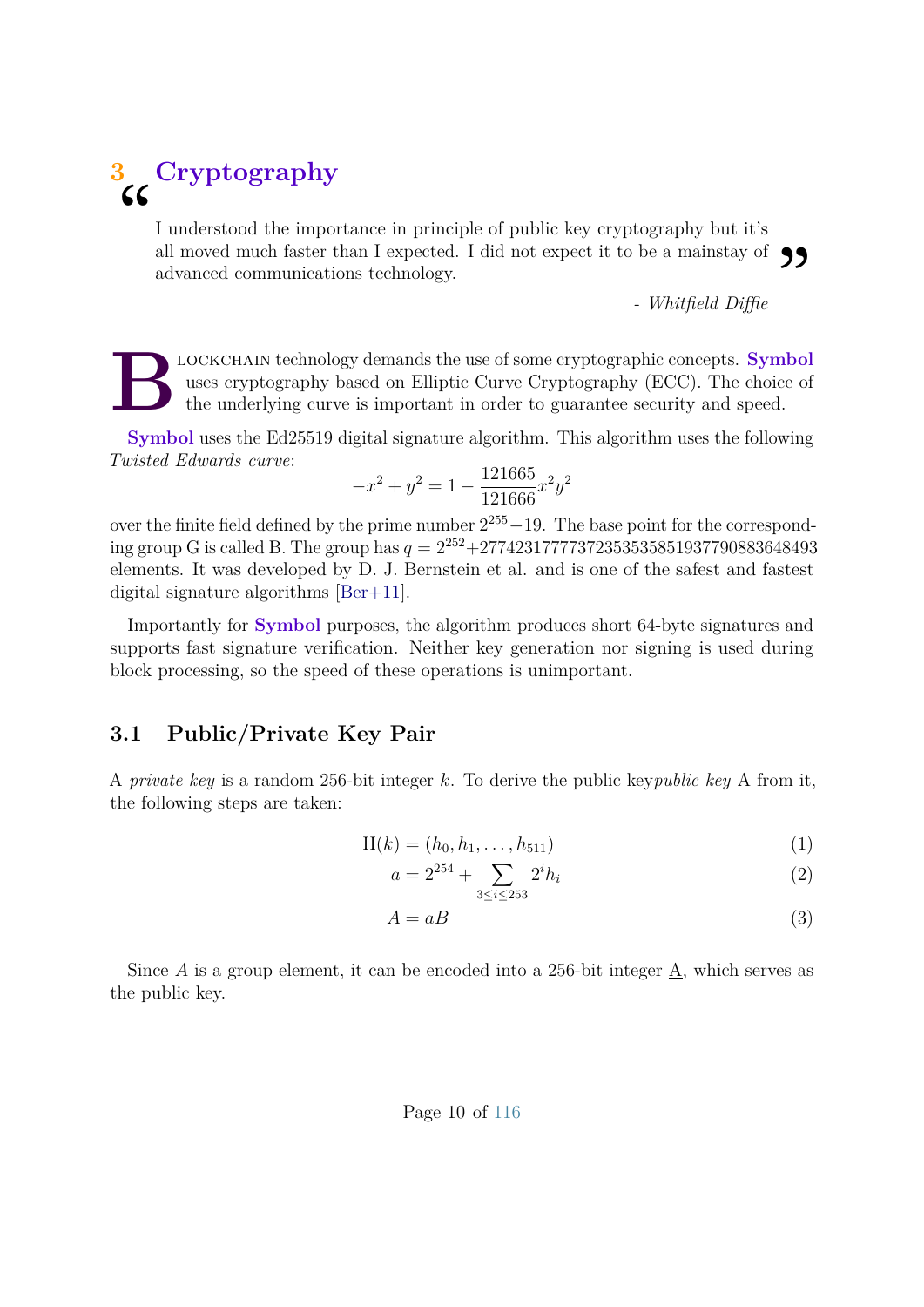# 3 Cryptography

> I understood the importance in principle of public key cryptography but it's all moved much faster than I expected. I did not expect it to be a mainstay of advanced communications technology.
>
> \- *Whitfield Diffie*

Blockchain technology demands the use of some cryptographic concepts. **Symbol** uses cryptography based on Elliptic Curve Cryptography (ECC). The choice of the underlying curve is important in order to guarantee security and speed.

**Symbol** uses the Ed25519 digital signature algorithm. This algorithm uses the following *Twisted Edwards curve*:

$$-x^2 + y^2 = 1 - \frac{121665}{121666}x^2y^2$$

over the finite field defined by the prime number $2^{255}-19$. The base point for the corresponding group G is called B. The group has $q = 2^{252}+27742317777372353535851937790883648493$ elements. It was developed by D. J. Bernstein et al. and is one of the safest and fastest digital signature algorithms [Ber+11].

Importantly for **Symbol** purposes, the algorithm produces short 64-byte signatures and supports fast signature verification. Neither key generation nor signing is used during block processing, so the speed of these operations is unimportant.

## 3.1 Public/Private Key Pair

A *private key* is a random 256-bit integer $k$. To derive the public key*public key* $\underline{A}$ from it, the following steps are taken:

$$\mathrm{H}(k) = (h_0, h_1, \ldots, h_{511}) \tag{1}$$

$$a = 2^{254} + \sum_{3 \le i \le 253} 2^i h_i \tag{2}$$

$$A = aB \tag{3}$$

Since $A$ is a group element, it can be encoded into a 256-bit integer $\underline{A}$, which serves as the public key.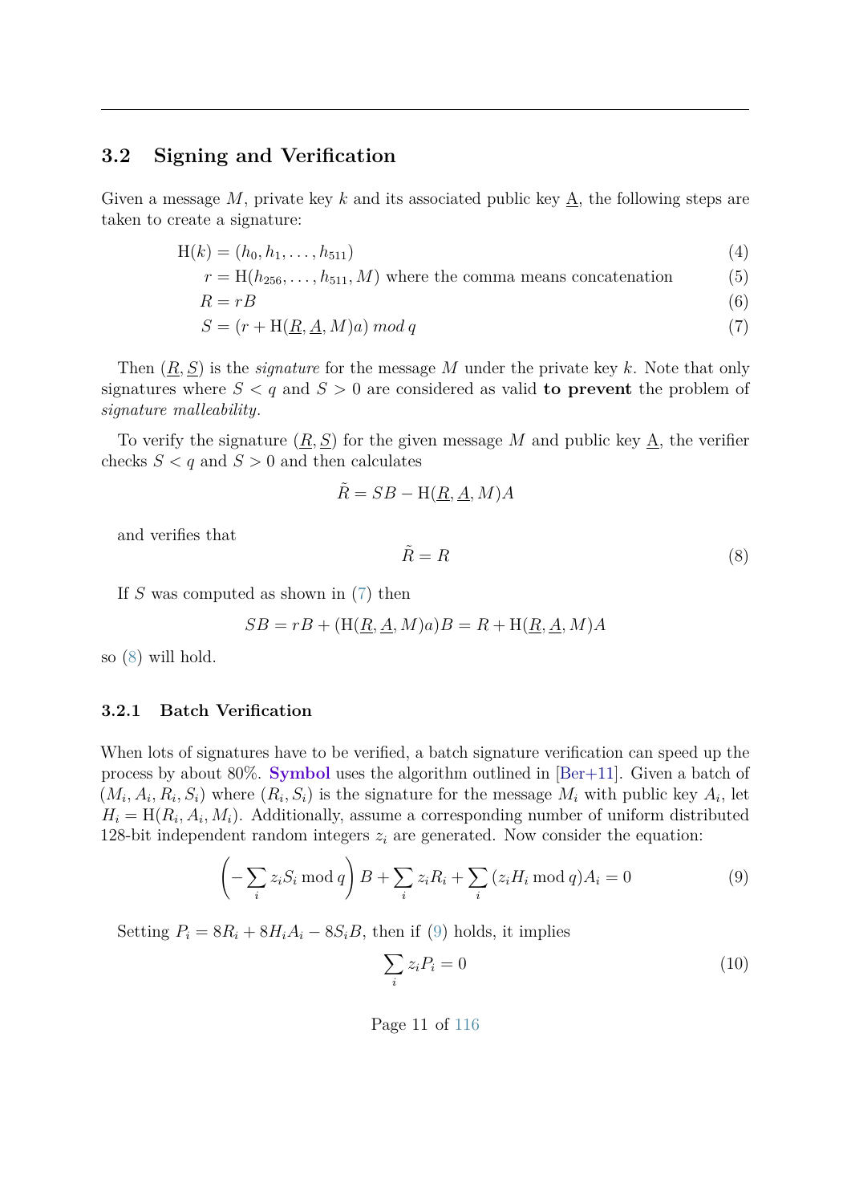### 3.2 Signing and Verification

Given a message $M$, private key $k$ and its associated public key $\underline{A}$, the following steps are taken to create a signature:

$$
\begin{aligned}
\mathrm{H}(k) &= (h_0, h_1, \ldots, h_{511}) && (4)\\
r &= \mathrm{H}(h_{256}, \ldots, h_{511}, M) \text{ where the comma means concatenation} && (5)\\
R &= rB && (6)\\
S &= (r + \mathrm{H}(\underline{R}, \underline{A}, M)a) \bmod q && (7)
\end{aligned}
$$

Then $(\underline{R}, \underline{S})$ is the *signature* for the message $M$ under the private key $k$. Note that only signatures where $S < q$ and $S > 0$ are considered as valid **to prevent** the problem of *signature malleability*.

To verify the signature $(\underline{R}, \underline{S})$ for the given message $M$ and public key $\underline{A}$, the verifier checks $S < q$ and $S > 0$ and then calculates

$$\tilde{R} = SB - \mathrm{H}(\underline{R}, \underline{A}, M)A$$

and verifies that

$$\tilde{R} = R \tag{8}$$

If $S$ was computed as shown in (7) then

$$SB = rB + (\mathrm{H}(\underline{R}, \underline{A}, M)a)B = R + \mathrm{H}(\underline{R}, \underline{A}, M)A$$

so (8) will hold.

#### 3.2.1 Batch Verification

When lots of signatures have to be verified, a batch signature verification can speed up the process by about 80%. **Symbol** uses the algorithm outlined in [Ber+11]. Given a batch of $(M_i, A_i, R_i, S_i)$ where $(R_i, S_i)$ is the signature for the message $M_i$ with public key $A_i$, let $H_i = \mathrm{H}(R_i, A_i, M_i)$. Additionally, assume a corresponding number of uniform distributed 128-bit independent random integers $z_i$ are generated. Now consider the equation:

$$\left(-\sum_i z_i S_i \bmod q\right) B + \sum_i z_i R_i + \sum_i (z_i H_i \bmod q) A_i = 0 \tag{9}$$

Setting $P_i = 8R_i + 8H_i A_i - 8S_i B$, then if (9) holds, it implies

$$\sum_i z_i P_i = 0 \tag{10}$$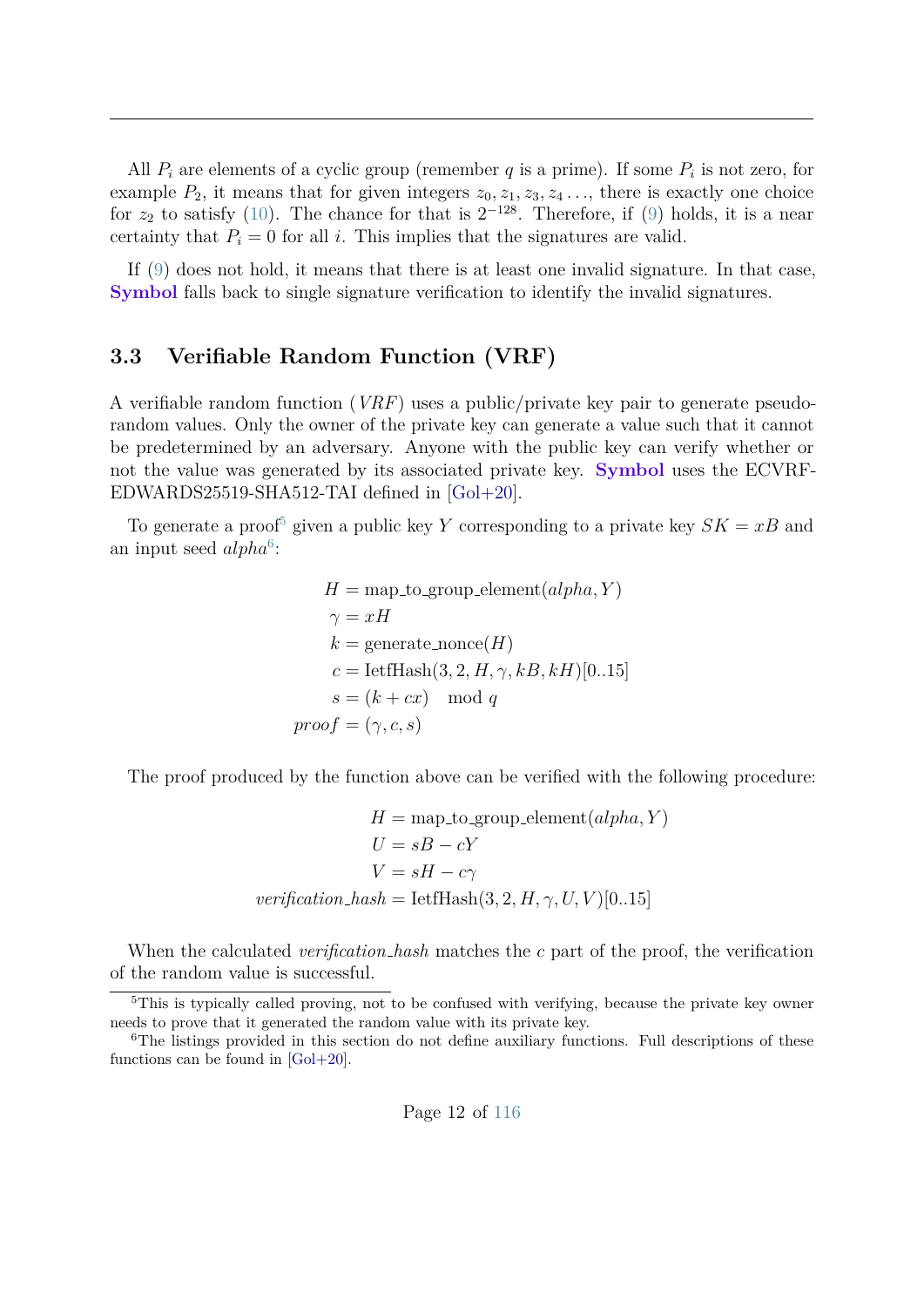All $P_i$ are elements of a cyclic group (remember $q$ is a prime). If some $P_i$ is not zero, for example $P_2$, it means that for given integers $z_0, z_1, z_3, z_4 \ldots$, there is exactly one choice for $z_2$ to satisfy (10). The chance for that is $2^{-128}$. Therefore, if (9) holds, it is a near certainty that $P_i = 0$ for all $i$. This implies that the signatures are valid.

If (9) does not hold, it means that there is at least one invalid signature. In that case, **Symbol** falls back to single signature verification to identify the invalid signatures.

### 3.3 Verifiable Random Function (VRF)

A verifiable random function (*VRF*) uses a public/private key pair to generate pseudo-random values. Only the owner of the private key can generate a value such that it cannot be predetermined by an adversary. Anyone with the public key can verify whether or not the value was generated by its associated private key. **Symbol** uses the ECVRF-EDWARDS25519-SHA512-TAI defined in [Gol+20].

To generate a proof[5] given a public key $Y$ corresponding to a private key $SK = xB$ and an input seed $alpha$[6]:

$$
\begin{aligned}
H &= \text{map\_to\_group\_element}(alpha, Y) \\
\gamma &= xH \\
k &= \text{generate\_nonce}(H) \\
c &= \text{IetfHash}(3, 2, H, \gamma, kB, kH)[0..15] \\
s &= (k + cx) \mod q \\
proof &= (\gamma, c, s)
\end{aligned}
$$

The proof produced by the function above can be verified with the following procedure:

$$
\begin{aligned}
H &= \text{map\_to\_group\_element}(alpha, Y) \\
U &= sB - cY \\
V &= sH - c\gamma \\
verification\_hash &= \text{IetfHash}(3, 2, H, \gamma, U, V)[0..15]
\end{aligned}
$$

When the calculated *verification_hash* matches the $c$ part of the proof, the verification of the random value is successful.

---

[5] This is typically called proving, not to be confused with verifying, because the private key owner needs to prove that it generated the random value with its private key.

[6] The listings provided in this section do not define auxiliary functions. Full descriptions of these functions can be found in [Gol+20].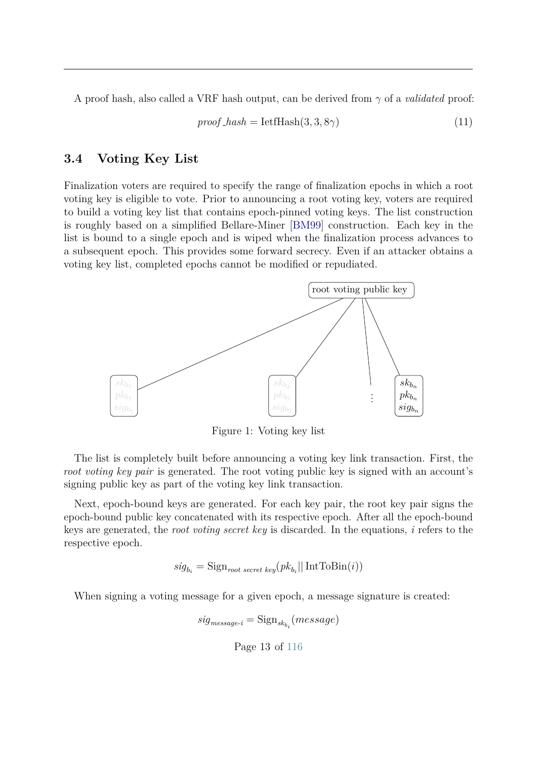A proof hash, also called a VRF hash output, can be derived from $\gamma$ of a *validated* proof:

$$proof\_hash = \text{IetfHash}(3, 3, 8\gamma) \tag{11}$$

### 3.4 Voting Key List

Finalization voters are required to specify the range of finalization epochs in which a root voting key is eligible to vote. Prior to announcing a root voting key, voters are required to build a voting key list that contains epoch-pinned voting keys. The list construction is roughly based on a simplified Bellare-Miner [BM99] construction. Each key in the list is bound to a single epoch and is wiped when the finalization process advances to a subsequent epoch. This provides some forward secrecy. Even if an attacker obtains a voting key list, completed epochs cannot be modified or repudiated.

Figure 1: Voting key list

The list is completely built before announcing a voting key link transaction. First, the *root voting key pair* is generated. The root voting public key is signed with an account's signing public key as part of the voting key link transaction.

Next, epoch-bound keys are generated. For each key pair, the root key pair signs the epoch-bound public key concatenated with its respective epoch. After all the epoch-bound keys are generated, the *root voting secret key* is discarded. In the equations, $i$ refers to the respective epoch.

$$sig_{b_i} = \text{Sign}_{root\ secret\ key}(pk_{b_i} || \text{IntToBin}(i))$$

When signing a voting message for a given epoch, a message signature is created:

$$sig_{message\text{-}i} = \text{Sign}_{sk_{b_i}}(message)$$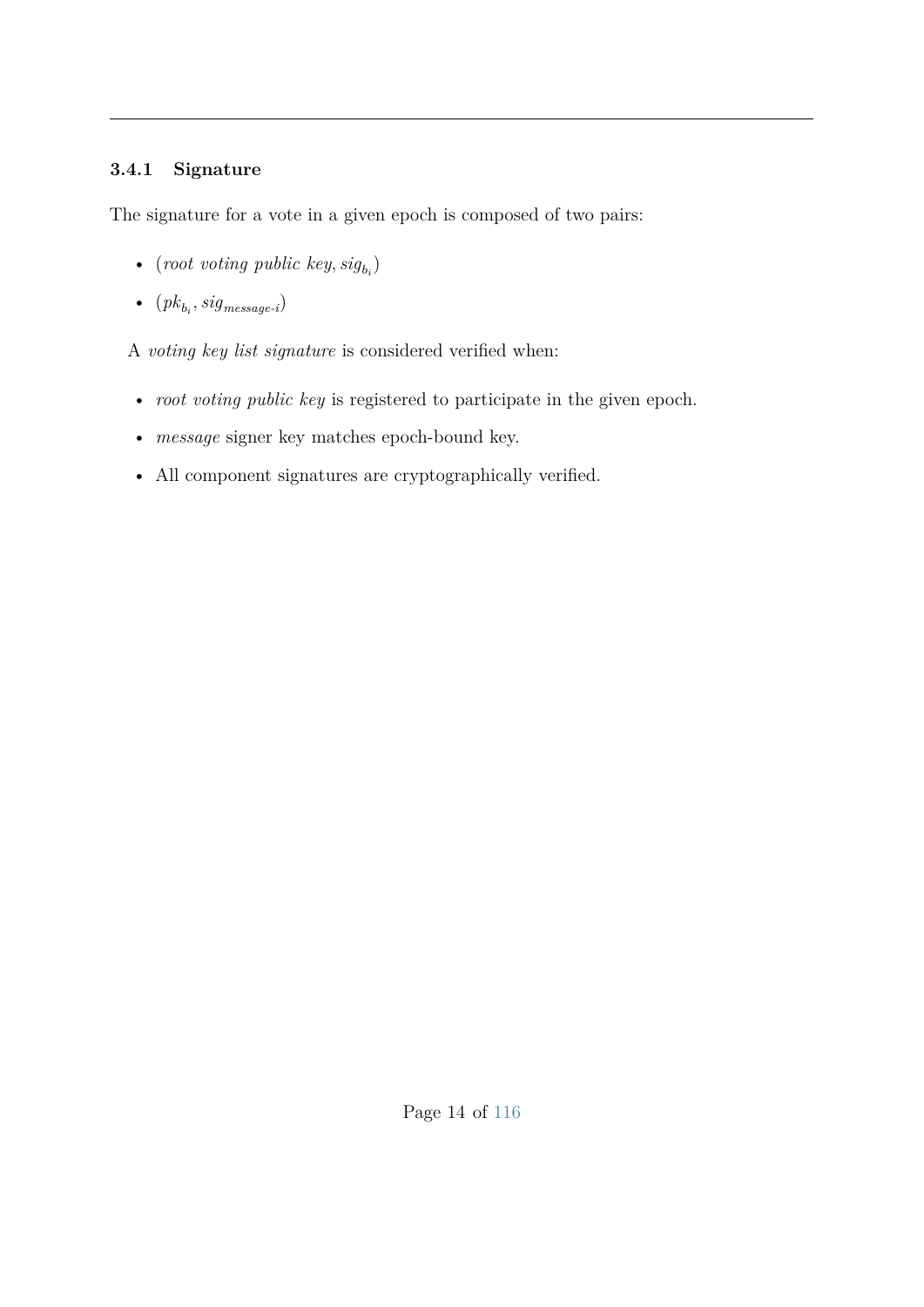### 3.4.1 Signature

The signature for a vote in a given epoch is composed of two pairs:

- $(\textit{root voting public key}, sig_{b_i})$
- $(pk_{b_i}, sig_{\textit{message-i}})$

A *voting key list signature* is considered verified when:

- *root voting public key* is registered to participate in the given epoch.
- *message* signer key matches epoch-bound key.
- All component signatures are cryptographically verified.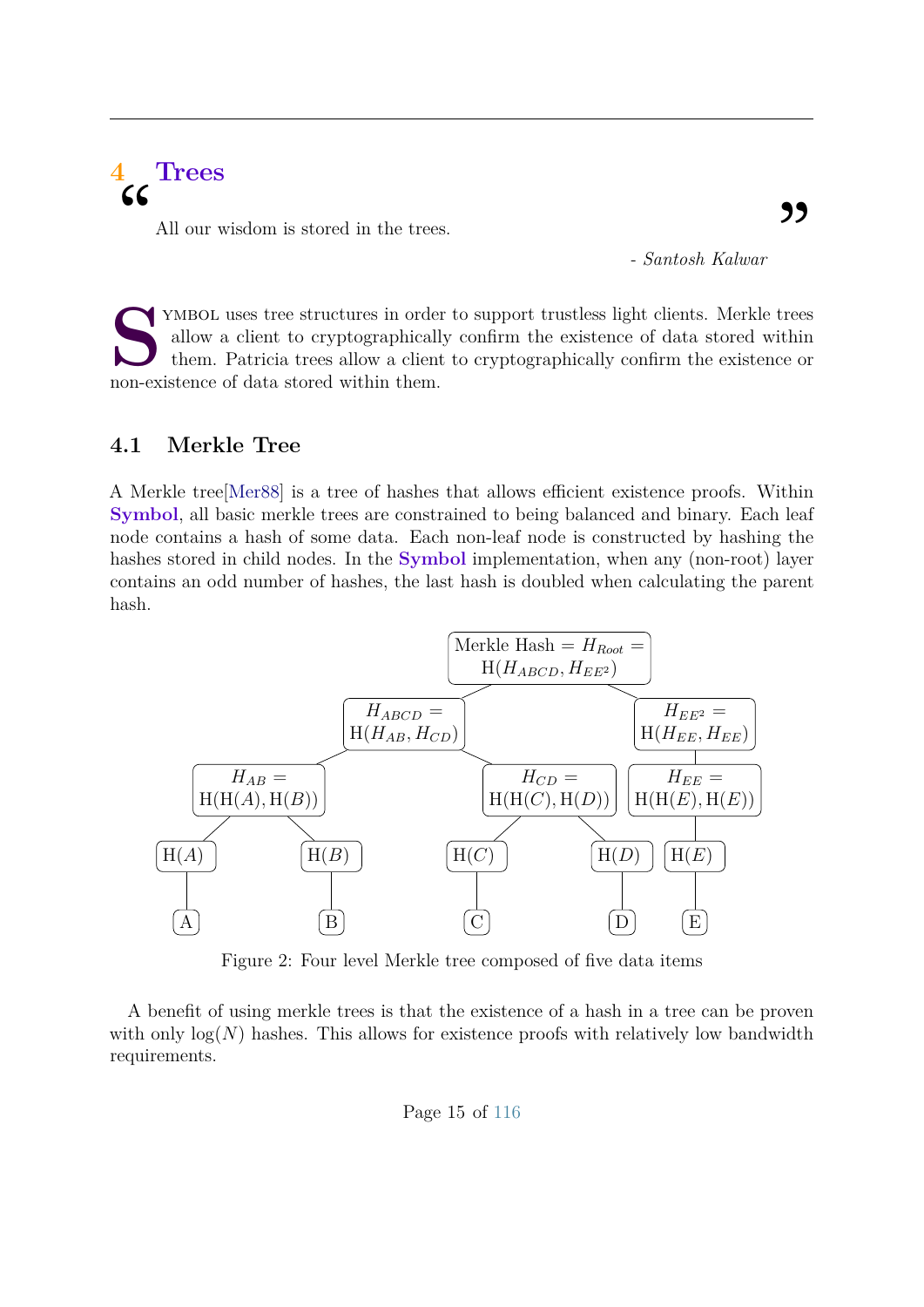# 4 Trees

> All our wisdom is stored in the trees.
>
> *- Santosh Kalwar*

Symbol uses tree structures in order to support trustless light clients. Merkle trees allow a client to cryptographically confirm the existence of data stored within them. Patricia trees allow a client to cryptographically confirm the existence or non-existence of data stored within them.

## 4.1 Merkle Tree

A Merkle tree[Mer88] is a tree of hashes that allows efficient existence proofs. Within **Symbol**, all basic merkle trees are constrained to being balanced and binary. Each leaf node contains a hash of some data. Each non-leaf node is constructed by hashing the hashes stored in child nodes. In the **Symbol** implementation, when any (non-root) layer contains an odd number of hashes, the last hash is doubled when calculating the parent hash.

Merkle Hash = $H_{Root}$ = H($H_{ABCD}, H_{EE^2}$)

$H_{ABCD}$ = H($H_{AB}, H_{CD}$)

$H_{EE^2}$ = H($H_{EE}, H_{EE}$)

$H_{AB}$ = H(H($A$), H($B$))

$H_{CD}$ = H(H($C$), H($D$))

$H_{EE}$ = H(H($E$), H($E$))

H($A$) H($B$) H($C$) H($D$) H($E$)

A B C D E

Figure 2: Four level Merkle tree composed of five data items

A benefit of using merkle trees is that the existence of a hash in a tree can be proven with only $\log(N)$ hashes. This allows for existence proofs with relatively low bandwidth requirements.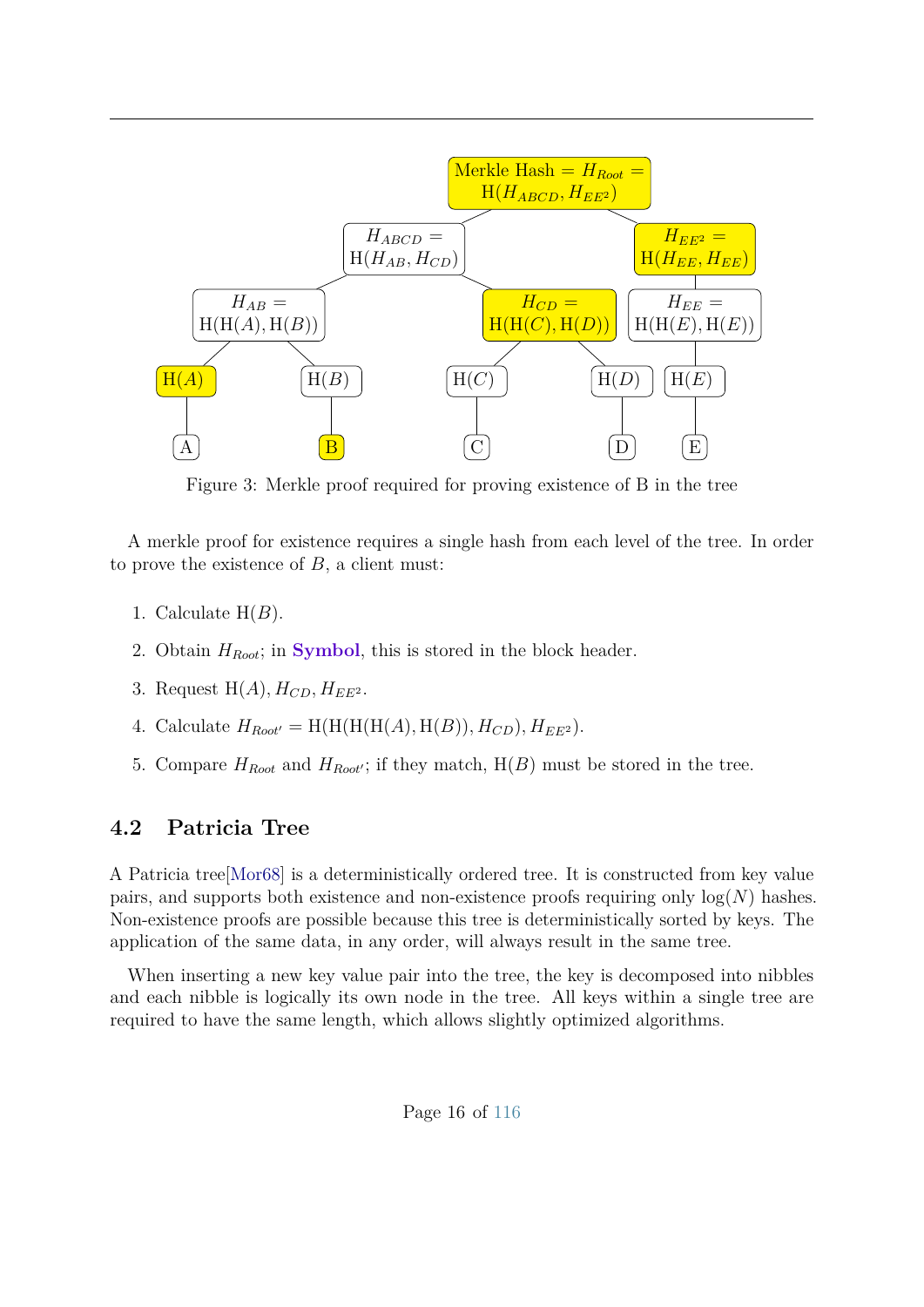Figure 3: Merkle proof required for proving existence of B in the tree

A merkle proof for existence requires a single hash from each level of the tree. In order to prove the existence of $B$, a client must:

1. Calculate $\mathrm{H}(B)$.
2. Obtain $H_{Root}$; in **Symbol**, this is stored in the block header.
3. Request $\mathrm{H}(A), H_{CD}, H_{EE^2}$.
4. Calculate $H_{Root'} = \mathrm{H}(\mathrm{H}(\mathrm{H}(\mathrm{H}(A), \mathrm{H}(B)), H_{CD}), H_{EE^2})$.
5. Compare $H_{Root}$ and $H_{Root'}$; if they match, $\mathrm{H}(B)$ must be stored in the tree.

## 4.2 Patricia Tree

A Patricia tree[Mor68] is a deterministically ordered tree. It is constructed from key value pairs, and supports both existence and non-existence proofs requiring only $\log(N)$ hashes. Non-existence proofs are possible because this tree is deterministically sorted by keys. The application of the same data, in any order, will always result in the same tree.

When inserting a new key value pair into the tree, the key is decomposed into nibbles and each nibble is logically its own node in the tree. All keys within a single tree are required to have the same length, which allows slightly optimized algorithms.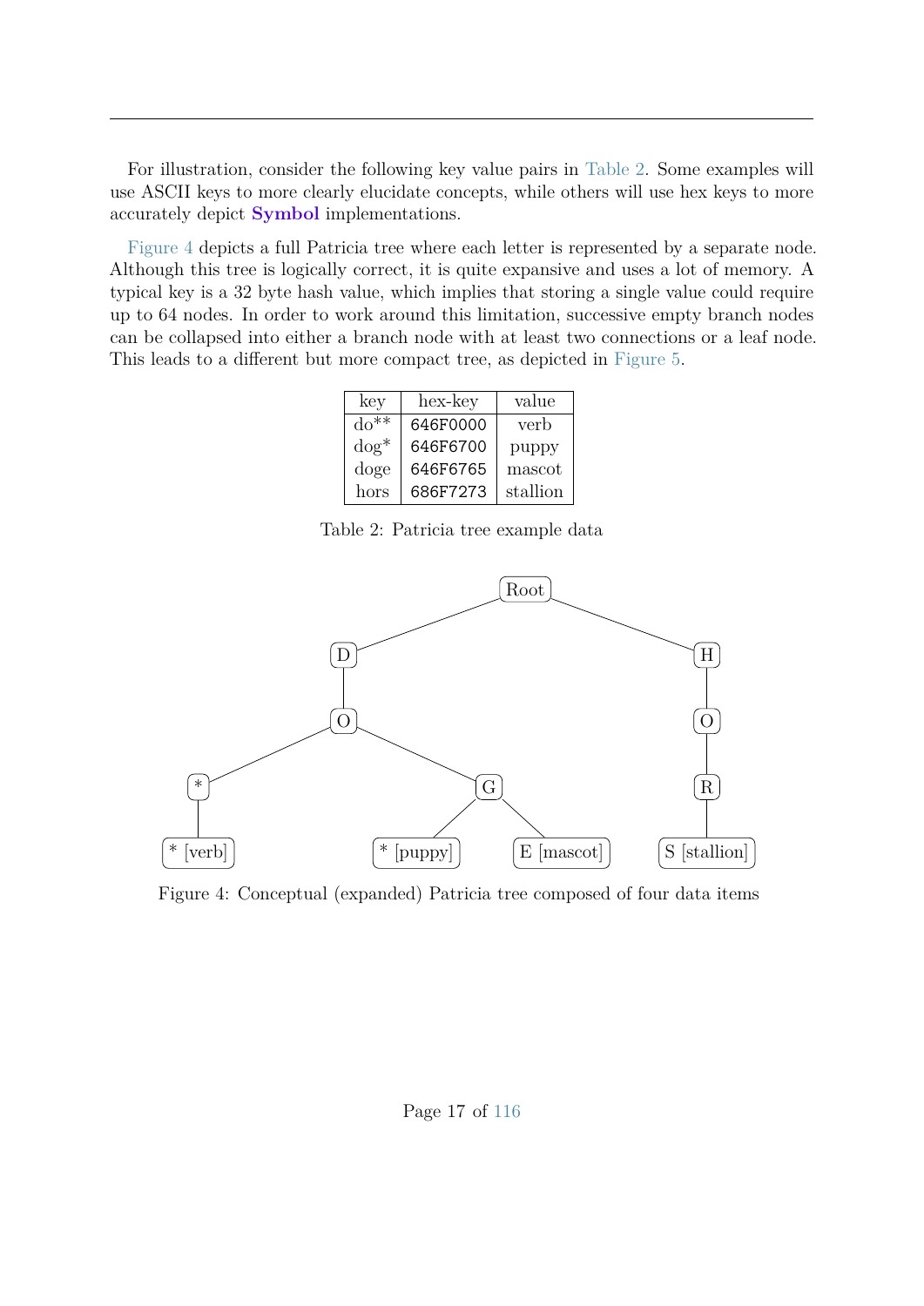For illustration, consider the following key value pairs in Table 2. Some examples will use ASCII keys to more clearly elucidate concepts, while others will use hex keys to more accurately depict **Symbol** implementations.

Figure 4 depicts a full Patricia tree where each letter is represented by a separate node. Although this tree is logically correct, it is quite expansive and uses a lot of memory. A typical key is a 32 byte hash value, which implies that storing a single value could require up to 64 nodes. In order to work around this limitation, successive empty branch nodes can be collapsed into either a branch node with at least two connections or a leaf node. This leads to a different but more compact tree, as depicted in Figure 5.

| key | hex-key | value |
|---|---|---|
| do** | 646F0000 | verb |
| dog* | 646F6700 | puppy |
| doge | 646F6765 | mascot |
| hors | 686F7273 | stallion |

Table 2: Patricia tree example data

```
                    Root
                  /      \
                 D        H
                 |        |
                 O        O
               /   \      |
              *     G     R
              |    / \    |
       * [verb] * [puppy] E [mascot]  S [stallion]
```

Figure 4: Conceptual (expanded) Patricia tree composed of four data items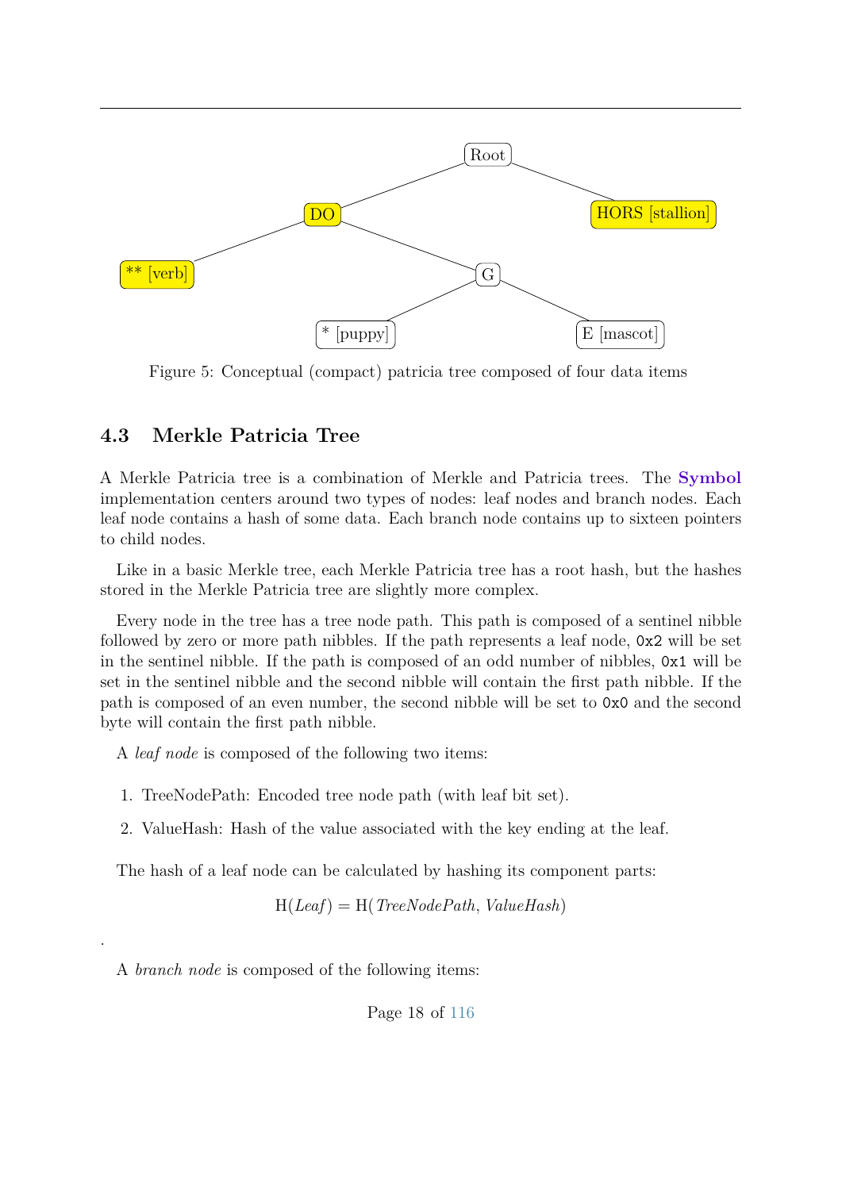Figure 5: Conceptual (compact) patricia tree composed of four data items

## 4.3 Merkle Patricia Tree

A Merkle Patricia tree is a combination of Merkle and Patricia trees. The **Symbol** implementation centers around two types of nodes: leaf nodes and branch nodes. Each leaf node contains a hash of some data. Each branch node contains up to sixteen pointers to child nodes.

Like in a basic Merkle tree, each Merkle Patricia tree has a root hash, but the hashes stored in the Merkle Patricia tree are slightly more complex.

Every node in the tree has a tree node path. This path is composed of a sentinel nibble followed by zero or more path nibbles. If the path represents a leaf node, `0x2` will be set in the sentinel nibble. If the path is composed of an odd number of nibbles, `0x1` will be set in the sentinel nibble and the second nibble will contain the first path nibble. If the path is composed of an even number, the second nibble will be set to `0x0` and the second byte will contain the first path nibble.

A *leaf node* is composed of the following two items:

1. TreeNodePath: Encoded tree node path (with leaf bit set).
2. ValueHash: Hash of the value associated with the key ending at the leaf.

The hash of a leaf node can be calculated by hashing its component parts:

$$\mathrm{H}(Leaf) = \mathrm{H}(TreeNodePath,\ ValueHash)$$

.

A *branch node* is composed of the following items: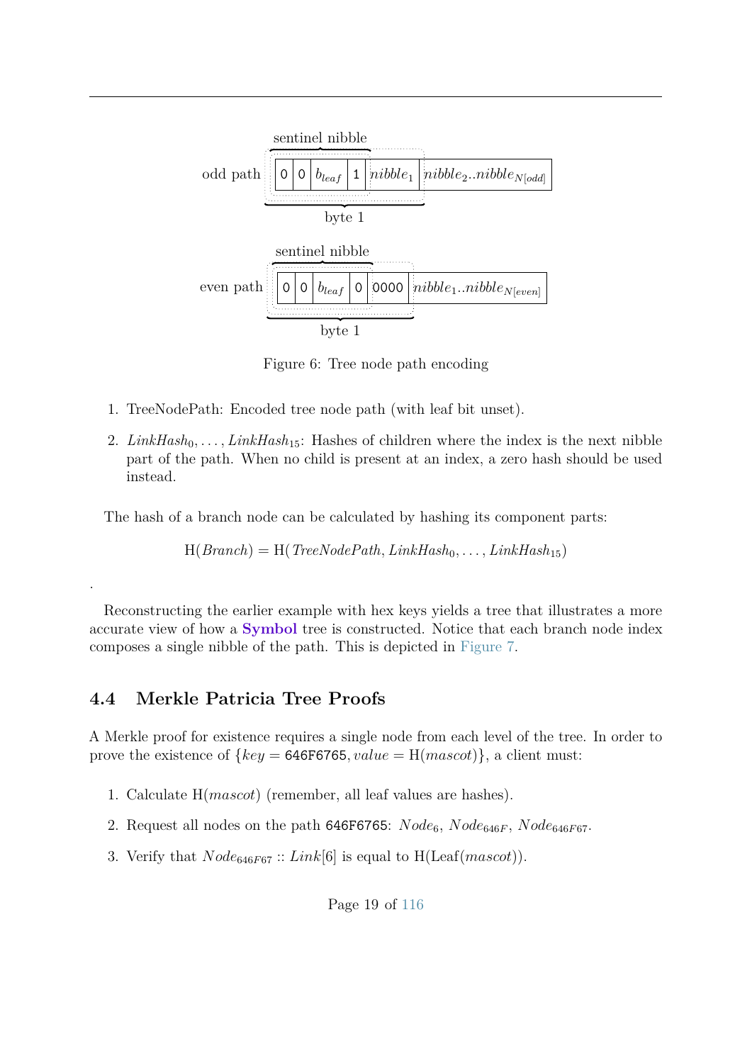sentinel nibble

odd path | 0 | 0 | $b_{leaf}$ | 1 | $nibble_1$ | $nibble_2..nibble_{N[odd]}$

byte 1

sentinel nibble

even path | 0 | 0 | $b_{leaf}$ | 0 | 0000 | $nibble_1..nibble_{N[even]}$

byte 1

Figure 6: Tree node path encoding

1. TreeNodePath: Encoded tree node path (with leaf bit unset).
2. $LinkHash_0, \ldots, LinkHash_{15}$: Hashes of children where the index is the next nibble part of the path. When no child is present at an index, a zero hash should be used instead.

The hash of a branch node can be calculated by hashing its component parts:

$$\mathrm{H}(Branch) = \mathrm{H}(TreeNodePath, LinkHash_0, \ldots, LinkHash_{15})$$

.

Reconstructing the earlier example with hex keys yields a tree that illustrates a more accurate view of how a **Symbol** tree is constructed. Notice that each branch node index composes a single nibble of the path. This is depicted in Figure 7.

## 4.4 Merkle Patricia Tree Proofs

A Merkle proof for existence requires a single node from each level of the tree. In order to prove the existence of $\{key = \texttt{646F6765}, value = \mathrm{H}(mascot)\}$, a client must:

1. Calculate $\mathrm{H}(mascot)$ (remember, all leaf values are hashes).
2. Request all nodes on the path `646F6765`: $Node_6$, $Node_{646F}$, $Node_{646F67}$.
3. Verify that $Node_{646F67} :: Link[6]$ is equal to $\mathrm{H}(\mathrm{Leaf}(mascot))$.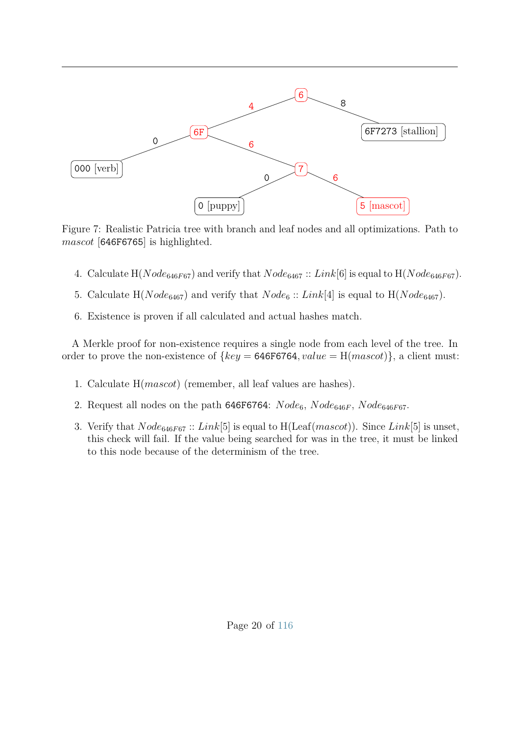Figure 7: Realistic Patricia tree with branch and leaf nodes and all optimizations. Path to *mascot* [646F6765] is highlighted.

4. Calculate $\text{H}(Node_{646F67})$ and verify that $Node_{6467} :: Link[6]$ is equal to $\text{H}(Node_{646F67})$.
5. Calculate $\text{H}(Node_{6467})$ and verify that $Node_6 :: Link[4]$ is equal to $\text{H}(Node_{6467})$.
6. Existence is proven if all calculated and actual hashes match.

A Merkle proof for non-existence requires a single node from each level of the tree. In order to prove the non-existence of $\{key = \texttt{646F6764}, value = \text{H}(mascot)\}$, a client must:

1. Calculate $\text{H}(mascot)$ (remember, all leaf values are hashes).
2. Request all nodes on the path `646F6764`: $Node_6$, $Node_{646F}$, $Node_{646F67}$.
3. Verify that $Node_{646F67} :: Link[5]$ is equal to $\text{H}(\text{Leaf}(mascot))$. Since $Link[5]$ is unset, this check will fail. If the value being searched for was in the tree, it must be linked to this node because of the determinism of the tree.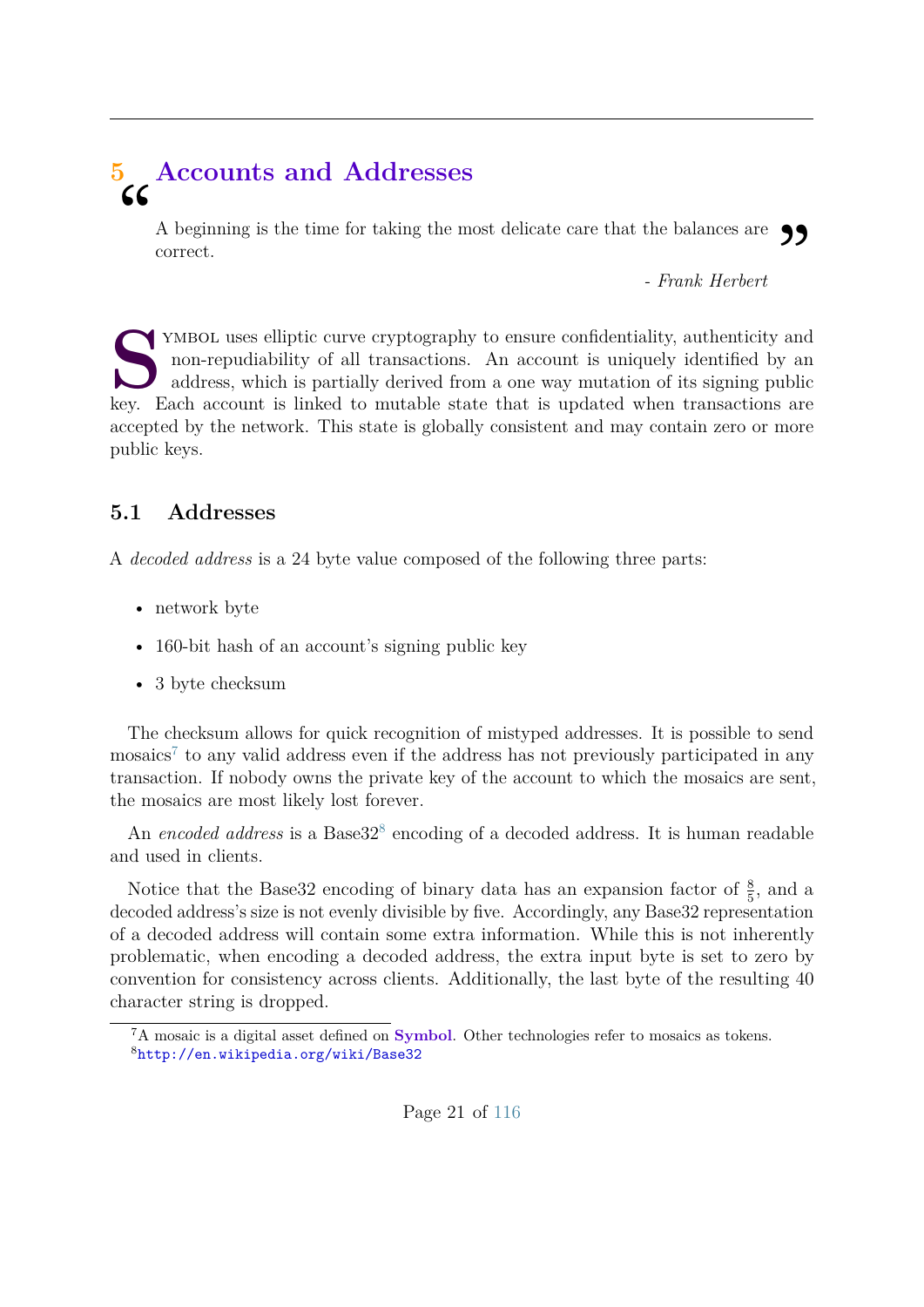# 5 Accounts and Addresses

> A beginning is the time for taking the most delicate care that the balances are correct.
>
> *- Frank Herbert*

Symbol uses elliptic curve cryptography to ensure confidentiality, authenticity and non-repudiability of all transactions. An account is uniquely identified by an address, which is partially derived from a one way mutation of its signing public key. Each account is linked to mutable state that is updated when transactions are accepted by the network. This state is globally consistent and may contain zero or more public keys.

## 5.1 Addresses

A *decoded address* is a 24 byte value composed of the following three parts:

- network byte
- 160-bit hash of an account's signing public key
- 3 byte checksum

The checksum allows for quick recognition of mistyped addresses. It is possible to send mosaics[7] to any valid address even if the address has not previously participated in any transaction. If nobody owns the private key of the account to which the mosaics are sent, the mosaics are most likely lost forever.

An *encoded address* is a Base32[8] encoding of a decoded address. It is human readable and used in clients.

Notice that the Base32 encoding of binary data has an expansion factor of $\frac{8}{5}$, and a decoded address's size is not evenly divisible by five. Accordingly, any Base32 representation of a decoded address will contain some extra information. While this is not inherently problematic, when encoding a decoded address, the extra input byte is set to zero by convention for consistency across clients. Additionally, the last byte of the resulting 40 character string is dropped.

[7] A mosaic is a digital asset defined on **Symbol**. Other technologies refer to mosaics as tokens.
[8] http://en.wikipedia.org/wiki/Base32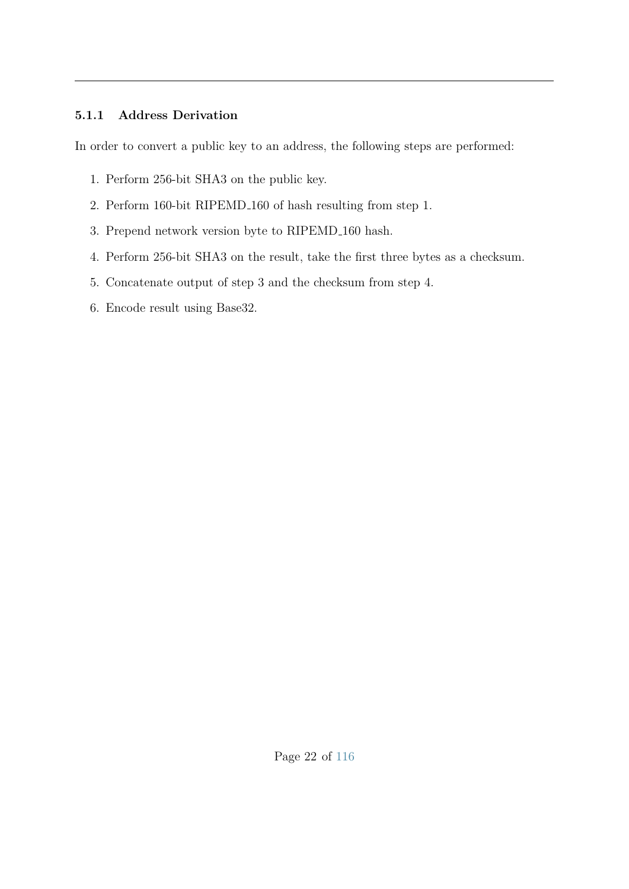### 5.1.1 Address Derivation

In order to convert a public key to an address, the following steps are performed:

1. Perform 256-bit SHA3 on the public key.
2. Perform 160-bit RIPEMD_160 of hash resulting from step 1.
3. Prepend network version byte to RIPEMD_160 hash.
4. Perform 256-bit SHA3 on the result, take the first three bytes as a checksum.
5. Concatenate output of step 3 and the checksum from step 4.
6. Encode result using Base32.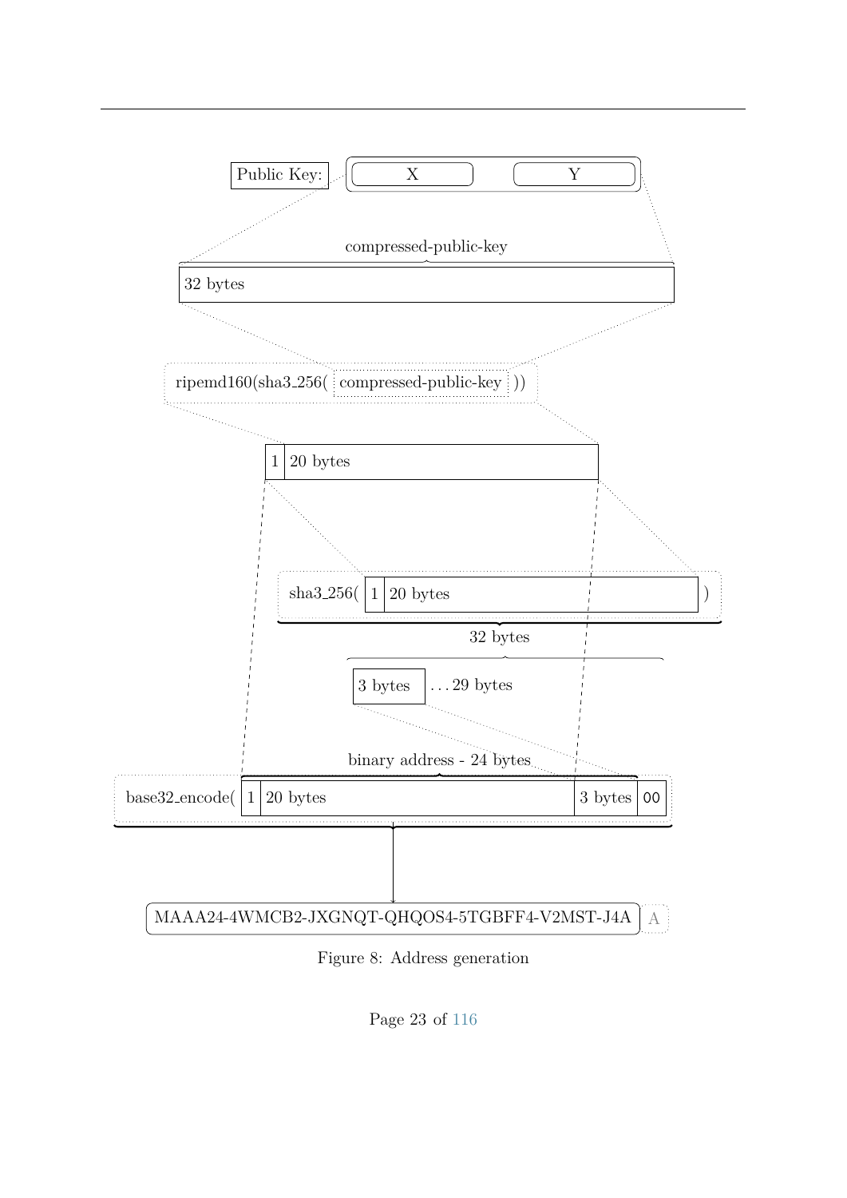Public Key: X Y

compressed-public-key

32 bytes

ripemd160(sha3_256( compressed-public-key ))

1 | 20 bytes

sha3_256( 1 | 20 bytes )

32 bytes

3 bytes ...29 bytes

binary address - 24 bytes

base32_encode( 1 | 20 bytes | 3 bytes | 00

MAAA24-4WMCB2-JXGNQT-QHQOS4-5TGBFF4-V2MST-J4A A

Figure 8: Address generation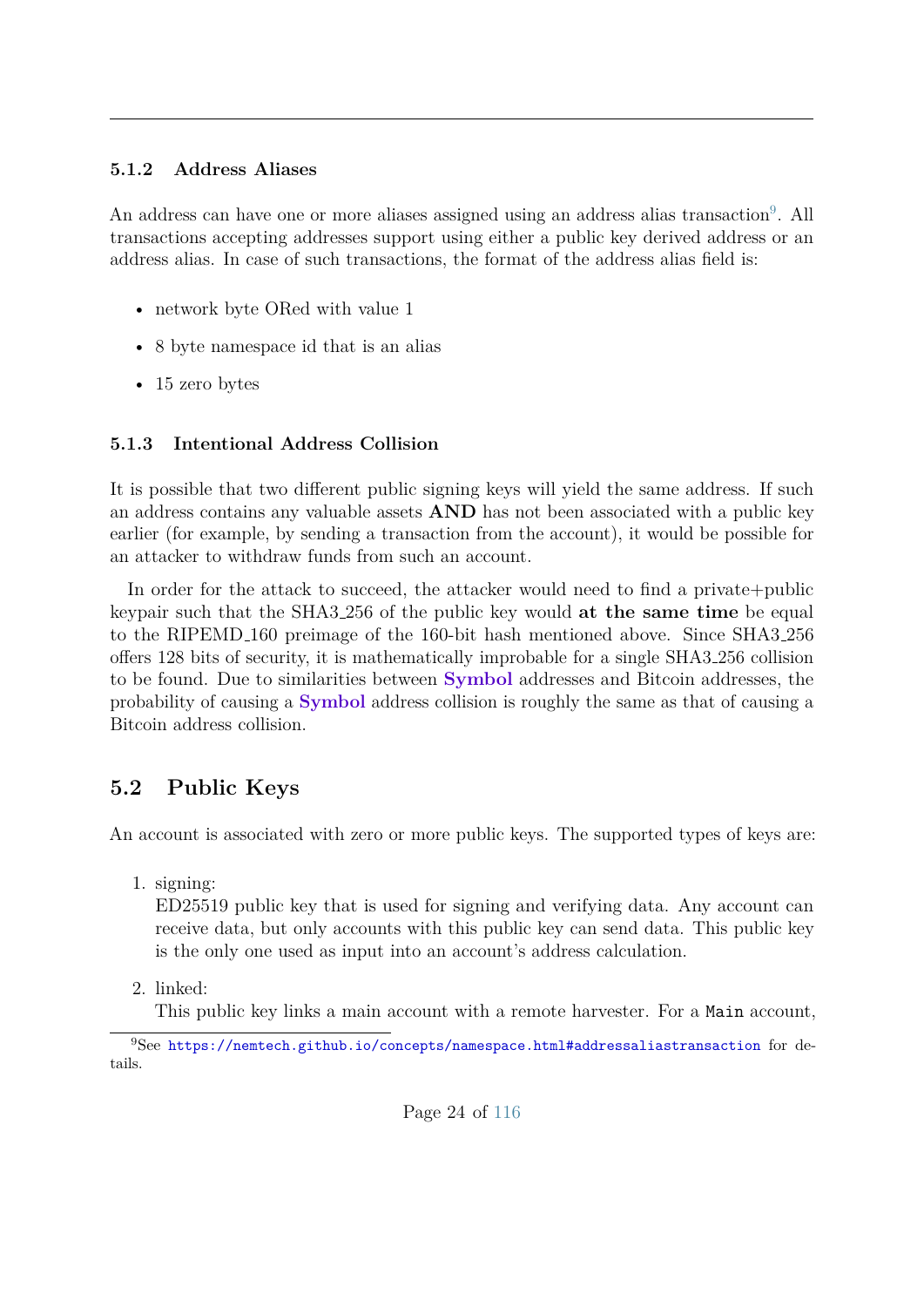### 5.1.2 Address Aliases

An address can have one or more aliases assigned using an address alias transaction[9]. All transactions accepting addresses support using either a public key derived address or an address alias. In case of such transactions, the format of the address alias field is:

- network byte ORed with value 1
- 8 byte namespace id that is an alias
- 15 zero bytes

### 5.1.3 Intentional Address Collision

It is possible that two different public signing keys will yield the same address. If such an address contains any valuable assets **AND** has not been associated with a public key earlier (for example, by sending a transaction from the account), it would be possible for an attacker to withdraw funds from such an account.

In order for the attack to succeed, the attacker would need to find a private+public keypair such that the SHA3_256 of the public key would **at the same time** be equal to the RIPEMD_160 preimage of the 160-bit hash mentioned above. Since SHA3_256 offers 128 bits of security, it is mathematically improbable for a single SHA3_256 collision to be found. Due to similarities between **Symbol** addresses and Bitcoin addresses, the probability of causing a **Symbol** address collision is roughly the same as that of causing a Bitcoin address collision.

## 5.2 Public Keys

An account is associated with zero or more public keys. The supported types of keys are:

1. signing:
   ED25519 public key that is used for signing and verifying data. Any account can receive data, but only accounts with this public key can send data. This public key is the only one used as input into an account's address calculation.
2. linked:
   This public key links a main account with a remote harvester. For a `Main` account,

[9] See https://nemtech.github.io/concepts/namespace.html#addressaliastransaction for details.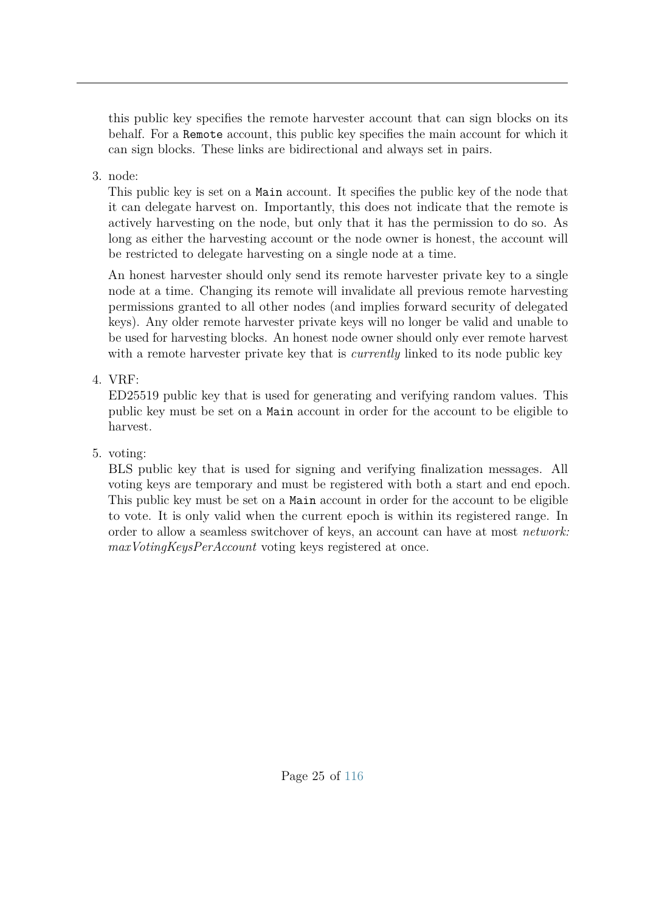this public key specifies the remote harvester account that can sign blocks on its behalf. For a `Remote` account, this public key specifies the main account for which it can sign blocks. These links are bidirectional and always set in pairs.

3. node:
   This public key is set on a `Main` account. It specifies the public key of the node that it can delegate harvest on. Importantly, this does not indicate that the remote is actively harvesting on the node, but only that it has the permission to do so. As long as either the harvesting account or the node owner is honest, the account will be restricted to delegate harvesting on a single node at a time.

   An honest harvester should only send its remote harvester private key to a single node at a time. Changing its remote will invalidate all previous remote harvesting permissions granted to all other nodes (and implies forward security of delegated keys). Any older remote harvester private keys will no longer be valid and unable to be used for harvesting blocks. An honest node owner should only ever remote harvest with a remote harvester private key that is *currently* linked to its node public key

4. VRF:
   ED25519 public key that is used for generating and verifying random values. This public key must be set on a `Main` account in order for the account to be eligible to harvest.

5. voting:
   BLS public key that is used for signing and verifying finalization messages. All voting keys are temporary and must be registered with both a start and end epoch. This public key must be set on a `Main` account in order for the account to be eligible to vote. It is only valid when the current epoch is within its registered range. In order to allow a seamless switchover of keys, an account can have at most *network: maxVotingKeysPerAccount* voting keys registered at once.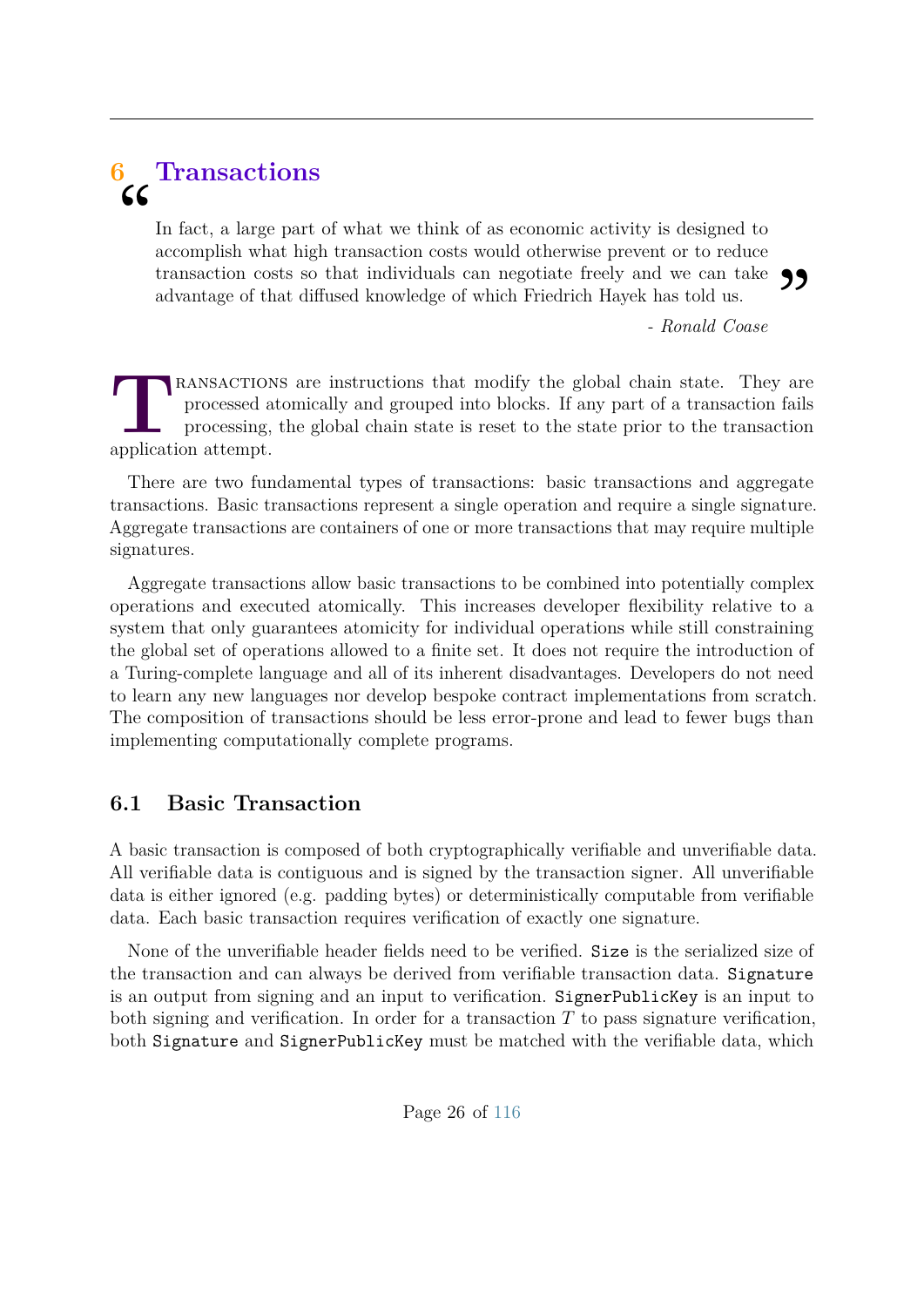# 6 Transactions

> In fact, a large part of what we think of as economic activity is designed to accomplish what high transaction costs would otherwise prevent or to reduce transaction costs so that individuals can negotiate freely and we can take advantage of that diffused knowledge of which Friedrich Hayek has told us.
>
> - *Ronald Coase*

Transactions are instructions that modify the global chain state. They are processed atomically and grouped into blocks. If any part of a transaction fails processing, the global chain state is reset to the state prior to the transaction application attempt.

There are two fundamental types of transactions: basic transactions and aggregate transactions. Basic transactions represent a single operation and require a single signature. Aggregate transactions are containers of one or more transactions that may require multiple signatures.

Aggregate transactions allow basic transactions to be combined into potentially complex operations and executed atomically. This increases developer flexibility relative to a system that only guarantees atomicity for individual operations while still constraining the global set of operations allowed to a finite set. It does not require the introduction of a Turing-complete language and all of its inherent disadvantages. Developers do not need to learn any new languages nor develop bespoke contract implementations from scratch. The composition of transactions should be less error-prone and lead to fewer bugs than implementing computationally complete programs.

## 6.1 Basic Transaction

A basic transaction is composed of both cryptographically verifiable and unverifiable data. All verifiable data is contiguous and is signed by the transaction signer. All unverifiable data is either ignored (e.g. padding bytes) or deterministically computable from verifiable data. Each basic transaction requires verification of exactly one signature.

None of the unverifiable header fields need to be verified. `Size` is the serialized size of the transaction and can always be derived from verifiable transaction data. `Signature` is an output from signing and an input to verification. `SignerPublicKey` is an input to both signing and verification. In order for a transaction $T$ to pass signature verification, both `Signature` and `SignerPublicKey` must be matched with the verifiable data, which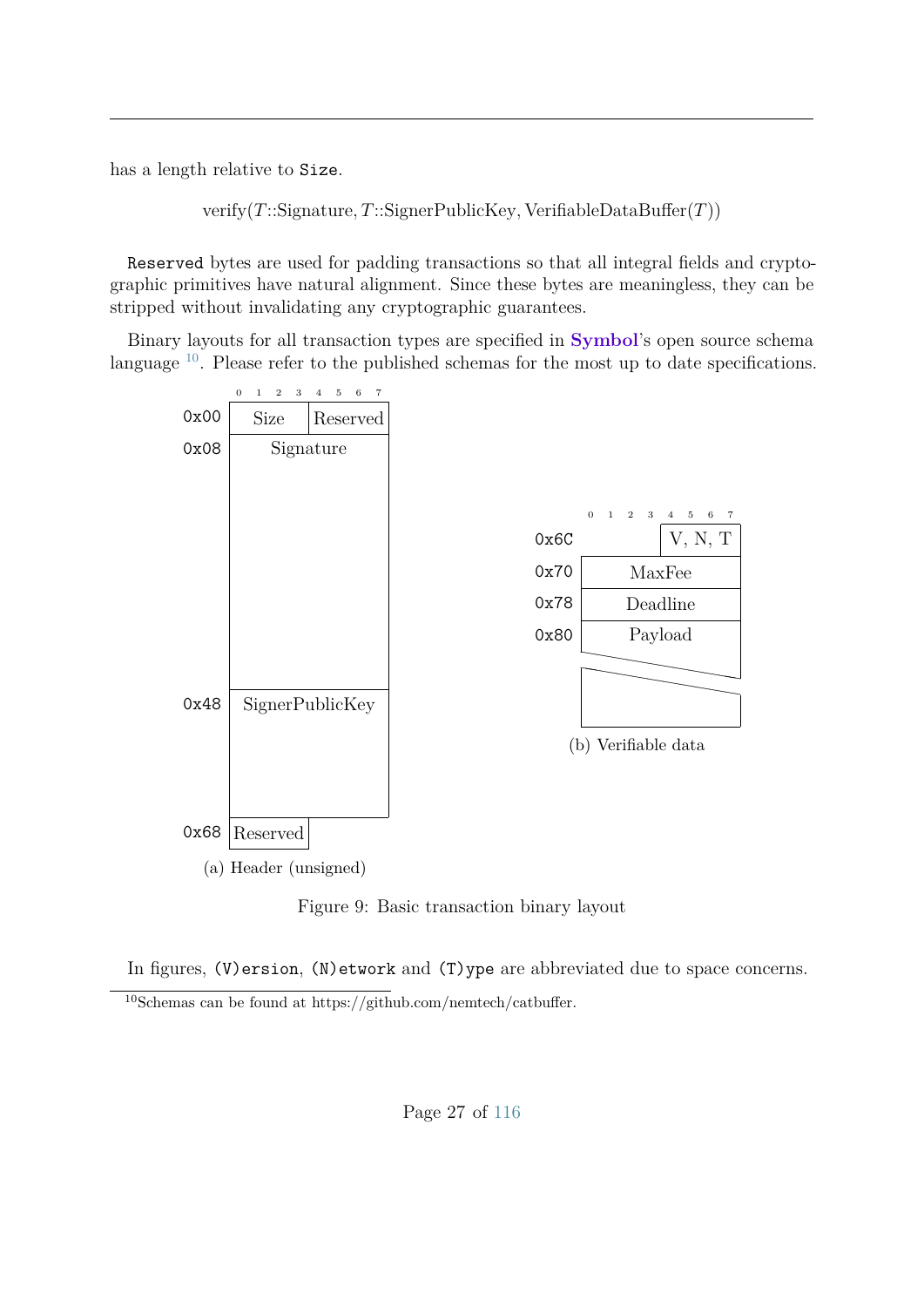has a length relative to `Size`.

$$\text{verify}(T\text{::Signature}, T\text{::SignerPublicKey}, \text{VerifiableDataBuffer}(T))$$

`Reserved` bytes are used for padding transactions so that all integral fields and cryptographic primitives have natural alignment. Since these bytes are meaningless, they can be stripped without invalidating any cryptographic guarantees.

Binary layouts for all transaction types are specified in **Symbol**'s open source schema language [10]. Please refer to the published schemas for the most up to date specifications.

| Offset | Bytes 0–3 | Bytes 4–7 |
|---|---|---|
| 0x00 | Size | Reserved |
| 0x08 | Signature | |
| 0x48 | SignerPublicKey | |
| 0x68 | Reserved | |

(a) Header (unsigned)

| Offset | Bytes 0–3 | Bytes 4–7 |
|---|---|---|
| 0x6C | | V, N, T |
| 0x70 | MaxFee | |
| 0x78 | Deadline | |
| 0x80 | Payload | |

(b) Verifiable data

Figure 9: Basic transaction binary layout

In figures, `(V)ersion`, `(N)etwork` and `(T)ype` are abbreviated due to space concerns.

[10] Schemas can be found at https://github.com/nemtech/catbuffer.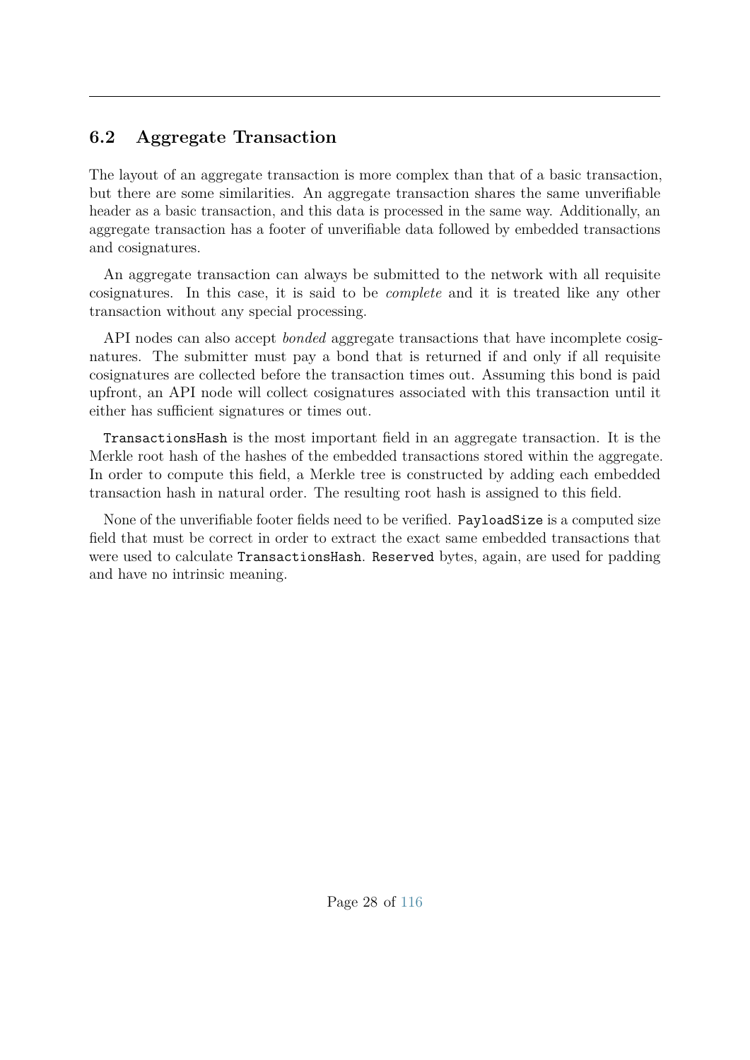## 6.2 Aggregate Transaction

The layout of an aggregate transaction is more complex than that of a basic transaction, but there are some similarities. An aggregate transaction shares the same unverifiable header as a basic transaction, and this data is processed in the same way. Additionally, an aggregate transaction has a footer of unverifiable data followed by embedded transactions and cosignatures.

An aggregate transaction can always be submitted to the network with all requisite cosignatures. In this case, it is said to be *complete* and it is treated like any other transaction without any special processing.

API nodes can also accept *bonded* aggregate transactions that have incomplete cosignatures. The submitter must pay a bond that is returned if and only if all requisite cosignatures are collected before the transaction times out. Assuming this bond is paid upfront, an API node will collect cosignatures associated with this transaction until it either has sufficient signatures or times out.

`TransactionsHash` is the most important field in an aggregate transaction. It is the Merkle root hash of the hashes of the embedded transactions stored within the aggregate. In order to compute this field, a Merkle tree is constructed by adding each embedded transaction hash in natural order. The resulting root hash is assigned to this field.

None of the unverifiable footer fields need to be verified. `PayloadSize` is a computed size field that must be correct in order to extract the exact same embedded transactions that were used to calculate `TransactionsHash`. `Reserved` bytes, again, are used for padding and have no intrinsic meaning.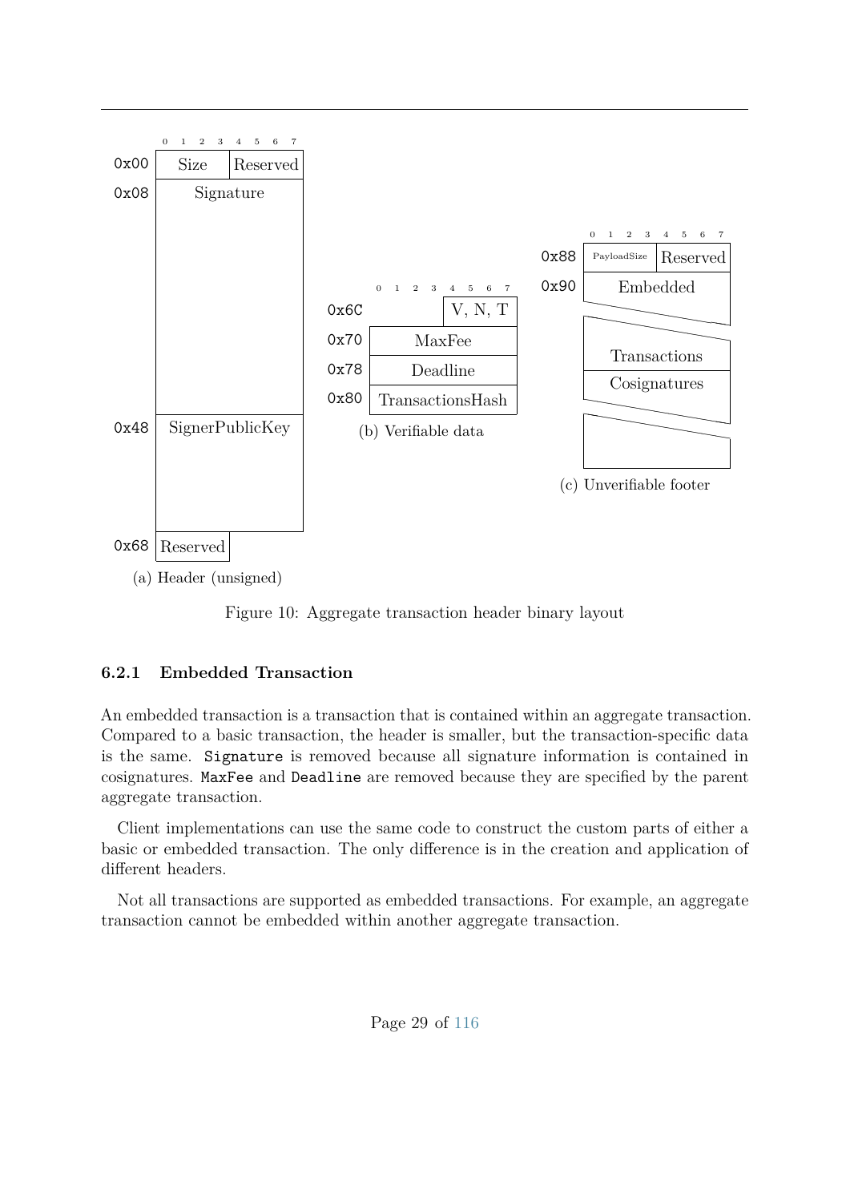| | 0 1 2 3 | 4 5 6 7 |
|---|---|---|
| 0x00 | Size | Reserved |
| 0x08 | Signature | |
| 0x48 | SignerPublicKey | |
| 0x68 | Reserved | |

(a) Header (unsigned)

| | 0 1 2 3 | 4 5 6 7 |
|---|---|---|
| 0x6C | | V, N, T |
| 0x70 | MaxFee | |
| 0x78 | Deadline | |
| 0x80 | TransactionsHash | |

(b) Verifiable data

| | 0 1 2 3 | 4 5 6 7 |
|---|---|---|
| 0x88 | PayloadSize | Reserved |
| 0x90 | Embedded Transactions | |
| | Cosignatures | |

(c) Unverifiable footer

Figure 10: Aggregate transaction header binary layout

### 6.2.1 Embedded Transaction

An embedded transaction is a transaction that is contained within an aggregate transaction. Compared to a basic transaction, the header is smaller, but the transaction-specific data is the same. `Signature` is removed because all signature information is contained in cosignatures. `MaxFee` and `Deadline` are removed because they are specified by the parent aggregate transaction.

Client implementations can use the same code to construct the custom parts of either a basic or embedded transaction. The only difference is in the creation and application of different headers.

Not all transactions are supported as embedded transactions. For example, an aggregate transaction cannot be embedded within another aggregate transaction.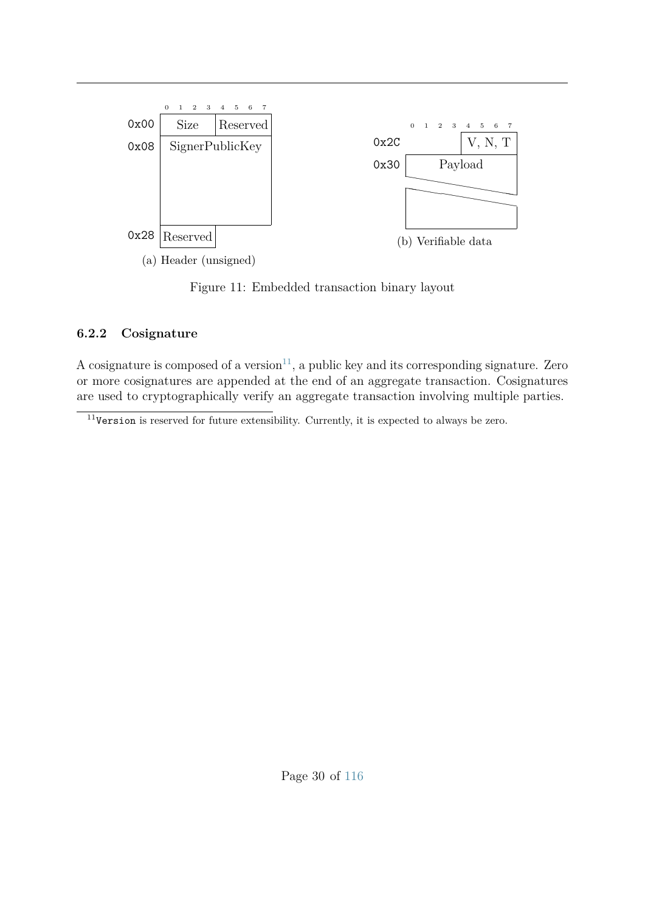| | 0 1 2 3 | 4 5 6 7 |
|---|---|---|
| 0x00 | Size | Reserved |
| 0x08 | SignerPublicKey | |
| 0x28 | Reserved | |

(a) Header (unsigned)

| | 0 1 2 3 | 4 5 6 7 |
|---|---|---|
| 0x2C | | V, N, T |
| 0x30 | Payload | |

(b) Verifiable data

Figure 11: Embedded transaction binary layout

### 6.2.2 Cosignature

A cosignature is composed of a version[11], a public key and its corresponding signature. Zero or more cosignatures are appended at the end of an aggregate transaction. Cosignatures are used to cryptographically verify an aggregate transaction involving multiple parties.

[11] `Version` is reserved for future extensibility. Currently, it is expected to always be zero.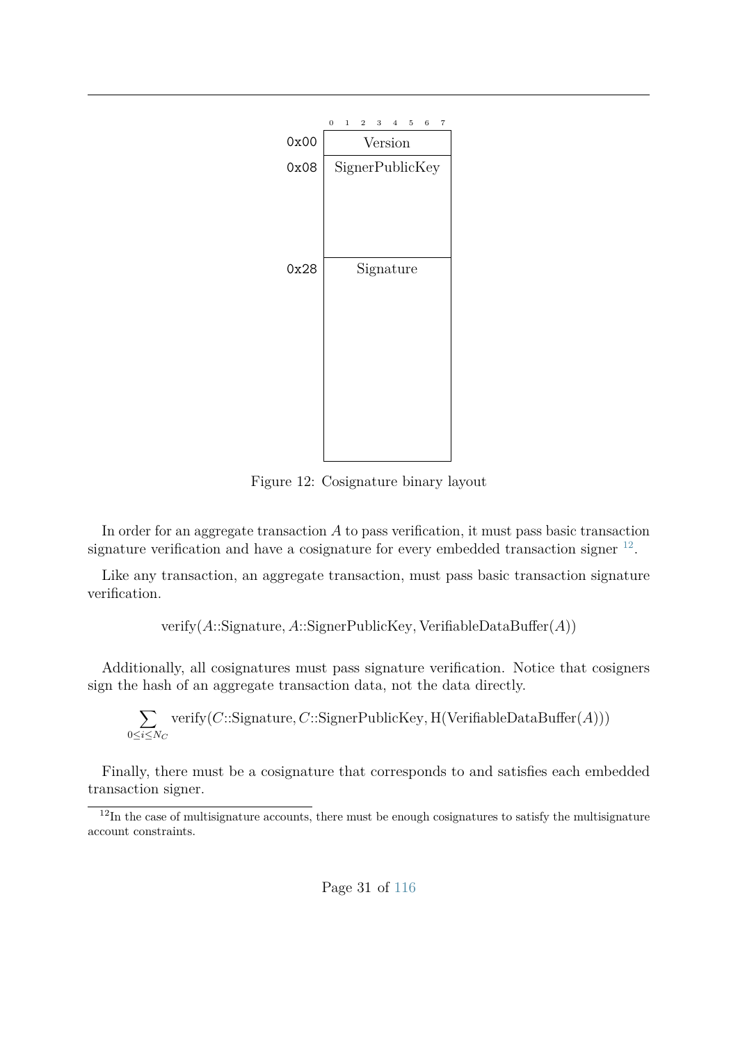| Offset | 0 1 2 3 4 5 6 7 |
|---|---|
| 0x00 | Version |
| 0x08 | SignerPublicKey |
| 0x28 | Signature |

Figure 12: Cosignature binary layout

In order for an aggregate transaction $A$ to pass verification, it must pass basic transaction signature verification and have a cosignature for every embedded transaction signer [12].

Like any transaction, an aggregate transaction, must pass basic transaction signature verification.

$$\text{verify}(A\text{::Signature}, A\text{::SignerPublicKey}, \text{VerifiableDataBuffer}(A))$$

Additionally, all cosignatures must pass signature verification. Notice that cosigners sign the hash of an aggregate transaction data, not the data directly.

$$\sum_{0 \leq i \leq N_C} \text{verify}(C\text{::Signature}, C\text{::SignerPublicKey}, \text{H}(\text{VerifiableDataBuffer}(A)))$$

Finally, there must be a cosignature that corresponds to and satisfies each embedded transaction signer.

[12] In the case of multisignature accounts, there must be enough cosignatures to satisfy the multisignature account constraints.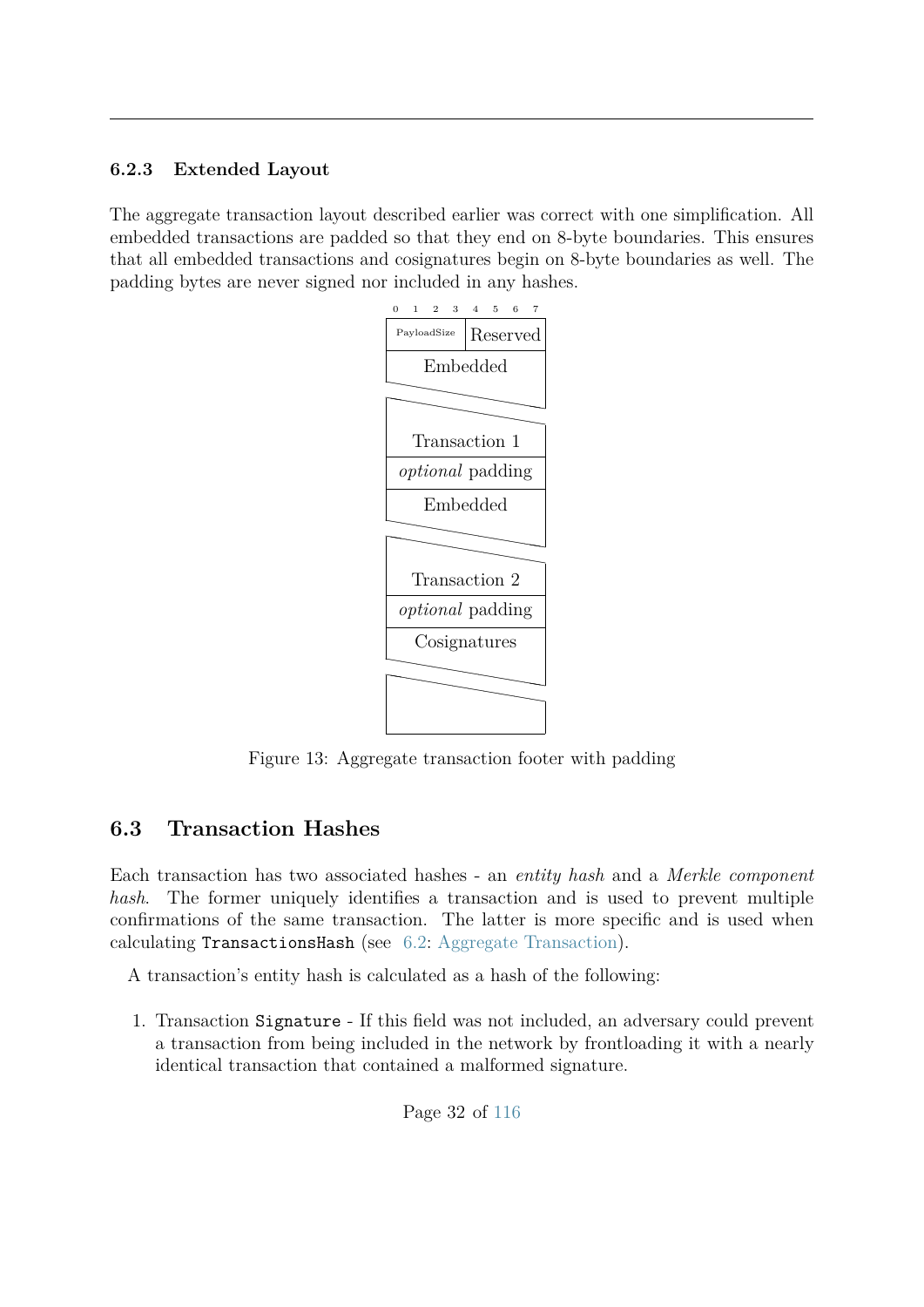### 6.2.3 Extended Layout

The aggregate transaction layout described earlier was correct with one simplification. All embedded transactions are padded so that they end on 8-byte boundaries. This ensures that all embedded transactions and cosignatures begin on 8-byte boundaries as well. The padding bytes are never signed nor included in any hashes.

| 0 1 2 3 | 4 5 6 7 |
|---|---|
| PayloadSize | Reserved |
| Embedded Transaction 1 | |
| *optional* padding | |
| Embedded Transaction 2 | |
| *optional* padding | |
| Cosignatures | |

Figure 13: Aggregate transaction footer with padding

## 6.3 Transaction Hashes

Each transaction has two associated hashes - an *entity hash* and a *Merkle component hash*. The former uniquely identifies a transaction and is used to prevent multiple confirmations of the same transaction. The latter is more specific and is used when calculating `TransactionsHash` (see 6.2: Aggregate Transaction).

A transaction's entity hash is calculated as a hash of the following:

1. Transaction `Signature` - If this field was not included, an adversary could prevent a transaction from being included in the network by frontloading it with a nearly identical transaction that contained a malformed signature.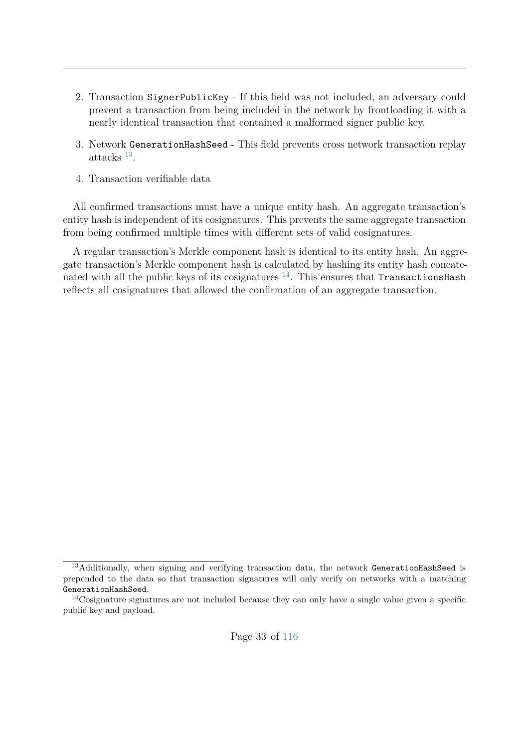2. Transaction `SignerPublicKey` - If this field was not included, an adversary could prevent a transaction from being included in the network by frontloading it with a nearly identical transaction that contained a malformed signer public key.
3. Network `GenerationHashSeed` - This field prevents cross network transaction replay attacks [13].
4. Transaction verifiable data

All confirmed transactions must have a unique entity hash. An aggregate transaction's entity hash is independent of its cosignatures. This prevents the same aggregate transaction from being confirmed multiple times with different sets of valid cosignatures.

A regular transaction's Merkle component hash is identical to its entity hash. An aggregate transaction's Merkle component hash is calculated by hashing its entity hash concatenated with all the public keys of its cosignatures [14]. This ensures that `TransactionsHash` reflects all cosignatures that allowed the confirmation of an aggregate transaction.

---

[13] Additionally, when signing and verifying transaction data, the network `GenerationHashSeed` is prepended to the data so that transaction signatures will only verify on networks with a matching `GenerationHashSeed`.

[14] Cosignature signatures are not included because they can only have a single value given a specific public key and payload.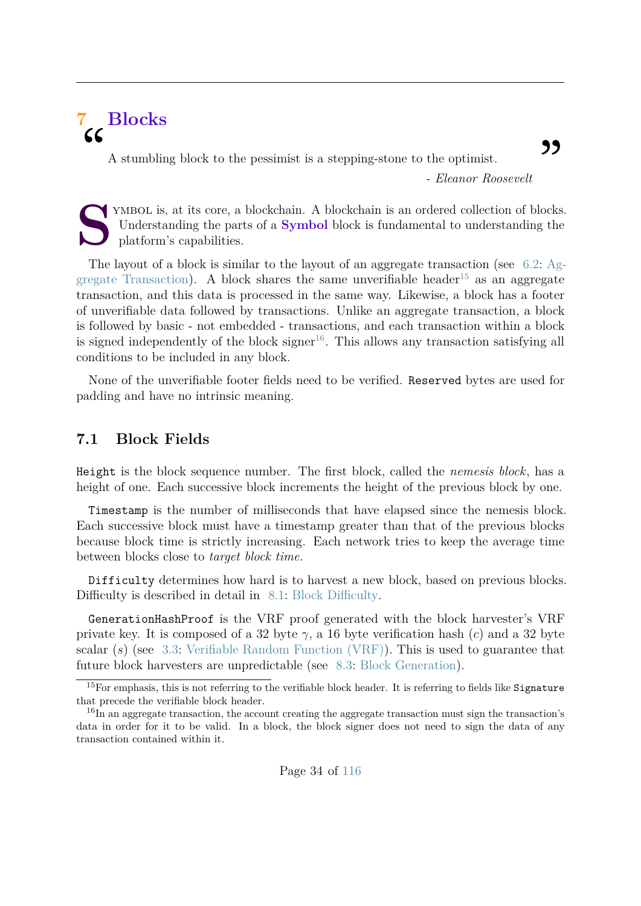# 7 Blocks

> A stumbling block to the pessimist is a stepping-stone to the optimist.
>
> *- Eleanor Roosevelt*

SYMBOL is, at its core, a blockchain. A blockchain is an ordered collection of blocks. Understanding the parts of a **Symbol** block is fundamental to understanding the platform's capabilities.

The layout of a block is similar to the layout of an aggregate transaction (see 6.2: Aggregate Transaction). A block shares the same unverifiable header[15] as an aggregate transaction, and this data is processed in the same way. Likewise, a block has a footer of unverifiable data followed by transactions. Unlike an aggregate transaction, a block is followed by basic - not embedded - transactions, and each transaction within a block is signed independently of the block signer[16]. This allows any transaction satisfying all conditions to be included in any block.

None of the unverifiable footer fields need to be verified. `Reserved` bytes are used for padding and have no intrinsic meaning.

## 7.1 Block Fields

`Height` is the block sequence number. The first block, called the *nemesis block*, has a height of one. Each successive block increments the height of the previous block by one.

`Timestamp` is the number of milliseconds that have elapsed since the nemesis block. Each successive block must have a timestamp greater than that of the previous blocks because block time is strictly increasing. Each network tries to keep the average time between blocks close to *target block time*.

`Difficulty` determines how hard is to harvest a new block, based on previous blocks. Difficulty is described in detail in 8.1: Block Difficulty.

`GenerationHashProof` is the VRF proof generated with the block harvester's VRF private key. It is composed of a 32 byte $\gamma$, a 16 byte verification hash ($c$) and a 32 byte scalar ($s$) (see 3.3: Verifiable Random Function (VRF)). This is used to guarantee that future block harvesters are unpredictable (see 8.3: Block Generation).

---

[15] For emphasis, this is not referring to the verifiable block header. It is referring to fields like `Signature` that precede the verifiable block header.

[16] In an aggregate transaction, the account creating the aggregate transaction must sign the transaction's data in order for it to be valid. In a block, the block signer does not need to sign the data of any transaction contained within it.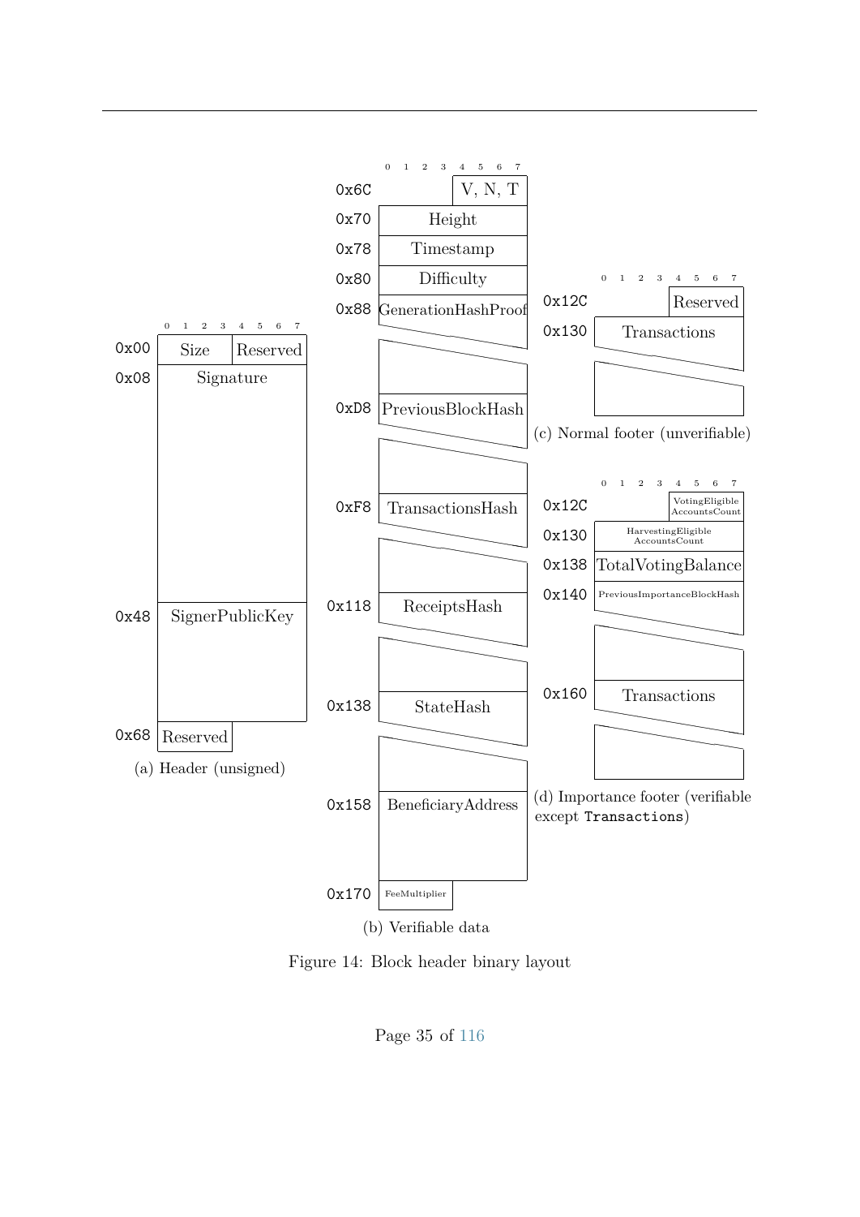**(a) Header (unsigned)**

| Offset | Field |
|---|---|
| 0x00 | Size (bytes 0–3), Reserved (bytes 4–7) |
| 0x08 | Signature |
| 0x48 | SignerPublicKey |
| 0x68 | Reserved (bytes 0–3) |

(a) Header (unsigned)

**(b) Verifiable data**

| Offset | Field |
|---|---|
| 0x6C | V, N, T (bytes 4–7) |
| 0x70 | Height |
| 0x78 | Timestamp |
| 0x80 | Difficulty |
| 0x88 | GenerationHashProof |
| 0xD8 | PreviousBlockHash |
| 0xF8 | TransactionsHash |
| 0x118 | ReceiptsHash |
| 0x138 | StateHash |
| 0x158 | BeneficiaryAddress |
| 0x170 | FeeMultiplier |

(b) Verifiable data

**(c) Normal footer (unverifiable)**

| Offset | Field |
|---|---|
| 0x12C | Reserved (bytes 4–7) |
| 0x130 | Transactions |

(c) Normal footer (unverifiable)

**(d) Importance footer (verifiable except Transactions)**

| Offset | Field |
|---|---|
| 0x12C | VotingEligibleAccountsCount (bytes 4–7) |
| 0x130 | HarvestingEligibleAccountsCount |
| 0x138 | TotalVotingBalance |
| 0x140 | PreviousImportanceBlockHash |
| 0x160 | Transactions |

(d) Importance footer (verifiable except `Transactions`)

Figure 14: Block header binary layout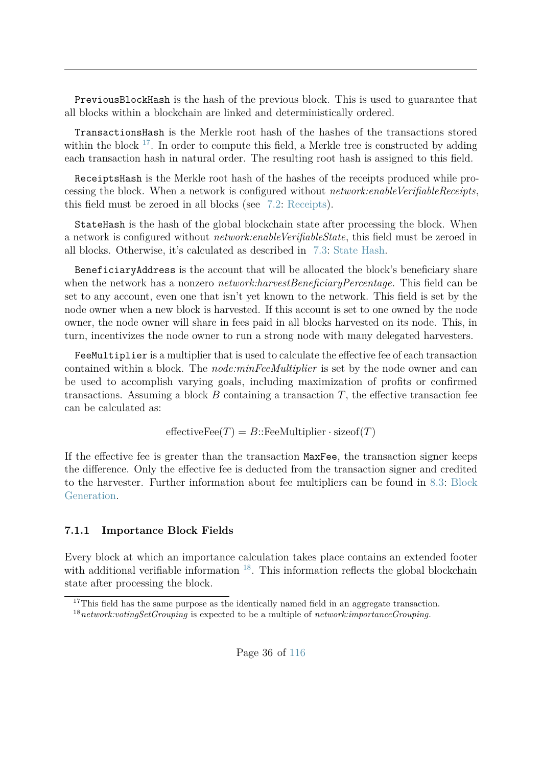`PreviousBlockHash` is the hash of the previous block. This is used to guarantee that all blocks within a blockchain are linked and deterministically ordered.

`TransactionsHash` is the Merkle root hash of the hashes of the transactions stored within the block [17]. In order to compute this field, a Merkle tree is constructed by adding each transaction hash in natural order. The resulting root hash is assigned to this field.

`ReceiptsHash` is the Merkle root hash of the hashes of the receipts produced while processing the block. When a network is configured without *network:enableVerifiableReceipts*, this field must be zeroed in all blocks (see 7.2: Receipts).

`StateHash` is the hash of the global blockchain state after processing the block. When a network is configured without *network:enableVerifiableState*, this field must be zeroed in all blocks. Otherwise, it's calculated as described in 7.3: State Hash.

`BeneficiaryAddress` is the account that will be allocated the block's beneficiary share when the network has a nonzero *network:harvestBeneficiaryPercentage*. This field can be set to any account, even one that isn't yet known to the network. This field is set by the node owner when a new block is harvested. If this account is set to one owned by the node owner, the node owner will share in fees paid in all blocks harvested on its node. This, in turn, incentivizes the node owner to run a strong node with many delegated harvesters.

`FeeMultiplier` is a multiplier that is used to calculate the effective fee of each transaction contained within a block. The *node:minFeeMultiplier* is set by the node owner and can be used to accomplish varying goals, including maximization of profits or confirmed transactions. Assuming a block $B$ containing a transaction $T$, the effective transaction fee can be calculated as:

$$\text{effectiveFee}(T) = B\text{::FeeMultiplier} \cdot \text{sizeof}(T)$$

If the effective fee is greater than the transaction `MaxFee`, the transaction signer keeps the difference. Only the effective fee is deducted from the transaction signer and credited to the harvester. Further information about fee multipliers can be found in 8.3: Block Generation.

### 7.1.1 Importance Block Fields

Every block at which an importance calculation takes place contains an extended footer with additional verifiable information [18]. This information reflects the global blockchain state after processing the block.

[17] This field has the same purpose as the identically named field in an aggregate transaction.

[18] *network:votingSetGrouping* is expected to be a multiple of *network:importanceGrouping*.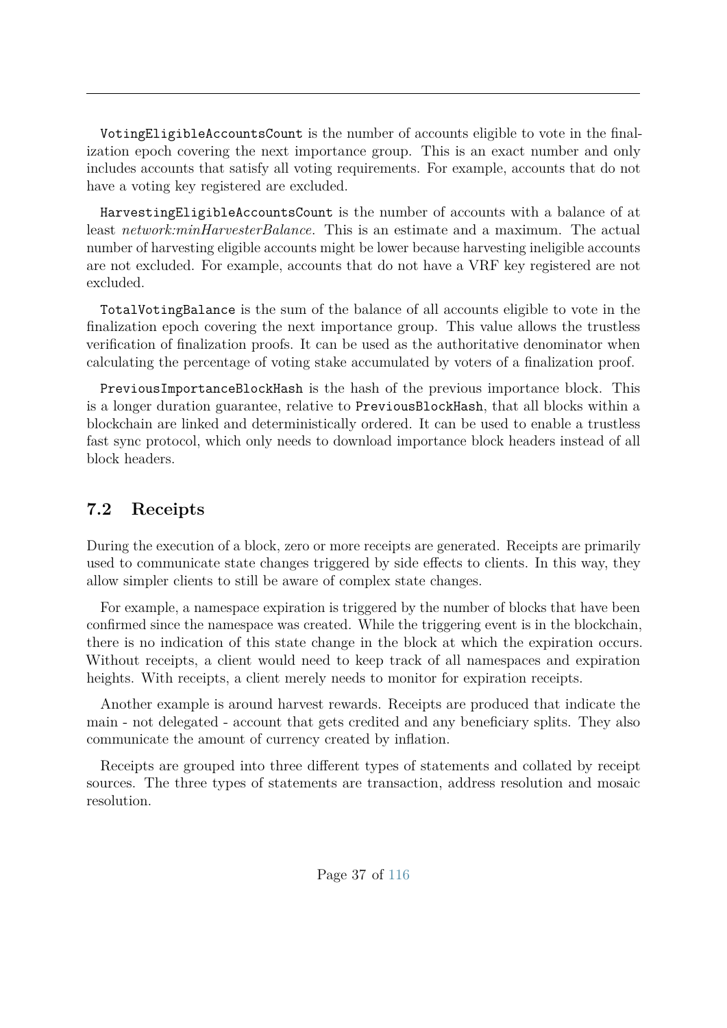`VotingEligibleAccountsCount` is the number of accounts eligible to vote in the finalization epoch covering the next importance group. This is an exact number and only includes accounts that satisfy all voting requirements. For example, accounts that do not have a voting key registered are excluded.

`HarvestingEligibleAccountsCount` is the number of accounts with a balance of at least *network:minHarvesterBalance*. This is an estimate and a maximum. The actual number of harvesting eligible accounts might be lower because harvesting ineligible accounts are not excluded. For example, accounts that do not have a VRF key registered are not excluded.

`TotalVotingBalance` is the sum of the balance of all accounts eligible to vote in the finalization epoch covering the next importance group. This value allows the trustless verification of finalization proofs. It can be used as the authoritative denominator when calculating the percentage of voting stake accumulated by voters of a finalization proof.

`PreviousImportanceBlockHash` is the hash of the previous importance block. This is a longer duration guarantee, relative to `PreviousBlockHash`, that all blocks within a blockchain are linked and deterministically ordered. It can be used to enable a trustless fast sync protocol, which only needs to download importance block headers instead of all block headers.

## 7.2 Receipts

During the execution of a block, zero or more receipts are generated. Receipts are primarily used to communicate state changes triggered by side effects to clients. In this way, they allow simpler clients to still be aware of complex state changes.

For example, a namespace expiration is triggered by the number of blocks that have been confirmed since the namespace was created. While the triggering event is in the blockchain, there is no indication of this state change in the block at which the expiration occurs. Without receipts, a client would need to keep track of all namespaces and expiration heights. With receipts, a client merely needs to monitor for expiration receipts.

Another example is around harvest rewards. Receipts are produced that indicate the main - not delegated - account that gets credited and any beneficiary splits. They also communicate the amount of currency created by inflation.

Receipts are grouped into three different types of statements and collated by receipt sources. The three types of statements are transaction, address resolution and mosaic resolution.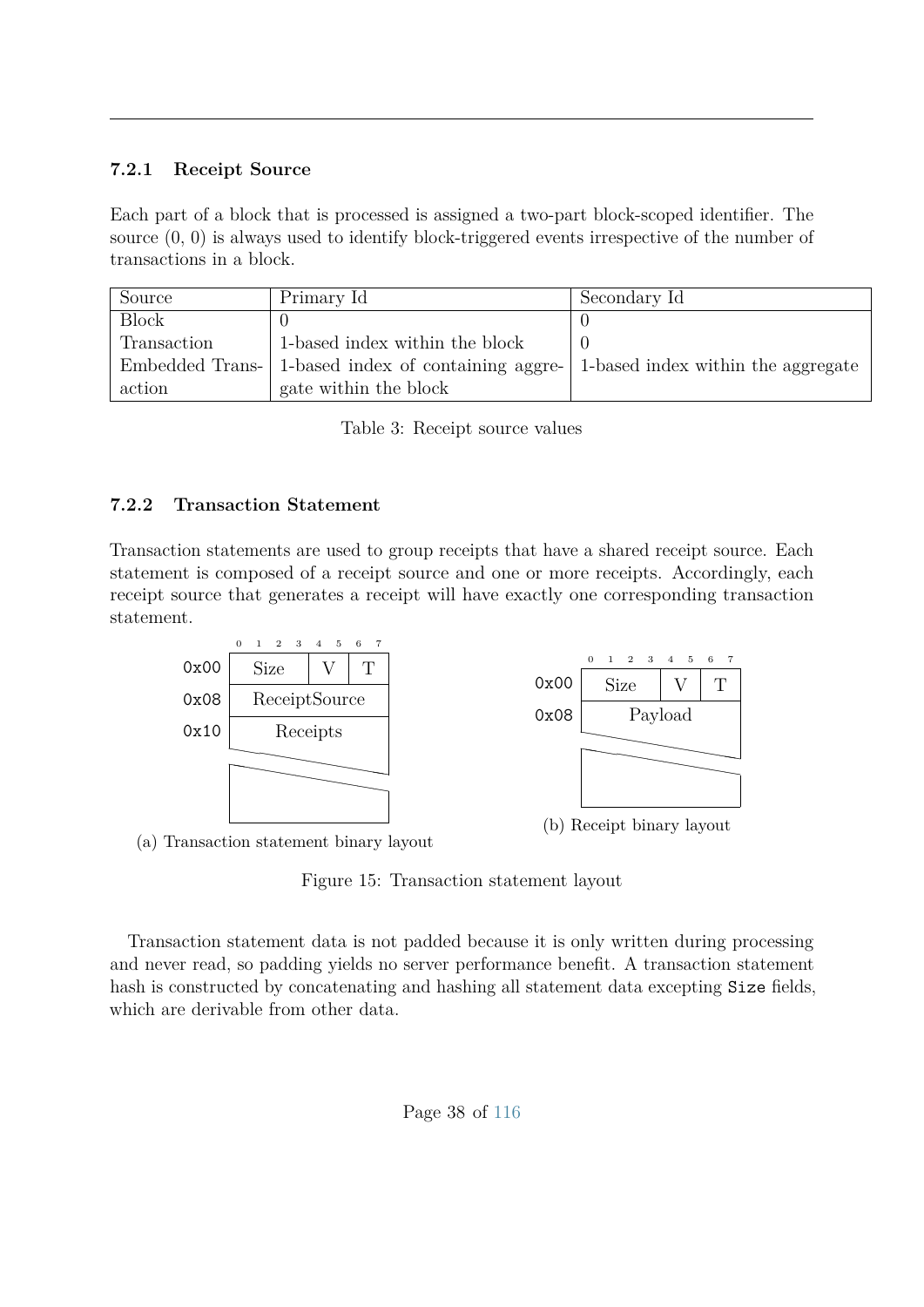### 7.2.1 Receipt Source

Each part of a block that is processed is assigned a two-part block-scoped identifier. The source (0, 0) is always used to identify block-triggered events irrespective of the number of transactions in a block.

| Source | Primary Id | Secondary Id |
|---|---|---|
| Block | 0 | 0 |
| Transaction | 1-based index within the block | 0 |
| Embedded Transaction | 1-based index of containing aggregate within the block | 1-based index within the aggregate |

Table 3: Receipt source values

### 7.2.2 Transaction Statement

Transaction statements are used to group receipts that have a shared receipt source. Each statement is composed of a receipt source and one or more receipts. Accordingly, each receipt source that generates a receipt will have exactly one corresponding transaction statement.

| Offset | 0–3 | 4–5 | 6–7 |
|---|---|---|---|
| 0x00 | Size | V | T |
| 0x08 | ReceiptSource | | |
| 0x10 | Receipts | | |

(a) Transaction statement binary layout

| Offset | 0–3 | 4–5 | 6–7 |
|---|---|---|---|
| 0x00 | Size | V | T |
| 0x08 | Payload | | |

(b) Receipt binary layout

Figure 15: Transaction statement layout

Transaction statement data is not padded because it is only written during processing and never read, so padding yields no server performance benefit. A transaction statement hash is constructed by concatenating and hashing all statement data excepting `Size` fields, which are derivable from other data.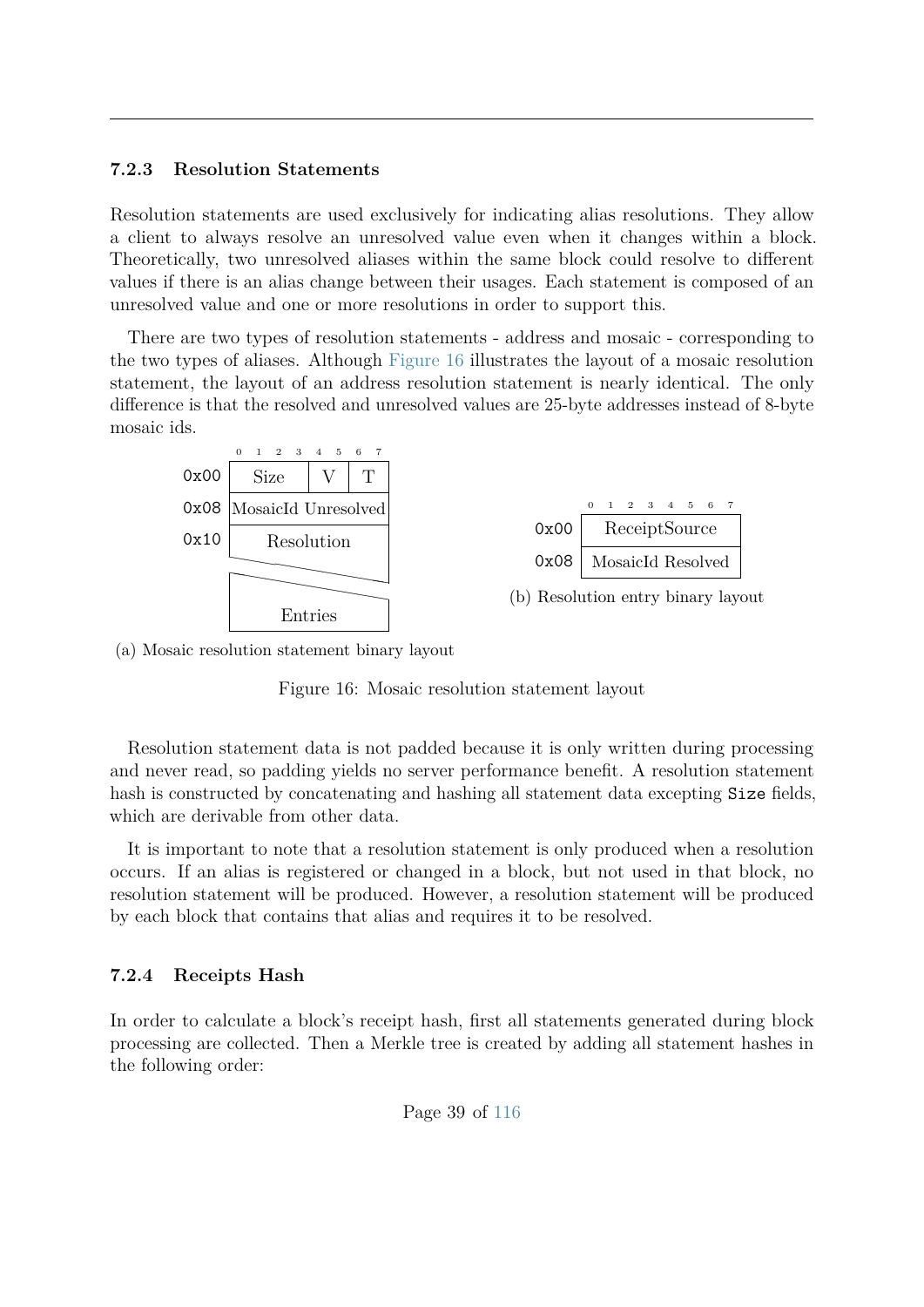### 7.2.3 Resolution Statements

Resolution statements are used exclusively for indicating alias resolutions. They allow a client to always resolve an unresolved value even when it changes within a block. Theoretically, two unresolved aliases within the same block could resolve to different values if there is an alias change between their usages. Each statement is composed of an unresolved value and one or more resolutions in order to support this.

There are two types of resolution statements - address and mosaic - corresponding to the two types of aliases. Although Figure 16 illustrates the layout of a mosaic resolution statement, the layout of an address resolution statement is nearly identical. The only difference is that the resolved and unresolved values are 25-byte addresses instead of 8-byte mosaic ids.

| Offset | 0 1 2 3 | 4 | 5 |
|---|---|---|---|
| 0x00 | Size | V | T |
| 0x08 | MosaicId Unresolved | | |
| 0x10 | Resolution Entries | | |

(a) Mosaic resolution statement binary layout

| Offset | 0 1 2 3 4 5 6 7 |
|---|---|
| 0x00 | ReceiptSource |
| 0x08 | MosaicId Resolved |

(b) Resolution entry binary layout

Figure 16: Mosaic resolution statement layout

Resolution statement data is not padded because it is only written during processing and never read, so padding yields no server performance benefit. A resolution statement hash is constructed by concatenating and hashing all statement data excepting `Size` fields, which are derivable from other data.

It is important to note that a resolution statement is only produced when a resolution occurs. If an alias is registered or changed in a block, but not used in that block, no resolution statement will be produced. However, a resolution statement will be produced by each block that contains that alias and requires it to be resolved.

### 7.2.4 Receipts Hash

In order to calculate a block's receipt hash, first all statements generated during block processing are collected. Then a Merkle tree is created by adding all statement hashes in the following order: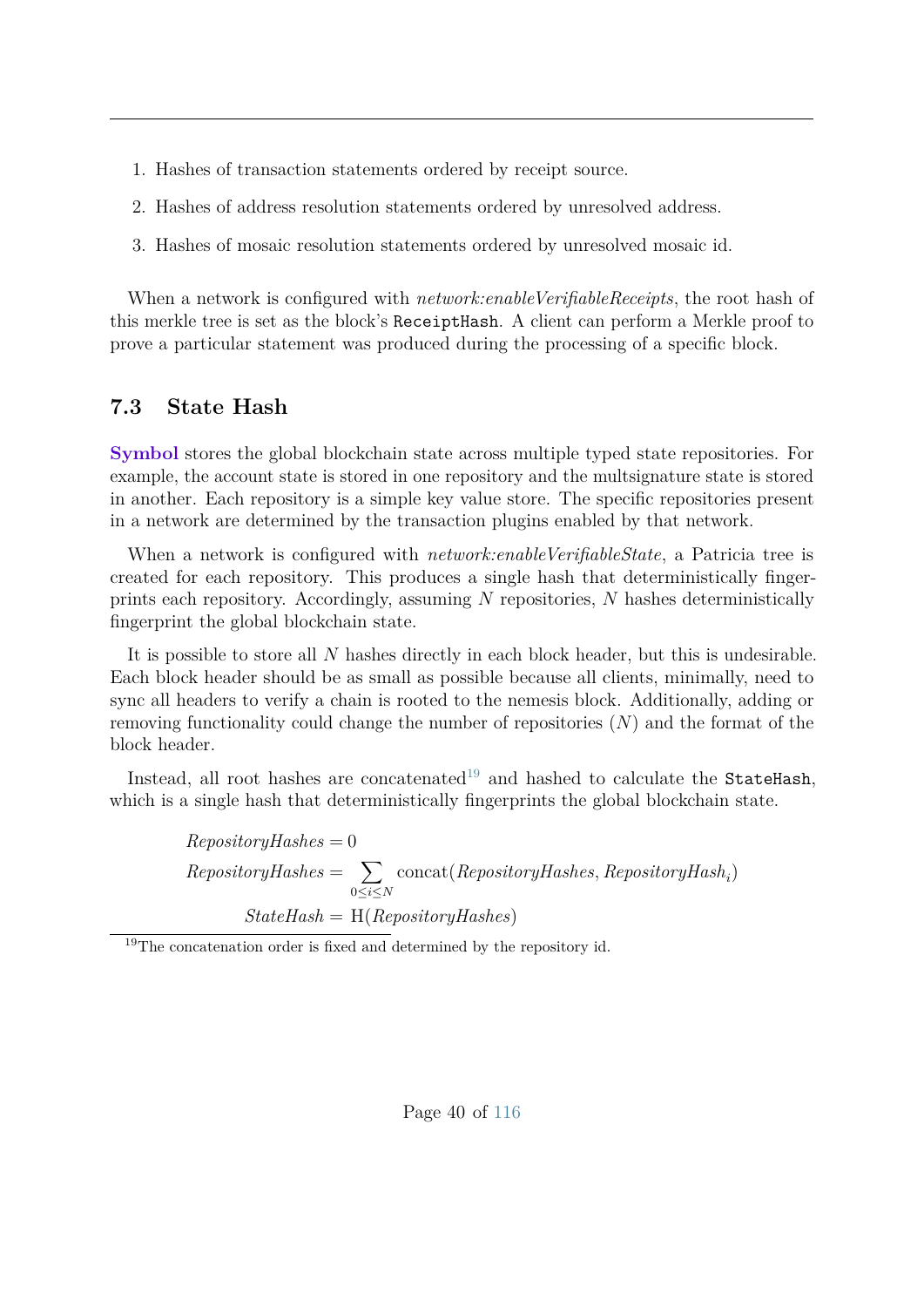1. Hashes of transaction statements ordered by receipt source.
2. Hashes of address resolution statements ordered by unresolved address.
3. Hashes of mosaic resolution statements ordered by unresolved mosaic id.

When a network is configured with *network:enableVerifiableReceipts*, the root hash of this merkle tree is set as the block's `ReceiptHash`. A client can perform a Merkle proof to prove a particular statement was produced during the processing of a specific block.

## 7.3 State Hash

**Symbol** stores the global blockchain state across multiple typed state repositories. For example, the account state is stored in one repository and the multsignature state is stored in another. Each repository is a simple key value store. The specific repositories present in a network are determined by the transaction plugins enabled by that network.

When a network is configured with *network:enableVerifiableState*, a Patricia tree is created for each repository. This produces a single hash that deterministically fingerprints each repository. Accordingly, assuming $N$ repositories, $N$ hashes deterministically fingerprint the global blockchain state.

It is possible to store all $N$ hashes directly in each block header, but this is undesirable. Each block header should be as small as possible because all clients, minimally, need to sync all headers to verify a chain is rooted to the nemesis block. Additionally, adding or removing functionality could change the number of repositories ($N$) and the format of the block header.

Instead, all root hashes are concatenated[19] and hashed to calculate the `StateHash`, which is a single hash that deterministically fingerprints the global blockchain state.

$$
\begin{aligned}
RepositoryHashes &= 0 \\
RepositoryHashes &= \sum_{0 \leq i \leq N} \text{concat}(RepositoryHashes, RepositoryHash_i) \\
StateHash &= \text{H}(RepositoryHashes)
\end{aligned}
$$

[19] The concatenation order is fixed and determined by the repository id.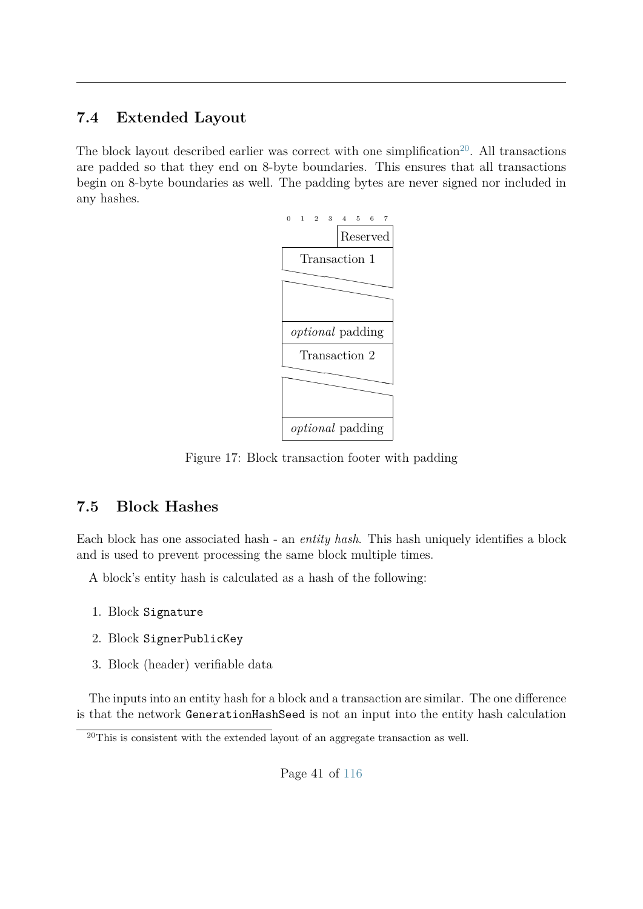## 7.4 Extended Layout

The block layout described earlier was correct with one simplification[20]. All transactions are padded so that they end on 8-byte boundaries. This ensures that all transactions begin on 8-byte boundaries as well. The padding bytes are never signed nor included in any hashes.

```
0  1  2  3  4  5  6  7
            Reserved
Transaction 1

optional padding
Transaction 2

optional padding
```

Figure 17: Block transaction footer with padding

## 7.5 Block Hashes

Each block has one associated hash - an *entity hash*. This hash uniquely identifies a block and is used to prevent processing the same block multiple times.

A block's entity hash is calculated as a hash of the following:

1. Block `Signature`
2. Block `SignerPublicKey`
3. Block (header) verifiable data

The inputs into an entity hash for a block and a transaction are similar. The one difference is that the network `GenerationHashSeed` is not an input into the entity hash calculation

[20] This is consistent with the extended layout of an aggregate transaction as well.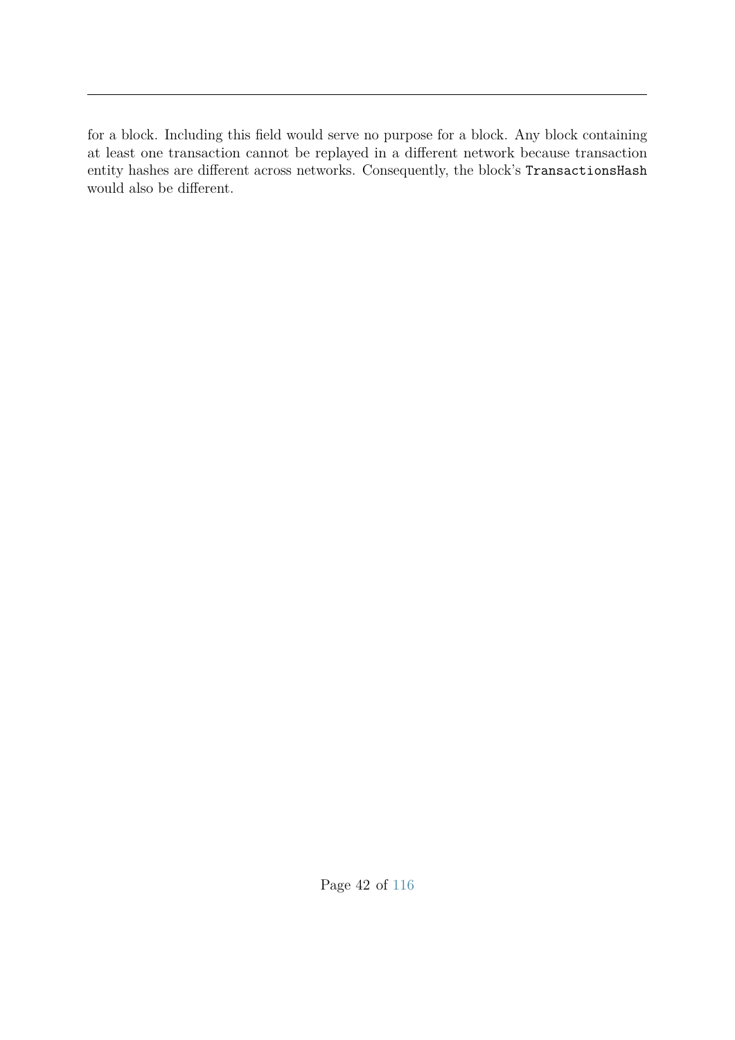for a block. Including this field would serve no purpose for a block. Any block containing at least one transaction cannot be replayed in a different network because transaction entity hashes are different across networks. Consequently, the block's `TransactionsHash` would also be different.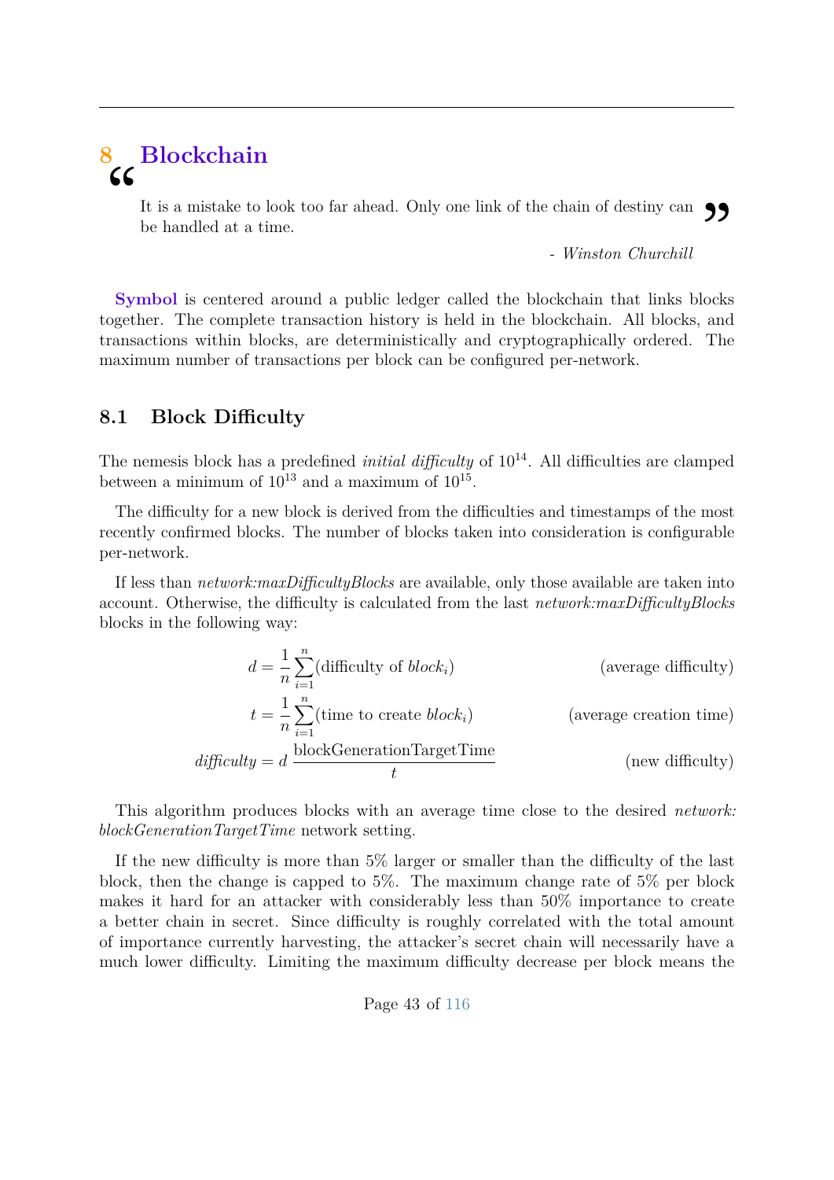# 8 Blockchain

> It is a mistake to look too far ahead. Only one link of the chain of destiny can be handled at a time.
>
> *- Winston Churchill*

**Symbol** is centered around a public ledger called the blockchain that links blocks together. The complete transaction history is held in the blockchain. All blocks, and transactions within blocks, are deterministically and cryptographically ordered. The maximum number of transactions per block can be configured per-network.

## 8.1 Block Difficulty

The nemesis block has a predefined *initial difficulty* of $10^{14}$. All difficulties are clamped between a minimum of $10^{13}$ and a maximum of $10^{15}$.

The difficulty for a new block is derived from the difficulties and timestamps of the most recently confirmed blocks. The number of blocks taken into consideration is configurable per-network.

If less than *network:maxDifficultyBlocks* are available, only those available are taken into account. Otherwise, the difficulty is calculated from the last *network:maxDifficultyBlocks* blocks in the following way:

$$d = \frac{1}{n}\sum_{i=1}^{n}(\text{difficulty of } block_i) \qquad \text{(average difficulty)}$$

$$t = \frac{1}{n}\sum_{i=1}^{n}(\text{time to create } block_i) \qquad \text{(average creation time)}$$

$$difficulty = d\,\frac{\text{blockGenerationTargetTime}}{t} \qquad \text{(new difficulty)}$$

This algorithm produces blocks with an average time close to the desired *network: blockGenerationTargetTime* network setting.

If the new difficulty is more than 5% larger or smaller than the difficulty of the last block, then the change is capped to 5%. The maximum change rate of 5% per block makes it hard for an attacker with considerably less than 50% importance to create a better chain in secret. Since difficulty is roughly correlated with the total amount of importance currently harvesting, the attacker's secret chain will necessarily have a much lower difficulty. Limiting the maximum difficulty decrease per block means the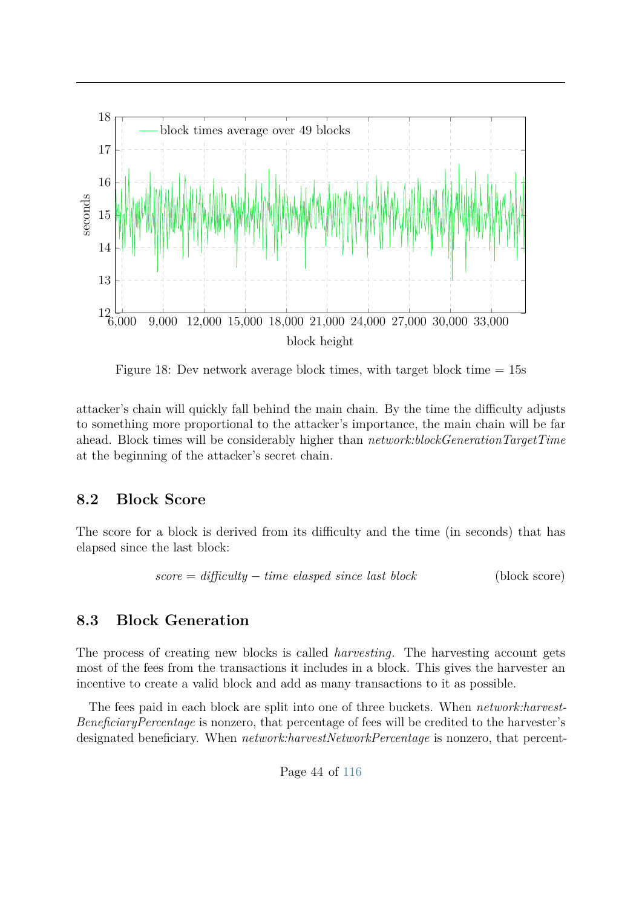Figure 18: Dev network average block times, with target block time = 15s

attacker's chain will quickly fall behind the main chain. By the time the difficulty adjusts to something more proportional to the attacker's importance, the main chain will be far ahead. Block times will be considerably higher than *network:blockGenerationTargetTime* at the beginning of the attacker's secret chain.

## 8.2 Block Score

The score for a block is derived from its difficulty and the time (in seconds) that has elapsed since the last block:

$$score = difficulty - time\ elasped\ since\ last\ block \qquad \text{(block score)}$$

## 8.3 Block Generation

The process of creating new blocks is called *harvesting*. The harvesting account gets most of the fees from the transactions it includes in a block. This gives the harvester an incentive to create a valid block and add as many transactions to it as possible.

The fees paid in each block are split into one of three buckets. When *network:harvestBeneficiaryPercentage* is nonzero, that percentage of fees will be credited to the harvester's designated beneficiary. When *network:harvestNetworkPercentage* is nonzero, that percent-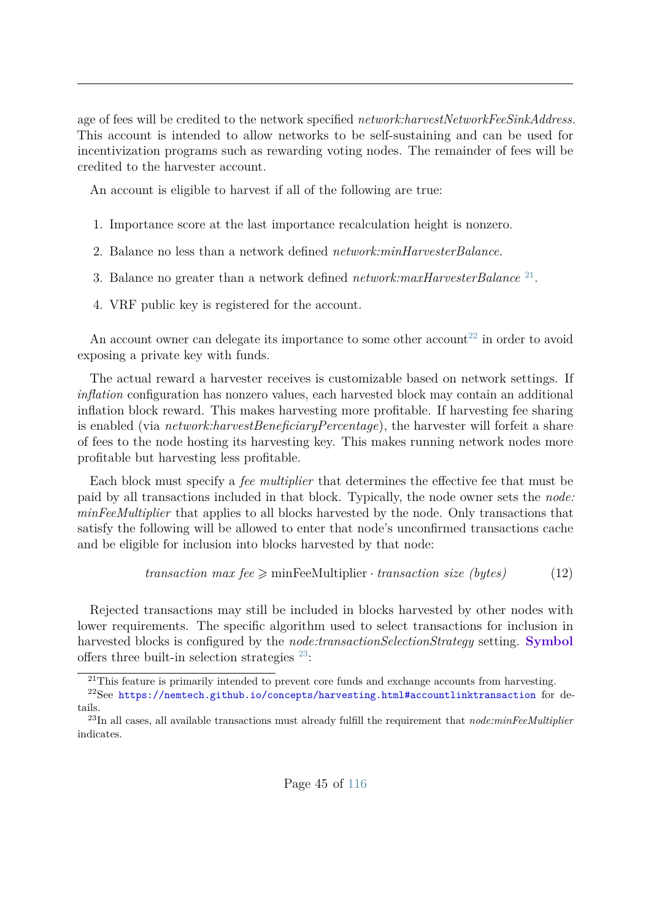age of fees will be credited to the network specified *network:harvestNetworkFeeSinkAddress*. This account is intended to allow networks to be self-sustaining and can be used for incentivization programs such as rewarding voting nodes. The remainder of fees will be credited to the harvester account.

An account is eligible to harvest if all of the following are true:

1. Importance score at the last importance recalculation height is nonzero.
2. Balance no less than a network defined *network:minHarvesterBalance*.
3. Balance no greater than a network defined *network:maxHarvesterBalance* [21].
4. VRF public key is registered for the account.

An account owner can delegate its importance to some other account[22] in order to avoid exposing a private key with funds.

The actual reward a harvester receives is customizable based on network settings. If *inflation* configuration has nonzero values, each harvested block may contain an additional inflation block reward. This makes harvesting more profitable. If harvesting fee sharing is enabled (via *network:harvestBeneficiaryPercentage*), the harvester will forfeit a share of fees to the node hosting its harvesting key. This makes running network nodes more profitable but harvesting less profitable.

Each block must specify a *fee multiplier* that determines the effective fee that must be paid by all transactions included in that block. Typically, the node owner sets the *node: minFeeMultiplier* that applies to all blocks harvested by the node. Only transactions that satisfy the following will be allowed to enter that node's unconfirmed transactions cache and be eligible for inclusion into blocks harvested by that node:

$$\textit{transaction max fee} \geqslant \text{minFeeMultiplier} \cdot \textit{transaction size (bytes)} \tag{12}$$

Rejected transactions may still be included in blocks harvested by other nodes with lower requirements. The specific algorithm used to select transactions for inclusion in harvested blocks is configured by the *node:transactionSelectionStrategy* setting. **Symbol** offers three built-in selection strategies [23]:

[21] This feature is primarily intended to prevent core funds and exchange accounts from harvesting.

[22] See `https://nemtech.github.io/concepts/harvesting.html#accountlinktransaction` for details.

[23] In all cases, all available transactions must already fulfill the requirement that *node:minFeeMultiplier* indicates.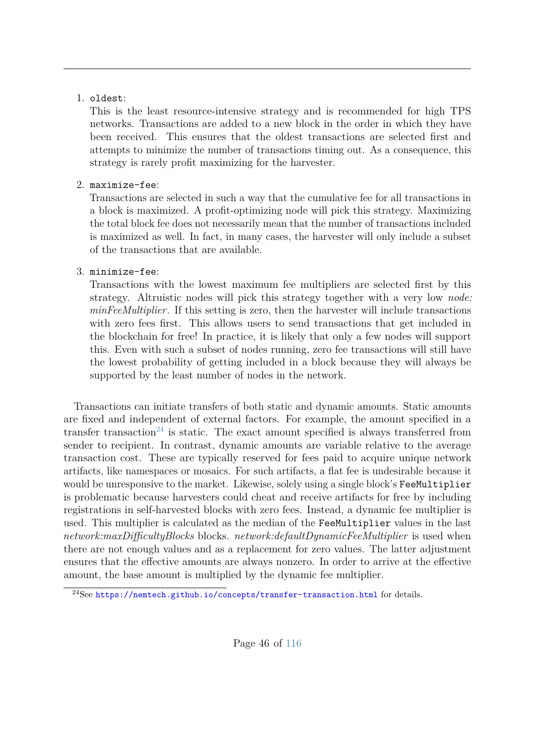1. `oldest`:
   This is the least resource-intensive strategy and is recommended for high TPS networks. Transactions are added to a new block in the order in which they have been received. This ensures that the oldest transactions are selected first and attempts to minimize the number of transactions timing out. As a consequence, this strategy is rarely profit maximizing for the harvester.

2. `maximize-fee`:
   Transactions are selected in such a way that the cumulative fee for all transactions in a block is maximized. A profit-optimizing node will pick this strategy. Maximizing the total block fee does not necessarily mean that the number of transactions included is maximized as well. In fact, in many cases, the harvester will only include a subset of the transactions that are available.

3. `minimize-fee`:
   Transactions with the lowest maximum fee multipliers are selected first by this strategy. Altruistic nodes will pick this strategy together with a very low *node: minFeeMultiplier*. If this setting is zero, then the harvester will include transactions with zero fees first. This allows users to send transactions that get included in the blockchain for free! In practice, it is likely that only a few nodes will support this. Even with such a subset of nodes running, zero fee transactions will still have the lowest probability of getting included in a block because they will always be supported by the least number of nodes in the network.

Transactions can initiate transfers of both static and dynamic amounts. Static amounts are fixed and independent of external factors. For example, the amount specified in a transfer transaction[24] is static. The exact amount specified is always transferred from sender to recipient. In contrast, dynamic amounts are variable relative to the average transaction cost. These are typically reserved for fees paid to acquire unique network artifacts, like namespaces or mosaics. For such artifacts, a flat fee is undesirable because it would be unresponsive to the market. Likewise, solely using a single block's `FeeMultiplier` is problematic because harvesters could cheat and receive artifacts for free by including registrations in self-harvested blocks with zero fees. Instead, a dynamic fee multiplier is used. This multiplier is calculated as the median of the `FeeMultiplier` values in the last *network:maxDifficultyBlocks* blocks. *network:defaultDynamicFeeMultiplier* is used when there are not enough values and as a replacement for zero values. The latter adjustment ensures that the effective amounts are always nonzero. In order to arrive at the effective amount, the base amount is multiplied by the dynamic fee multiplier.

[24] See https://nemtech.github.io/concepts/transfer-transaction.html for details.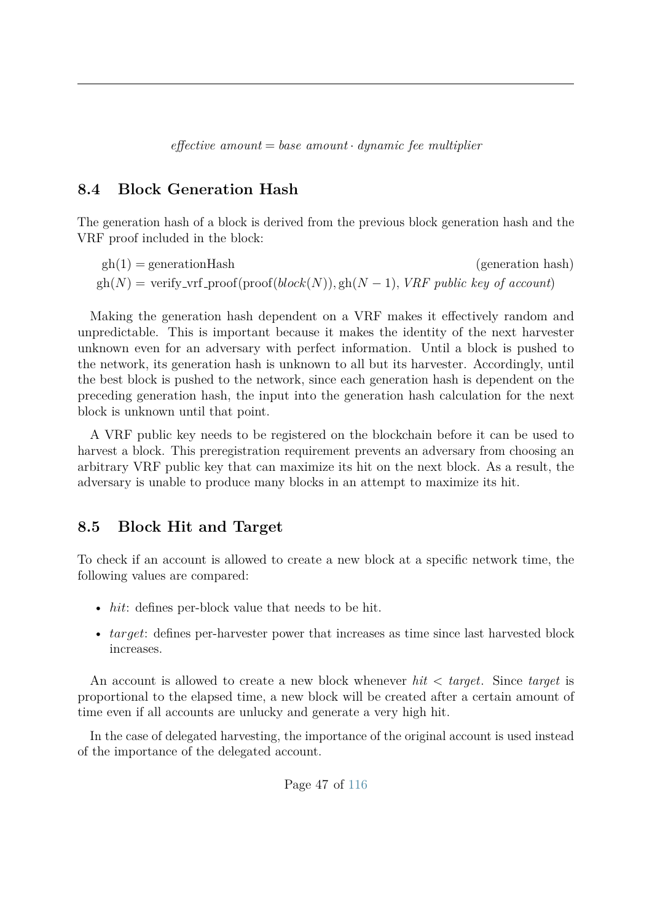$$\textit{effective amount} = \textit{base amount} \cdot \textit{dynamic fee multiplier}$$

## 8.4 Block Generation Hash

The generation hash of a block is derived from the previous block generation hash and the VRF proof included in the block:

$$\text{gh}(1) = \text{generationHash} \qquad \text{(generation hash)}$$
$$\text{gh}(N) = \text{verify\_vrf\_proof}(\text{proof}(\textit{block}(N)), \text{gh}(N-1), \textit{VRF public key of account})$$

Making the generation hash dependent on a VRF makes it effectively random and unpredictable. This is important because it makes the identity of the next harvester unknown even for an adversary with perfect information. Until a block is pushed to the network, its generation hash is unknown to all but its harvester. Accordingly, until the best block is pushed to the network, since each generation hash is dependent on the preceding generation hash, the input into the generation hash calculation for the next block is unknown until that point.

A VRF public key needs to be registered on the blockchain before it can be used to harvest a block. This preregistration requirement prevents an adversary from choosing an arbitrary VRF public key that can maximize its hit on the next block. As a result, the adversary is unable to produce many blocks in an attempt to maximize its hit.

## 8.5 Block Hit and Target

To check if an account is allowed to create a new block at a specific network time, the following values are compared:

- *hit*: defines per-block value that needs to be hit.
- *target*: defines per-harvester power that increases as time since last harvested block increases.

An account is allowed to create a new block whenever $hit < target$. Since *target* is proportional to the elapsed time, a new block will be created after a certain amount of time even if all accounts are unlucky and generate a very high hit.

In the case of delegated harvesting, the importance of the original account is used instead of the importance of the delegated account.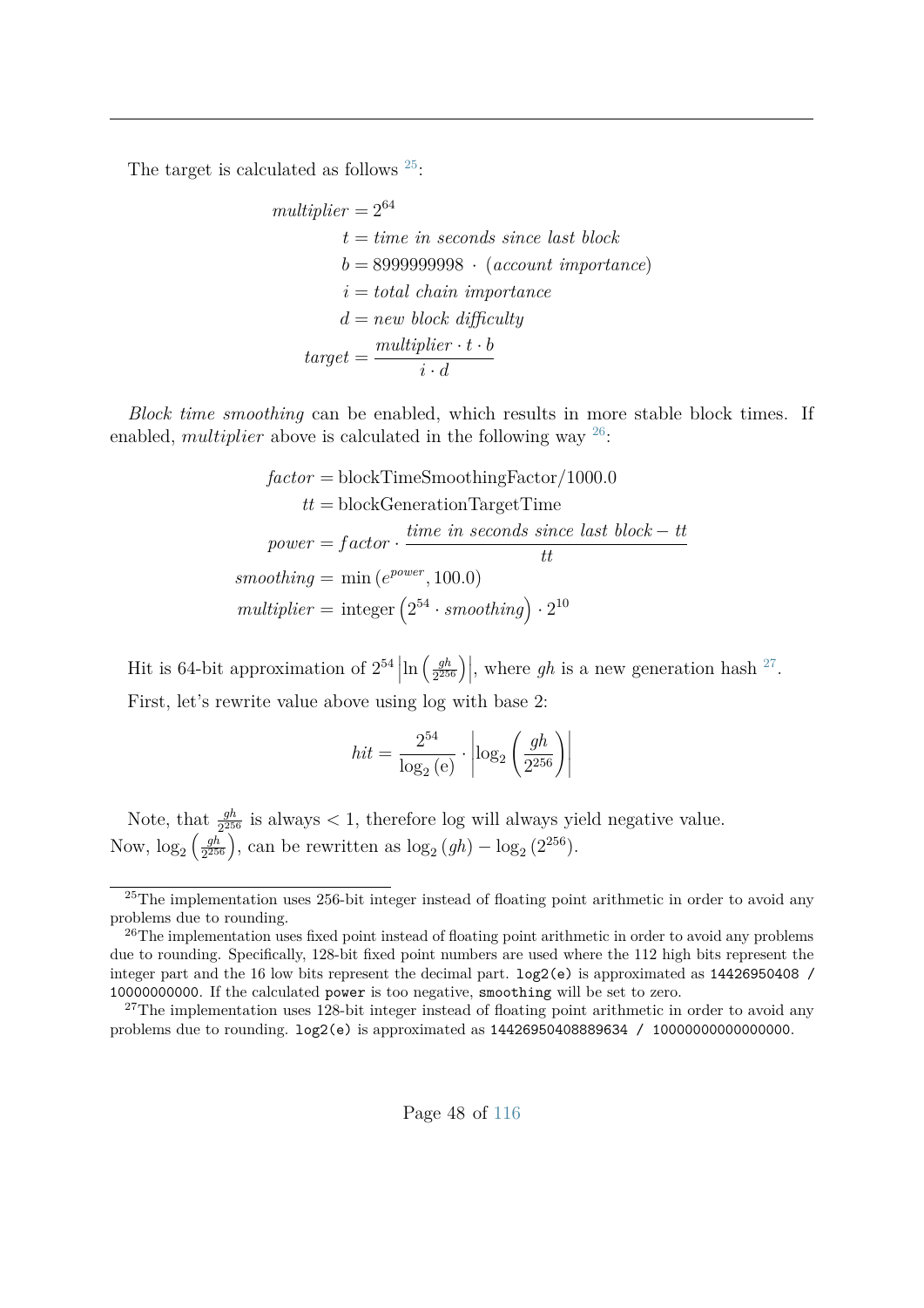The target is calculated as follows [25]:

$$
\begin{aligned}
multiplier &= 2^{64} \\
t &= time\ in\ seconds\ since\ last\ block \\
b &= 8999999998\ \cdot\ (account\ importance) \\
i &= total\ chain\ importance \\
d &= new\ block\ difficulty \\
target &= \frac{multiplier \cdot t \cdot b}{i \cdot d}
\end{aligned}
$$

*Block time smoothing* can be enabled, which results in more stable block times. If enabled, *multiplier* above is calculated in the following way [26]:

$$
\begin{aligned}
factor &= \text{blockTimeSmoothingFactor}/1000.0 \\
tt &= \text{blockGenerationTargetTime} \\
power &= factor \cdot \frac{time\ in\ seconds\ since\ last\ block - tt}{tt} \\
smoothing &= \min\left(e^{power}, 100.0\right) \\
multiplier &= \text{integer}\left(2^{54} \cdot smoothing\right) \cdot 2^{10}
\end{aligned}
$$

Hit is 64-bit approximation of $2^{54}\left|\ln\left(\frac{gh}{2^{256}}\right)\right|$, where $gh$ is a new generation hash [27].

First, let's rewrite value above using log with base 2:

$$
hit = \frac{2^{54}}{\log_2(\text{e})} \cdot \left|\log_2\left(\frac{gh}{2^{256}}\right)\right|
$$

Note, that $\frac{gh}{2^{256}}$ is always $< 1$, therefore log will always yield negative value. Now, $\log_2\left(\frac{gh}{2^{256}}\right)$, can be rewritten as $\log_2(gh) - \log_2(2^{256})$.

---

[25] The implementation uses 256-bit integer instead of floating point arithmetic in order to avoid any problems due to rounding.

[26] The implementation uses fixed point instead of floating point arithmetic in order to avoid any problems due to rounding. Specifically, 128-bit fixed point numbers are used where the 112 high bits represent the integer part and the 16 low bits represent the decimal part. `log2(e)` is approximated as `14426950408 / 10000000000`. If the calculated `power` is too negative, `smoothing` will be set to zero.

[27] The implementation uses 128-bit integer instead of floating point arithmetic in order to avoid any problems due to rounding. `log2(e)` is approximated as `14426950408889634 / 10000000000000000`.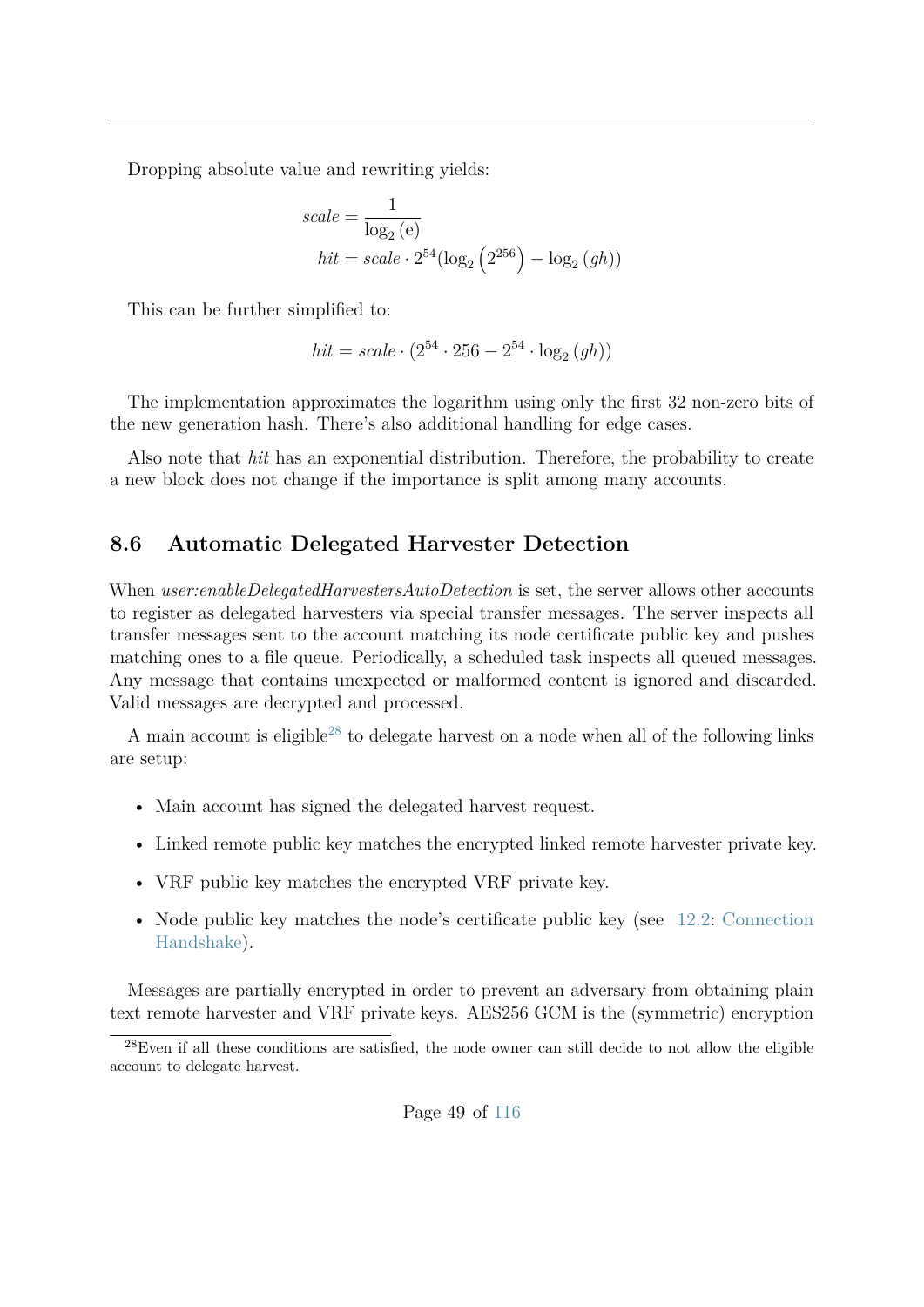Dropping absolute value and rewriting yields:

$$
\begin{aligned}
scale &= \frac{1}{\log_2(\mathrm{e})} \\
hit &= scale \cdot 2^{54}(\log_2\left(2^{256}\right) - \log_2(gh))
\end{aligned}
$$

This can be further simplified to:

$$
hit = scale \cdot (2^{54} \cdot 256 - 2^{54} \cdot \log_2(gh))
$$

The implementation approximates the logarithm using only the first 32 non-zero bits of the new generation hash. There's also additional handling for edge cases.

Also note that *hit* has an exponential distribution. Therefore, the probability to create a new block does not change if the importance is split among many accounts.

## 8.6 Automatic Delegated Harvester Detection

When *user:enableDelegatedHarvestersAutoDetection* is set, the server allows other accounts to register as delegated harvesters via special transfer messages. The server inspects all transfer messages sent to the account matching its node certificate public key and pushes matching ones to a file queue. Periodically, a scheduled task inspects all queued messages. Any message that contains unexpected or malformed content is ignored and discarded. Valid messages are decrypted and processed.

A main account is eligible[28] to delegate harvest on a node when all of the following links are setup:

- Main account has signed the delegated harvest request.
- Linked remote public key matches the encrypted linked remote harvester private key.
- VRF public key matches the encrypted VRF private key.
- Node public key matches the node's certificate public key (see 12.2: Connection Handshake).

Messages are partially encrypted in order to prevent an adversary from obtaining plain text remote harvester and VRF private keys. AES256 GCM is the (symmetric) encryption

[28] Even if all these conditions are satisfied, the node owner can still decide to not allow the eligible account to delegate harvest.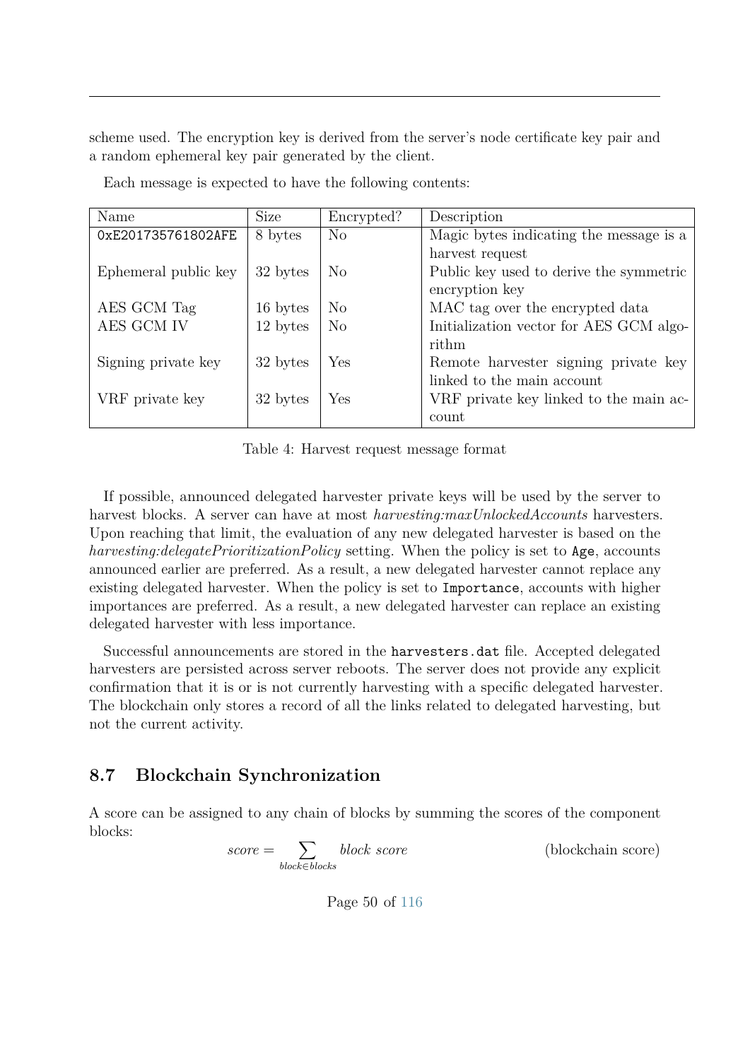scheme used. The encryption key is derived from the server's node certificate key pair and a random ephemeral key pair generated by the client.

Each message is expected to have the following contents:

| Name | Size | Encrypted? | Description |
|---|---|---|---|
| `0xE201735761802AFE` | 8 bytes | No | Magic bytes indicating the message is a harvest request |
| Ephemeral public key | 32 bytes | No | Public key used to derive the symmetric encryption key |
| AES GCM Tag | 16 bytes | No | MAC tag over the encrypted data |
| AES GCM IV | 12 bytes | No | Initialization vector for AES GCM algorithm |
| Signing private key | 32 bytes | Yes | Remote harvester signing private key linked to the main account |
| VRF private key | 32 bytes | Yes | VRF private key linked to the main account |

Table 4: Harvest request message format

If possible, announced delegated harvester private keys will be used by the server to harvest blocks. A server can have at most *harvesting:maxUnlockedAccounts* harvesters. Upon reaching that limit, the evaluation of any new delegated harvester is based on the *harvesting:delegatePrioritizationPolicy* setting. When the policy is set to `Age`, accounts announced earlier are preferred. As a result, a new delegated harvester cannot replace any existing delegated harvester. When the policy is set to `Importance`, accounts with higher importances are preferred. As a result, a new delegated harvester can replace an existing delegated harvester with less importance.

Successful announcements are stored in the `harvesters.dat` file. Accepted delegated harvesters are persisted across server reboots. The server does not provide any explicit confirmation that it is or is not currently harvesting with a specific delegated harvester. The blockchain only stores a record of all the links related to delegated harvesting, but not the current activity.

## 8.7 Blockchain Synchronization

A score can be assigned to any chain of blocks by summing the scores of the component blocks:

$$score = \sum_{block \in blocks} block\ score \qquad \text{(blockchain score)}$$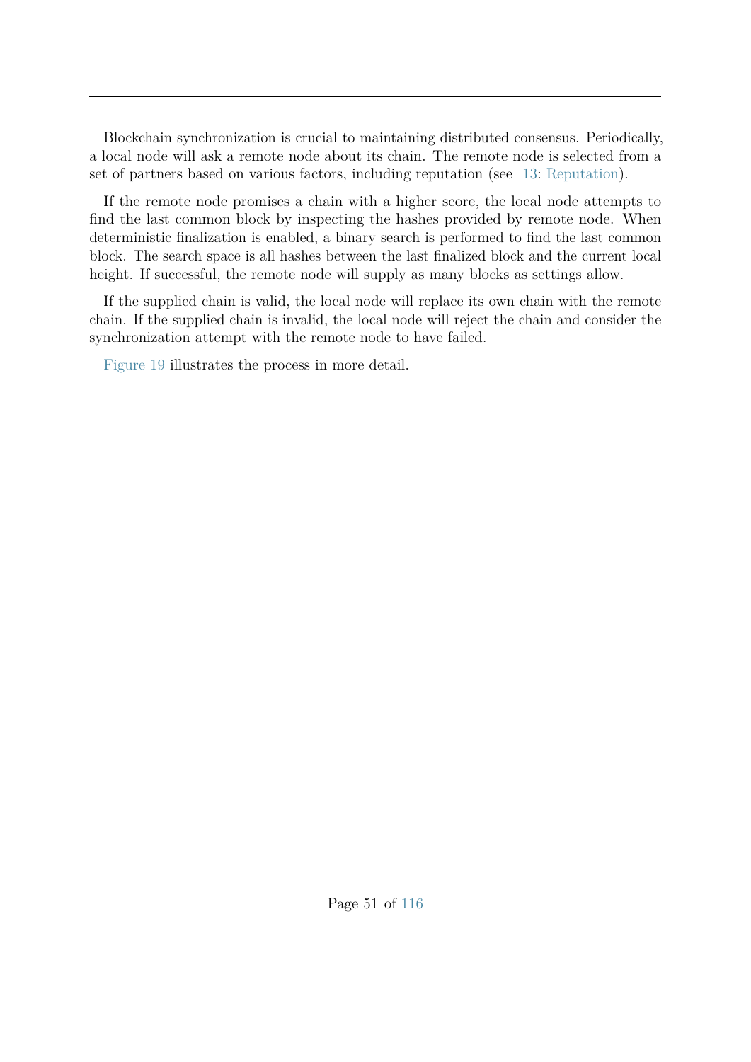Blockchain synchronization is crucial to maintaining distributed consensus. Periodically, a local node will ask a remote node about its chain. The remote node is selected from a set of partners based on various factors, including reputation (see 13: Reputation).

If the remote node promises a chain with a higher score, the local node attempts to find the last common block by inspecting the hashes provided by remote node. When deterministic finalization is enabled, a binary search is performed to find the last common block. The search space is all hashes between the last finalized block and the current local height. If successful, the remote node will supply as many blocks as settings allow.

If the supplied chain is valid, the local node will replace its own chain with the remote chain. If the supplied chain is invalid, the local node will reject the chain and consider the synchronization attempt with the remote node to have failed.

Figure 19 illustrates the process in more detail.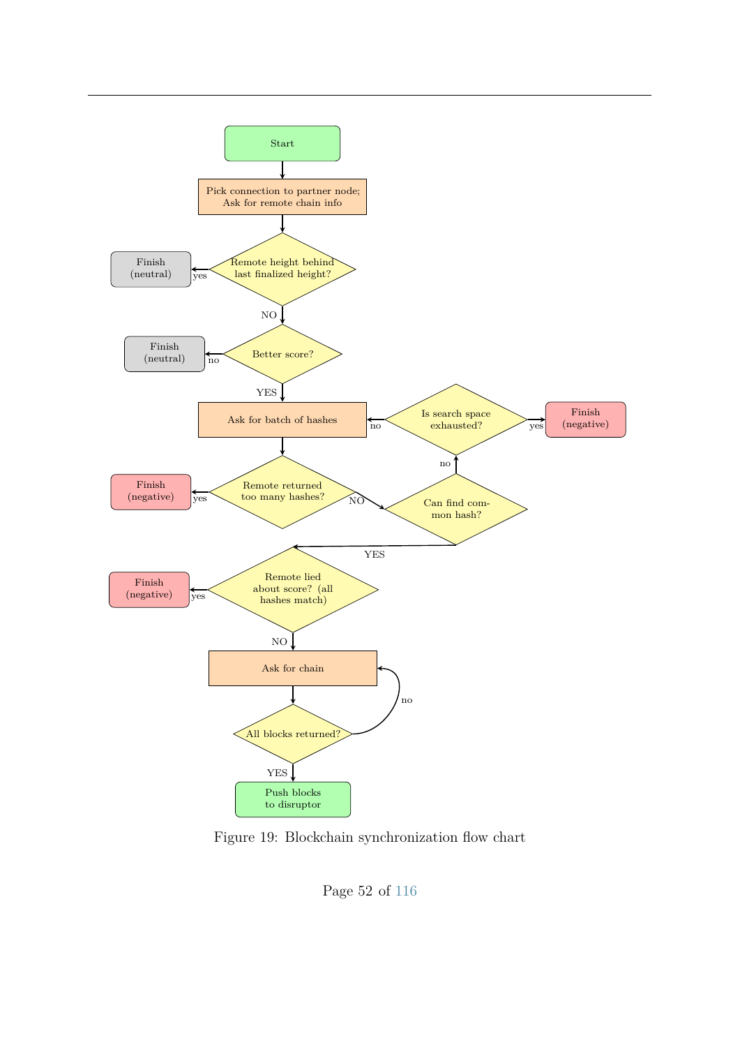Start

Pick connection to partner node; Ask for remote chain info

Remote height behind last finalized height? — yes → Finish (neutral)

NO

Better score? — no → Finish (neutral)

YES

Ask for batch of hashes

Remote returned too many hashes? — yes → Finish (negative)

NO

Can find common hash? — no → Is search space exhausted? — yes → Finish (negative); no → Ask for batch of hashes

YES

Remote lied about score? (all hashes match) — yes → Finish (negative)

NO

Ask for chain

All blocks returned? — no → Ask for chain

YES

Push blocks to disruptor

Figure 19: Blockchain synchronization flow chart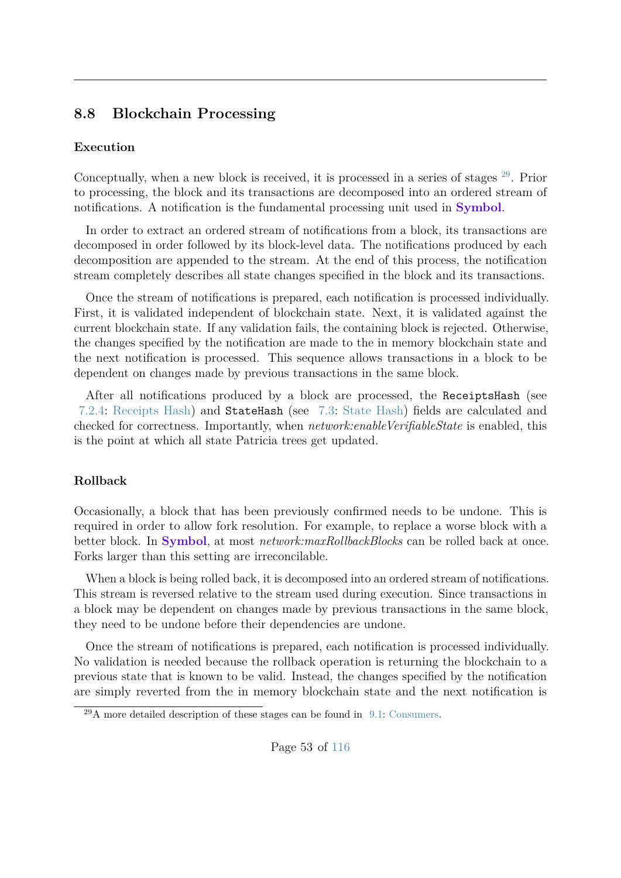## 8.8 Blockchain Processing

### Execution

Conceptually, when a new block is received, it is processed in a series of stages [29]. Prior to processing, the block and its transactions are decomposed into an ordered stream of notifications. A notification is the fundamental processing unit used in **Symbol**.

In order to extract an ordered stream of notifications from a block, its transactions are decomposed in order followed by its block-level data. The notifications produced by each decomposition are appended to the stream. At the end of this process, the notification stream completely describes all state changes specified in the block and its transactions.

Once the stream of notifications is prepared, each notification is processed individually. First, it is validated independent of blockchain state. Next, it is validated against the current blockchain state. If any validation fails, the containing block is rejected. Otherwise, the changes specified by the notification are made to the in memory blockchain state and the next notification is processed. This sequence allows transactions in a block to be dependent on changes made by previous transactions in the same block.

After all notifications produced by a block are processed, the `ReceiptsHash` (see 7.2.4: Receipts Hash) and `StateHash` (see 7.3: State Hash) fields are calculated and checked for correctness. Importantly, when *network:enableVerifiableState* is enabled, this is the point at which all state Patricia trees get updated.

### Rollback

Occasionally, a block that has been previously confirmed needs to be undone. This is required in order to allow fork resolution. For example, to replace a worse block with a better block. In **Symbol**, at most *network:maxRollbackBlocks* can be rolled back at once. Forks larger than this setting are irreconcilable.

When a block is being rolled back, it is decomposed into an ordered stream of notifications. This stream is reversed relative to the stream used during execution. Since transactions in a block may be dependent on changes made by previous transactions in the same block, they need to be undone before their dependencies are undone.

Once the stream of notifications is prepared, each notification is processed individually. No validation is needed because the rollback operation is returning the blockchain to a previous state that is known to be valid. Instead, the changes specified by the notification are simply reverted from the in memory blockchain state and the next notification is

[29] A more detailed description of these stages can be found in 9.1: Consumers.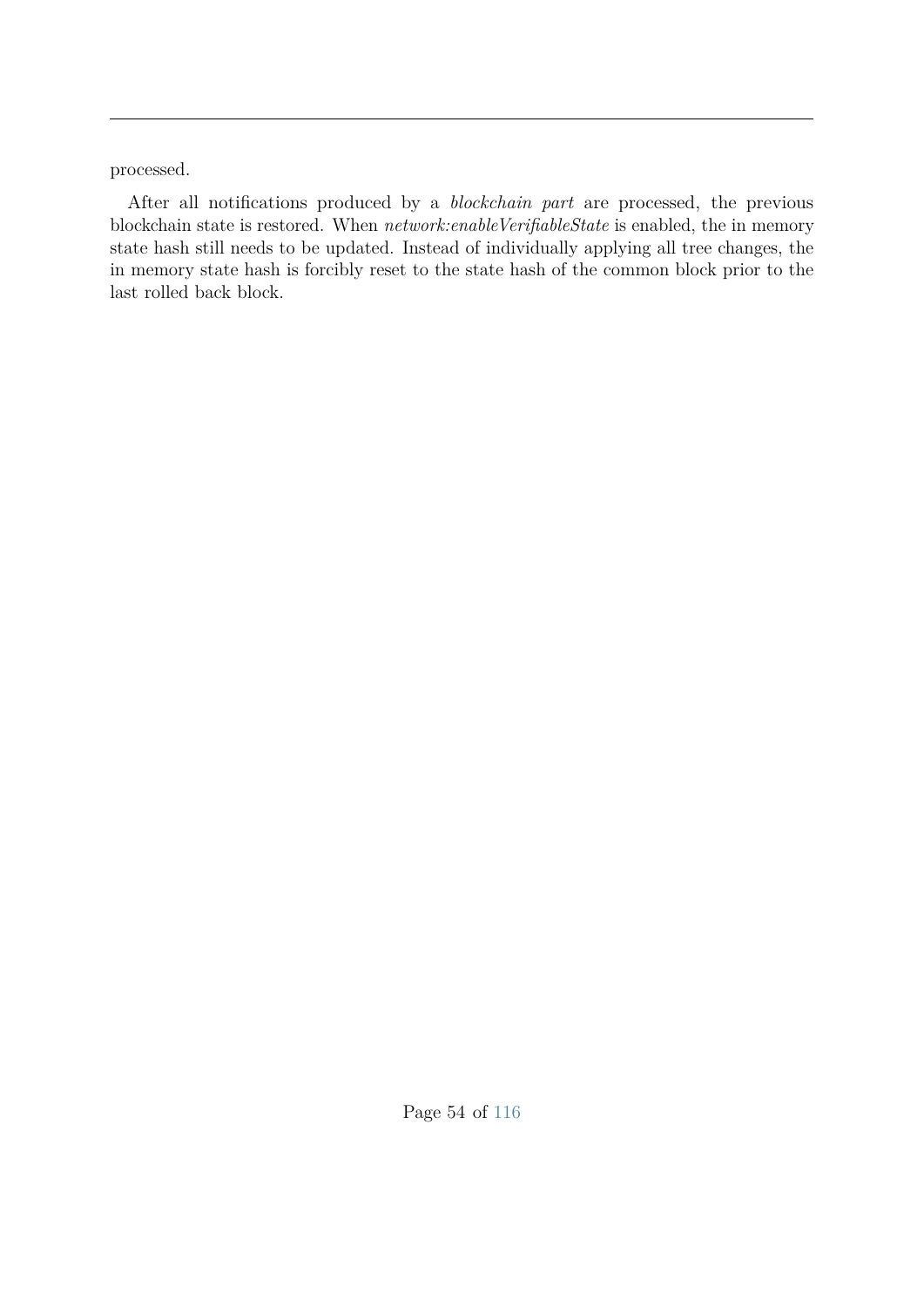processed.

After all notifications produced by a *blockchain part* are processed, the previous blockchain state is restored. When *network:enableVerifiableState* is enabled, the in memory state hash still needs to be updated. Instead of individually applying all tree changes, the in memory state hash is forcibly reset to the state hash of the common block prior to the last rolled back block.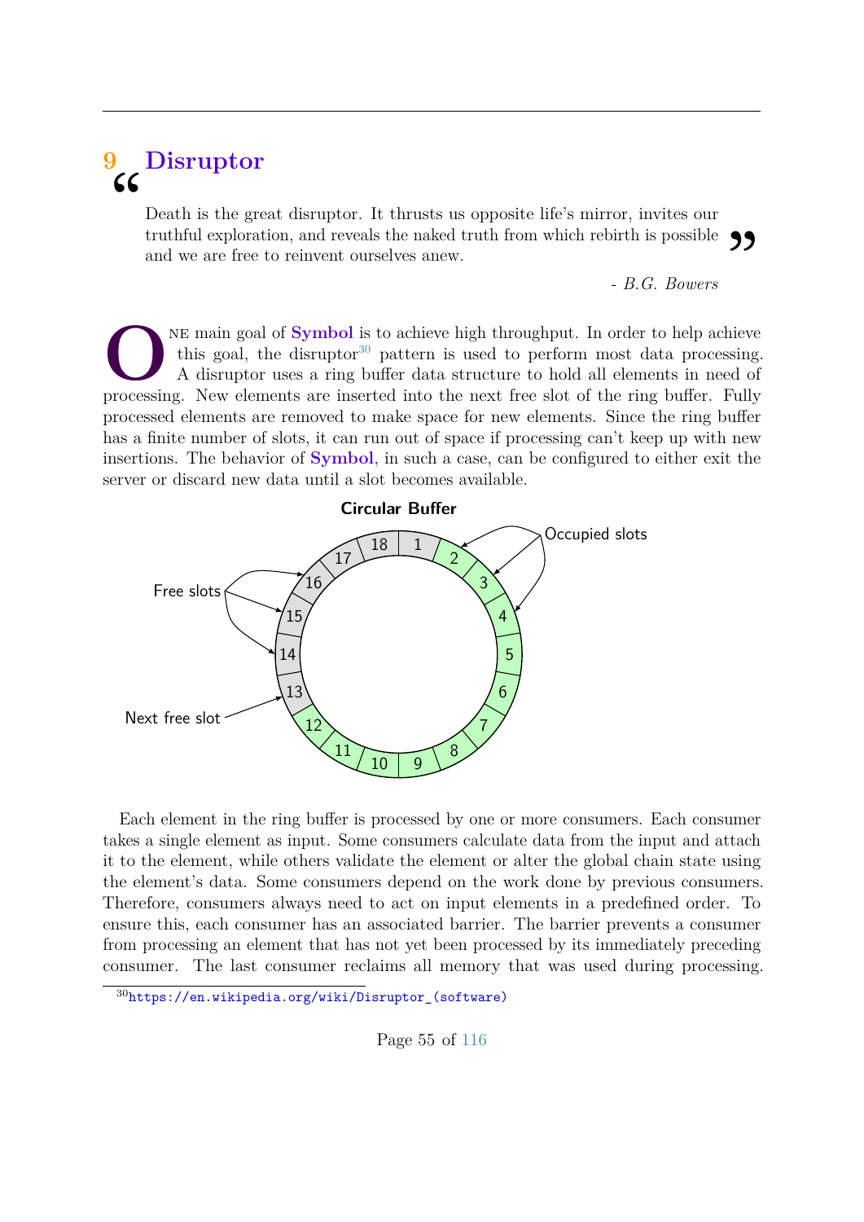# 9 Disruptor

> Death is the great disruptor. It thrusts us opposite life's mirror, invites our truthful exploration, and reveals the naked truth from which rebirth is possible and we are free to reinvent ourselves anew.
>
> \- *B.G. Bowers*

One main goal of **Symbol** is to achieve high throughput. In order to help achieve this goal, the disruptor[30] pattern is used to perform most data processing. A disruptor uses a ring buffer data structure to hold all elements in need of processing. New elements are inserted into the next free slot of the ring buffer. Fully processed elements are removed to make space for new elements. Since the ring buffer has a finite number of slots, it can run out of space if processing can't keep up with new insertions. The behavior of **Symbol**, in such a case, can be configured to either exit the server or discard new data until a slot becomes available.

**Circular Buffer**

Free slots — Occupied slots — Next free slot

Slots: 1, 2, 3, 4, 5, 6, 7, 8, 9, 10, 11, 12, 13, 14, 15, 16, 17, 18

Each element in the ring buffer is processed by one or more consumers. Each consumer takes a single element as input. Some consumers calculate data from the input and attach it to the element, while others validate the element or alter the global chain state using the element's data. Some consumers depend on the work done by previous consumers. Therefore, consumers always need to act on input elements in a predefined order. To ensure this, each consumer has an associated barrier. The barrier prevents a consumer from processing an element that has not yet been processed by its immediately preceding consumer. The last consumer reclaims all memory that was used during processing.

[30] https://en.wikipedia.org/wiki/Disruptor_(software)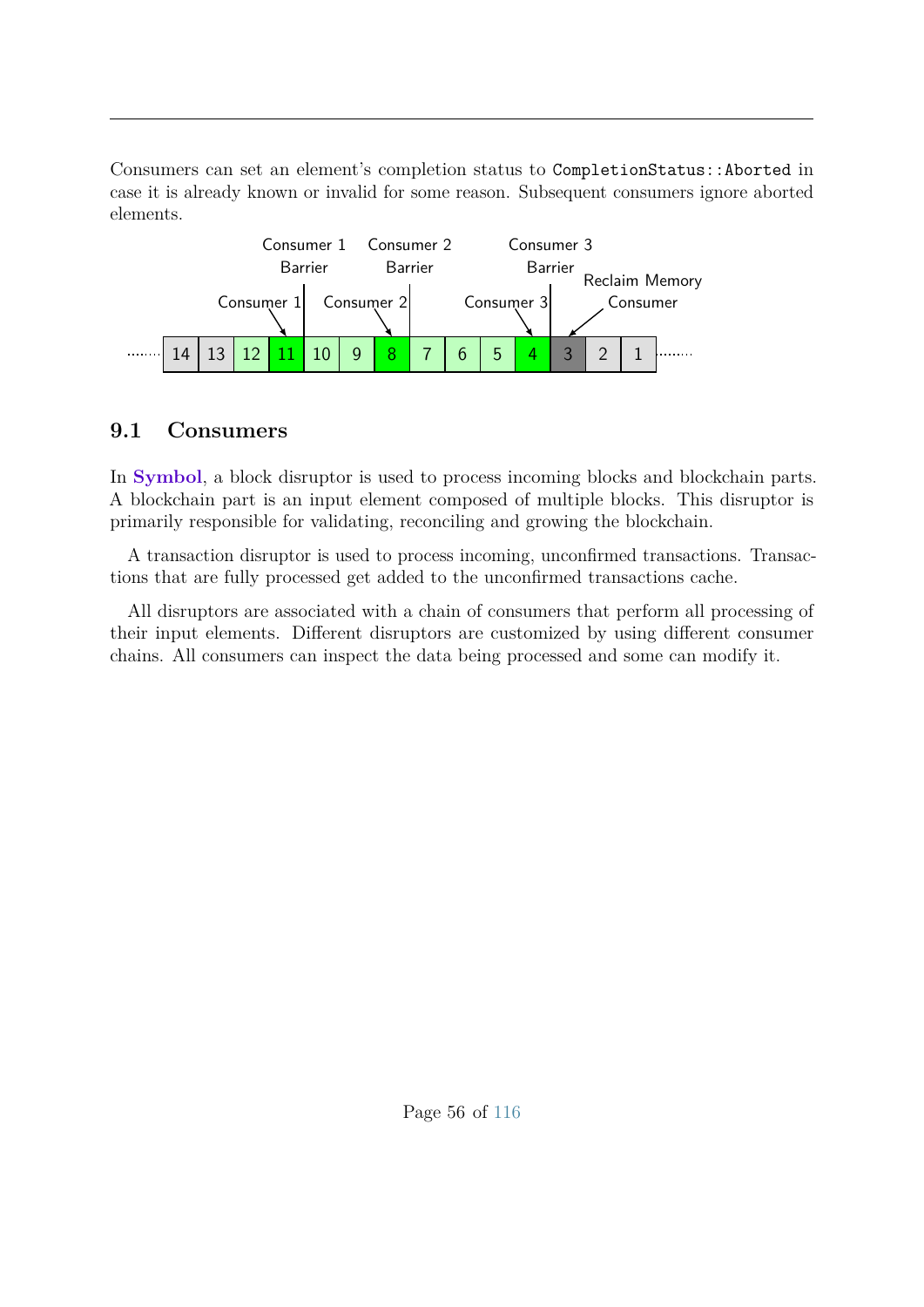Consumers can set an element's completion status to `CompletionStatus::Aborted` in case it is already known or invalid for some reason. Subsequent consumers ignore aborted elements.

## 9.1 Consumers

In **Symbol**, a block disruptor is used to process incoming blocks and blockchain parts. A blockchain part is an input element composed of multiple blocks. This disruptor is primarily responsible for validating, reconciling and growing the blockchain.

A transaction disruptor is used to process incoming, unconfirmed transactions. Transactions that are fully processed get added to the unconfirmed transactions cache.

All disruptors are associated with a chain of consumers that perform all processing of their input elements. Different disruptors are customized by using different consumer chains. All consumers can inspect the data being processed and some can modify it.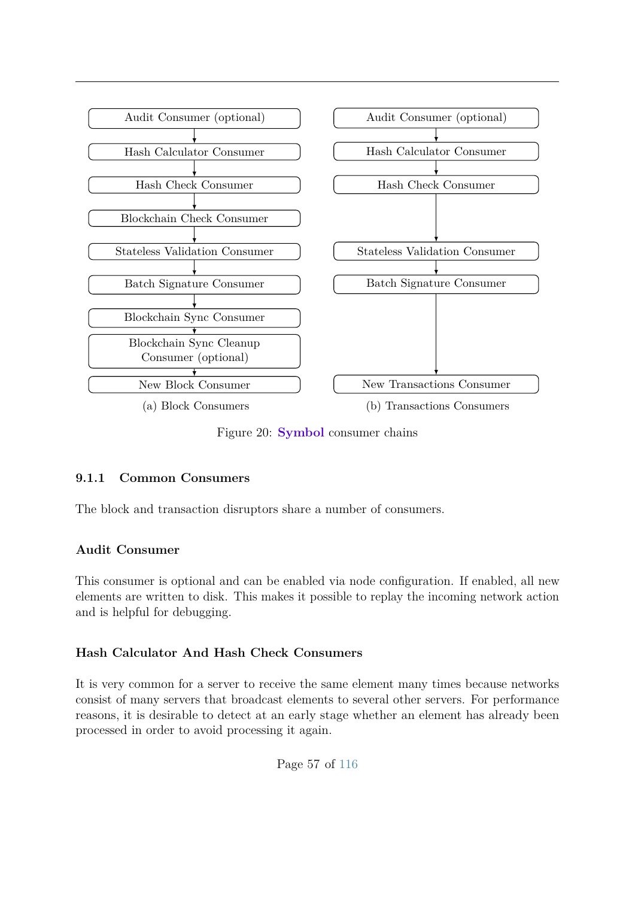Audit Consumer (optional) → Hash Calculator Consumer → Hash Check Consumer → Blockchain Check Consumer → Stateless Validation Consumer → Batch Signature Consumer → Blockchain Sync Consumer → Blockchain Sync Cleanup Consumer (optional) → New Block Consumer

(a) Block Consumers

Audit Consumer (optional) → Hash Calculator Consumer → Hash Check Consumer → Stateless Validation Consumer → Batch Signature Consumer → New Transactions Consumer

(b) Transactions Consumers

Figure 20: **Symbol** consumer chains

### 9.1.1 Common Consumers

The block and transaction disruptors share a number of consumers.

#### Audit Consumer

This consumer is optional and can be enabled via node configuration. If enabled, all new elements are written to disk. This makes it possible to replay the incoming network action and is helpful for debugging.

#### Hash Calculator And Hash Check Consumers

It is very common for a server to receive the same element many times because networks consist of many servers that broadcast elements to several other servers. For performance reasons, it is desirable to detect at an early stage whether an element has already been processed in order to avoid processing it again.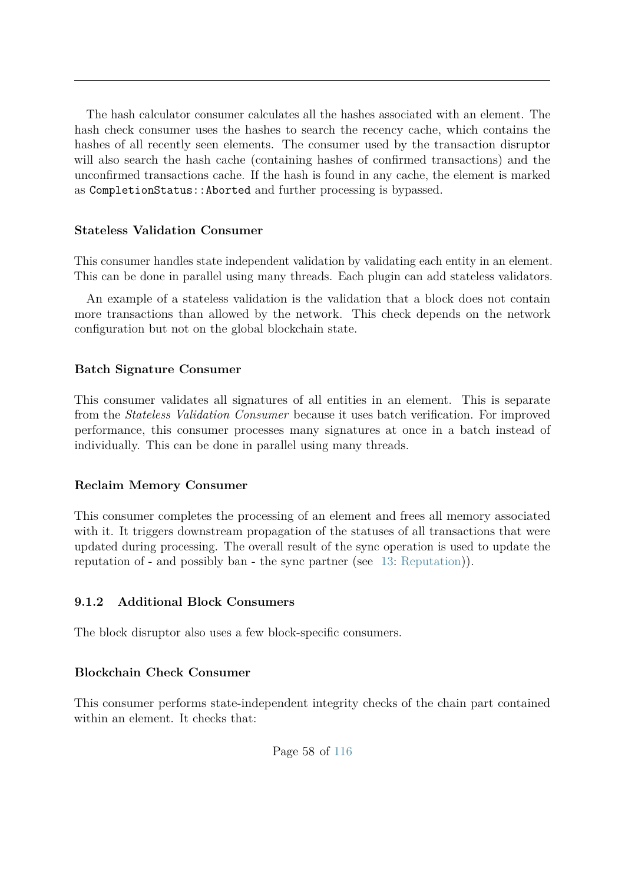The hash calculator consumer calculates all the hashes associated with an element. The hash check consumer uses the hashes to search the recency cache, which contains the hashes of all recently seen elements. The consumer used by the transaction disruptor will also search the hash cache (containing hashes of confirmed transactions) and the unconfirmed transactions cache. If the hash is found in any cache, the element is marked as `CompletionStatus::Aborted` and further processing is bypassed.

#### Stateless Validation Consumer

This consumer handles state independent validation by validating each entity in an element. This can be done in parallel using many threads. Each plugin can add stateless validators.

An example of a stateless validation is the validation that a block does not contain more transactions than allowed by the network. This check depends on the network configuration but not on the global blockchain state.

#### Batch Signature Consumer

This consumer validates all signatures of all entities in an element. This is separate from the *Stateless Validation Consumer* because it uses batch verification. For improved performance, this consumer processes many signatures at once in a batch instead of individually. This can be done in parallel using many threads.

#### Reclaim Memory Consumer

This consumer completes the processing of an element and frees all memory associated with it. It triggers downstream propagation of the statuses of all transactions that were updated during processing. The overall result of the sync operation is used to update the reputation of - and possibly ban - the sync partner (see 13: Reputation)).

### 9.1.2 Additional Block Consumers

The block disruptor also uses a few block-specific consumers.

#### Blockchain Check Consumer

This consumer performs state-independent integrity checks of the chain part contained within an element. It checks that: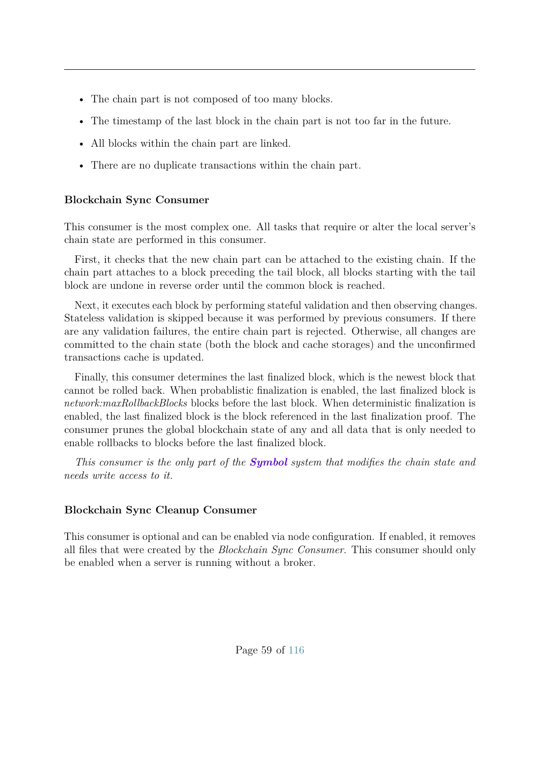- The chain part is not composed of too many blocks.
- The timestamp of the last block in the chain part is not too far in the future.
- All blocks within the chain part are linked.
- There are no duplicate transactions within the chain part.

#### Blockchain Sync Consumer

This consumer is the most complex one. All tasks that require or alter the local server's chain state are performed in this consumer.

First, it checks that the new chain part can be attached to the existing chain. If the chain part attaches to a block preceding the tail block, all blocks starting with the tail block are undone in reverse order until the common block is reached.

Next, it executes each block by performing stateful validation and then observing changes. Stateless validation is skipped because it was performed by previous consumers. If there are any validation failures, the entire chain part is rejected. Otherwise, all changes are committed to the chain state (both the block and cache storages) and the unconfirmed transactions cache is updated.

Finally, this consumer determines the last finalized block, which is the newest block that cannot be rolled back. When probablistic finalization is enabled, the last finalized block is *network:maxRollbackBlocks* blocks before the last block. When deterministic finalization is enabled, the last finalized block is the block referenced in the last finalization proof. The consumer prunes the global blockchain state of any and all data that is only needed to enable rollbacks to blocks before the last finalized block.

*This consumer is the only part of the **Symbol** system that modifies the chain state and needs write access to it.*

#### Blockchain Sync Cleanup Consumer

This consumer is optional and can be enabled via node configuration. If enabled, it removes all files that were created by the *Blockchain Sync Consumer*. This consumer should only be enabled when a server is running without a broker.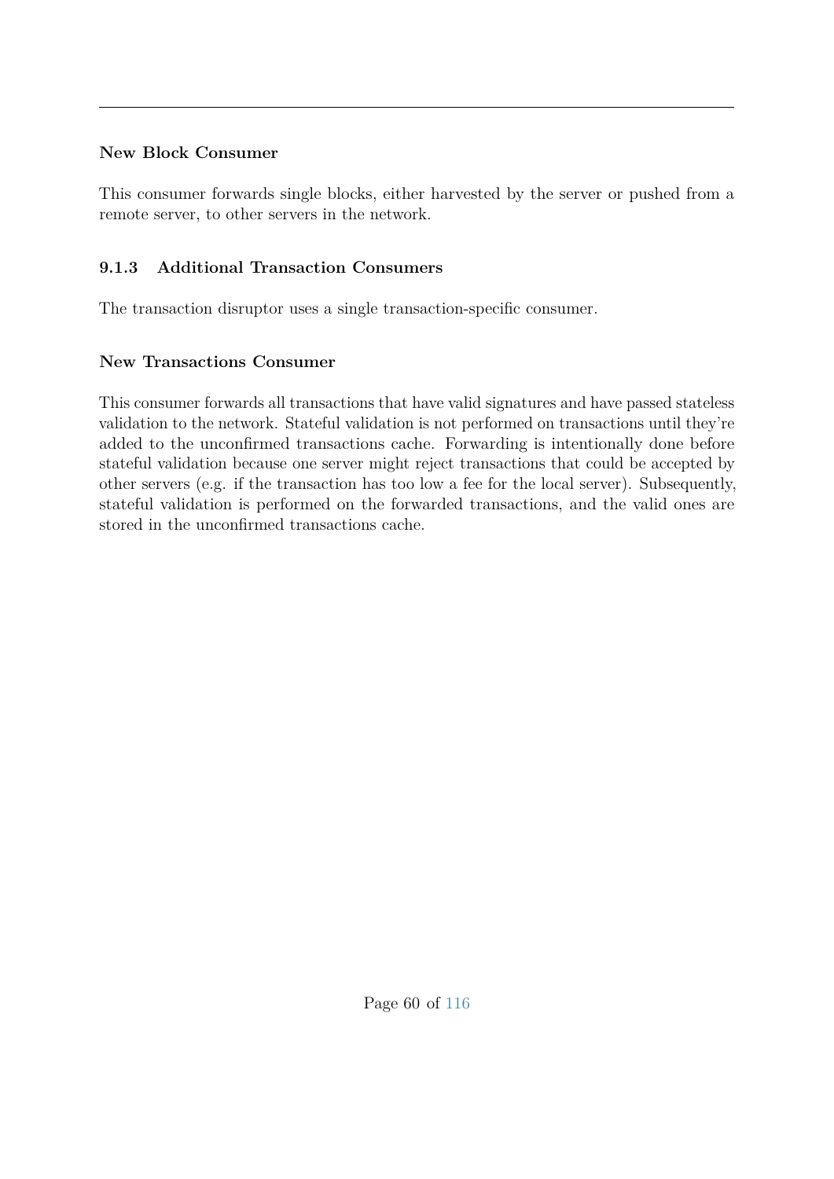#### New Block Consumer

This consumer forwards single blocks, either harvested by the server or pushed from a remote server, to other servers in the network.

### 9.1.3 Additional Transaction Consumers

The transaction disruptor uses a single transaction-specific consumer.

#### New Transactions Consumer

This consumer forwards all transactions that have valid signatures and have passed stateless validation to the network. Stateful validation is not performed on transactions until they're added to the unconfirmed transactions cache. Forwarding is intentionally done before stateful validation because one server might reject transactions that could be accepted by other servers (e.g. if the transaction has too low a fee for the local server). Subsequently, stateful validation is performed on the forwarded transactions, and the valid ones are stored in the unconfirmed transactions cache.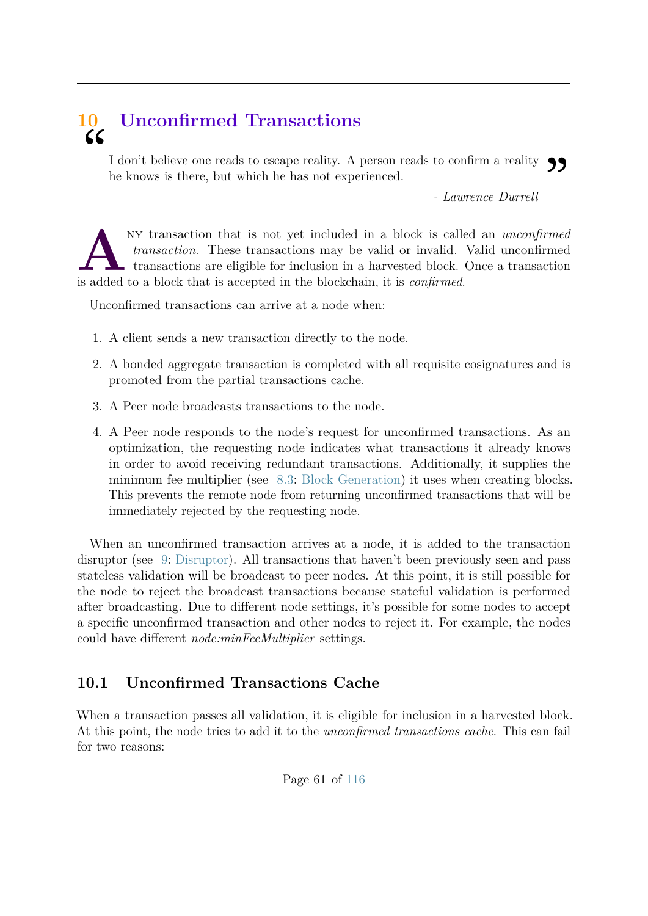# 10 Unconfirmed Transactions

> I don't believe one reads to escape reality. A person reads to confirm a reality he knows is there, but which he has not experienced.
>
> *- Lawrence Durrell*

Any transaction that is not yet included in a block is called an *unconfirmed transaction*. These transactions may be valid or invalid. Valid unconfirmed transactions are eligible for inclusion in a harvested block. Once a transaction is added to a block that is accepted in the blockchain, it is *confirmed*.

Unconfirmed transactions can arrive at a node when:

1. A client sends a new transaction directly to the node.
2. A bonded aggregate transaction is completed with all requisite cosignatures and is promoted from the partial transactions cache.
3. A Peer node broadcasts transactions to the node.
4. A Peer node responds to the node's request for unconfirmed transactions. As an optimization, the requesting node indicates what transactions it already knows in order to avoid receiving redundant transactions. Additionally, it supplies the minimum fee multiplier (see 8.3: Block Generation) it uses when creating blocks. This prevents the remote node from returning unconfirmed transactions that will be immediately rejected by the requesting node.

When an unconfirmed transaction arrives at a node, it is added to the transaction disruptor (see 9: Disruptor). All transactions that haven't been previously seen and pass stateless validation will be broadcast to peer nodes. At this point, it is still possible for the node to reject the broadcast transactions because stateful validation is performed after broadcasting. Due to different node settings, it's possible for some nodes to accept a specific unconfirmed transaction and other nodes to reject it. For example, the nodes could have different *node:minFeeMultiplier* settings.

## 10.1 Unconfirmed Transactions Cache

When a transaction passes all validation, it is eligible for inclusion in a harvested block. At this point, the node tries to add it to the *unconfirmed transactions cache*. This can fail for two reasons: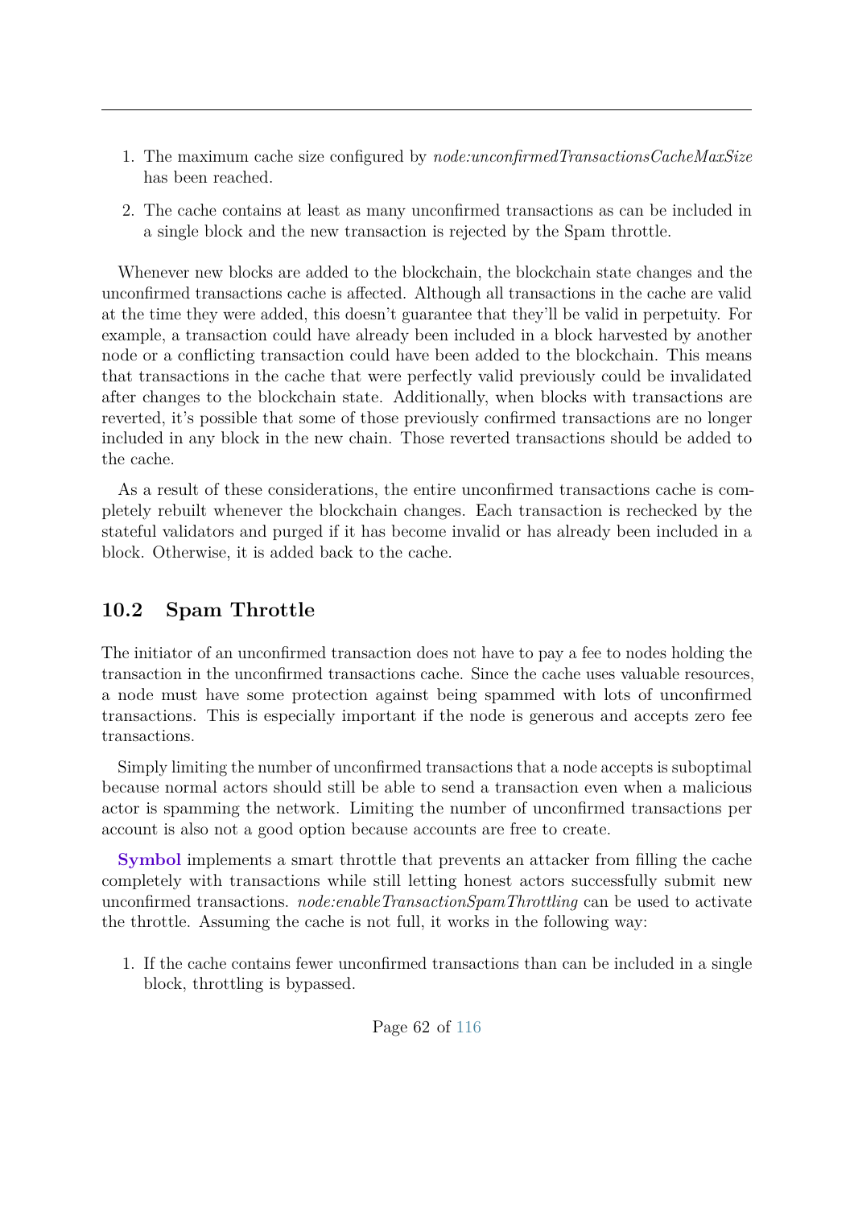1. The maximum cache size configured by *node:unconfirmedTransactionsCacheMaxSize* has been reached.
2. The cache contains at least as many unconfirmed transactions as can be included in a single block and the new transaction is rejected by the Spam throttle.

Whenever new blocks are added to the blockchain, the blockchain state changes and the unconfirmed transactions cache is affected. Although all transactions in the cache are valid at the time they were added, this doesn't guarantee that they'll be valid in perpetuity. For example, a transaction could have already been included in a block harvested by another node or a conflicting transaction could have been added to the blockchain. This means that transactions in the cache that were perfectly valid previously could be invalidated after changes to the blockchain state. Additionally, when blocks with transactions are reverted, it's possible that some of those previously confirmed transactions are no longer included in any block in the new chain. Those reverted transactions should be added to the cache.

As a result of these considerations, the entire unconfirmed transactions cache is completely rebuilt whenever the blockchain changes. Each transaction is rechecked by the stateful validators and purged if it has become invalid or has already been included in a block. Otherwise, it is added back to the cache.

## 10.2 Spam Throttle

The initiator of an unconfirmed transaction does not have to pay a fee to nodes holding the transaction in the unconfirmed transactions cache. Since the cache uses valuable resources, a node must have some protection against being spammed with lots of unconfirmed transactions. This is especially important if the node is generous and accepts zero fee transactions.

Simply limiting the number of unconfirmed transactions that a node accepts is suboptimal because normal actors should still be able to send a transaction even when a malicious actor is spamming the network. Limiting the number of unconfirmed transactions per account is also not a good option because accounts are free to create.

**Symbol** implements a smart throttle that prevents an attacker from filling the cache completely with transactions while still letting honest actors successfully submit new unconfirmed transactions. *node:enableTransactionSpamThrottling* can be used to activate the throttle. Assuming the cache is not full, it works in the following way:

1. If the cache contains fewer unconfirmed transactions than can be included in a single block, throttling is bypassed.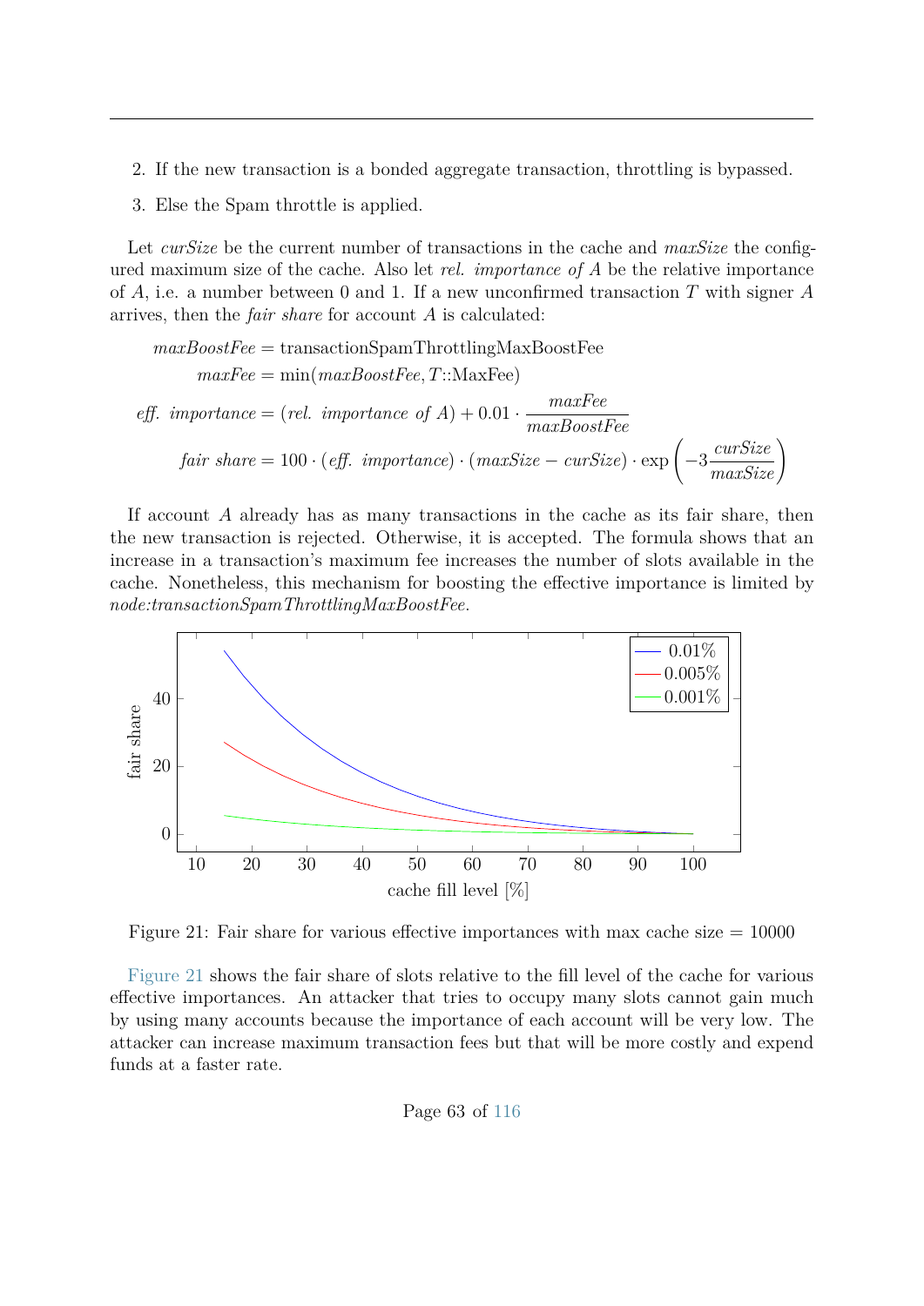2. If the new transaction is a bonded aggregate transaction, throttling is bypassed.
3. Else the Spam throttle is applied.

Let *curSize* be the current number of transactions in the cache and *maxSize* the configured maximum size of the cache. Also let *rel. importance of A* be the relative importance of $A$, i.e. a number between 0 and 1. If a new unconfirmed transaction $T$ with signer $A$ arrives, then the *fair share* for account $A$ is calculated:

$$
\begin{aligned}
\mathit{maxBoostFee} &= \text{transactionSpamThrottlingMaxBoostFee} \\
\mathit{maxFee} &= \min(\mathit{maxBoostFee}, T\text{::MaxFee}) \\
\mathit{eff.\ importance} &= (\mathit{rel.\ importance\ of\ A}) + 0.01 \cdot \frac{\mathit{maxFee}}{\mathit{maxBoostFee}} \\
\mathit{fair\ share} &= 100 \cdot (\mathit{eff.\ importance}) \cdot (\mathit{maxSize} - \mathit{curSize}) \cdot \exp\left(-3\frac{\mathit{curSize}}{\mathit{maxSize}}\right)
\end{aligned}
$$

If account $A$ already has as many transactions in the cache as its fair share, then the new transaction is rejected. Otherwise, it is accepted. The formula shows that an increase in a transaction's maximum fee increases the number of slots available in the cache. Nonetheless, this mechanism for boosting the effective importance is limited by *node:transactionSpamThrottlingMaxBoostFee*.

Figure 21: Fair share for various effective importances with max cache size = 10000

Figure 21 shows the fair share of slots relative to the fill level of the cache for various effective importances. An attacker that tries to occupy many slots cannot gain much by using many accounts because the importance of each account will be very low. The attacker can increase maximum transaction fees but that will be more costly and expend funds at a faster rate.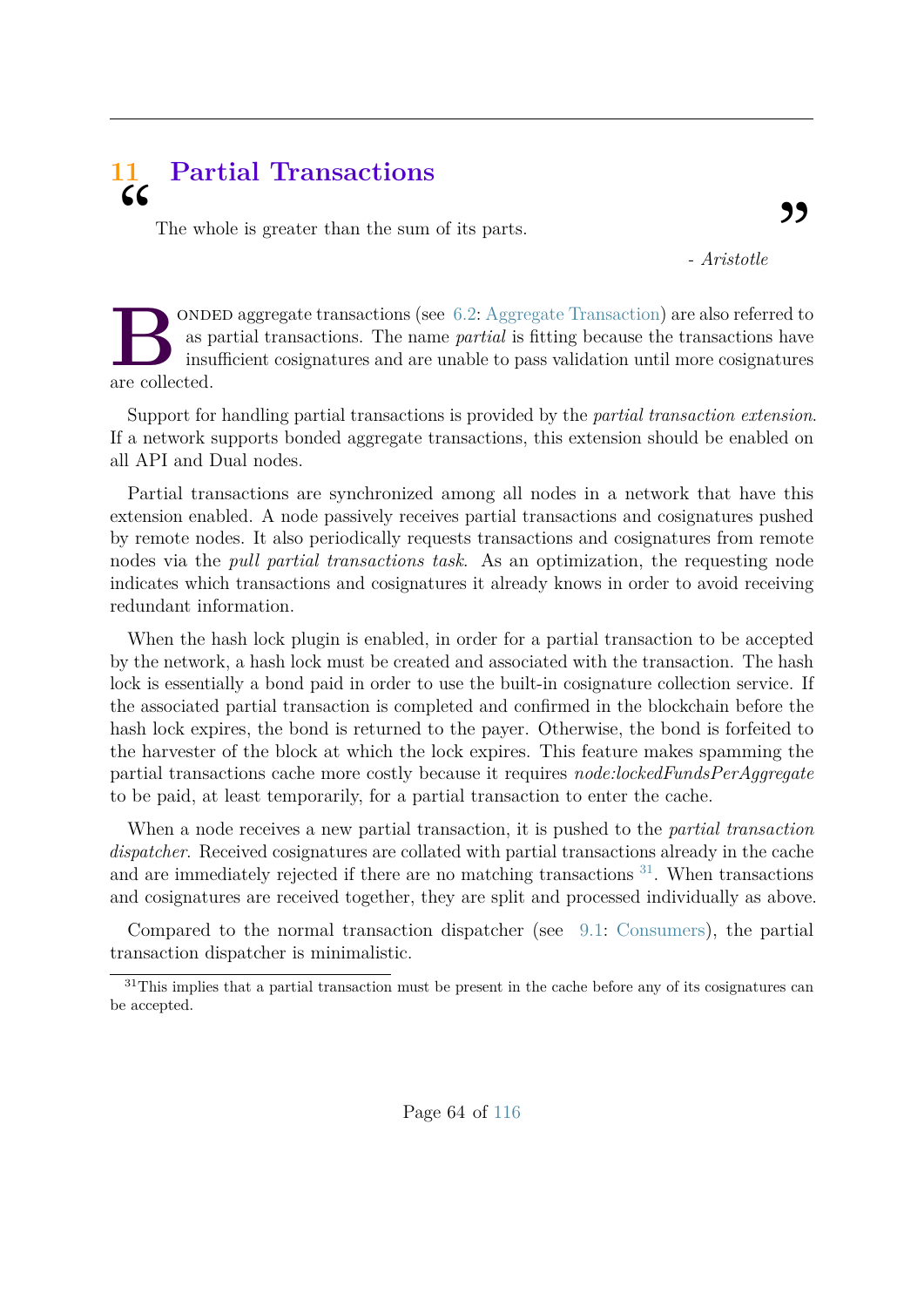# 11 Partial Transactions

> The whole is greater than the sum of its parts.
>
> \- *Aristotle*

Bonded aggregate transactions (see 6.2: Aggregate Transaction) are also referred to as partial transactions. The name *partial* is fitting because the transactions have insufficient cosignatures and are unable to pass validation until more cosignatures are collected.

Support for handling partial transactions is provided by the *partial transaction extension*. If a network supports bonded aggregate transactions, this extension should be enabled on all API and Dual nodes.

Partial transactions are synchronized among all nodes in a network that have this extension enabled. A node passively receives partial transactions and cosignatures pushed by remote nodes. It also periodically requests transactions and cosignatures from remote nodes via the *pull partial transactions task*. As an optimization, the requesting node indicates which transactions and cosignatures it already knows in order to avoid receiving redundant information.

When the hash lock plugin is enabled, in order for a partial transaction to be accepted by the network, a hash lock must be created and associated with the transaction. The hash lock is essentially a bond paid in order to use the built-in cosignature collection service. If the associated partial transaction is completed and confirmed in the blockchain before the hash lock expires, the bond is returned to the payer. Otherwise, the bond is forfeited to the harvester of the block at which the lock expires. This feature makes spamming the partial transactions cache more costly because it requires *node:lockedFundsPerAggregate* to be paid, at least temporarily, for a partial transaction to enter the cache.

When a node receives a new partial transaction, it is pushed to the *partial transaction dispatcher*. Received cosignatures are collated with partial transactions already in the cache and are immediately rejected if there are no matching transactions [31]. When transactions and cosignatures are received together, they are split and processed individually as above.

Compared to the normal transaction dispatcher (see 9.1: Consumers), the partial transaction dispatcher is minimalistic.

[31] This implies that a partial transaction must be present in the cache before any of its cosignatures can be accepted.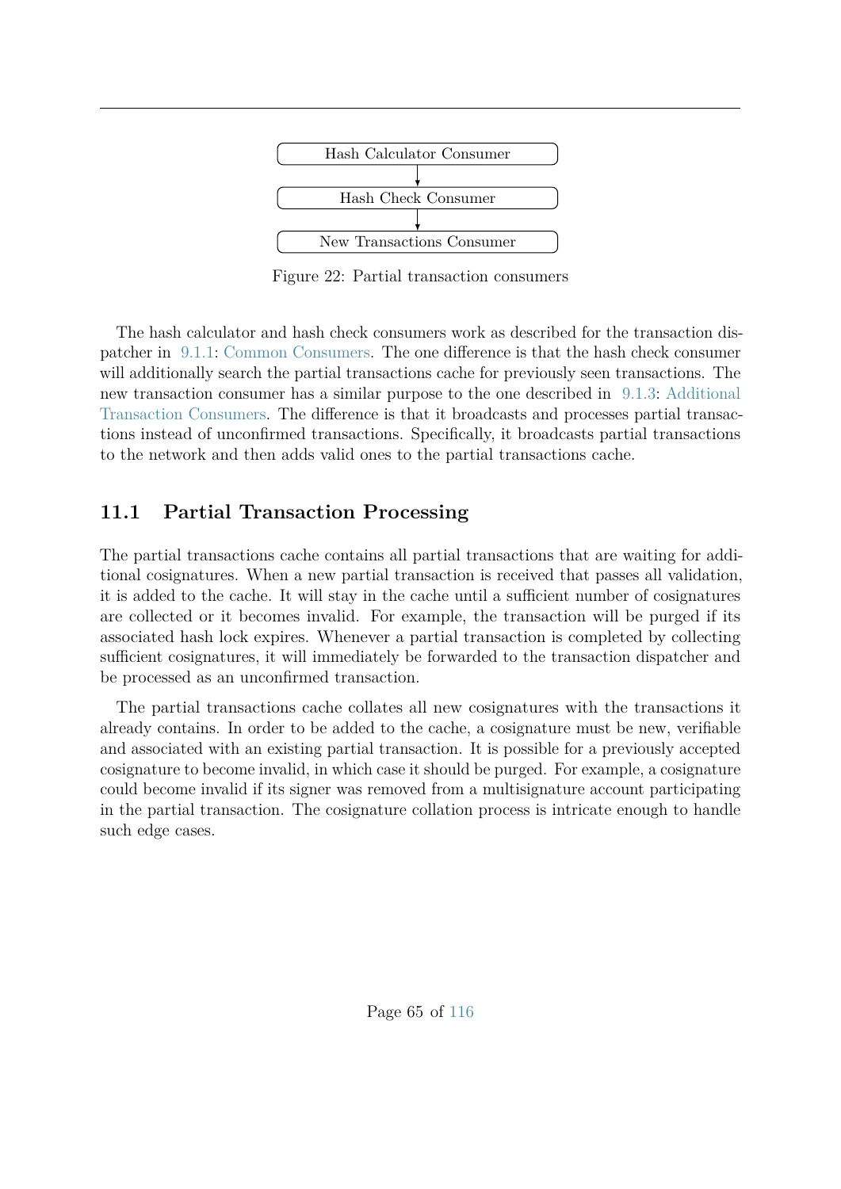Hash Calculator Consumer → Hash Check Consumer → New Transactions Consumer

Figure 22: Partial transaction consumers

The hash calculator and hash check consumers work as described for the transaction dispatcher in 9.1.1: Common Consumers. The one difference is that the hash check consumer will additionally search the partial transactions cache for previously seen transactions. The new transaction consumer has a similar purpose to the one described in 9.1.3: Additional Transaction Consumers. The difference is that it broadcasts and processes partial transactions instead of unconfirmed transactions. Specifically, it broadcasts partial transactions to the network and then adds valid ones to the partial transactions cache.

## 11.1 Partial Transaction Processing

The partial transactions cache contains all partial transactions that are waiting for additional cosignatures. When a new partial transaction is received that passes all validation, it is added to the cache. It will stay in the cache until a sufficient number of cosignatures are collected or it becomes invalid. For example, the transaction will be purged if its associated hash lock expires. Whenever a partial transaction is completed by collecting sufficient cosignatures, it will immediately be forwarded to the transaction dispatcher and be processed as an unconfirmed transaction.

The partial transactions cache collates all new cosignatures with the transactions it already contains. In order to be added to the cache, a cosignature must be new, verifiable and associated with an existing partial transaction. It is possible for a previously accepted cosignature to become invalid, in which case it should be purged. For example, a cosignature could become invalid if its signer was removed from a multisignature account participating in the partial transaction. The cosignature collation process is intricate enough to handle such edge cases.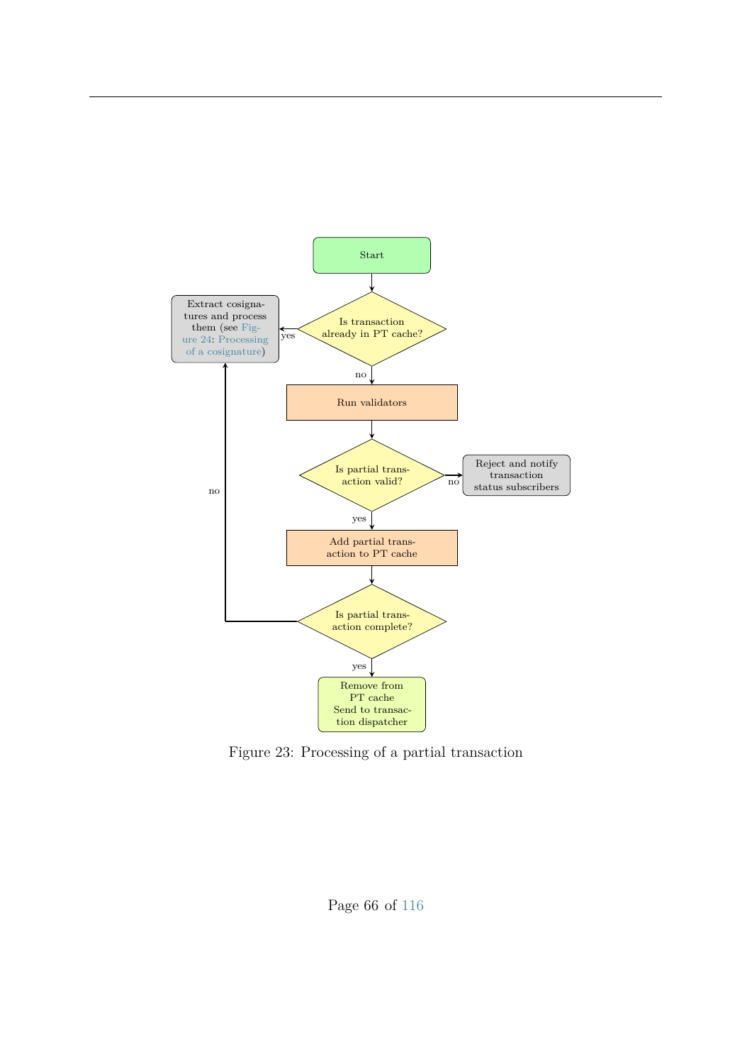Start

Is transaction already in PT cache?

- yes → Extract cosignatures and process them (see Figure 24: Processing of a cosignature)
- no → Run validators

Is partial transaction valid?

- no → Reject and notify transaction status subscribers
- yes → Add partial transaction to PT cache

Is partial transaction complete?

- no → Extract cosignatures and process them (see Figure 24: Processing of a cosignature)
- yes → Remove from PT cache
  Send to transaction dispatcher

Figure 23: Processing of a partial transaction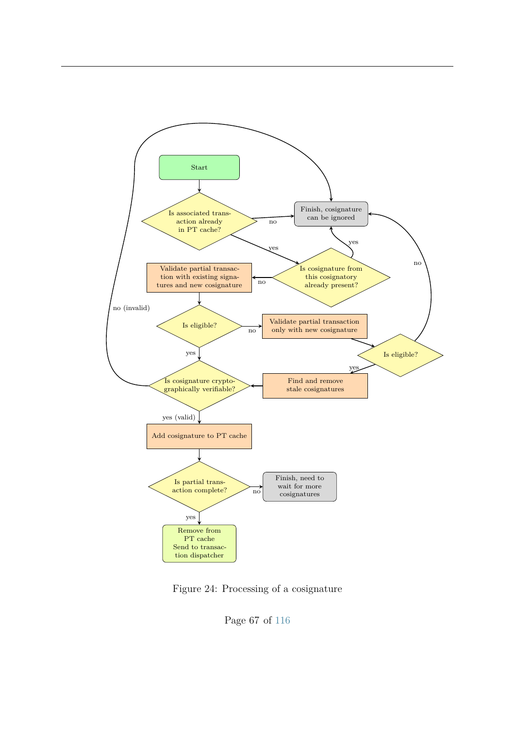Start

Is associated transaction already in PT cache?

- no → Finish, cosignature can be ignored
- yes → Is cosignature from this cosignatory already present?

Is cosignature from this cosignatory already present?

- yes → Finish, cosignature can be ignored
- no → Validate partial transaction with existing signatures and new cosignature

Validate partial transaction with existing signatures and new cosignature → Is eligible?

Is eligible?

- yes → Is cosignature cryptographically verifiable?
- no → Validate partial transaction only with new cosignature

Validate partial transaction only with new cosignature → Is eligible?

Is eligible?

- no → Finish, cosignature can be ignored
- yes → Find and remove stale cosignatures

Find and remove stale cosignatures → Is cosignature cryptographically verifiable?

Is cosignature cryptographically verifiable?

- no (invalid) → Finish, cosignature can be ignored
- yes (valid) → Add cosignature to PT cache

Add cosignature to PT cache → Is partial transaction complete?

Is partial transaction complete?

- no → Finish, need to wait for more cosignatures
- yes → Remove from PT cache, Send to transaction dispatcher

Figure 24: Processing of a cosignature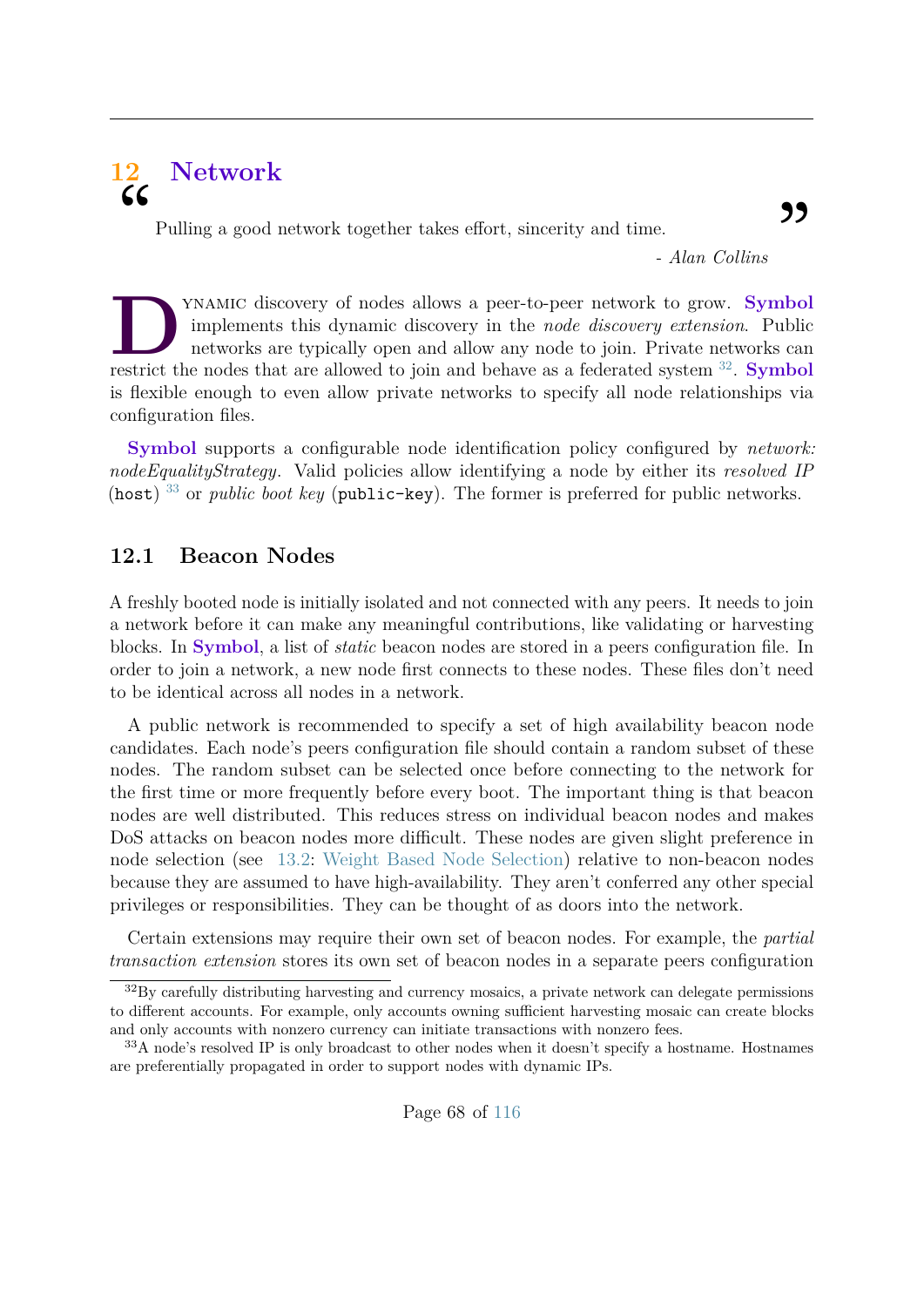# 12 Network

> Pulling a good network together takes effort, sincerity and time.
>
> *- Alan Collins*

Dynamic discovery of nodes allows a peer-to-peer network to grow. **Symbol** implements this dynamic discovery in the *node discovery extension*. Public networks are typically open and allow any node to join. Private networks can restrict the nodes that are allowed to join and behave as a federated system [32]. **Symbol** is flexible enough to even allow private networks to specify all node relationships via configuration files.

**Symbol** supports a configurable node identification policy configured by *network: nodeEqualityStrategy*. Valid policies allow identifying a node by either its *resolved IP* (`host`) [33] or *public boot key* (`public-key`). The former is preferred for public networks.

## 12.1 Beacon Nodes

A freshly booted node is initially isolated and not connected with any peers. It needs to join a network before it can make any meaningful contributions, like validating or harvesting blocks. In **Symbol**, a list of *static* beacon nodes are stored in a peers configuration file. In order to join a network, a new node first connects to these nodes. These files don't need to be identical across all nodes in a network.

A public network is recommended to specify a set of high availability beacon node candidates. Each node's peers configuration file should contain a random subset of these nodes. The random subset can be selected once before connecting to the network for the first time or more frequently before every boot. The important thing is that beacon nodes are well distributed. This reduces stress on individual beacon nodes and makes DoS attacks on beacon nodes more difficult. These nodes are given slight preference in node selection (see 13.2: Weight Based Node Selection) relative to non-beacon nodes because they are assumed to have high-availability. They aren't conferred any other special privileges or responsibilities. They can be thought of as doors into the network.

Certain extensions may require their own set of beacon nodes. For example, the *partial transaction extension* stores its own set of beacon nodes in a separate peers configuration

[32] By carefully distributing harvesting and currency mosaics, a private network can delegate permissions to different accounts. For example, only accounts owning sufficient harvesting mosaic can create blocks and only accounts with nonzero currency can initiate transactions with nonzero fees.

[33] A node's resolved IP is only broadcast to other nodes when it doesn't specify a hostname. Hostnames are preferentially propagated in order to support nodes with dynamic IPs.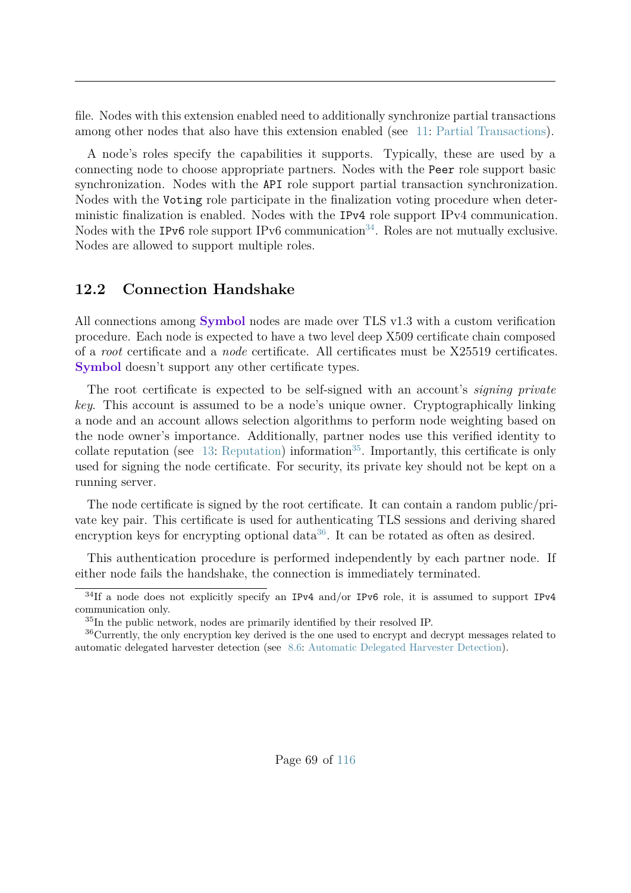file. Nodes with this extension enabled need to additionally synchronize partial transactions among other nodes that also have this extension enabled (see 11: Partial Transactions).

A node's roles specify the capabilities it supports. Typically, these are used by a connecting node to choose appropriate partners. Nodes with the `Peer` role support basic synchronization. Nodes with the `API` role support partial transaction synchronization. Nodes with the `Voting` role participate in the finalization voting procedure when deterministic finalization is enabled. Nodes with the `IPv4` role support IPv4 communication. Nodes with the `IPv6` role support IPv6 communication[34]. Roles are not mutually exclusive. Nodes are allowed to support multiple roles.

## 12.2 Connection Handshake

All connections among **Symbol** nodes are made over TLS v1.3 with a custom verification procedure. Each node is expected to have a two level deep X509 certificate chain composed of a *root* certificate and a *node* certificate. All certificates must be X25519 certificates. **Symbol** doesn't support any other certificate types.

The root certificate is expected to be self-signed with an account's *signing private key*. This account is assumed to be a node's unique owner. Cryptographically linking a node and an account allows selection algorithms to perform node weighting based on the node owner's importance. Additionally, partner nodes use this verified identity to collate reputation (see 13: Reputation) information[35]. Importantly, this certificate is only used for signing the node certificate. For security, its private key should not be kept on a running server.

The node certificate is signed by the root certificate. It can contain a random public/private key pair. This certificate is used for authenticating TLS sessions and deriving shared encryption keys for encrypting optional data[36]. It can be rotated as often as desired.

This authentication procedure is performed independently by each partner node. If either node fails the handshake, the connection is immediately terminated.

[34] If a node does not explicitly specify an `IPv4` and/or `IPv6` role, it is assumed to support `IPv4` communication only.

[35] In the public network, nodes are primarily identified by their resolved IP.

[36] Currently, the only encryption key derived is the one used to encrypt and decrypt messages related to automatic delegated harvester detection (see 8.6: Automatic Delegated Harvester Detection).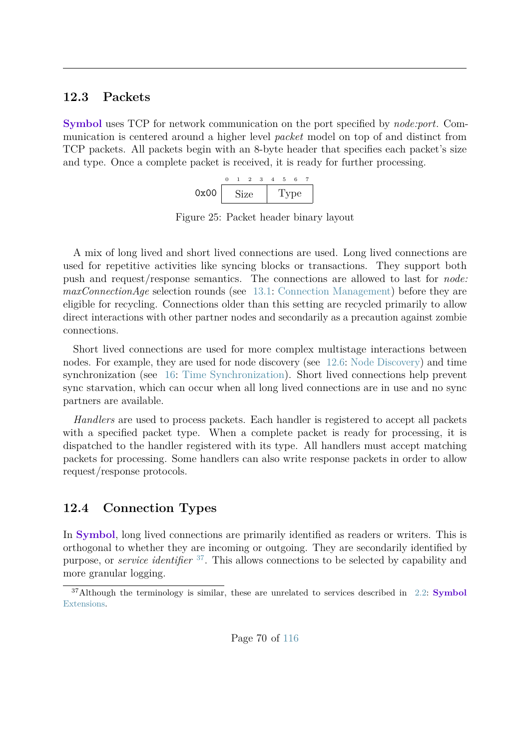## 12.3 Packets

**Symbol** uses TCP for network communication on the port specified by *node:port*. Communication is centered around a higher level *packet* model on top of and distinct from TCP packets. All packets begin with an 8-byte header that specifies each packet's size and type. Once a complete packet is received, it is ready for further processing.

| | 0 1 2 3 | 4 5 6 7 |
|---|---|---|
| 0x00 | Size | Type |

Figure 25: Packet header binary layout

A mix of long lived and short lived connections are used. Long lived connections are used for repetitive activities like syncing blocks or transactions. They support both push and request/response semantics. The connections are allowed to last for *node: maxConnectionAge* selection rounds (see 13.1: Connection Management) before they are eligible for recycling. Connections older than this setting are recycled primarily to allow direct interactions with other partner nodes and secondarily as a precaution against zombie connections.

Short lived connections are used for more complex multistage interactions between nodes. For example, they are used for node discovery (see 12.6: Node Discovery) and time synchronization (see 16: Time Synchronization). Short lived connections help prevent sync starvation, which can occur when all long lived connections are in use and no sync partners are available.

*Handlers* are used to process packets. Each handler is registered to accept all packets with a specified packet type. When a complete packet is ready for processing, it is dispatched to the handler registered with its type. All handlers must accept matching packets for processing. Some handlers can also write response packets in order to allow request/response protocols.

## 12.4 Connection Types

In **Symbol**, long lived connections are primarily identified as readers or writers. This is orthogonal to whether they are incoming or outgoing. They are secondarily identified by purpose, or *service identifier* [37]. This allows connections to be selected by capability and more granular logging.

[37] Although the terminology is similar, these are unrelated to services described in 2.2: **Symbol** Extensions.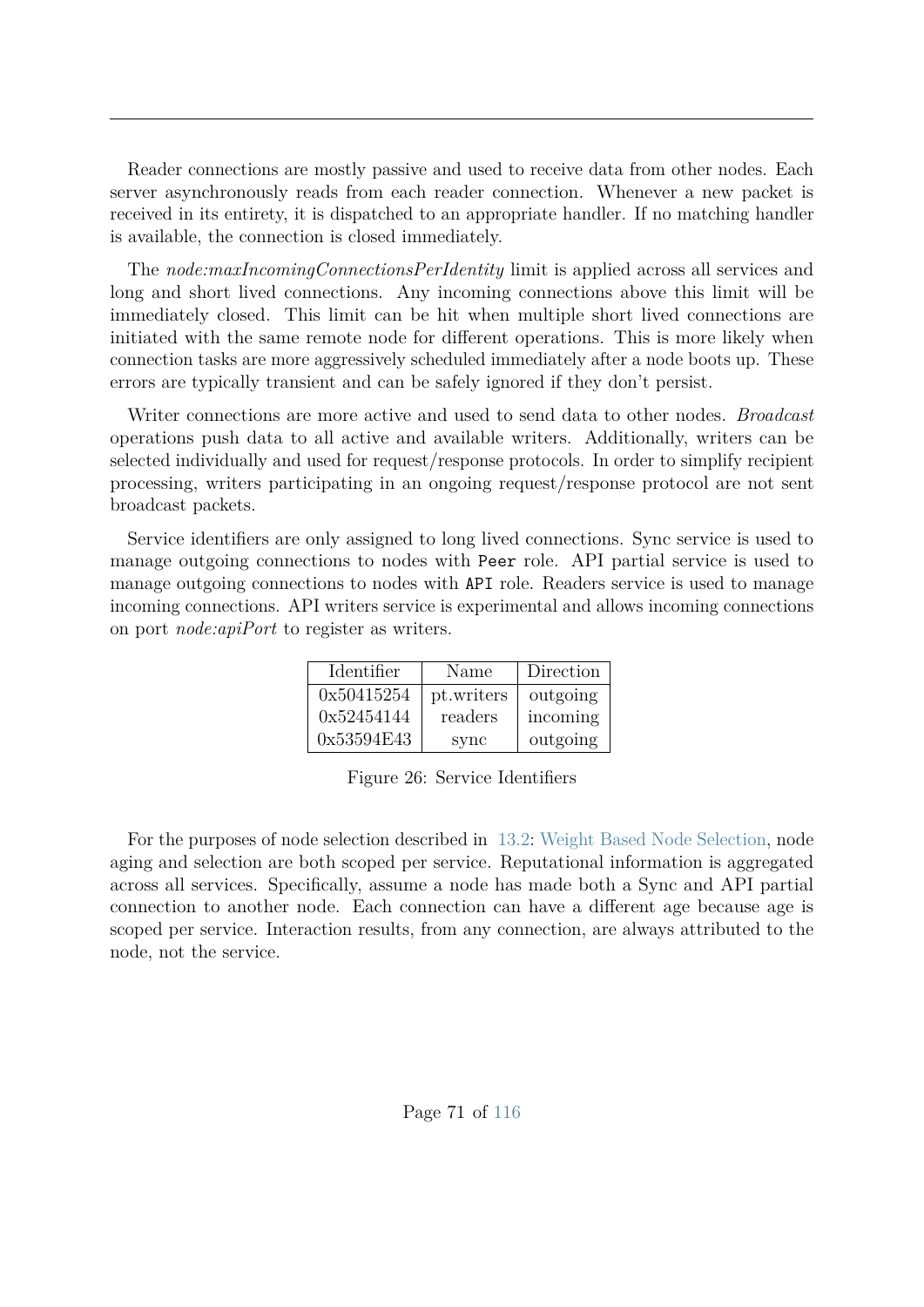Reader connections are mostly passive and used to receive data from other nodes. Each server asynchronously reads from each reader connection. Whenever a new packet is received in its entirety, it is dispatched to an appropriate handler. If no matching handler is available, the connection is closed immediately.

The *node:maxIncomingConnectionsPerIdentity* limit is applied across all services and long and short lived connections. Any incoming connections above this limit will be immediately closed. This limit can be hit when multiple short lived connections are initiated with the same remote node for different operations. This is more likely when connection tasks are more aggressively scheduled immediately after a node boots up. These errors are typically transient and can be safely ignored if they don't persist.

Writer connections are more active and used to send data to other nodes. *Broadcast* operations push data to all active and available writers. Additionally, writers can be selected individually and used for request/response protocols. In order to simplify recipient processing, writers participating in an ongoing request/response protocol are not sent broadcast packets.

Service identifiers are only assigned to long lived connections. Sync service is used to manage outgoing connections to nodes with `Peer` role. API partial service is used to manage outgoing connections to nodes with `API` role. Readers service is used to manage incoming connections. API writers service is experimental and allows incoming connections on port *node:apiPort* to register as writers.

| Identifier | Name | Direction |
|---|---|---|
| 0x50415254 | pt.writers | outgoing |
| 0x52454144 | readers | incoming |
| 0x53594E43 | sync | outgoing |

Figure 26: Service Identifiers

For the purposes of node selection described in 13.2: Weight Based Node Selection, node aging and selection are both scoped per service. Reputational information is aggregated across all services. Specifically, assume a node has made both a Sync and API partial connection to another node. Each connection can have a different age because age is scoped per service. Interaction results, from any connection, are always attributed to the node, not the service.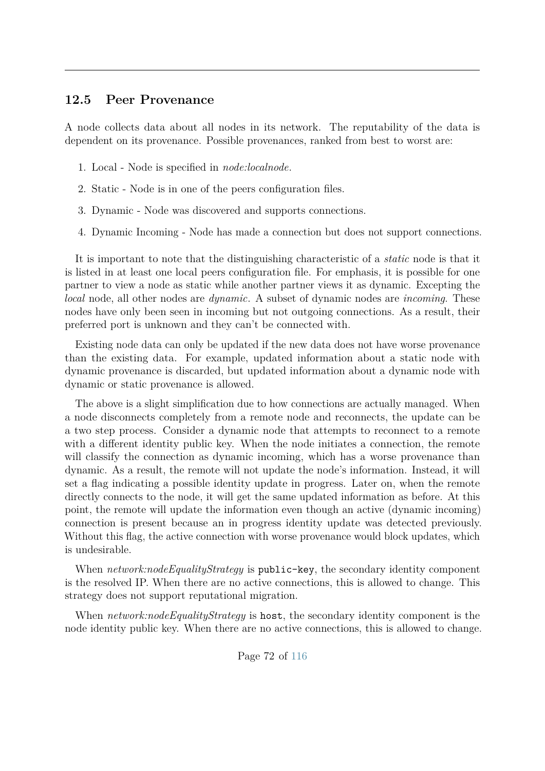## 12.5 Peer Provenance

A node collects data about all nodes in its network. The reputability of the data is dependent on its provenance. Possible provenances, ranked from best to worst are:

1. Local - Node is specified in *node:localnode*.
2. Static - Node is in one of the peers configuration files.
3. Dynamic - Node was discovered and supports connections.
4. Dynamic Incoming - Node has made a connection but does not support connections.

It is important to note that the distinguishing characteristic of a *static* node is that it is listed in at least one local peers configuration file. For emphasis, it is possible for one partner to view a node as static while another partner views it as dynamic. Excepting the *local* node, all other nodes are *dynamic*. A subset of dynamic nodes are *incoming*. These nodes have only been seen in incoming but not outgoing connections. As a result, their preferred port is unknown and they can't be connected with.

Existing node data can only be updated if the new data does not have worse provenance than the existing data. For example, updated information about a static node with dynamic provenance is discarded, but updated information about a dynamic node with dynamic or static provenance is allowed.

The above is a slight simplification due to how connections are actually managed. When a node disconnects completely from a remote node and reconnects, the update can be a two step process. Consider a dynamic node that attempts to reconnect to a remote with a different identity public key. When the node initiates a connection, the remote will classify the connection as dynamic incoming, which has a worse provenance than dynamic. As a result, the remote will not update the node's information. Instead, it will set a flag indicating a possible identity update in progress. Later on, when the remote directly connects to the node, it will get the same updated information as before. At this point, the remote will update the information even though an active (dynamic incoming) connection is present because an in progress identity update was detected previously. Without this flag, the active connection with worse provenance would block updates, which is undesirable.

When *network:nodeEqualityStrategy* is `public-key`, the secondary identity component is the resolved IP. When there are no active connections, this is allowed to change. This strategy does not support reputational migration.

When *network:nodeEqualityStrategy* is `host`, the secondary identity component is the node identity public key. When there are no active connections, this is allowed to change.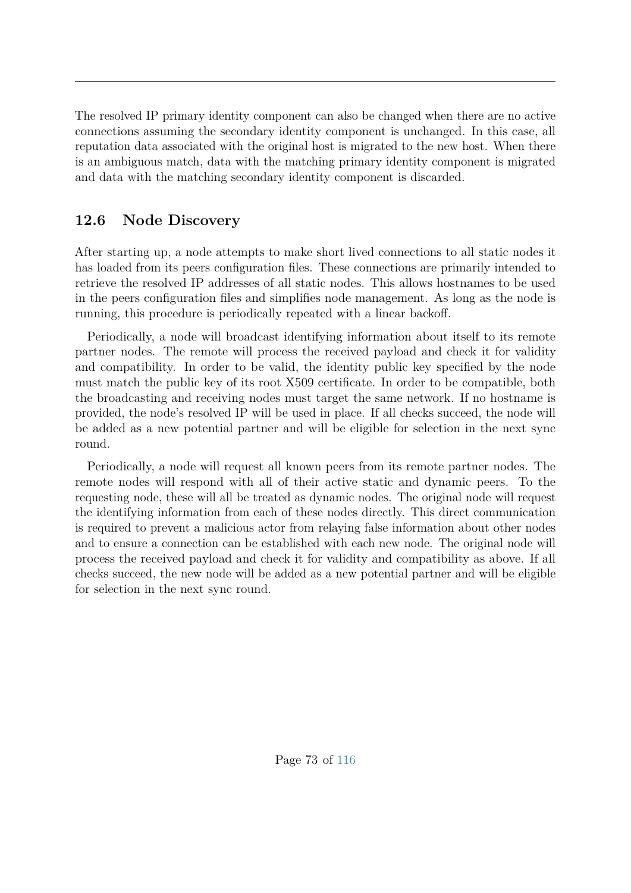The resolved IP primary identity component can also be changed when there are no active connections assuming the secondary identity component is unchanged. In this case, all reputation data associated with the original host is migrated to the new host. When there is an ambiguous match, data with the matching primary identity component is migrated and data with the matching secondary identity component is discarded.

## 12.6 Node Discovery

After starting up, a node attempts to make short lived connections to all static nodes it has loaded from its peers configuration files. These connections are primarily intended to retrieve the resolved IP addresses of all static nodes. This allows hostnames to be used in the peers configuration files and simplifies node management. As long as the node is running, this procedure is periodically repeated with a linear backoff.

Periodically, a node will broadcast identifying information about itself to its remote partner nodes. The remote will process the received payload and check it for validity and compatibility. In order to be valid, the identity public key specified by the node must match the public key of its root X509 certificate. In order to be compatible, both the broadcasting and receiving nodes must target the same network. If no hostname is provided, the node's resolved IP will be used in place. If all checks succeed, the node will be added as a new potential partner and will be eligible for selection in the next sync round.

Periodically, a node will request all known peers from its remote partner nodes. The remote nodes will respond with all of their active static and dynamic peers. To the requesting node, these will all be treated as dynamic nodes. The original node will request the identifying information from each of these nodes directly. This direct communication is required to prevent a malicious actor from relaying false information about other nodes and to ensure a connection can be established with each new node. The original node will process the received payload and check it for validity and compatibility as above. If all checks succeed, the new node will be added as a new potential partner and will be eligible for selection in the next sync round.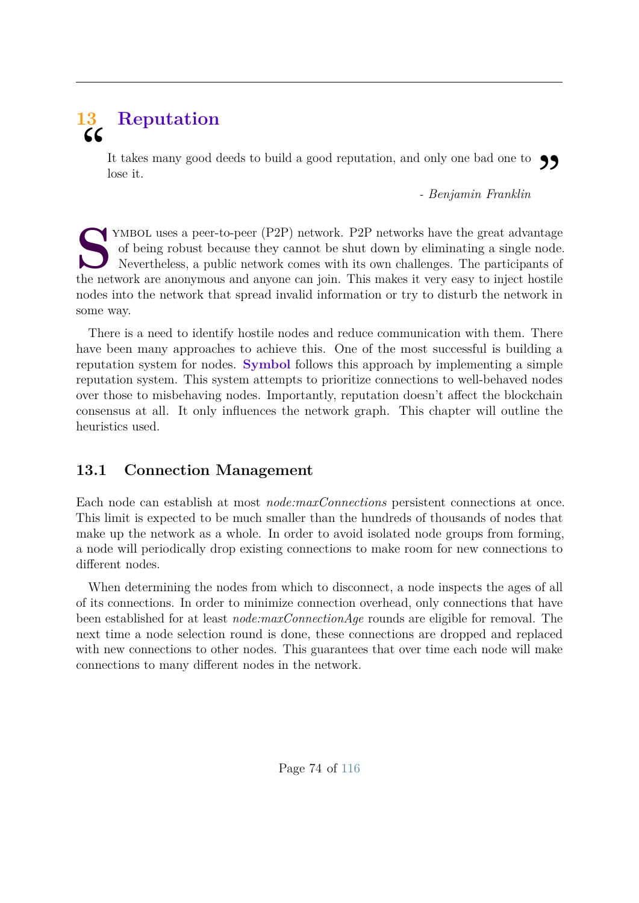# 13 Reputation

> It takes many good deeds to build a good reputation, and only one bad one to lose it.
>
> *- Benjamin Franklin*

Symbol uses a peer-to-peer (P2P) network. P2P networks have the great advantage of being robust because they cannot be shut down by eliminating a single node. Nevertheless, a public network comes with its own challenges. The participants of the network are anonymous and anyone can join. This makes it very easy to inject hostile nodes into the network that spread invalid information or try to disturb the network in some way.

There is a need to identify hostile nodes and reduce communication with them. There have been many approaches to achieve this. One of the most successful is building a reputation system for nodes. **Symbol** follows this approach by implementing a simple reputation system. This system attempts to prioritize connections to well-behaved nodes over those to misbehaving nodes. Importantly, reputation doesn't affect the blockchain consensus at all. It only influences the network graph. This chapter will outline the heuristics used.

## 13.1 Connection Management

Each node can establish at most *node:maxConnections* persistent connections at once. This limit is expected to be much smaller than the hundreds of thousands of nodes that make up the network as a whole. In order to avoid isolated node groups from forming, a node will periodically drop existing connections to make room for new connections to different nodes.

When determining the nodes from which to disconnect, a node inspects the ages of all of its connections. In order to minimize connection overhead, only connections that have been established for at least *node:maxConnectionAge* rounds are eligible for removal. The next time a node selection round is done, these connections are dropped and replaced with new connections to other nodes. This guarantees that over time each node will make connections to many different nodes in the network.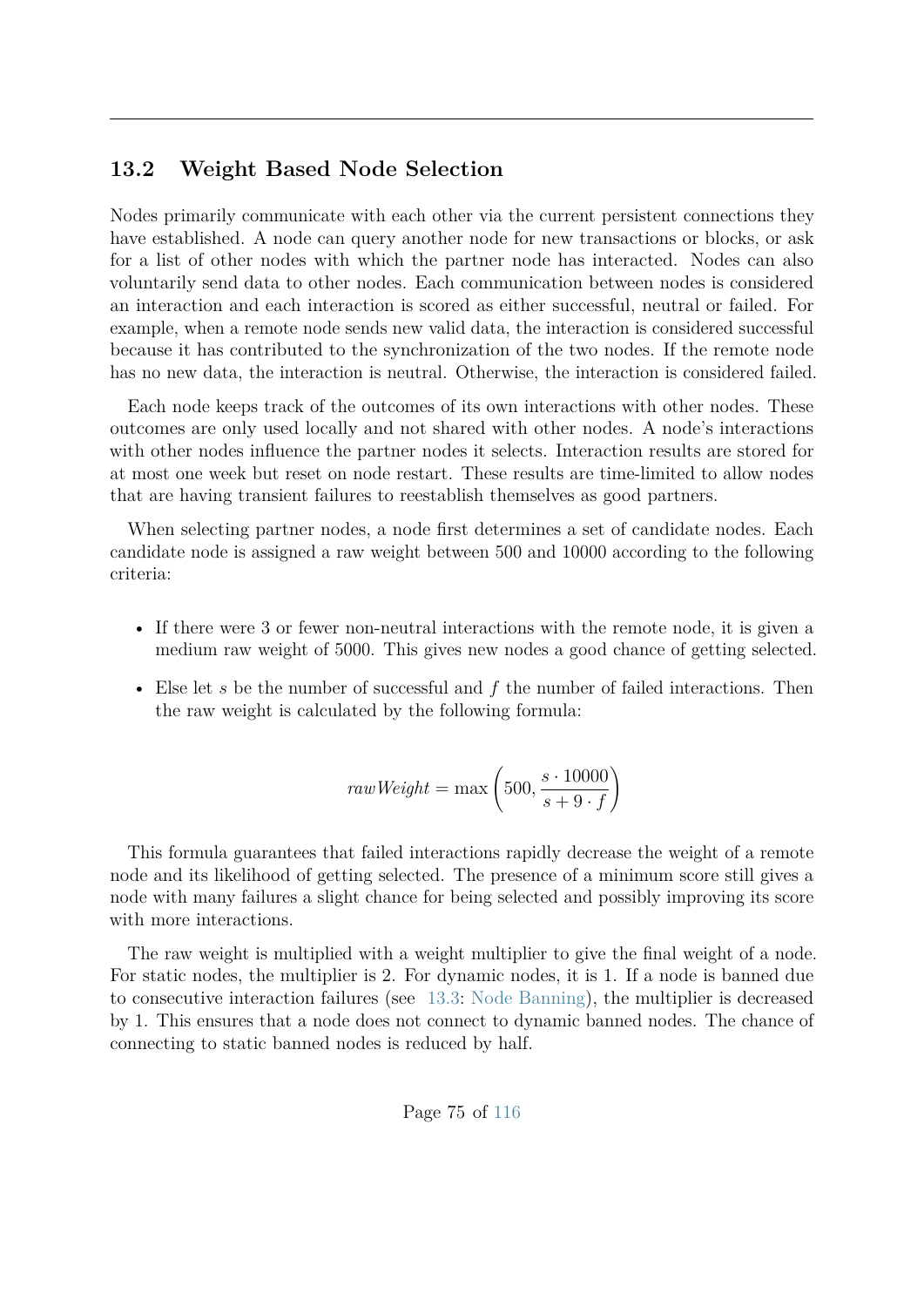## 13.2 Weight Based Node Selection

Nodes primarily communicate with each other via the current persistent connections they have established. A node can query another node for new transactions or blocks, or ask for a list of other nodes with which the partner node has interacted. Nodes can also voluntarily send data to other nodes. Each communication between nodes is considered an interaction and each interaction is scored as either successful, neutral or failed. For example, when a remote node sends new valid data, the interaction is considered successful because it has contributed to the synchronization of the two nodes. If the remote node has no new data, the interaction is neutral. Otherwise, the interaction is considered failed.

Each node keeps track of the outcomes of its own interactions with other nodes. These outcomes are only used locally and not shared with other nodes. A node's interactions with other nodes influence the partner nodes it selects. Interaction results are stored for at most one week but reset on node restart. These results are time-limited to allow nodes that are having transient failures to reestablish themselves as good partners.

When selecting partner nodes, a node first determines a set of candidate nodes. Each candidate node is assigned a raw weight between 500 and 10000 according to the following criteria:

- If there were 3 or fewer non-neutral interactions with the remote node, it is given a medium raw weight of 5000. This gives new nodes a good chance of getting selected.
- Else let $s$ be the number of successful and $f$ the number of failed interactions. Then the raw weight is calculated by the following formula:

$$rawWeight = \max\left(500, \frac{s \cdot 10000}{s + 9 \cdot f}\right)$$

This formula guarantees that failed interactions rapidly decrease the weight of a remote node and its likelihood of getting selected. The presence of a minimum score still gives a node with many failures a slight chance for being selected and possibly improving its score with more interactions.

The raw weight is multiplied with a weight multiplier to give the final weight of a node. For static nodes, the multiplier is 2. For dynamic nodes, it is 1. If a node is banned due to consecutive interaction failures (see 13.3: Node Banning), the multiplier is decreased by 1. This ensures that a node does not connect to dynamic banned nodes. The chance of connecting to static banned nodes is reduced by half.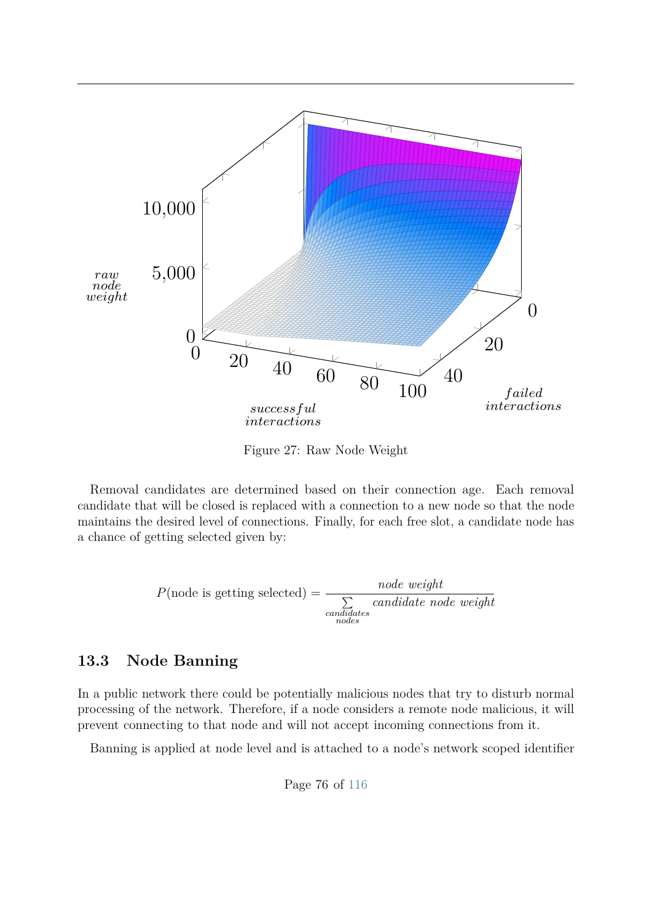Figure 27: Raw Node Weight

Removal candidates are determined based on their connection age. Each removal candidate that will be closed is replaced with a connection to a new node so that the node maintains the desired level of connections. Finally, for each free slot, a candidate node has a chance of getting selected given by:

$$P(\text{node is getting selected}) = \frac{\textit{node weight}}{\sum\limits_{\substack{\textit{candidates} \\ \textit{nodes}}} \textit{candidate node weight}}$$

### 13.3 Node Banning

In a public network there could be potentially malicious nodes that try to disturb normal processing of the network. Therefore, if a node considers a remote node malicious, it will prevent connecting to that node and will not accept incoming connections from it.

Banning is applied at node level and is attached to a node's network scoped identifier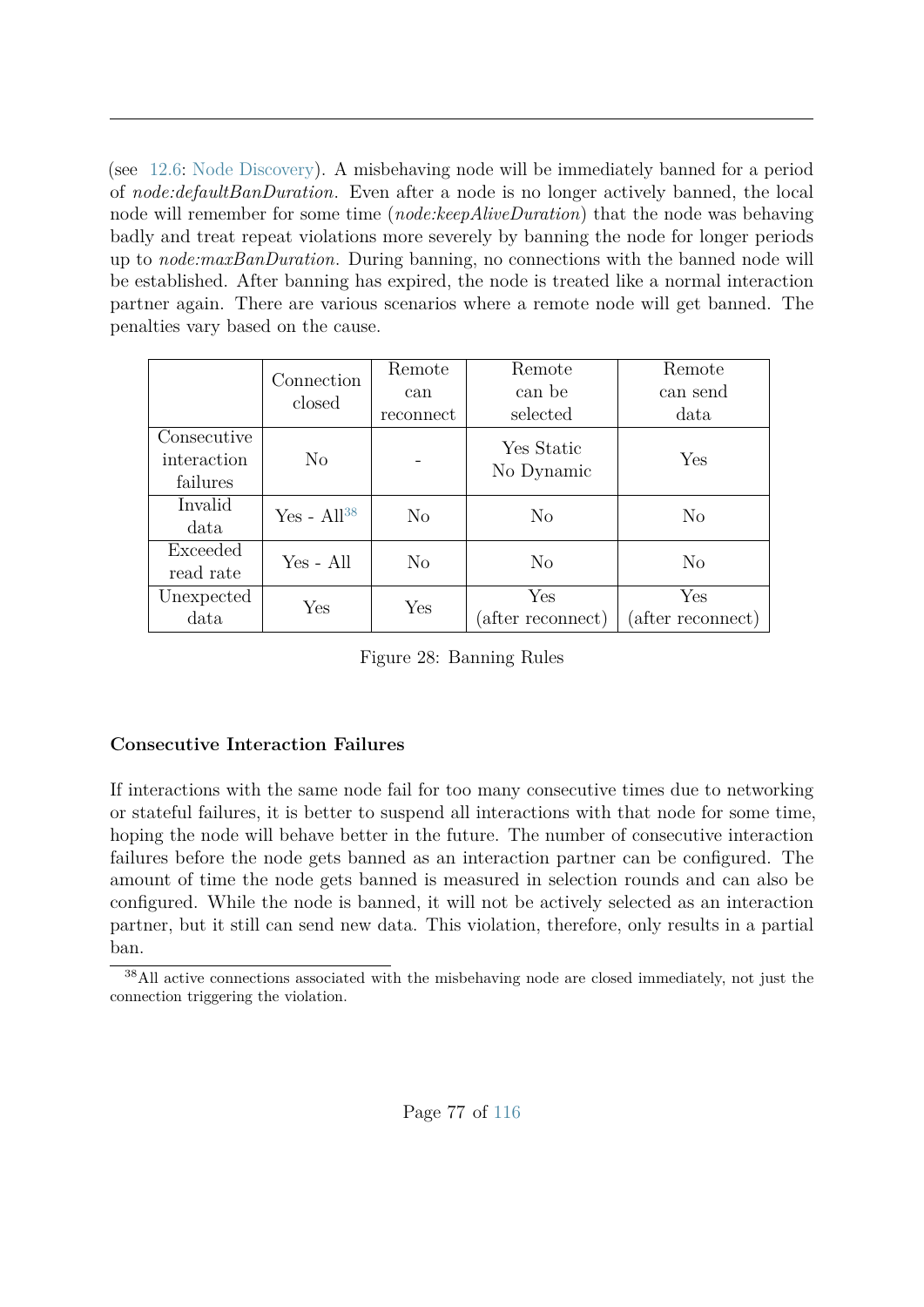(see 12.6: Node Discovery). A misbehaving node will be immediately banned for a period of *node:defaultBanDuration*. Even after a node is no longer actively banned, the local node will remember for some time (*node:keepAliveDuration*) that the node was behaving badly and treat repeat violations more severely by banning the node for longer periods up to *node:maxBanDuration*. During banning, no connections with the banned node will be established. After banning has expired, the node is treated like a normal interaction partner again. There are various scenarios where a remote node will get banned. The penalties vary based on the cause.

| | Connection closed | Remote can reconnect | Remote can be selected | Remote can send data |
|---|---|---|---|---|
| Consecutive interaction failures | No | - | Yes Static No Dynamic | Yes |
| Invalid data | Yes - All[38] | No | No | No |
| Exceeded read rate | Yes - All | No | No | No |
| Unexpected data | Yes | Yes | Yes (after reconnect) | Yes (after reconnect) |

Figure 28: Banning Rules

### Consecutive Interaction Failures

If interactions with the same node fail for too many consecutive times due to networking or stateful failures, it is better to suspend all interactions with that node for some time, hoping the node will behave better in the future. The number of consecutive interaction failures before the node gets banned as an interaction partner can be configured. The amount of time the node gets banned is measured in selection rounds and can also be configured. While the node is banned, it will not be actively selected as an interaction partner, but it still can send new data. This violation, therefore, only results in a partial ban.

[38] All active connections associated with the misbehaving node are closed immediately, not just the connection triggering the violation.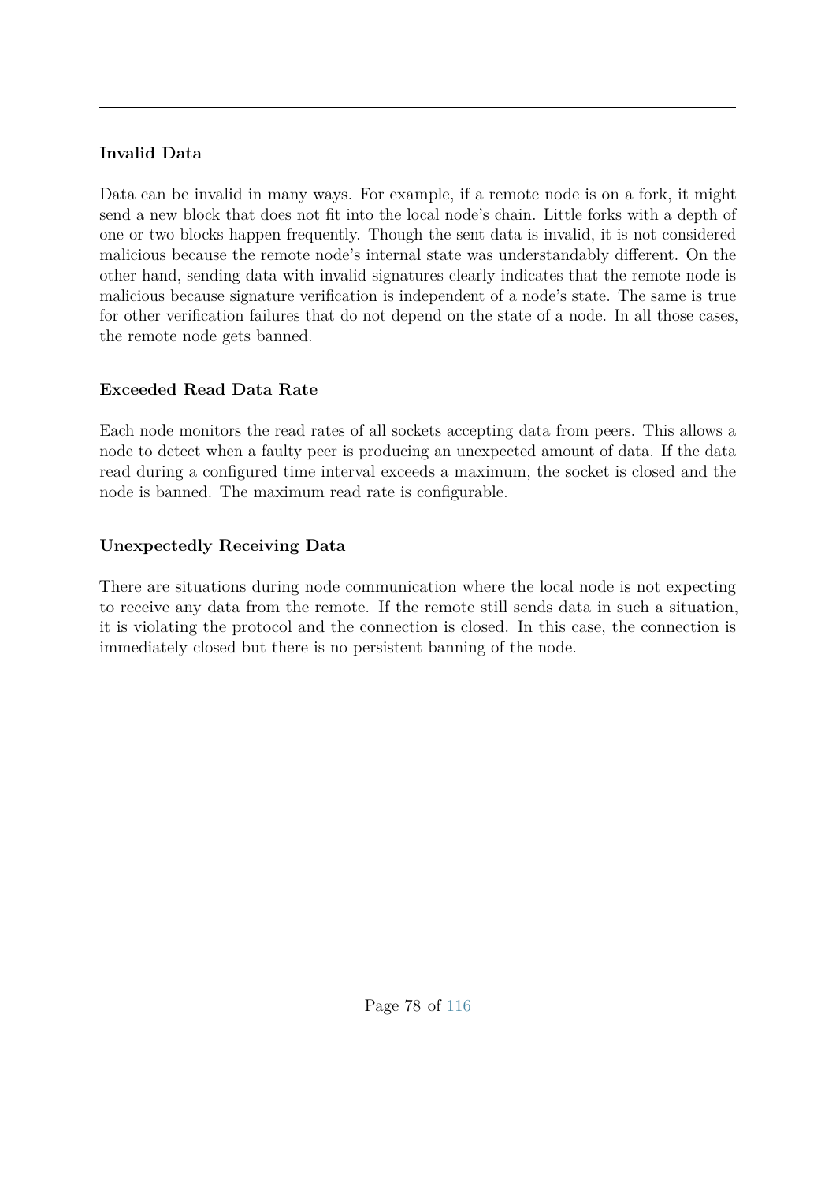#### Invalid Data

Data can be invalid in many ways. For example, if a remote node is on a fork, it might send a new block that does not fit into the local node's chain. Little forks with a depth of one or two blocks happen frequently. Though the sent data is invalid, it is not considered malicious because the remote node's internal state was understandably different. On the other hand, sending data with invalid signatures clearly indicates that the remote node is malicious because signature verification is independent of a node's state. The same is true for other verification failures that do not depend on the state of a node. In all those cases, the remote node gets banned.

#### Exceeded Read Data Rate

Each node monitors the read rates of all sockets accepting data from peers. This allows a node to detect when a faulty peer is producing an unexpected amount of data. If the data read during a configured time interval exceeds a maximum, the socket is closed and the node is banned. The maximum read rate is configurable.

#### Unexpectedly Receiving Data

There are situations during node communication where the local node is not expecting to receive any data from the remote. If the remote still sends data in such a situation, it is violating the protocol and the connection is closed. In this case, the connection is immediately closed but there is no persistent banning of the node.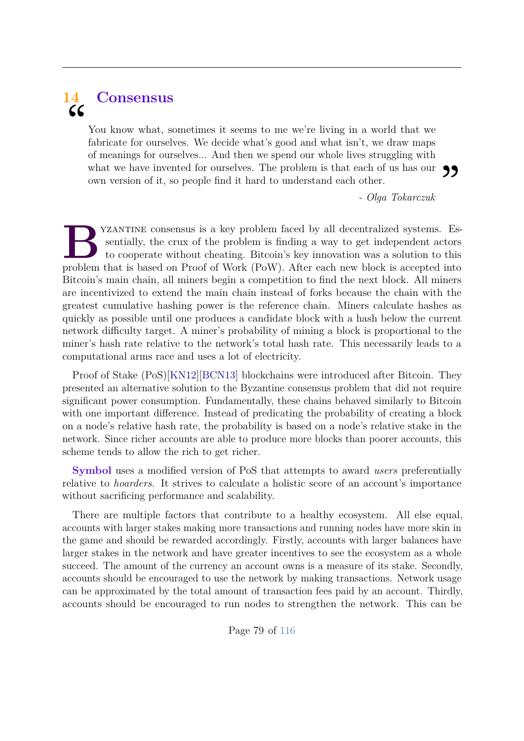# 14 Consensus

> You know what, sometimes it seems to me we're living in a world that we fabricate for ourselves. We decide what's good and what isn't, we draw maps of meanings for ourselves... And then we spend our whole lives struggling with what we have invented for ourselves. The problem is that each of us has our own version of it, so people find it hard to understand each other.
>
> *- Olga Tokarczuk*

Byzantine consensus is a key problem faced by all decentralized systems. Essentially, the crux of the problem is finding a way to get independent actors to cooperate without cheating. Bitcoin's key innovation was a solution to this problem that is based on Proof of Work (PoW). After each new block is accepted into Bitcoin's main chain, all miners begin a competition to find the next block. All miners are incentivized to extend the main chain instead of forks because the chain with the greatest cumulative hashing power is the reference chain. Miners calculate hashes as quickly as possible until one produces a candidate block with a hash below the current network difficulty target. A miner's probability of mining a block is proportional to the miner's hash rate relative to the network's total hash rate. This necessarily leads to a computational arms race and uses a lot of electricity.

Proof of Stake (PoS)[KN12][BCN13] blockchains were introduced after Bitcoin. They presented an alternative solution to the Byzantine consensus problem that did not require significant power consumption. Fundamentally, these chains behaved similarly to Bitcoin with one important difference. Instead of predicating the probability of creating a block on a node's relative hash rate, the probability is based on a node's relative stake in the network. Since richer accounts are able to produce more blocks than poorer accounts, this scheme tends to allow the rich to get richer.

**Symbol** uses a modified version of PoS that attempts to award *users* preferentially relative to *hoarders*. It strives to calculate a holistic score of an account's importance without sacrificing performance and scalability.

There are multiple factors that contribute to a healthy ecosystem. All else equal, accounts with larger stakes making more transactions and running nodes have more skin in the game and should be rewarded accordingly. Firstly, accounts with larger balances have larger stakes in the network and have greater incentives to see the ecosystem as a whole succeed. The amount of the currency an account owns is a measure of its stake. Secondly, accounts should be encouraged to use the network by making transactions. Network usage can be approximated by the total amount of transaction fees paid by an account. Thirdly, accounts should be encouraged to run nodes to strengthen the network. This can be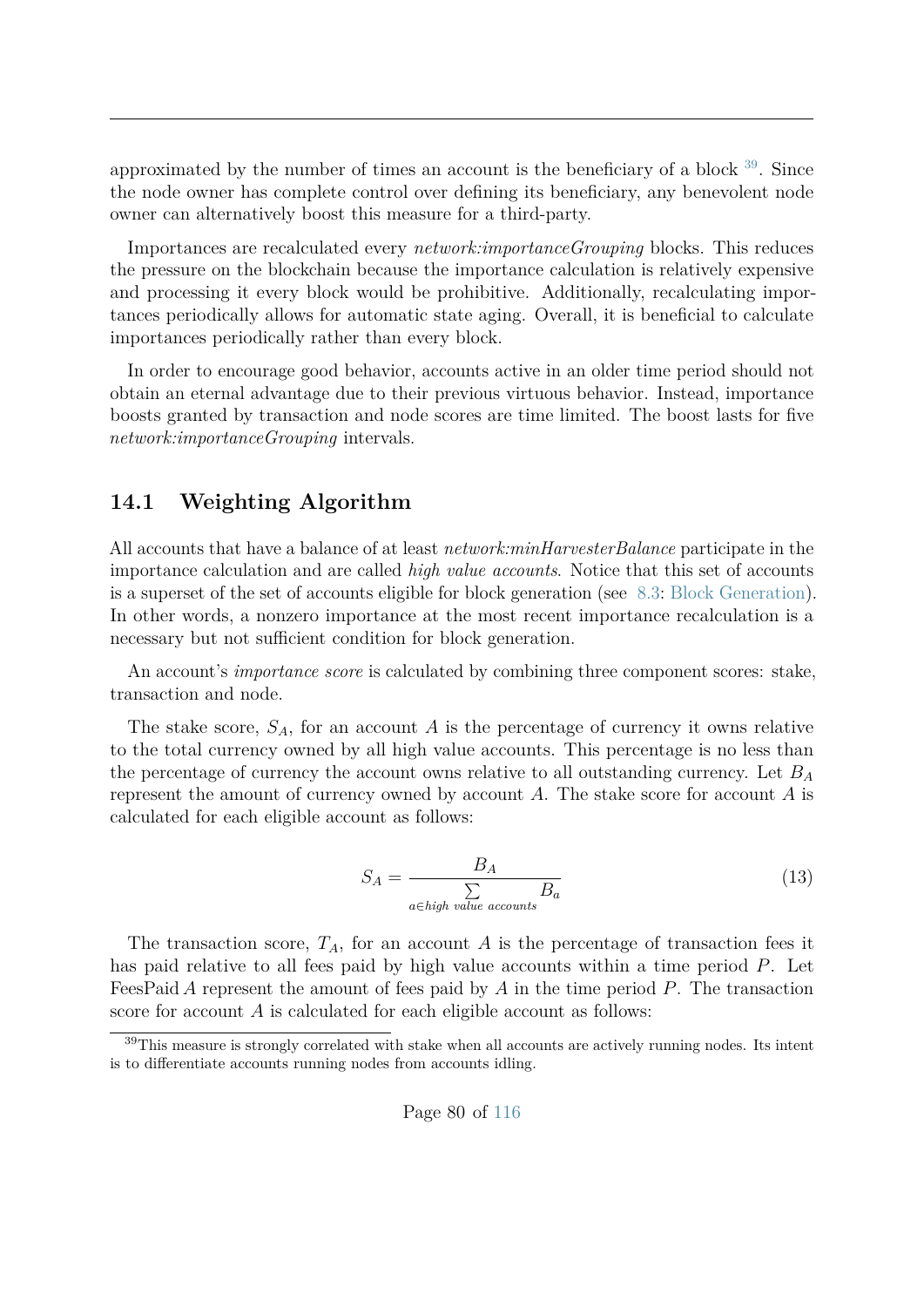approximated by the number of times an account is the beneficiary of a block [39]. Since the node owner has complete control over defining its beneficiary, any benevolent node owner can alternatively boost this measure for a third-party.

Importances are recalculated every *network:importanceGrouping* blocks. This reduces the pressure on the blockchain because the importance calculation is relatively expensive and processing it every block would be prohibitive. Additionally, recalculating importances periodically allows for automatic state aging. Overall, it is beneficial to calculate importances periodically rather than every block.

In order to encourage good behavior, accounts active in an older time period should not obtain an eternal advantage due to their previous virtuous behavior. Instead, importance boosts granted by transaction and node scores are time limited. The boost lasts for five *network:importanceGrouping* intervals.

## 14.1 Weighting Algorithm

All accounts that have a balance of at least *network:minHarvesterBalance* participate in the importance calculation and are called *high value accounts*. Notice that this set of accounts is a superset of the set of accounts eligible for block generation (see 8.3: Block Generation). In other words, a nonzero importance at the most recent importance recalculation is a necessary but not sufficient condition for block generation.

An account's *importance score* is calculated by combining three component scores: stake, transaction and node.

The stake score, $S_A$, for an account $A$ is the percentage of currency it owns relative to the total currency owned by all high value accounts. This percentage is no less than the percentage of currency the account owns relative to all outstanding currency. Let $B_A$ represent the amount of currency owned by account $A$. The stake score for account $A$ is calculated for each eligible account as follows:

$$S_A = \frac{B_A}{\sum\limits_{a \in high\ value\ accounts} B_a} \tag{13}$$

The transaction score, $T_A$, for an account $A$ is the percentage of transaction fees it has paid relative to all fees paid by high value accounts within a time period $P$. Let $\text{FeesPaid}\,A$ represent the amount of fees paid by $A$ in the time period $P$. The transaction score for account $A$ is calculated for each eligible account as follows:

[39] This measure is strongly correlated with stake when all accounts are actively running nodes. Its intent is to differentiate accounts running nodes from accounts idling.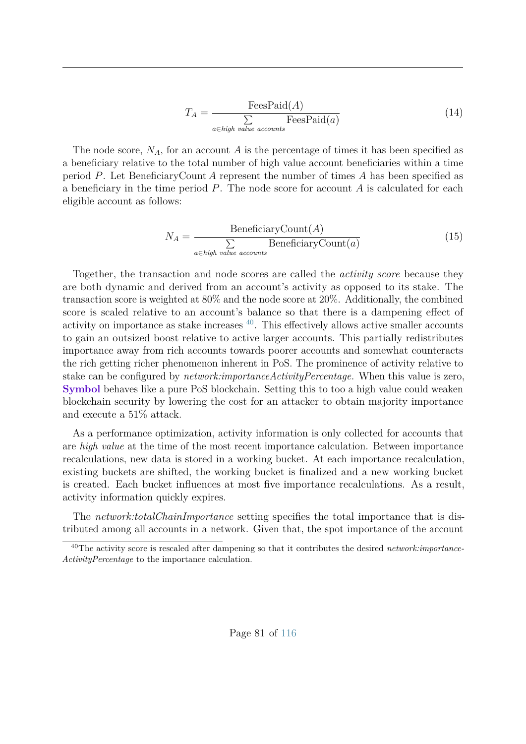$$T_A = \frac{\text{FeesPaid}(A)}{\sum\limits_{a \in \textit{high value accounts}} \text{FeesPaid}(a)} \tag{14}$$

The node score, $N_A$, for an account $A$ is the percentage of times it has been specified as a beneficiary relative to the total number of high value account beneficiaries within a time period $P$. Let BeneficiaryCount $A$ represent the number of times $A$ has been specified as a beneficiary in the time period $P$. The node score for account $A$ is calculated for each eligible account as follows:

$$N_A = \frac{\text{BeneficiaryCount}(A)}{\sum\limits_{a \in \textit{high value accounts}} \text{BeneficiaryCount}(a)} \tag{15}$$

Together, the transaction and node scores are called the *activity score* because they are both dynamic and derived from an account's activity as opposed to its stake. The transaction score is weighted at 80% and the node score at 20%. Additionally, the combined score is scaled relative to an account's balance so that there is a dampening effect of activity on importance as stake increases [40]. This effectively allows active smaller accounts to gain an outsized boost relative to active larger accounts. This partially redistributes importance away from rich accounts towards poorer accounts and somewhat counteracts the rich getting richer phenomenon inherent in PoS. The prominence of activity relative to stake can be configured by *network:importanceActivityPercentage*. When this value is zero, **Symbol** behaves like a pure PoS blockchain. Setting this to too a high value could weaken blockchain security by lowering the cost for an attacker to obtain majority importance and execute a 51% attack.

As a performance optimization, activity information is only collected for accounts that are *high value* at the time of the most recent importance calculation. Between importance recalculations, new data is stored in a working bucket. At each importance recalculation, existing buckets are shifted, the working bucket is finalized and a new working bucket is created. Each bucket influences at most five importance recalculations. As a result, activity information quickly expires.

The *network:totalChainImportance* setting specifies the total importance that is distributed among all accounts in a network. Given that, the spot importance of the account

[40] The activity score is rescaled after dampening so that it contributes the desired *network:importanceActivityPercentage* to the importance calculation.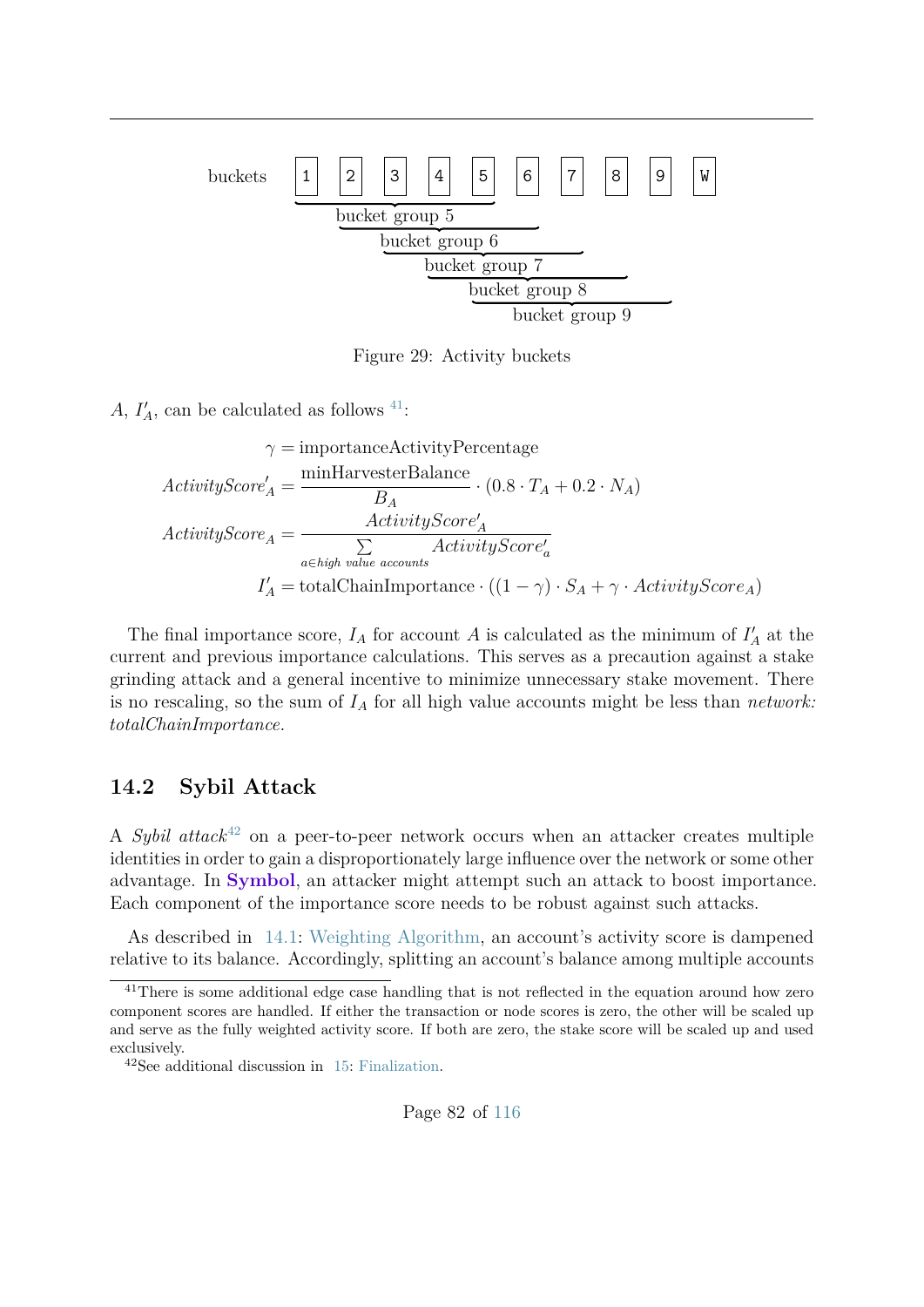buckets 1 2 3 4 5 6 7 8 9 W

bucket group 5
bucket group 6
bucket group 7
bucket group 8
bucket group 9

Figure 29: Activity buckets

$A$, $I'_A$, can be calculated as follows [41]:

$$\gamma = \text{importanceActivityPercentage}$$

$$ActivityScore'_A = \frac{\text{minHarvesterBalance}}{B_A} \cdot (0.8 \cdot T_A + 0.2 \cdot N_A)$$

$$ActivityScore_A = \frac{ActivityScore'_A}{\sum\limits_{a \in high\ value\ accounts} ActivityScore'_a}$$

$$I'_A = \text{totalChainImportance} \cdot ((1 - \gamma) \cdot S_A + \gamma \cdot ActivityScore_A)$$

The final importance score, $I_A$ for account $A$ is calculated as the minimum of $I'_A$ at the current and previous importance calculations. This serves as a precaution against a stake grinding attack and a general incentive to minimize unnecessary stake movement. There is no rescaling, so the sum of $I_A$ for all high value accounts might be less than *network: totalChainImportance*.

## 14.2 Sybil Attack

A *Sybil attack*[42] on a peer-to-peer network occurs when an attacker creates multiple identities in order to gain a disproportionately large influence over the network or some other advantage. In **Symbol**, an attacker might attempt such an attack to boost importance. Each component of the importance score needs to be robust against such attacks.

As described in 14.1: Weighting Algorithm, an account's activity score is dampened relative to its balance. Accordingly, splitting an account's balance among multiple accounts

[41] There is some additional edge case handling that is not reflected in the equation around how zero component scores are handled. If either the transaction or node scores is zero, the other will be scaled up and serve as the fully weighted activity score. If both are zero, the stake score will be scaled up and used exclusively.

[42] See additional discussion in 15: Finalization.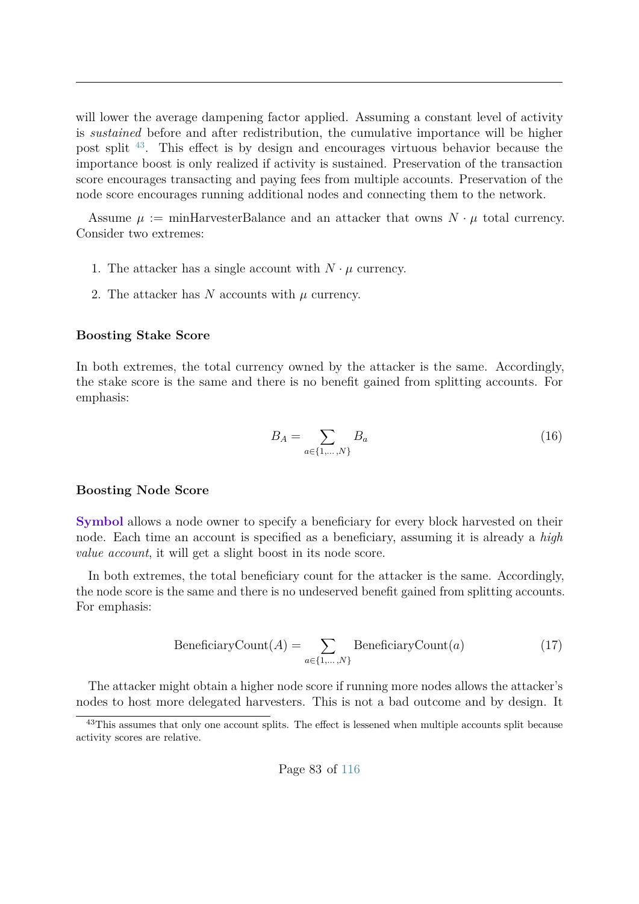will lower the average dampening factor applied. Assuming a constant level of activity is *sustained* before and after redistribution, the cumulative importance will be higher post split [43]. This effect is by design and encourages virtuous behavior because the importance boost is only realized if activity is sustained. Preservation of the transaction score encourages transacting and paying fees from multiple accounts. Preservation of the node score encourages running additional nodes and connecting them to the network.

Assume $\mu := \text{minHarvesterBalance}$ and an attacker that owns $N \cdot \mu$ total currency. Consider two extremes:

1. The attacker has a single account with $N \cdot \mu$ currency.
2. The attacker has $N$ accounts with $\mu$ currency.

**Boosting Stake Score**

In both extremes, the total currency owned by the attacker is the same. Accordingly, the stake score is the same and there is no benefit gained from splitting accounts. For emphasis:

$$B_A = \sum_{a \in \{1,\dots,N\}} B_a \tag{16}$$

**Boosting Node Score**

**Symbol** allows a node owner to specify a beneficiary for every block harvested on their node. Each time an account is specified as a beneficiary, assuming it is already a *high value account*, it will get a slight boost in its node score.

In both extremes, the total beneficiary count for the attacker is the same. Accordingly, the node score is the same and there is no undeserved benefit gained from splitting accounts. For emphasis:

$$\text{BeneficiaryCount}(A) = \sum_{a \in \{1,\dots,N\}} \text{BeneficiaryCount}(a) \tag{17}$$

The attacker might obtain a higher node score if running more nodes allows the attacker's nodes to host more delegated harvesters. This is not a bad outcome and by design. It

[43] This assumes that only one account splits. The effect is lessened when multiple accounts split because activity scores are relative.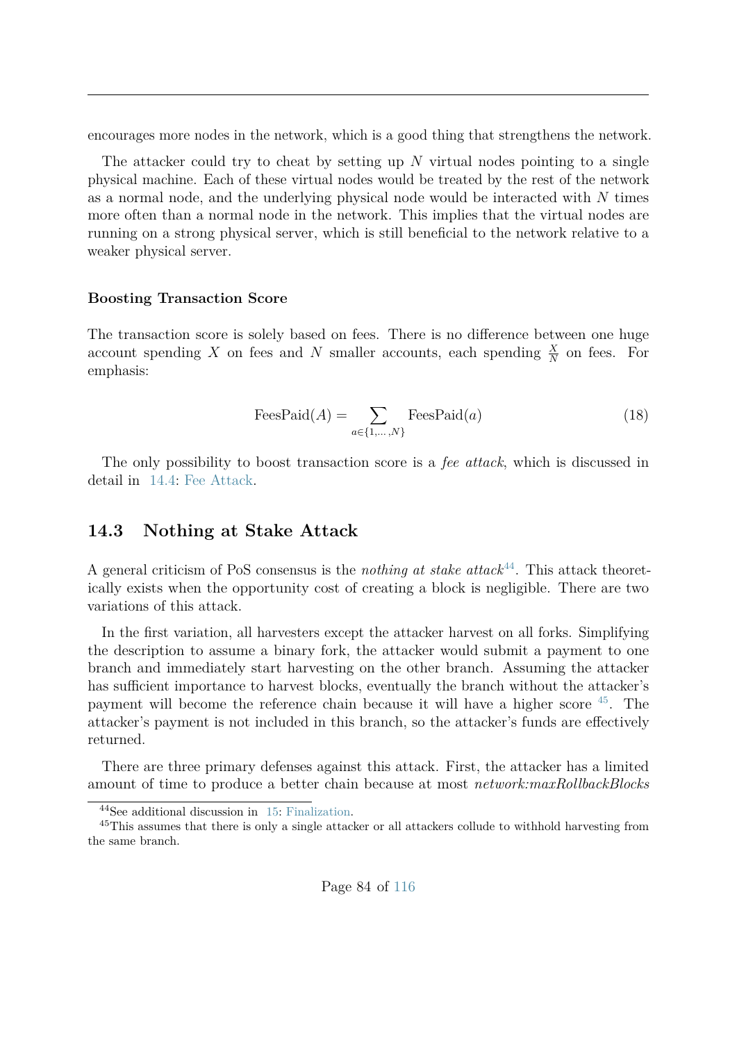encourages more nodes in the network, which is a good thing that strengthens the network.

The attacker could try to cheat by setting up $N$ virtual nodes pointing to a single physical machine. Each of these virtual nodes would be treated by the rest of the network as a normal node, and the underlying physical node would be interacted with $N$ times more often than a normal node in the network. This implies that the virtual nodes are running on a strong physical server, which is still beneficial to the network relative to a weaker physical server.

#### Boosting Transaction Score

The transaction score is solely based on fees. There is no difference between one huge account spending $X$ on fees and $N$ smaller accounts, each spending $\frac{X}{N}$ on fees. For emphasis:

$$\text{FeesPaid}(A) = \sum_{a \in \{1,\ldots,N\}} \text{FeesPaid}(a) \tag{18}$$

The only possibility to boost transaction score is a *fee attack*, which is discussed in detail in 14.4: Fee Attack.

## 14.3 Nothing at Stake Attack

A general criticism of PoS consensus is the *nothing at stake attack*[44]. This attack theoretically exists when the opportunity cost of creating a block is negligible. There are two variations of this attack.

In the first variation, all harvesters except the attacker harvest on all forks. Simplifying the description to assume a binary fork, the attacker would submit a payment to one branch and immediately start harvesting on the other branch. Assuming the attacker has sufficient importance to harvest blocks, eventually the branch without the attacker's payment will become the reference chain because it will have a higher score [45]. The attacker's payment is not included in this branch, so the attacker's funds are effectively returned.

There are three primary defenses against this attack. First, the attacker has a limited amount of time to produce a better chain because at most *network:maxRollbackBlocks*

[44] See additional discussion in 15: Finalization.

[45] This assumes that there is only a single attacker or all attackers collude to withhold harvesting from the same branch.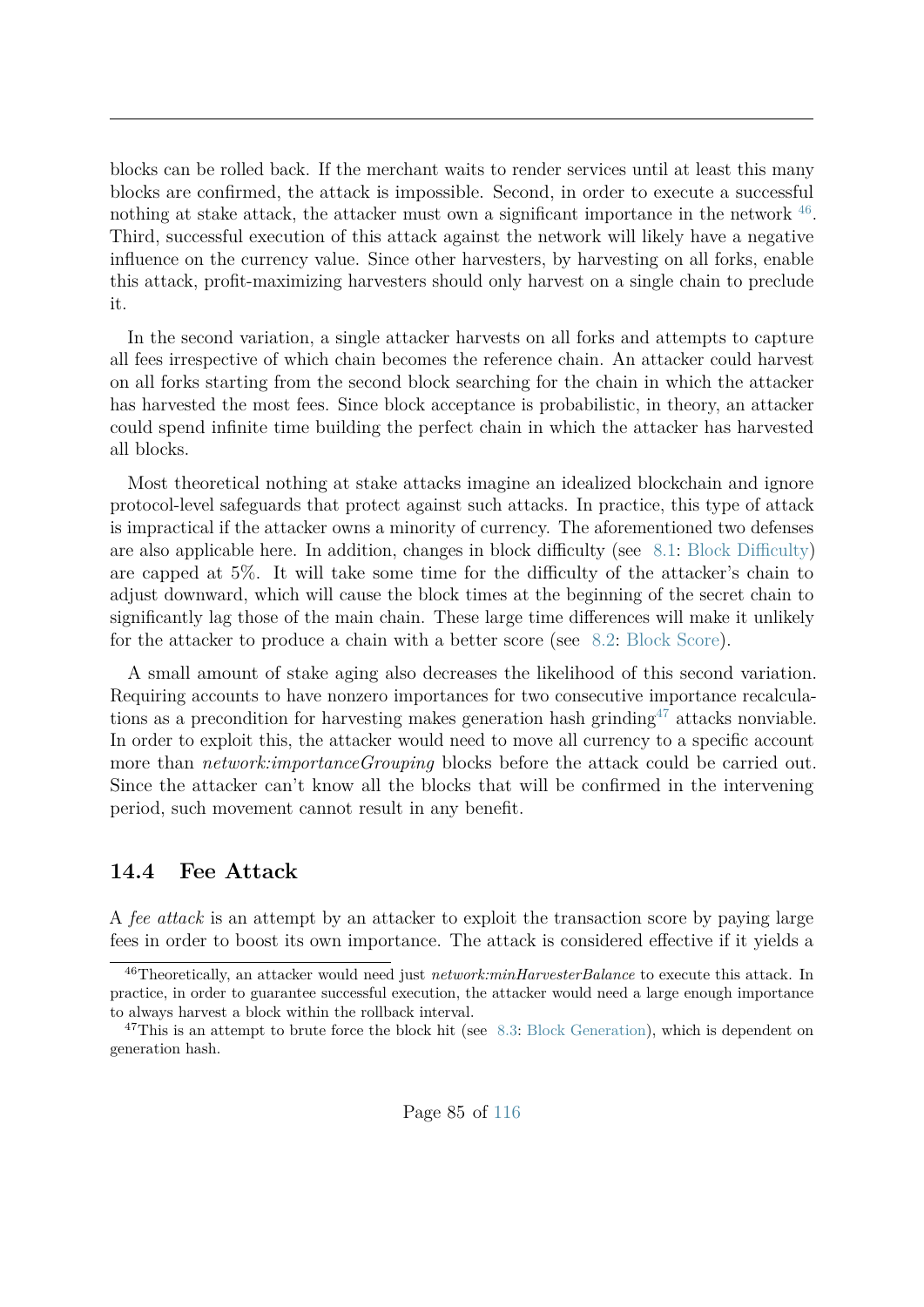blocks can be rolled back. If the merchant waits to render services until at least this many blocks are confirmed, the attack is impossible. Second, in order to execute a successful nothing at stake attack, the attacker must own a significant importance in the network [46]. Third, successful execution of this attack against the network will likely have a negative influence on the currency value. Since other harvesters, by harvesting on all forks, enable this attack, profit-maximizing harvesters should only harvest on a single chain to preclude it.

In the second variation, a single attacker harvests on all forks and attempts to capture all fees irrespective of which chain becomes the reference chain. An attacker could harvest on all forks starting from the second block searching for the chain in which the attacker has harvested the most fees. Since block acceptance is probabilistic, in theory, an attacker could spend infinite time building the perfect chain in which the attacker has harvested all blocks.

Most theoretical nothing at stake attacks imagine an idealized blockchain and ignore protocol-level safeguards that protect against such attacks. In practice, this type of attack is impractical if the attacker owns a minority of currency. The aforementioned two defenses are also applicable here. In addition, changes in block difficulty (see 8.1: Block Difficulty) are capped at 5%. It will take some time for the difficulty of the attacker's chain to adjust downward, which will cause the block times at the beginning of the secret chain to significantly lag those of the main chain. These large time differences will make it unlikely for the attacker to produce a chain with a better score (see 8.2: Block Score).

A small amount of stake aging also decreases the likelihood of this second variation. Requiring accounts to have nonzero importances for two consecutive importance recalculations as a precondition for harvesting makes generation hash grinding[47] attacks nonviable. In order to exploit this, the attacker would need to move all currency to a specific account more than *network:importanceGrouping* blocks before the attack could be carried out. Since the attacker can't know all the blocks that will be confirmed in the intervening period, such movement cannot result in any benefit.

## 14.4 Fee Attack

A *fee attack* is an attempt by an attacker to exploit the transaction score by paying large fees in order to boost its own importance. The attack is considered effective if it yields a

---

[46] Theoretically, an attacker would need just *network:minHarvesterBalance* to execute this attack. In practice, in order to guarantee successful execution, the attacker would need a large enough importance to always harvest a block within the rollback interval.

[47] This is an attempt to brute force the block hit (see 8.3: Block Generation), which is dependent on generation hash.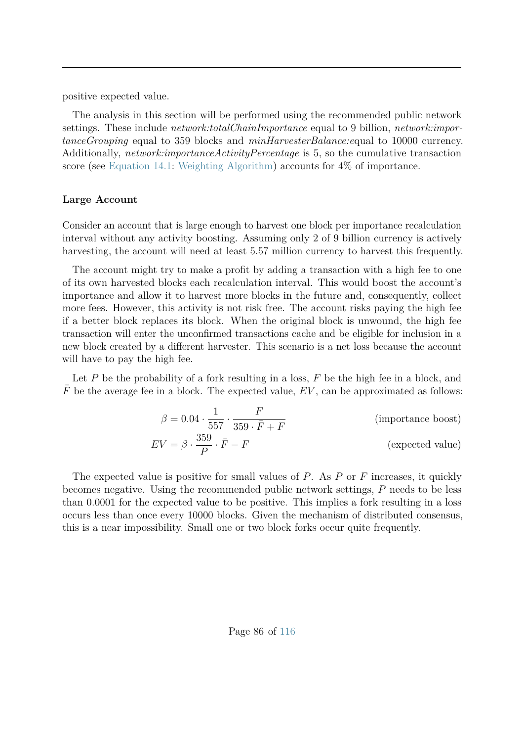positive expected value.

The analysis in this section will be performed using the recommended public network settings. These include *network:totalChainImportance* equal to 9 billion, *network:importanceGrouping* equal to 359 blocks and *minHarvesterBalance:e*qual to 10000 currency. Additionally, *network:importanceActivityPercentage* is 5, so the cumulative transaction score (see Equation 14.1: Weighting Algorithm) accounts for 4% of importance.

### Large Account

Consider an account that is large enough to harvest one block per importance recalculation interval without any activity boosting. Assuming only 2 of 9 billion currency is actively harvesting, the account will need at least 5.57 million currency to harvest this frequently.

The account might try to make a profit by adding a transaction with a high fee to one of its own harvested blocks each recalculation interval. This would boost the account's importance and allow it to harvest more blocks in the future and, consequently, collect more fees. However, this activity is not risk free. The account risks paying the high fee if a better block replaces its block. When the original block is unwound, the high fee transaction will enter the unconfirmed transactions cache and be eligible for inclusion in a new block created by a different harvester. This scenario is a net loss because the account will have to pay the high fee.

Let $P$ be the probability of a fork resulting in a loss, $F$ be the high fee in a block, and $\bar{F}$ be the average fee in a block. The expected value, $EV$, can be approximated as follows:

$$\beta = 0.04 \cdot \frac{1}{557} \cdot \frac{F}{359 \cdot \bar{F} + F} \qquad \text{(importance boost)}$$

$$EV = \beta \cdot \frac{359}{P} \cdot \bar{F} - F \qquad \text{(expected value)}$$

The expected value is positive for small values of $P$. As $P$ or $F$ increases, it quickly becomes negative. Using the recommended public network settings, $P$ needs to be less than 0.0001 for the expected value to be positive. This implies a fork resulting in a loss occurs less than once every 10000 blocks. Given the mechanism of distributed consensus, this is a near impossibility. Small one or two block forks occur quite frequently.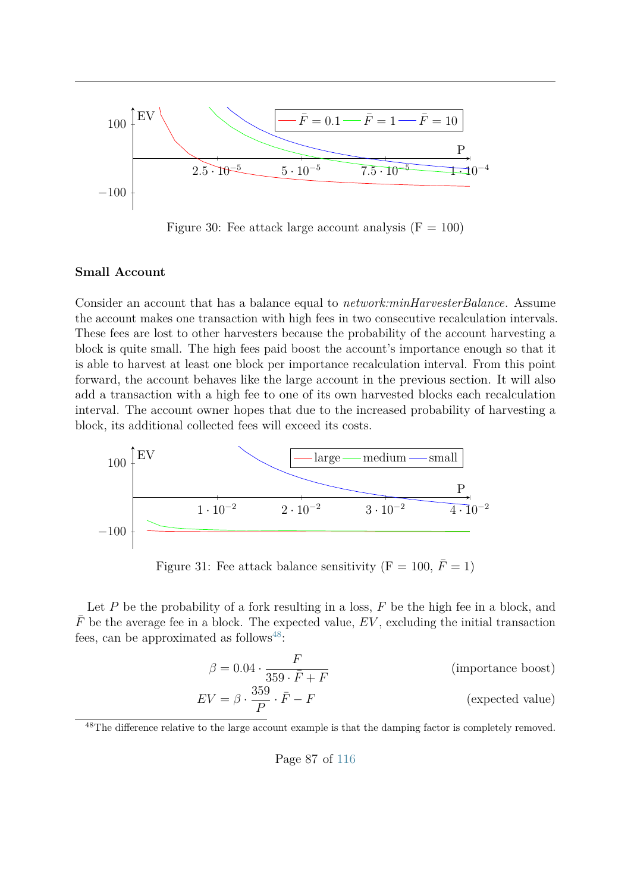Figure 30: Fee attack large account analysis (F = 100)

**Small Account**

Consider an account that has a balance equal to *network:minHarvesterBalance*. Assume the account makes one transaction with high fees in two consecutive recalculation intervals. These fees are lost to other harvesters because the probability of the account harvesting a block is quite small. The high fees paid boost the account's importance enough so that it is able to harvest at least one block per importance recalculation interval. From this point forward, the account behaves like the large account in the previous section. It will also add a transaction with a high fee to one of its own harvested blocks each recalculation interval. The account owner hopes that due to the increased probability of harvesting a block, its additional collected fees will exceed its costs.

Figure 31: Fee attack balance sensitivity (F = 100, $\bar{F} = 1$)

Let $P$ be the probability of a fork resulting in a loss, $F$ be the high fee in a block, and $\bar{F}$ be the average fee in a block. The expected value, $EV$, excluding the initial transaction fees, can be approximated as follows[48]:

$$\beta = 0.04 \cdot \frac{F}{359 \cdot \bar{F} + F} \qquad \text{(importance boost)}$$

$$EV = \beta \cdot \frac{359}{P} \cdot \bar{F} - F \qquad \text{(expected value)}$$

[48] The difference relative to the large account example is that the damping factor is completely removed.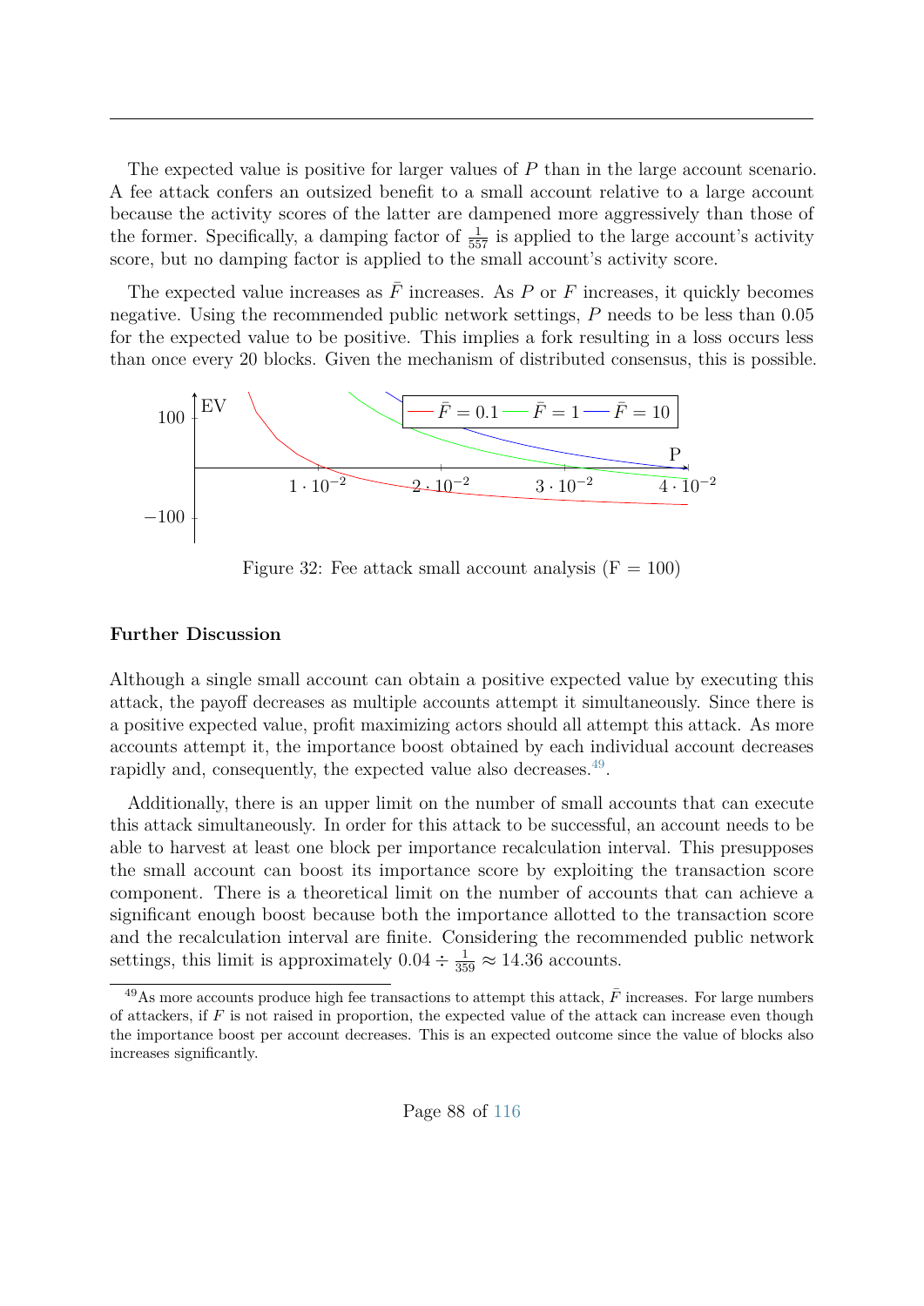The expected value is positive for larger values of $P$ than in the large account scenario. A fee attack confers an outsized benefit to a small account relative to a large account because the activity scores of the latter are dampened more aggressively than those of the former. Specifically, a damping factor of $\frac{1}{557}$ is applied to the large account's activity score, but no damping factor is applied to the small account's activity score.

The expected value increases as $\bar{F}$ increases. As $P$ or $F$ increases, it quickly becomes negative. Using the recommended public network settings, $P$ needs to be less than 0.05 for the expected value to be positive. This implies a fork resulting in a loss occurs less than once every 20 blocks. Given the mechanism of distributed consensus, this is possible.

Figure 32: Fee attack small account analysis (F = 100)

**Further Discussion**

Although a single small account can obtain a positive expected value by executing this attack, the payoff decreases as multiple accounts attempt it simultaneously. Since there is a positive expected value, profit maximizing actors should all attempt this attack. As more accounts attempt it, the importance boost obtained by each individual account decreases rapidly and, consequently, the expected value also decreases.[49].

Additionally, there is an upper limit on the number of small accounts that can execute this attack simultaneously. In order for this attack to be successful, an account needs to be able to harvest at least one block per importance recalculation interval. This presupposes the small account can boost its importance score by exploiting the transaction score component. There is a theoretical limit on the number of accounts that can achieve a significant enough boost because both the importance allotted to the transaction score and the recalculation interval are finite. Considering the recommended public network settings, this limit is approximately $0.04 \div \frac{1}{359} \approx 14.36$ accounts.

[49] As more accounts produce high fee transactions to attempt this attack, $\bar{F}$ increases. For large numbers of attackers, if $F$ is not raised in proportion, the expected value of the attack can increase even though the importance boost per account decreases. This is an expected outcome since the value of blocks also increases significantly.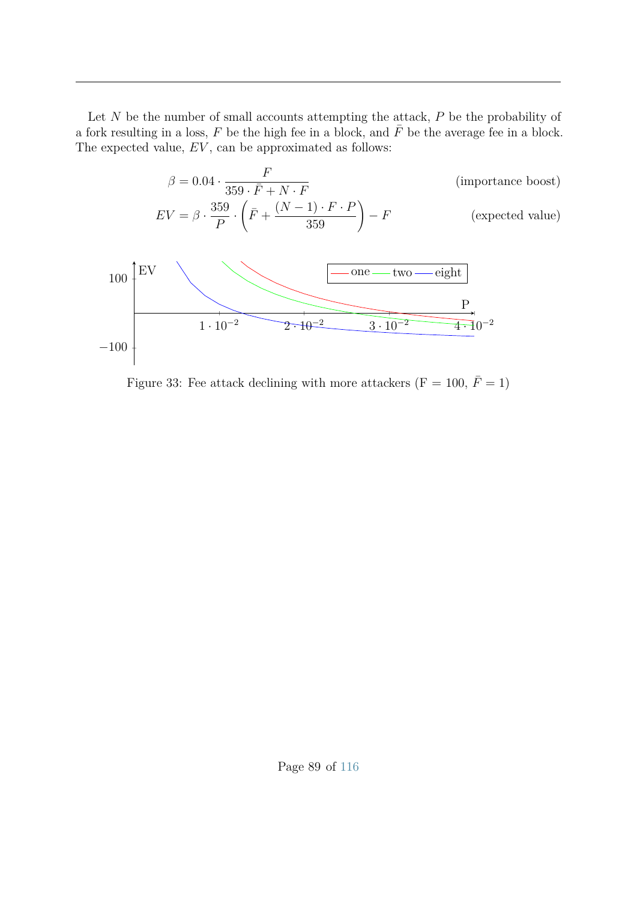Let $N$ be the number of small accounts attempting the attack, $P$ be the probability of a fork resulting in a loss, $F$ be the high fee in a block, and $\bar{F}$ be the average fee in a block. The expected value, $EV$, can be approximated as follows:

$$\beta = 0.04 \cdot \frac{F}{359 \cdot \bar{F} + N \cdot F} \qquad \text{(importance boost)}$$

$$EV = \beta \cdot \frac{359}{P} \cdot \left( \bar{F} + \frac{(N-1) \cdot F \cdot P}{359} \right) - F \qquad \text{(expected value)}$$

Figure 33: Fee attack declining with more attackers (F = 100, $\bar{F} = 1$)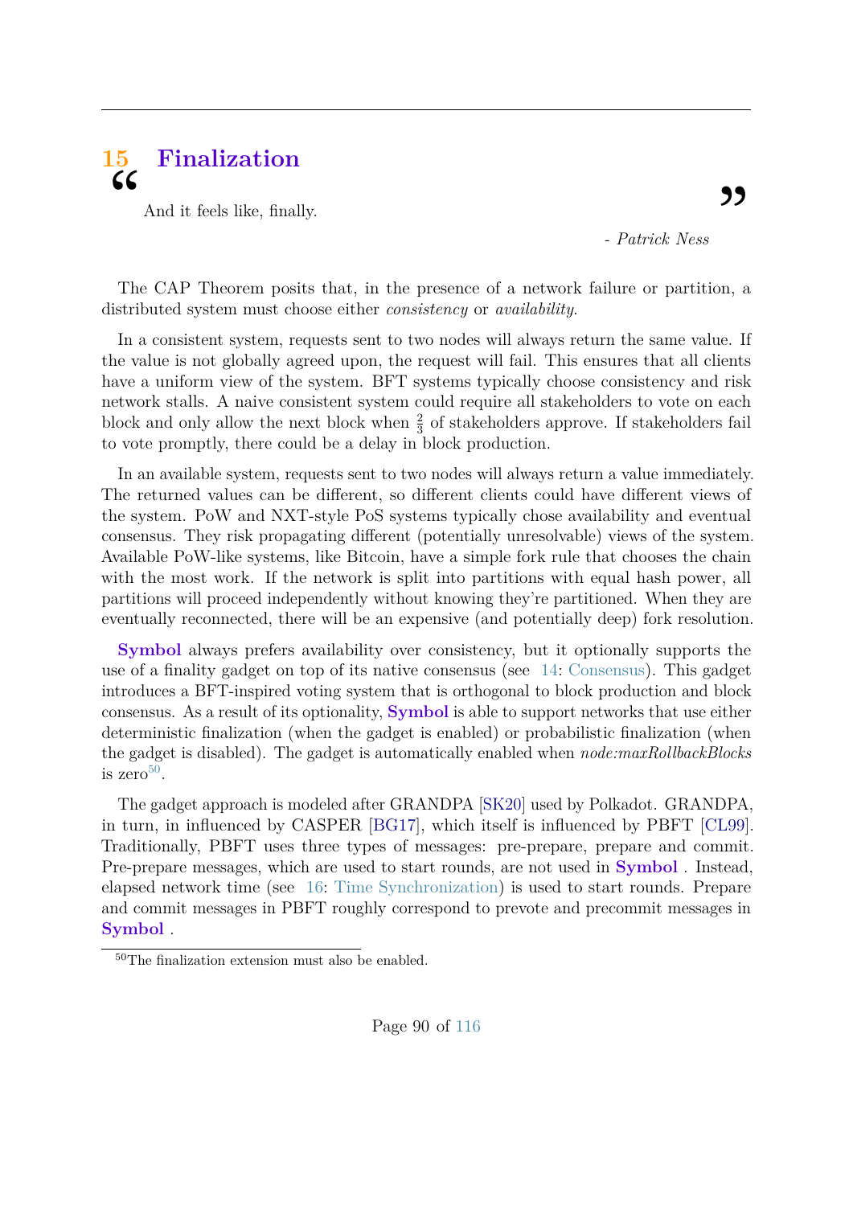# 15 Finalization

> And it feels like, finally.
>
> - *Patrick Ness*

The CAP Theorem posits that, in the presence of a network failure or partition, a distributed system must choose either *consistency* or *availability*.

In a consistent system, requests sent to two nodes will always return the same value. If the value is not globally agreed upon, the request will fail. This ensures that all clients have a uniform view of the system. BFT systems typically choose consistency and risk network stalls. A naive consistent system could require all stakeholders to vote on each block and only allow the next block when $\frac{2}{3}$ of stakeholders approve. If stakeholders fail to vote promptly, there could be a delay in block production.

In an available system, requests sent to two nodes will always return a value immediately. The returned values can be different, so different clients could have different views of the system. PoW and NXT-style PoS systems typically chose availability and eventual consensus. They risk propagating different (potentially unresolvable) views of the system. Available PoW-like systems, like Bitcoin, have a simple fork rule that chooses the chain with the most work. If the network is split into partitions with equal hash power, all partitions will proceed independently without knowing they're partitioned. When they are eventually reconnected, there will be an expensive (and potentially deep) fork resolution.

**Symbol** always prefers availability over consistency, but it optionally supports the use of a finality gadget on top of its native consensus (see 14: Consensus). This gadget introduces a BFT-inspired voting system that is orthogonal to block production and block consensus. As a result of its optionality, **Symbol** is able to support networks that use either deterministic finalization (when the gadget is enabled) or probabilistic finalization (when the gadget is disabled). The gadget is automatically enabled when *node:maxRollbackBlocks* is zero[50].

The gadget approach is modeled after GRANDPA [SK20] used by Polkadot. GRANDPA, in turn, in influenced by CASPER [BG17], which itself is influenced by PBFT [CL99]. Traditionally, PBFT uses three types of messages: pre-prepare, prepare and commit. Pre-prepare messages, which are used to start rounds, are not used in **Symbol** . Instead, elapsed network time (see 16: Time Synchronization) is used to start rounds. Prepare and commit messages in PBFT roughly correspond to prevote and precommit messages in **Symbol** .

[50] The finalization extension must also be enabled.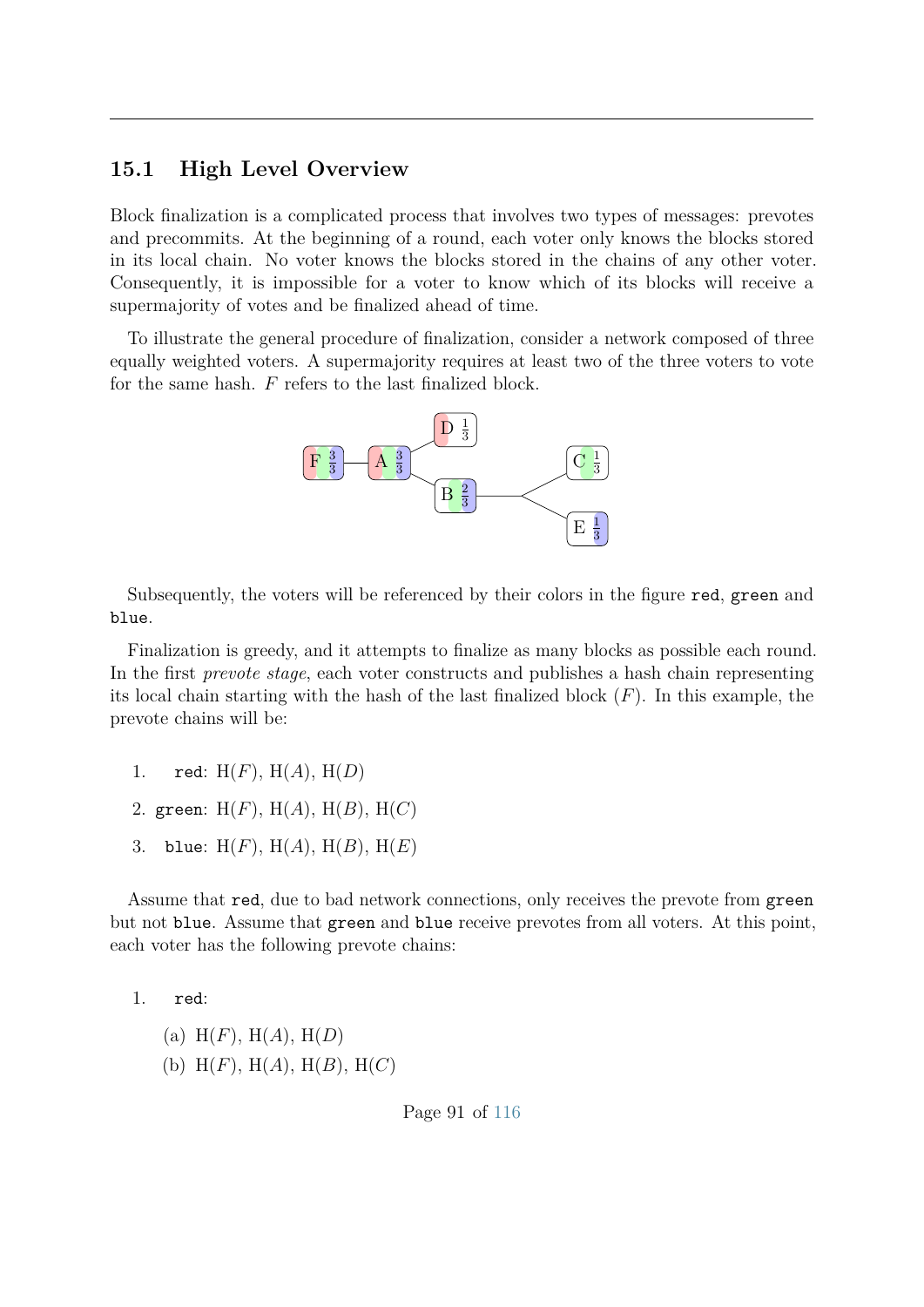## 15.1 High Level Overview

Block finalization is a complicated process that involves two types of messages: prevotes and precommits. At the beginning of a round, each voter only knows the blocks stored in its local chain. No voter knows the blocks stored in the chains of any other voter. Consequently, it is impossible for a voter to know which of its blocks will receive a supermajority of votes and be finalized ahead of time.

To illustrate the general procedure of finalization, consider a network composed of three equally weighted voters. A supermajority requires at least two of the three voters to vote for the same hash. $F$ refers to the last finalized block.

Subsequently, the voters will be referenced by their colors in the figure `red`, `green` and `blue`.

Finalization is greedy, and it attempts to finalize as many blocks as possible each round. In the first *prevote stage*, each voter constructs and publishes a hash chain representing its local chain starting with the hash of the last finalized block ($F$). In this example, the prevote chains will be:

1. `red`: $\mathrm{H}(F)$, $\mathrm{H}(A)$, $\mathrm{H}(D)$
2. `green`: $\mathrm{H}(F)$, $\mathrm{H}(A)$, $\mathrm{H}(B)$, $\mathrm{H}(C)$
3. `blue`: $\mathrm{H}(F)$, $\mathrm{H}(A)$, $\mathrm{H}(B)$, $\mathrm{H}(E)$

Assume that `red`, due to bad network connections, only receives the prevote from `green` but not `blue`. Assume that `green` and `blue` receive prevotes from all voters. At this point, each voter has the following prevote chains:

1. `red`:
   (a) $\mathrm{H}(F)$, $\mathrm{H}(A)$, $\mathrm{H}(D)$
   (b) $\mathrm{H}(F)$, $\mathrm{H}(A)$, $\mathrm{H}(B)$, $\mathrm{H}(C)$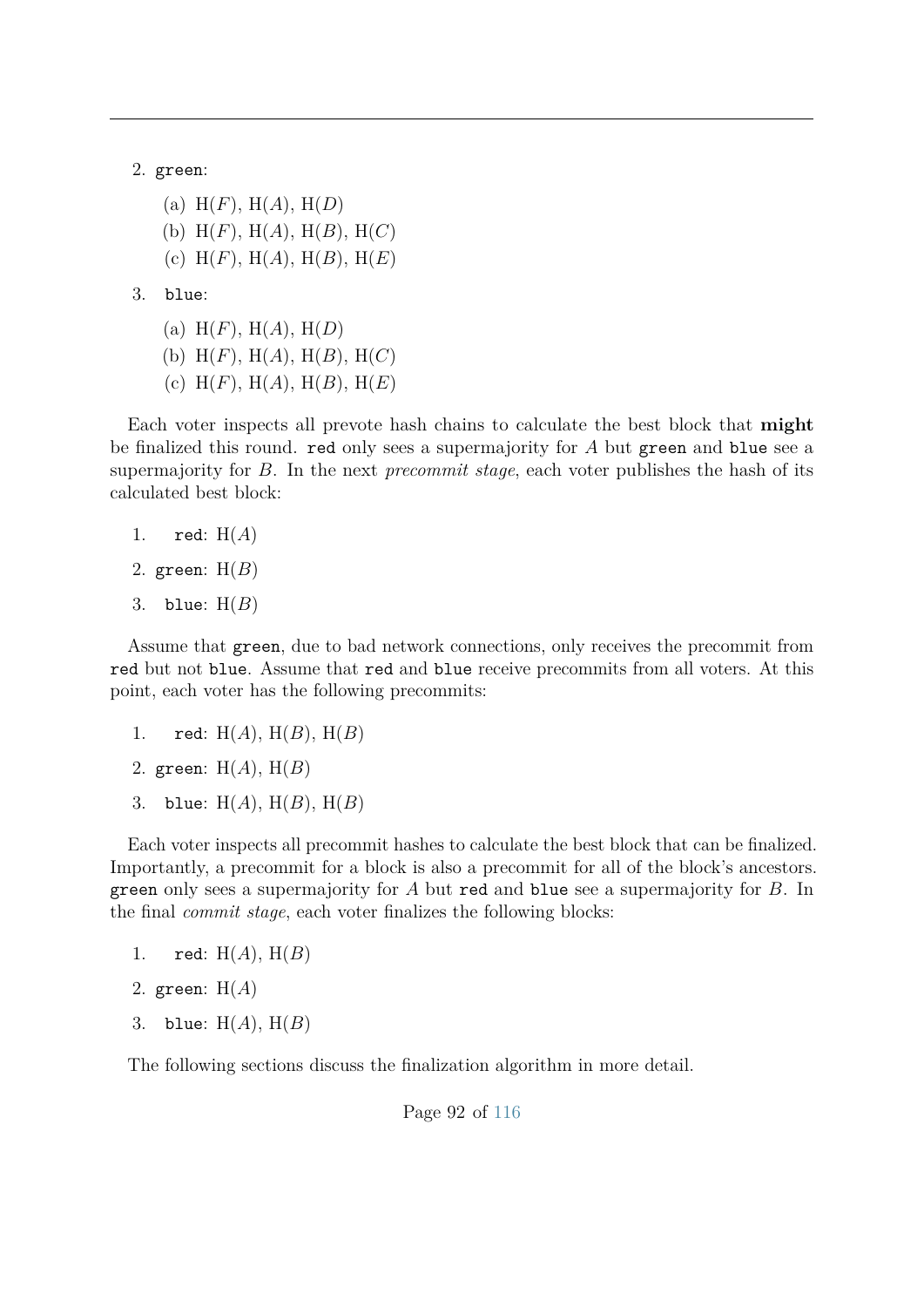2. `green`:

    (a) H($F$), H($A$), H($D$)

    (b) H($F$), H($A$), H($B$), H($C$)

    (c) H($F$), H($A$), H($B$), H($E$)

3. `blue`:

    (a) H($F$), H($A$), H($D$)

    (b) H($F$), H($A$), H($B$), H($C$)

    (c) H($F$), H($A$), H($B$), H($E$)

Each voter inspects all prevote hash chains to calculate the best block that **might** be finalized this round. `red` only sees a supermajority for $A$ but `green` and `blue` see a supermajority for $B$. In the next *precommit stage*, each voter publishes the hash of its calculated best block:

1. `red`: H($A$)
2. `green`: H($B$)
3. `blue`: H($B$)

Assume that `green`, due to bad network connections, only receives the precommit from `red` but not `blue`. Assume that `red` and `blue` receive precommits from all voters. At this point, each voter has the following precommits:

1. `red`: H($A$), H($B$), H($B$)
2. `green`: H($A$), H($B$)
3. `blue`: H($A$), H($B$), H($B$)

Each voter inspects all precommit hashes to calculate the best block that can be finalized. Importantly, a precommit for a block is also a precommit for all of the block's ancestors. `green` only sees a supermajority for $A$ but `red` and `blue` see a supermajority for $B$. In the final *commit stage*, each voter finalizes the following blocks:

1. `red`: H($A$), H($B$)
2. `green`: H($A$)
3. `blue`: H($A$), H($B$)

The following sections discuss the finalization algorithm in more detail.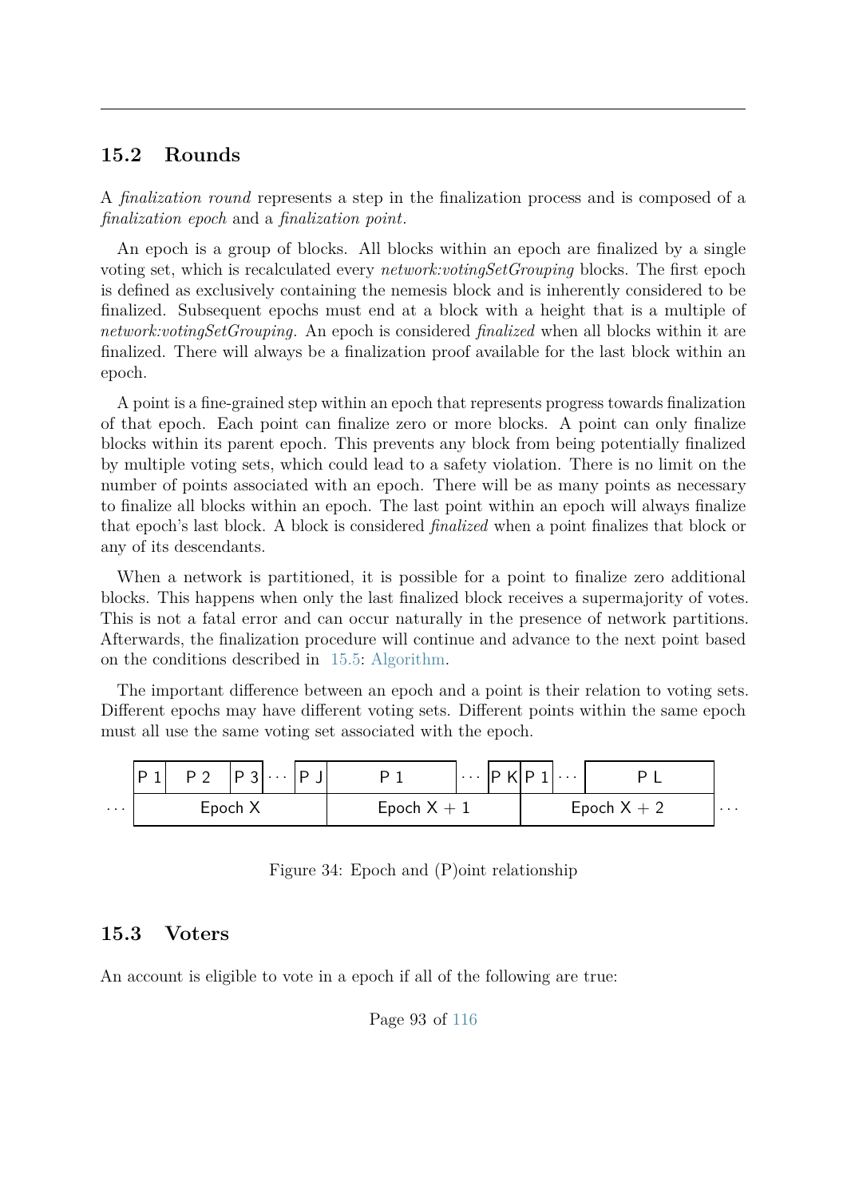## 15.2 Rounds

A *finalization round* represents a step in the finalization process and is composed of a *finalization epoch* and a *finalization point*.

An epoch is a group of blocks. All blocks within an epoch are finalized by a single voting set, which is recalculated every *network:votingSetGrouping* blocks. The first epoch is defined as exclusively containing the nemesis block and is inherently considered to be finalized. Subsequent epochs must end at a block with a height that is a multiple of *network:votingSetGrouping*. An epoch is considered *finalized* when all blocks within it are finalized. There will always be a finalization proof available for the last block within an epoch.

A point is a fine-grained step within an epoch that represents progress towards finalization of that epoch. Each point can finalize zero or more blocks. A point can only finalize blocks within its parent epoch. This prevents any block from being potentially finalized by multiple voting sets, which could lead to a safety violation. There is no limit on the number of points associated with an epoch. There will be as many points as necessary to finalize all blocks within an epoch. The last point within an epoch will always finalize that epoch's last block. A block is considered *finalized* when a point finalizes that block or any of its descendants.

When a network is partitioned, it is possible for a point to finalize zero additional blocks. This happens when only the last finalized block receives a supermajority of votes. This is not a fatal error and can occur naturally in the presence of network partitions. Afterwards, the finalization procedure will continue and advance to the next point based on the conditions described in 15.5: Algorithm.

The important difference between an epoch and a point is their relation to voting sets. Different epochs may have different voting sets. Different points within the same epoch must all use the same voting set associated with the epoch.

| | P 1 | P 2 | P 3 | ··· | P J | P 1 | ··· | P K | P 1 | ··· | P L | |
|---|---|---|---|---|---|---|---|---|---|---|---|---|
| ··· | Epoch X | | | | | Epoch X + 1 | | | Epoch X + 2 | | | ··· |

Figure 34: Epoch and (P)oint relationship

## 15.3 Voters

An account is eligible to vote in a epoch if all of the following are true: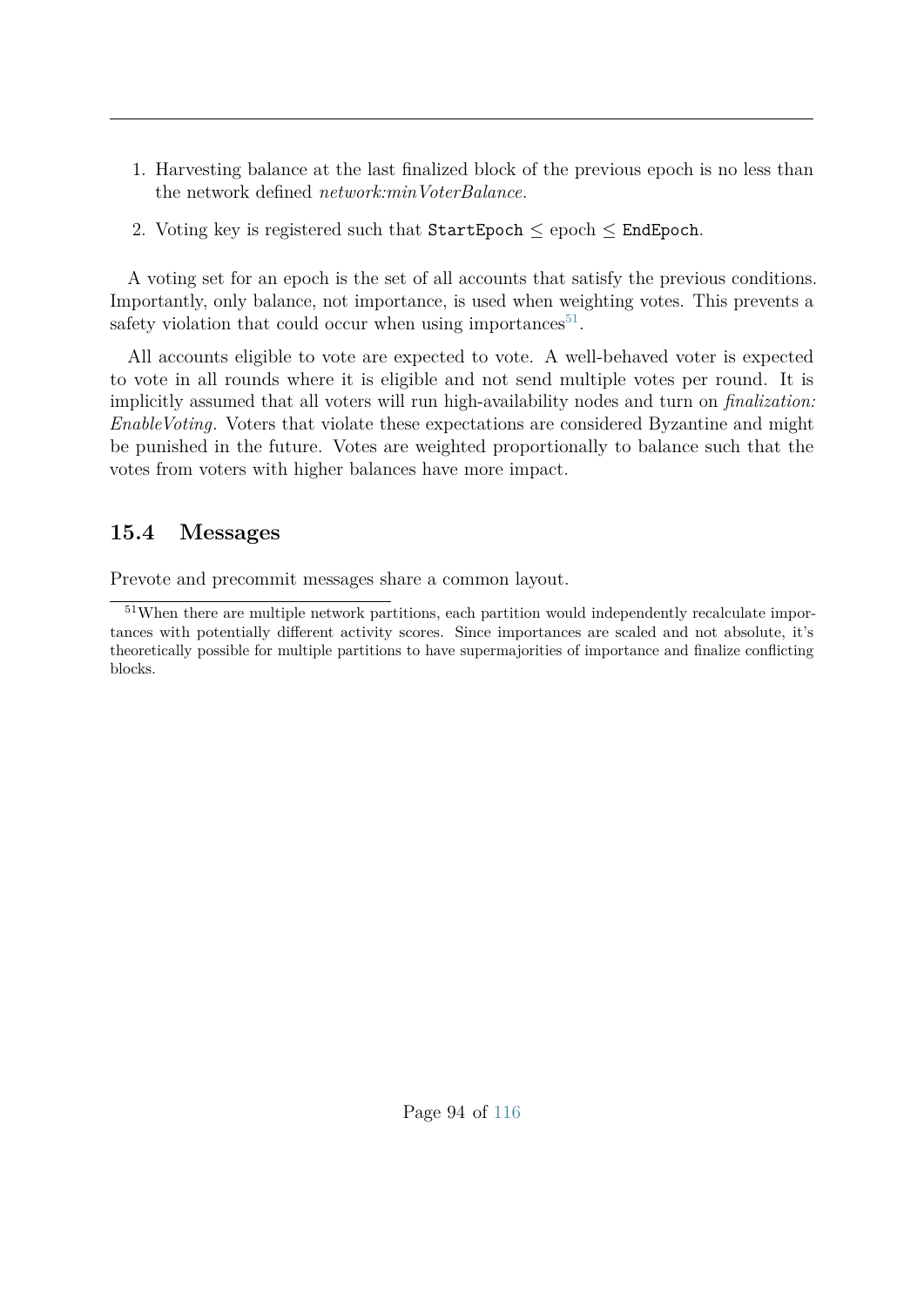1. Harvesting balance at the last finalized block of the previous epoch is no less than the network defined *network:minVoterBalance*.
2. Voting key is registered such that `StartEpoch` ≤ epoch ≤ `EndEpoch`.

A voting set for an epoch is the set of all accounts that satisfy the previous conditions. Importantly, only balance, not importance, is used when weighting votes. This prevents a safety violation that could occur when using importances[51].

All accounts eligible to vote are expected to vote. A well-behaved voter is expected to vote in all rounds where it is eligible and not send multiple votes per round. It is implicitly assumed that all voters will run high-availability nodes and turn on *finalization: EnableVoting*. Voters that violate these expectations are considered Byzantine and might be punished in the future. Votes are weighted proportionally to balance such that the votes from voters with higher balances have more impact.

## 15.4 Messages

Prevote and precommit messages share a common layout.

[51] When there are multiple network partitions, each partition would independently recalculate importances with potentially different activity scores. Since importances are scaled and not absolute, it's theoretically possible for multiple partitions to have supermajorities of importance and finalize conflicting blocks.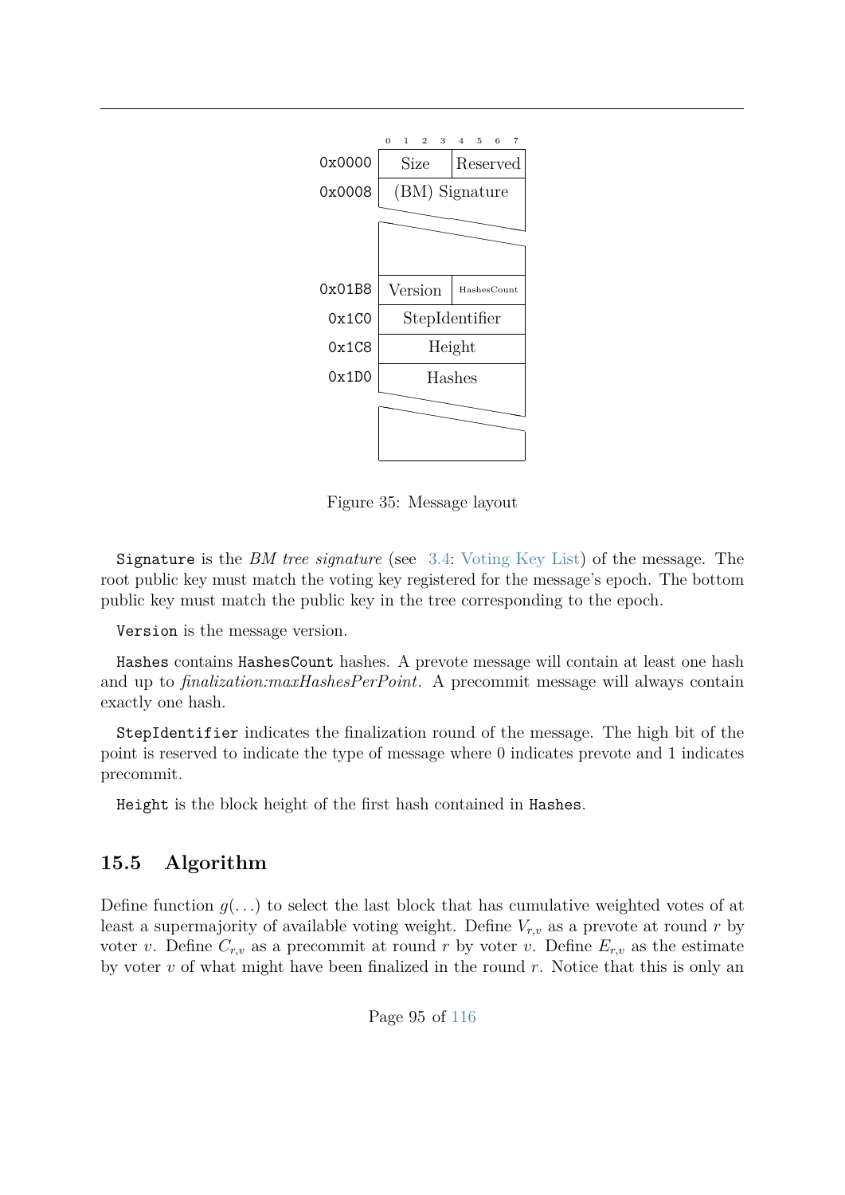| Offset | 0–3 | 4–7 |
|---|---|---|
| 0x0000 | Size | Reserved |
| 0x0008 | (BM) Signature | |
| 0x01B8 | Version | HashesCount |
| 0x1C0 | StepIdentifier | |
| 0x1C8 | Height | |
| 0x1D0 | Hashes | |

Figure 35: Message layout

`Signature` is the *BM tree signature* (see 3.4: Voting Key List) of the message. The root public key must match the voting key registered for the message's epoch. The bottom public key must match the public key in the tree corresponding to the epoch.

`Version` is the message version.

`Hashes` contains `HashesCount` hashes. A prevote message will contain at least one hash and up to *finalization:maxHashesPerPoint*. A precommit message will always contain exactly one hash.

`StepIdentifier` indicates the finalization round of the message. The high bit of the point is reserved to indicate the type of message where 0 indicates prevote and 1 indicates precommit.

`Height` is the block height of the first hash contained in `Hashes`.

## 15.5 Algorithm

Define function $g(\ldots)$ to select the last block that has cumulative weighted votes of at least a supermajority of available voting weight. Define $V_{r,v}$ as a prevote at round $r$ by voter $v$. Define $C_{r,v}$ as a precommit at round $r$ by voter $v$. Define $E_{r,v}$ as the estimate by voter $v$ of what might have been finalized in the round $r$. Notice that this is only an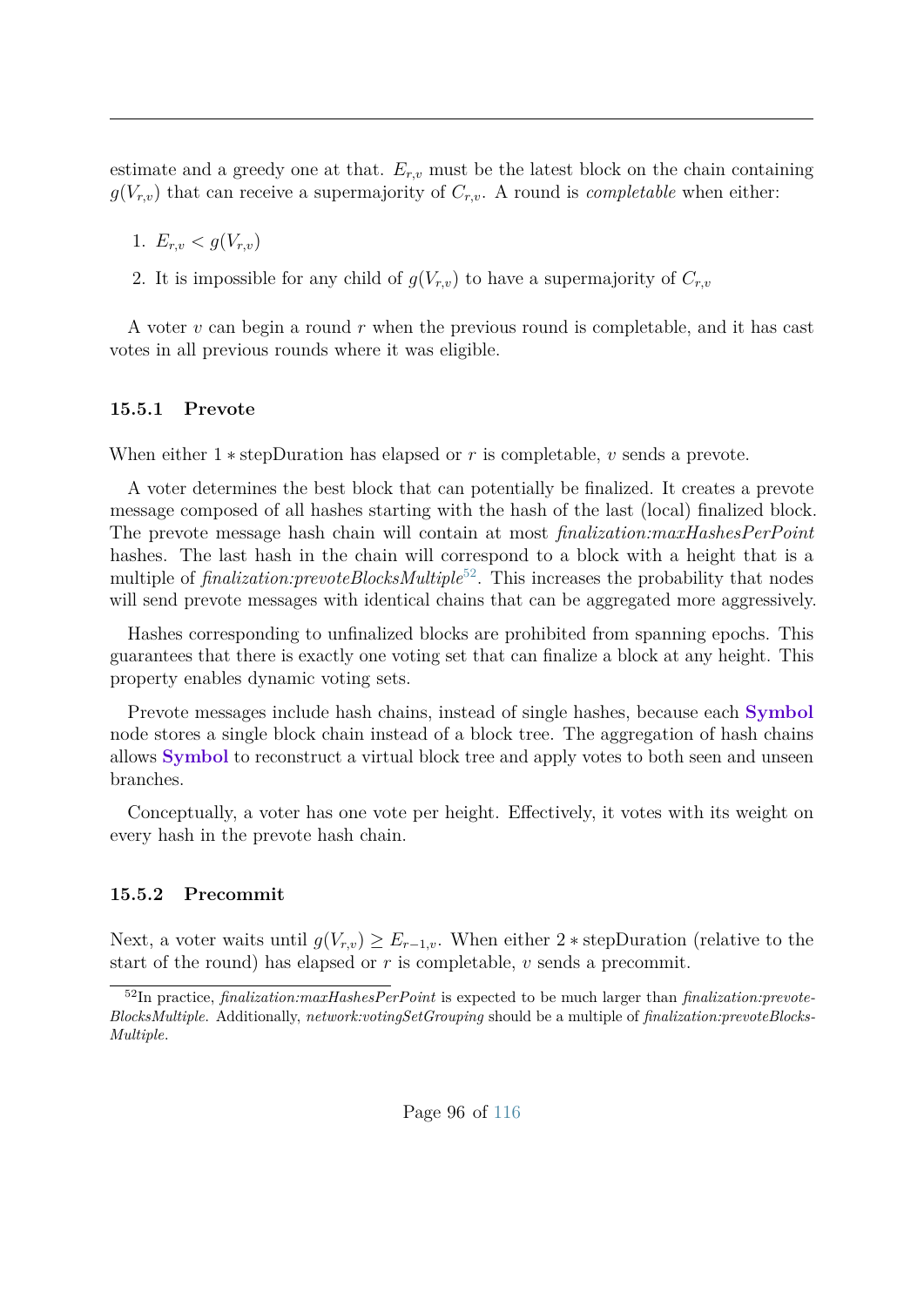estimate and a greedy one at that. $E_{r,v}$ must be the latest block on the chain containing $g(V_{r,v})$ that can receive a supermajority of $C_{r,v}$. A round is *completable* when either:

1. $E_{r,v} < g(V_{r,v})$
2. It is impossible for any child of $g(V_{r,v})$ to have a supermajority of $C_{r,v}$

A voter $v$ can begin a round $r$ when the previous round is completable, and it has cast votes in all previous rounds where it was eligible.

### 15.5.1 Prevote

When either $1 * \text{stepDuration}$ has elapsed or $r$ is completable, $v$ sends a prevote.

A voter determines the best block that can potentially be finalized. It creates a prevote message composed of all hashes starting with the hash of the last (local) finalized block. The prevote message hash chain will contain at most *finalization:maxHashesPerPoint* hashes. The last hash in the chain will correspond to a block with a height that is a multiple of *finalization:prevoteBlocksMultiple*[52]. This increases the probability that nodes will send prevote messages with identical chains that can be aggregated more aggressively.

Hashes corresponding to unfinalized blocks are prohibited from spanning epochs. This guarantees that there is exactly one voting set that can finalize a block at any height. This property enables dynamic voting sets.

Prevote messages include hash chains, instead of single hashes, because each **Symbol** node stores a single block chain instead of a block tree. The aggregation of hash chains allows **Symbol** to reconstruct a virtual block tree and apply votes to both seen and unseen branches.

Conceptually, a voter has one vote per height. Effectively, it votes with its weight on every hash in the prevote hash chain.

### 15.5.2 Precommit

Next, a voter waits until $g(V_{r,v}) \geq E_{r-1,v}$. When either $2 * \text{stepDuration}$ (relative to the start of the round) has elapsed or $r$ is completable, $v$ sends a precommit.

[52]In practice, *finalization:maxHashesPerPoint* is expected to be much larger than *finalization:prevoteBlocksMultiple*. Additionally, *network:votingSetGrouping* should be a multiple of *finalization:prevoteBlocksMultiple*.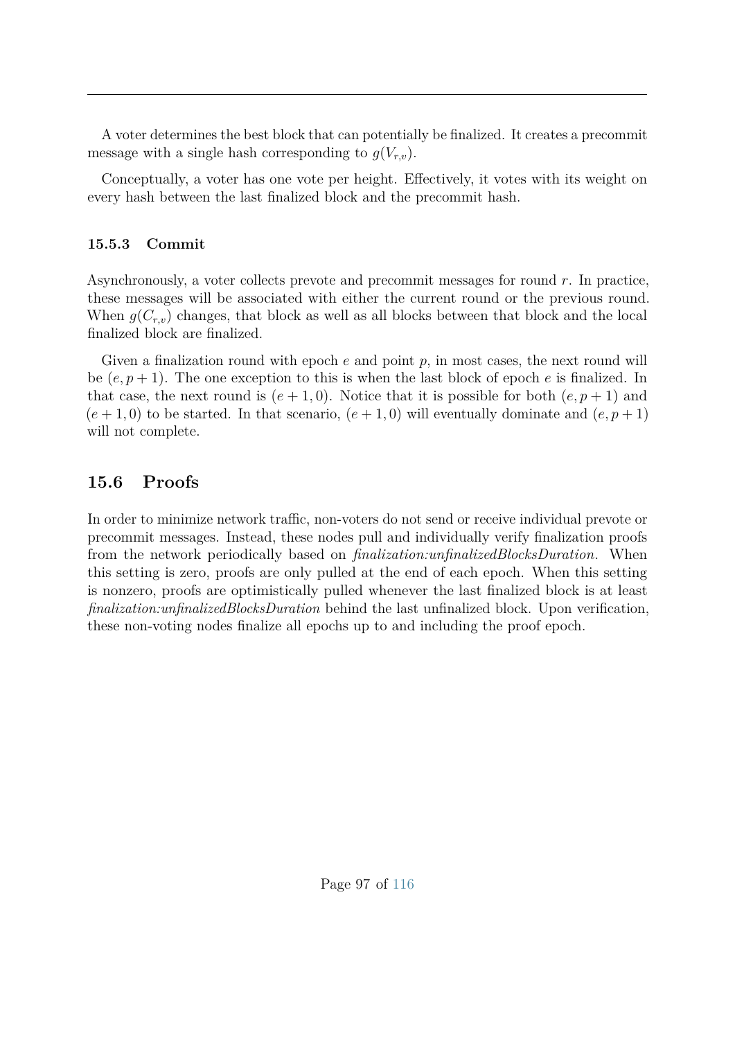A voter determines the best block that can potentially be finalized. It creates a precommit message with a single hash corresponding to $g(V_{r,v})$.

Conceptually, a voter has one vote per height. Effectively, it votes with its weight on every hash between the last finalized block and the precommit hash.

### 15.5.3 Commit

Asynchronously, a voter collects prevote and precommit messages for round $r$. In practice, these messages will be associated with either the current round or the previous round. When $g(C_{r,v})$ changes, that block as well as all blocks between that block and the local finalized block are finalized.

Given a finalization round with epoch $e$ and point $p$, in most cases, the next round will be $(e, p+1)$. The one exception to this is when the last block of epoch $e$ is finalized. In that case, the next round is $(e+1, 0)$. Notice that it is possible for both $(e, p+1)$ and $(e+1, 0)$ to be started. In that scenario, $(e+1, 0)$ will eventually dominate and $(e, p+1)$ will not complete.

## 15.6 Proofs

In order to minimize network traffic, non-voters do not send or receive individual prevote or precommit messages. Instead, these nodes pull and individually verify finalization proofs from the network periodically based on *finalization:unfinalizedBlocksDuration*. When this setting is zero, proofs are only pulled at the end of each epoch. When this setting is nonzero, proofs are optimistically pulled whenever the last finalized block is at least *finalization:unfinalizedBlocksDuration* behind the last unfinalized block. Upon verification, these non-voting nodes finalize all epochs up to and including the proof epoch.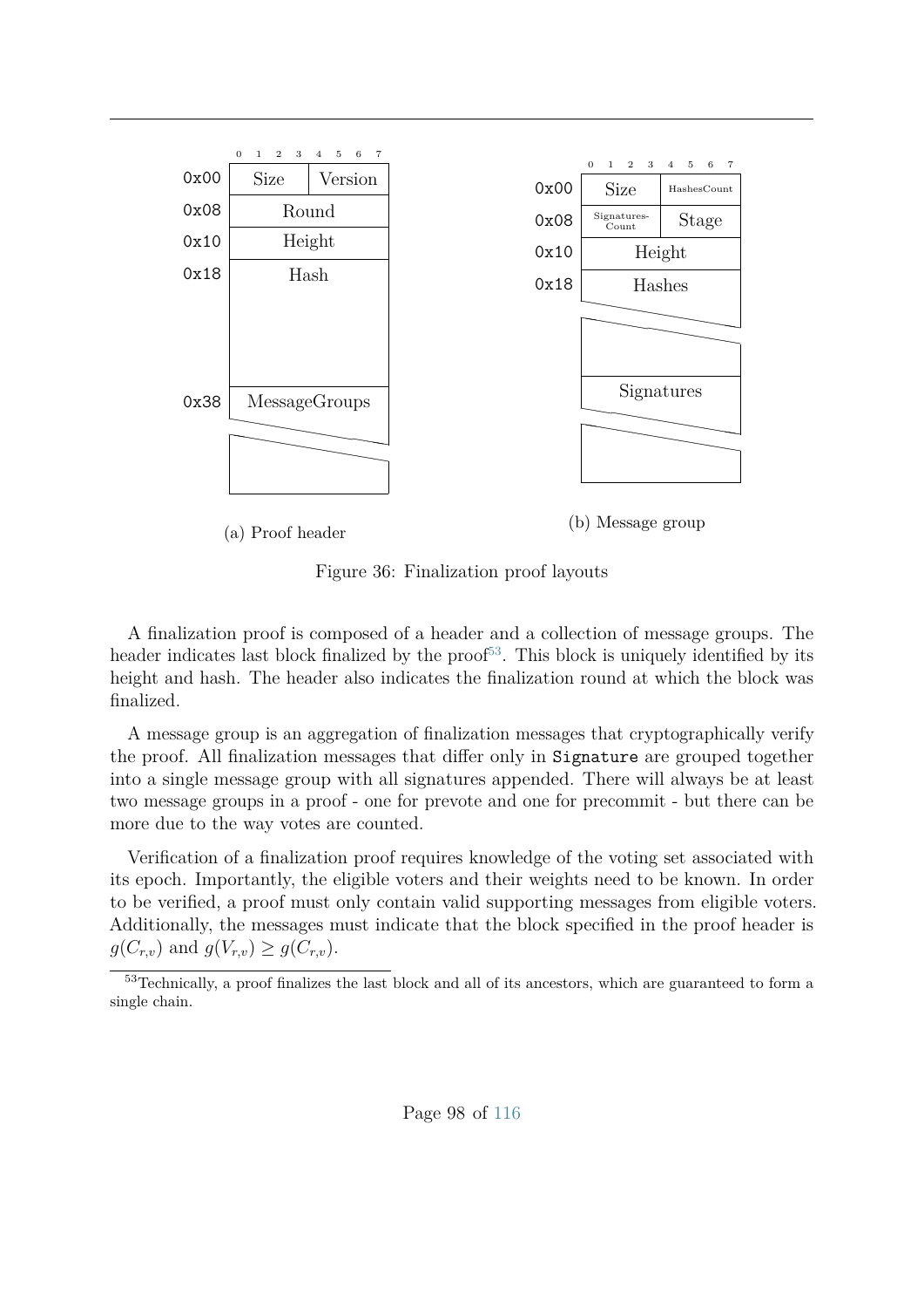|  | 0 1 2 3 | 4 5 6 7 |
|---|---|---|
| 0x00 | Size | Version |
| 0x08 | Round | |
| 0x10 | Height | |
| 0x18 | Hash | |
| 0x38 | MessageGroups | |

(a) Proof header

|  | 0 1 2 3 | 4 5 6 7 |
|---|---|---|
| 0x00 | Size | HashesCount |
| 0x08 | SignaturesCount | Stage |
| 0x10 | Height | |
| 0x18 | Hashes | |
|  | Signatures | |

(b) Message group

Figure 36: Finalization proof layouts

A finalization proof is composed of a header and a collection of message groups. The header indicates last block finalized by the proof[53]. This block is uniquely identified by its height and hash. The header also indicates the finalization round at which the block was finalized.

A message group is an aggregation of finalization messages that cryptographically verify the proof. All finalization messages that differ only in `Signature` are grouped together into a single message group with all signatures appended. There will always be at least two message groups in a proof - one for prevote and one for precommit - but there can be more due to the way votes are counted.

Verification of a finalization proof requires knowledge of the voting set associated with its epoch. Importantly, the eligible voters and their weights need to be known. In order to be verified, a proof must only contain valid supporting messages from eligible voters. Additionally, the messages must indicate that the block specified in the proof header is $g(C_{r,v})$ and $g(V_{r,v}) \geq g(C_{r,v})$.

[53] Technically, a proof finalizes the last block and all of its ancestors, which are guaranteed to form a single chain.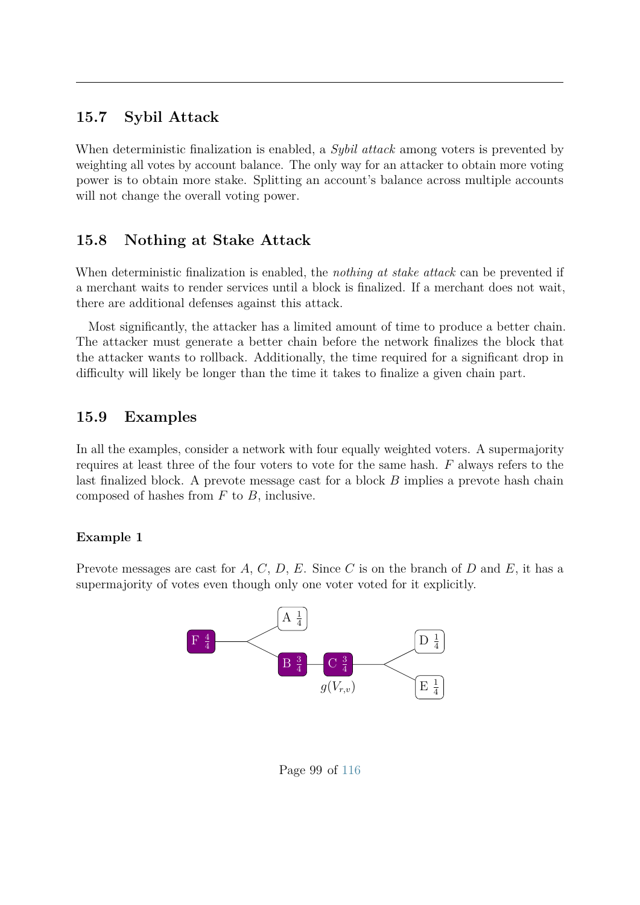## 15.7 Sybil Attack

When deterministic finalization is enabled, a *Sybil attack* among voters is prevented by weighting all votes by account balance. The only way for an attacker to obtain more voting power is to obtain more stake. Splitting an account's balance across multiple accounts will not change the overall voting power.

## 15.8 Nothing at Stake Attack

When deterministic finalization is enabled, the *nothing at stake attack* can be prevented if a merchant waits to render services until a block is finalized. If a merchant does not wait, there are additional defenses against this attack.

Most significantly, the attacker has a limited amount of time to produce a better chain. The attacker must generate a better chain before the network finalizes the block that the attacker wants to rollback. Additionally, the time required for a significant drop in difficulty will likely be longer than the time it takes to finalize a given chain part.

## 15.9 Examples

In all the examples, consider a network with four equally weighted voters. A supermajority requires at least three of the four voters to vote for the same hash. $F$ always refers to the last finalized block. A prevote message cast for a block $B$ implies a prevote hash chain composed of hashes from $F$ to $B$, inclusive.

#### Example 1

Prevote messages are cast for $A$, $C$, $D$, $E$. Since $C$ is on the branch of $D$ and $E$, it has a supermajority of votes even though only one voter voted for it explicitly.

F $\frac{4}{4}$ — A $\frac{1}{4}$; F $\frac{4}{4}$ — B $\frac{3}{4}$ — C $\frac{3}{4}$ ($g(V_{r,v})$) — D $\frac{1}{4}$; C — E $\frac{1}{4}$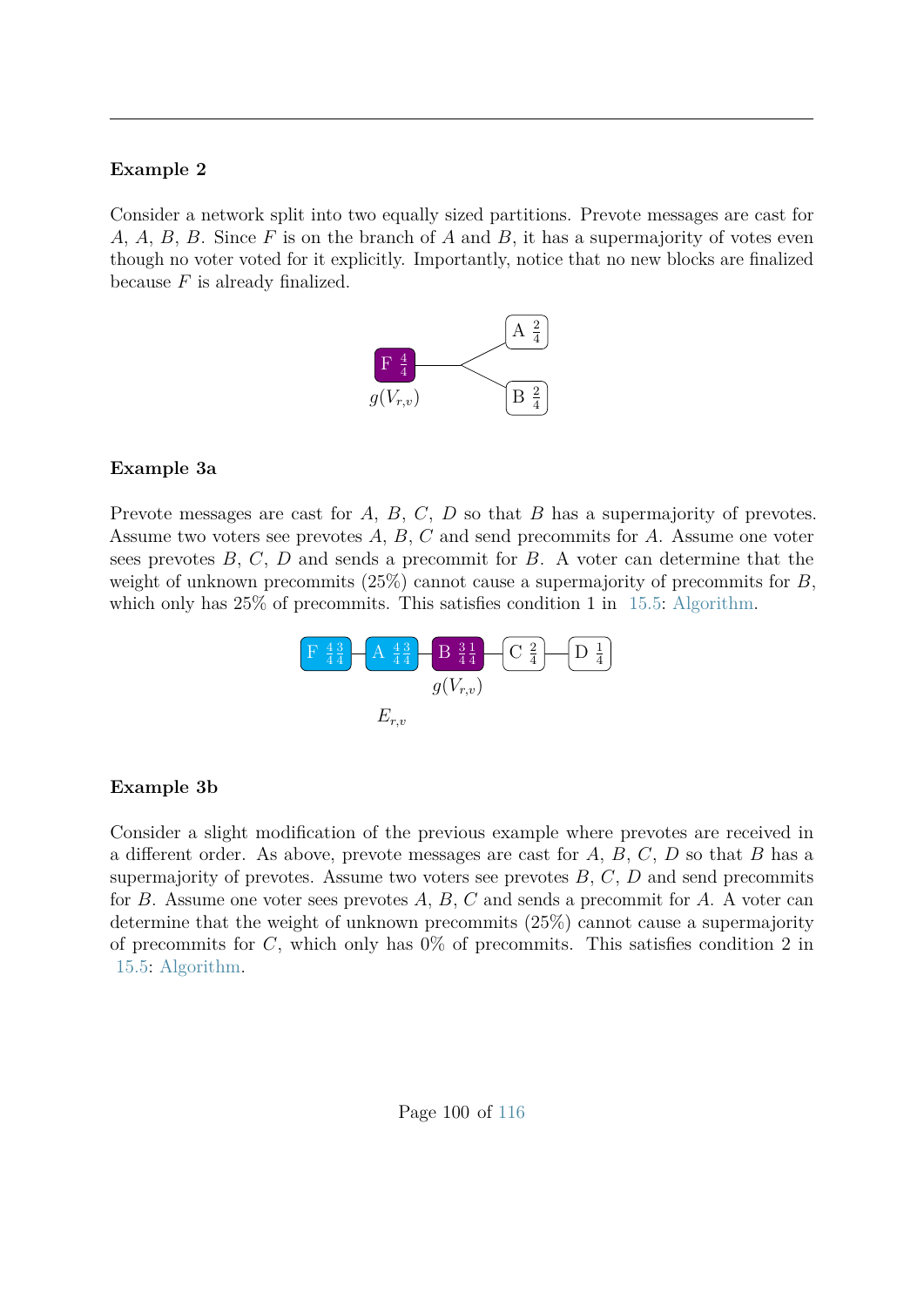**Example 2**

Consider a network split into two equally sized partitions. Prevote messages are cast for $A$, $A$, $B$, $B$. Since $F$ is on the branch of $A$ and $B$, it has a supermajority of votes even though no voter voted for it explicitly. Importantly, notice that no new blocks are finalized because $F$ is already finalized.

**Example 3a**

Prevote messages are cast for $A$, $B$, $C$, $D$ so that $B$ has a supermajority of prevotes. Assume two voters see prevotes $A$, $B$, $C$ and send precommits for $A$. Assume one voter sees prevotes $B$, $C$, $D$ and sends a precommit for $B$. A voter can determine that the weight of unknown precommits (25%) cannot cause a supermajority of precommits for $B$, which only has 25% of precommits. This satisfies condition 1 in 15.5: Algorithm.

**Example 3b**

Consider a slight modification of the previous example where prevotes are received in a different order. As above, prevote messages are cast for $A$, $B$, $C$, $D$ so that $B$ has a supermajority of prevotes. Assume two voters see prevotes $B$, $C$, $D$ and send precommits for $B$. Assume one voter sees prevotes $A$, $B$, $C$ and sends a precommit for $A$. A voter can determine that the weight of unknown precommits (25%) cannot cause a supermajority of precommits for $C$, which only has 0% of precommits. This satisfies condition 2 in 15.5: Algorithm.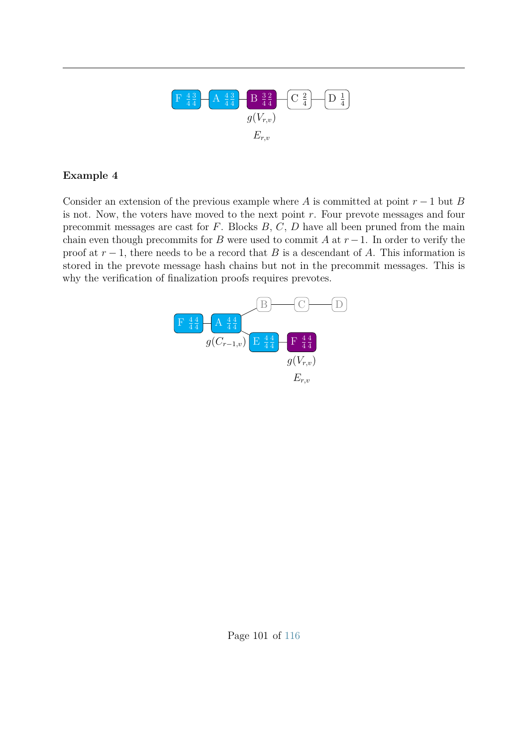F $\frac{4}{4}\frac{3}{4}$ — A $\frac{4}{4}\frac{3}{4}$ — B $\frac{3}{4}\frac{2}{4}$ — C $\frac{2}{4}$ — D $\frac{1}{4}$

$g(V_{r,v})$

$E_{r,v}$

**Example 4**

Consider an extension of the previous example where $A$ is committed at point $r-1$ but $B$ is not. Now, the voters have moved to the next point $r$. Four prevote messages and four precommit messages are cast for $F$. Blocks $B$, $C$, $D$ have all been pruned from the main chain even though precommits for $B$ were used to commit $A$ at $r-1$. In order to verify the proof at $r-1$, there needs to be a record that $B$ is a descendant of $A$. This information is stored in the prevote message hash chains but not in the precommit messages. This is why the verification of finalization proofs requires prevotes.

F $\frac{4}{4}\frac{4}{4}$ — A $\frac{4}{4}\frac{4}{4}$ — B — C — D

A — E $\frac{4}{4}\frac{4}{4}$ — F $\frac{4}{4}\frac{4}{4}$

$g(C_{r-1,v})$

$g(V_{r,v})$

$E_{r,v}$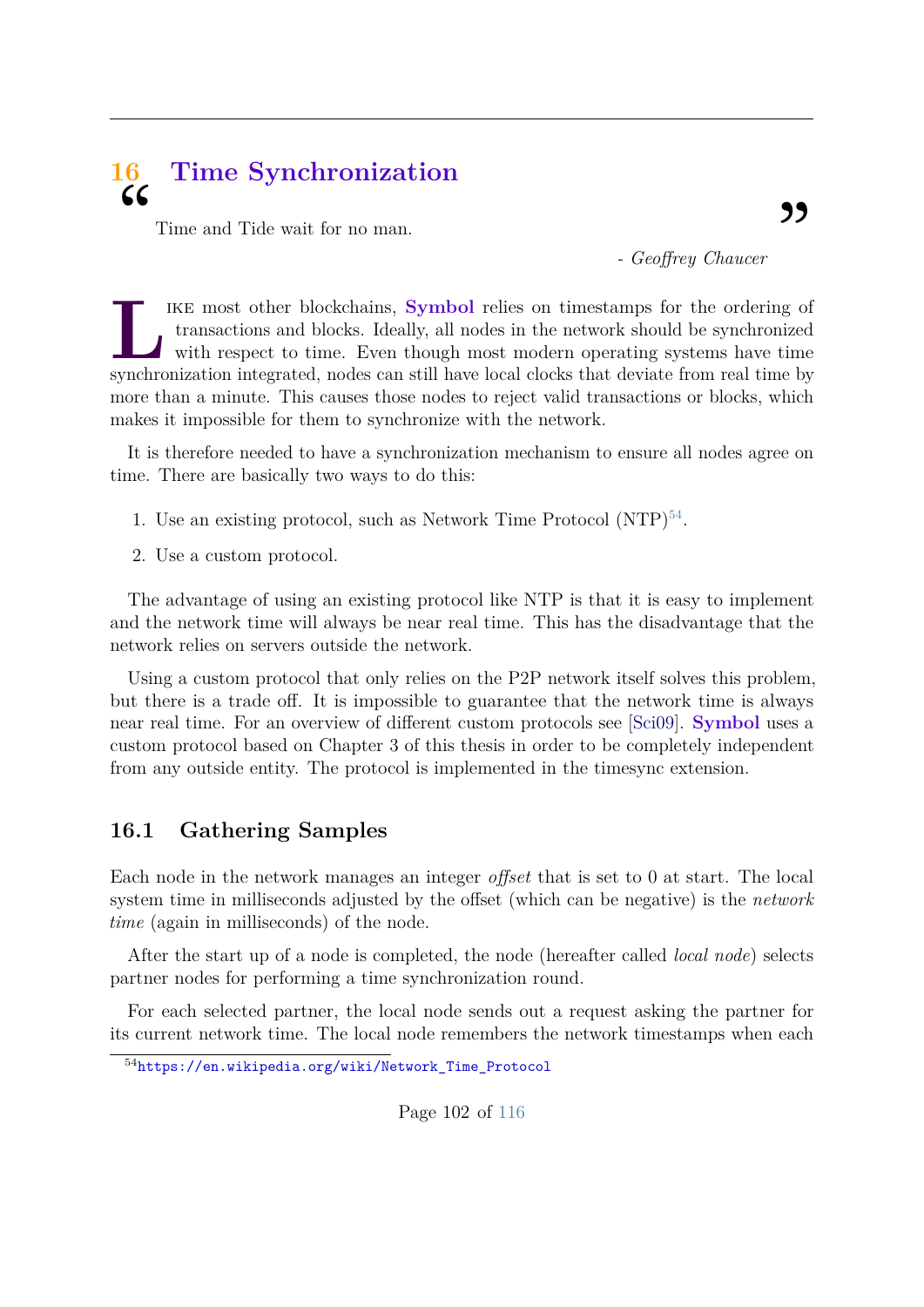# 16 Time Synchronization

> Time and Tide wait for no man.
>
> *- Geoffrey Chaucer*

Like most other blockchains, **Symbol** relies on timestamps for the ordering of transactions and blocks. Ideally, all nodes in the network should be synchronized with respect to time. Even though most modern operating systems have time synchronization integrated, nodes can still have local clocks that deviate from real time by more than a minute. This causes those nodes to reject valid transactions or blocks, which makes it impossible for them to synchronize with the network.

It is therefore needed to have a synchronization mechanism to ensure all nodes agree on time. There are basically two ways to do this:

1. Use an existing protocol, such as Network Time Protocol (NTP)[54].
2. Use a custom protocol.

The advantage of using an existing protocol like NTP is that it is easy to implement and the network time will always be near real time. This has the disadvantage that the network relies on servers outside the network.

Using a custom protocol that only relies on the P2P network itself solves this problem, but there is a trade off. It is impossible to guarantee that the network time is always near real time. For an overview of different custom protocols see [Sci09]. **Symbol** uses a custom protocol based on Chapter 3 of this thesis in order to be completely independent from any outside entity. The protocol is implemented in the timesync extension.

## 16.1 Gathering Samples

Each node in the network manages an integer *offset* that is set to 0 at start. The local system time in milliseconds adjusted by the offset (which can be negative) is the *network time* (again in milliseconds) of the node.

After the start up of a node is completed, the node (hereafter called *local node*) selects partner nodes for performing a time synchronization round.

For each selected partner, the local node sends out a request asking the partner for its current network time. The local node remembers the network timestamps when each

[54] https://en.wikipedia.org/wiki/Network_Time_Protocol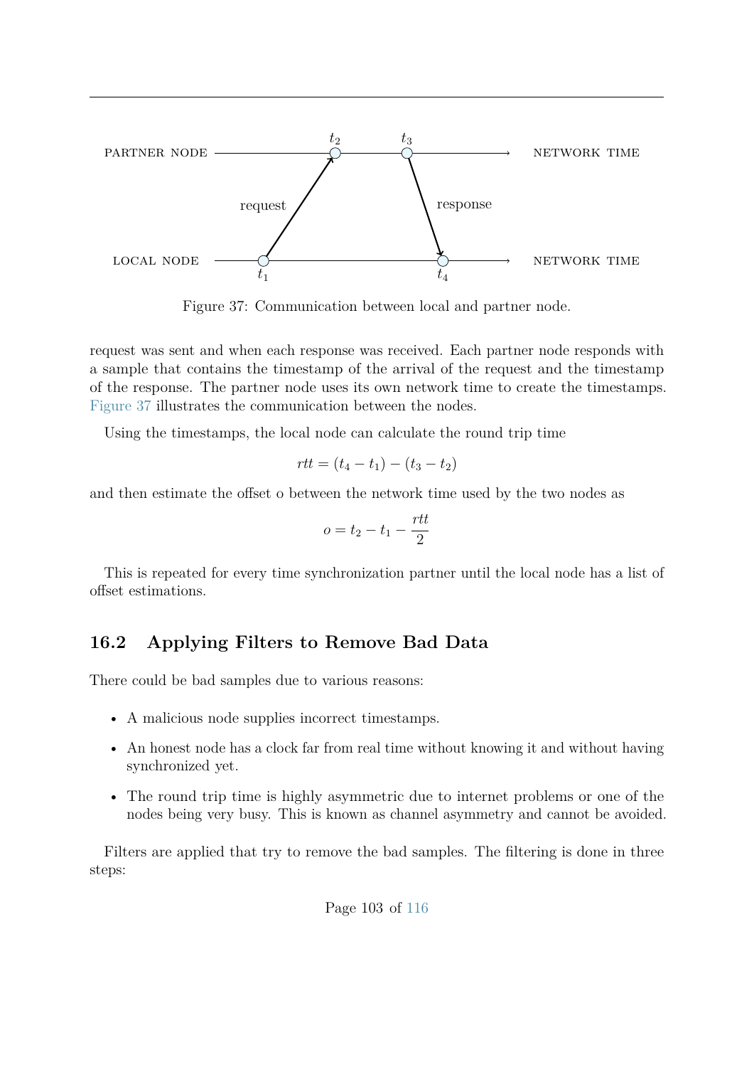Figure 37: Communication between local and partner node.

request was sent and when each response was received. Each partner node responds with a sample that contains the timestamp of the arrival of the request and the timestamp of the response. The partner node uses its own network time to create the timestamps. Figure 37 illustrates the communication between the nodes.

Using the timestamps, the local node can calculate the round trip time

$$rtt = (t_4 - t_1) - (t_3 - t_2)$$

and then estimate the offset o between the network time used by the two nodes as

$$o = t_2 - t_1 - \frac{rtt}{2}$$

This is repeated for every time synchronization partner until the local node has a list of offset estimations.

## 16.2 Applying Filters to Remove Bad Data

There could be bad samples due to various reasons:

- A malicious node supplies incorrect timestamps.
- An honest node has a clock far from real time without knowing it and without having synchronized yet.
- The round trip time is highly asymmetric due to internet problems or one of the nodes being very busy. This is known as channel asymmetry and cannot be avoided.

Filters are applied that try to remove the bad samples. The filtering is done in three steps: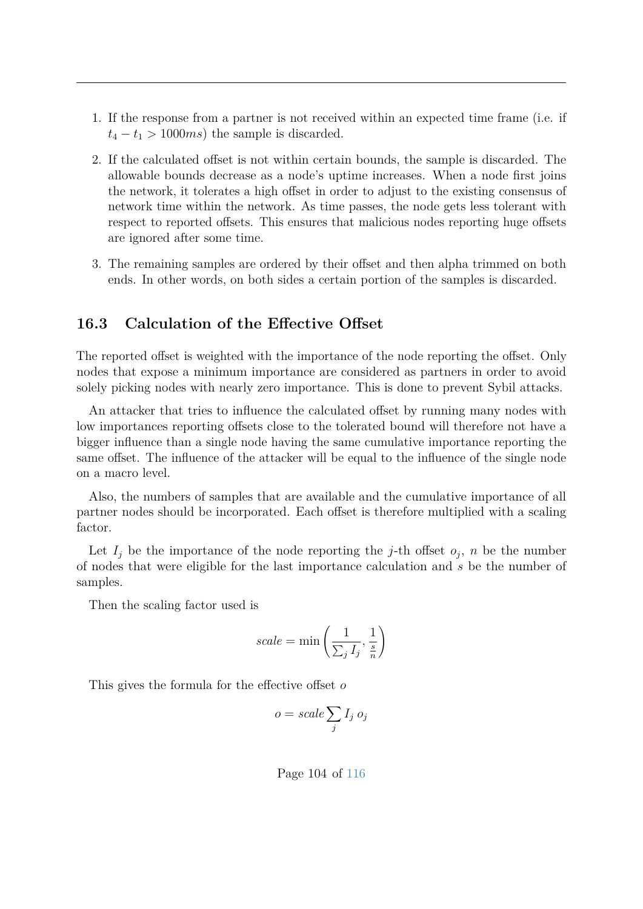1. If the response from a partner is not received within an expected time frame (i.e. if $t_4 - t_1 > 1000ms$) the sample is discarded.

2. If the calculated offset is not within certain bounds, the sample is discarded. The allowable bounds decrease as a node's uptime increases. When a node first joins the network, it tolerates a high offset in order to adjust to the existing consensus of network time within the network. As time passes, the node gets less tolerant with respect to reported offsets. This ensures that malicious nodes reporting huge offsets are ignored after some time.

3. The remaining samples are ordered by their offset and then alpha trimmed on both ends. In other words, on both sides a certain portion of the samples is discarded.

## 16.3 Calculation of the Effective Offset

The reported offset is weighted with the importance of the node reporting the offset. Only nodes that expose a minimum importance are considered as partners in order to avoid solely picking nodes with nearly zero importance. This is done to prevent Sybil attacks.

An attacker that tries to influence the calculated offset by running many nodes with low importances reporting offsets close to the tolerated bound will therefore not have a bigger influence than a single node having the same cumulative importance reporting the same offset. The influence of the attacker will be equal to the influence of the single node on a macro level.

Also, the numbers of samples that are available and the cumulative importance of all partner nodes should be incorporated. Each offset is therefore multiplied with a scaling factor.

Let $I_j$ be the importance of the node reporting the $j$-th offset $o_j$, $n$ be the number of nodes that were eligible for the last importance calculation and $s$ be the number of samples.

Then the scaling factor used is

$$scale = \min\left(\frac{1}{\sum_j I_j}, \frac{1}{\frac{s}{n}}\right)$$

This gives the formula for the effective offset $o$

$$o = scale \sum_j I_j \, o_j$$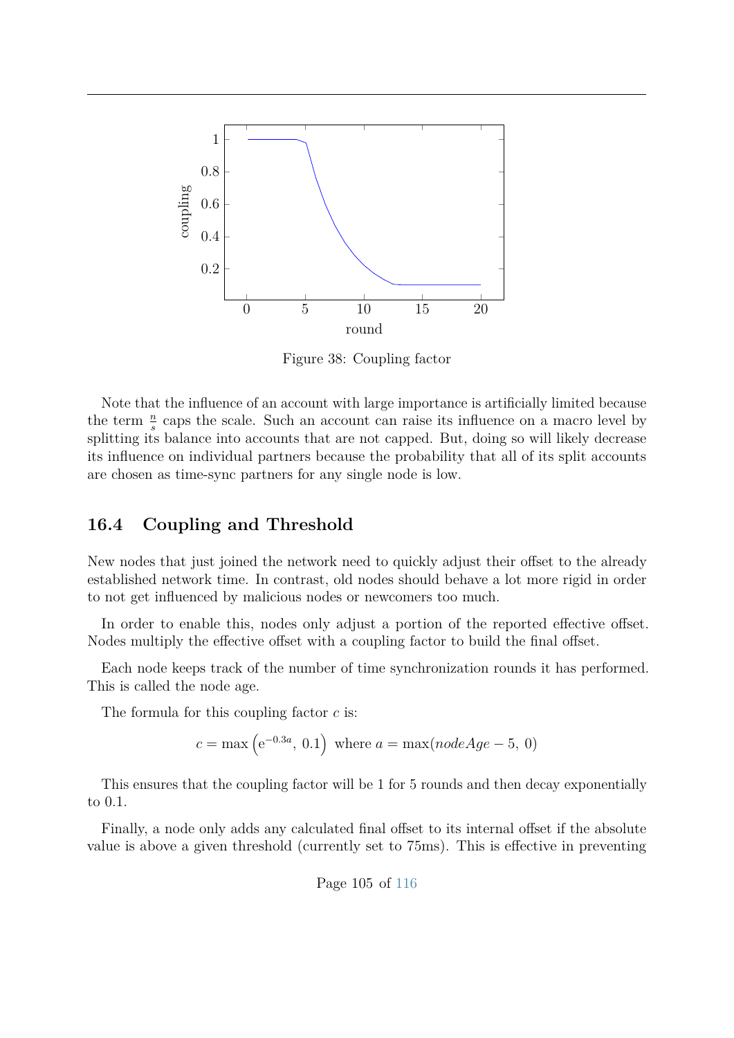Figure 38: Coupling factor

Note that the influence of an account with large importance is artificially limited because the term $\frac{n}{s}$ caps the scale. Such an account can raise its influence on a macro level by splitting its balance into accounts that are not capped. But, doing so will likely decrease its influence on individual partners because the probability that all of its split accounts are chosen as time-sync partners for any single node is low.

## 16.4 Coupling and Threshold

New nodes that just joined the network need to quickly adjust their offset to the already established network time. In contrast, old nodes should behave a lot more rigid in order to not get influenced by malicious nodes or newcomers too much.

In order to enable this, nodes only adjust a portion of the reported effective offset. Nodes multiply the effective offset with a coupling factor to build the final offset.

Each node keeps track of the number of time synchronization rounds it has performed. This is called the node age.

The formula for this coupling factor $c$ is:

$$c = \max\left(\mathrm{e}^{-0.3a},\ 0.1\right) \text{ where } a = \max(nodeAge - 5,\ 0)$$

This ensures that the coupling factor will be 1 for 5 rounds and then decay exponentially to 0.1.

Finally, a node only adds any calculated final offset to its internal offset if the absolute value is above a given threshold (currently set to 75ms). This is effective in preventing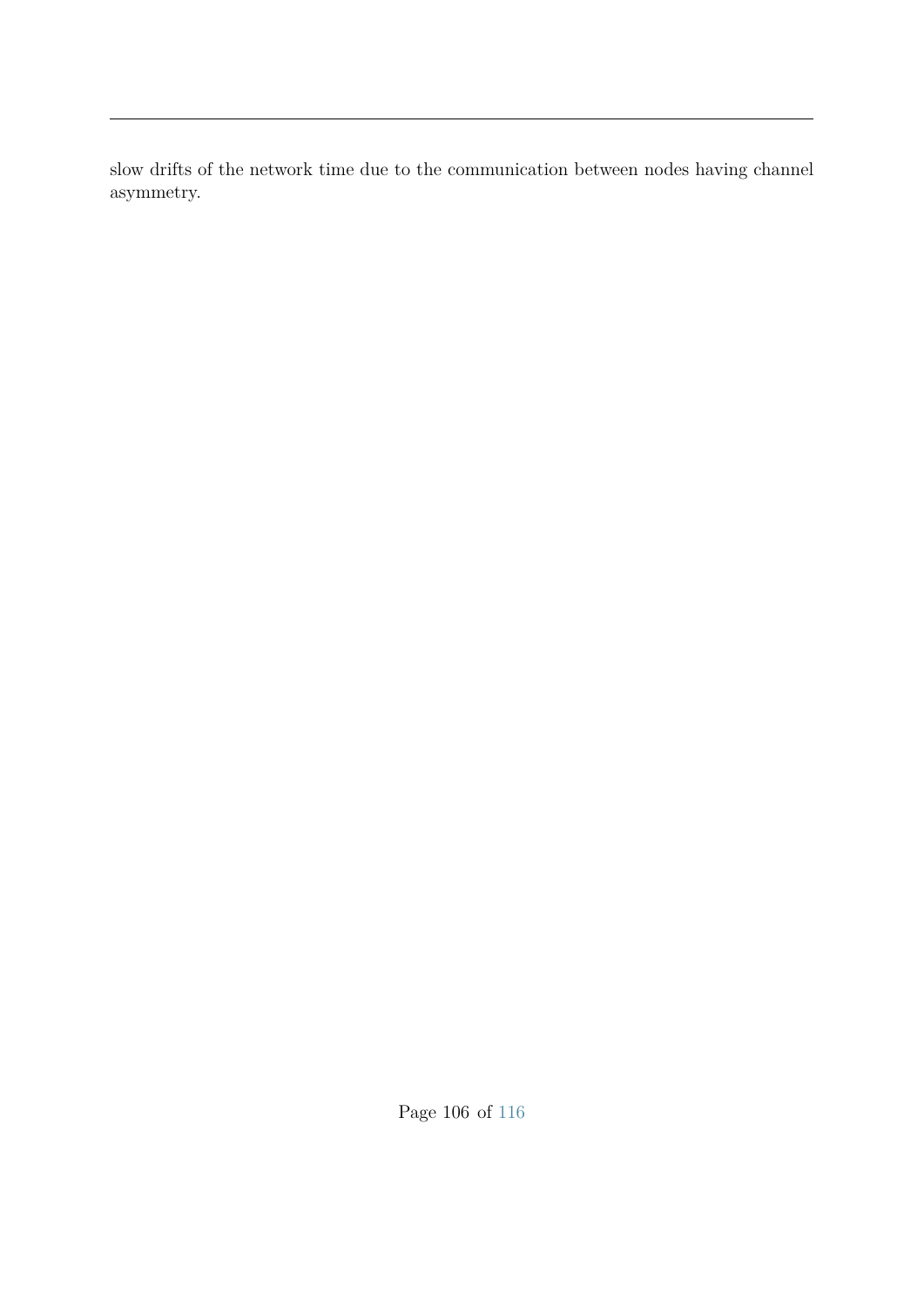slow drifts of the network time due to the communication between nodes having channel asymmetry.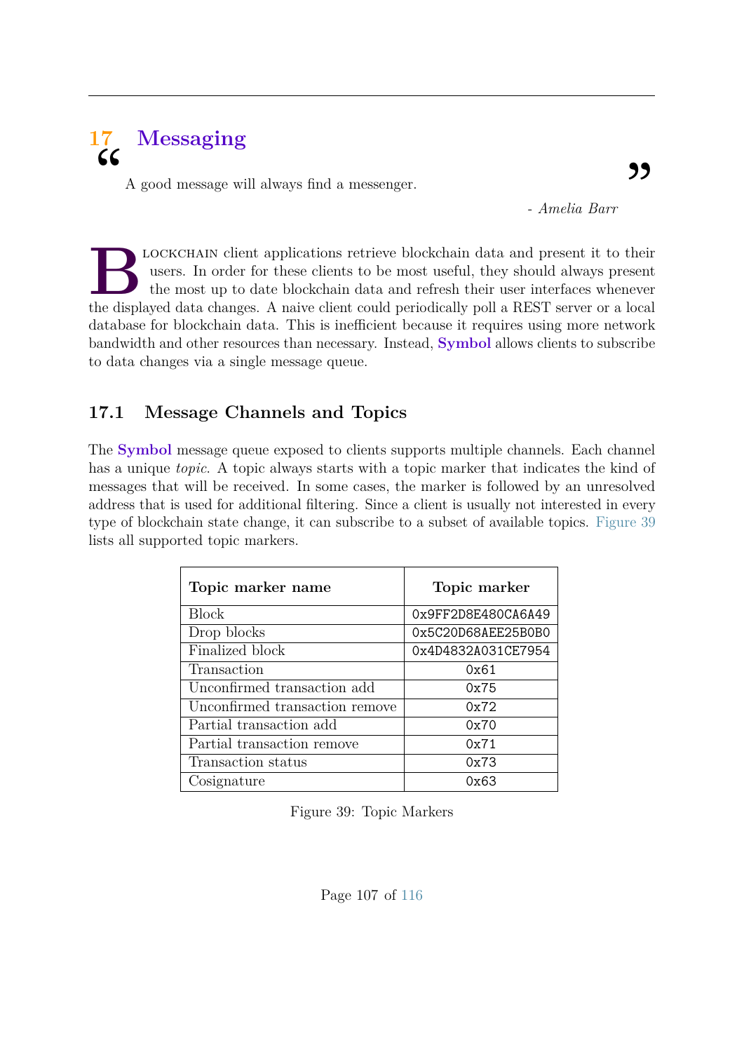# 17 Messaging

> A good message will always find a messenger.
>
> \- *Amelia Barr*

Blockchain client applications retrieve blockchain data and present it to their users. In order for these clients to be most useful, they should always present the most up to date blockchain data and refresh their user interfaces whenever the displayed data changes. A naive client could periodically poll a REST server or a local database for blockchain data. This is inefficient because it requires using more network bandwidth and other resources than necessary. Instead, **Symbol** allows clients to subscribe to data changes via a single message queue.

## 17.1 Message Channels and Topics

The **Symbol** message queue exposed to clients supports multiple channels. Each channel has a unique *topic*. A topic always starts with a topic marker that indicates the kind of messages that will be received. In some cases, the marker is followed by an unresolved address that is used for additional filtering. Since a client is usually not interested in every type of blockchain state change, it can subscribe to a subset of available topics. Figure 39 lists all supported topic markers.

| Topic marker name | Topic marker |
|---|---|
| Block | 0x9FF2D8E480CA6A49 |
| Drop blocks | 0x5C20D68AEE25B0B0 |
| Finalized block | 0x4D4832A031CE7954 |
| Transaction | 0x61 |
| Unconfirmed transaction add | 0x75 |
| Unconfirmed transaction remove | 0x72 |
| Partial transaction add | 0x70 |
| Partial transaction remove | 0x71 |
| Transaction status | 0x73 |
| Cosignature | 0x63 |

Figure 39: Topic Markers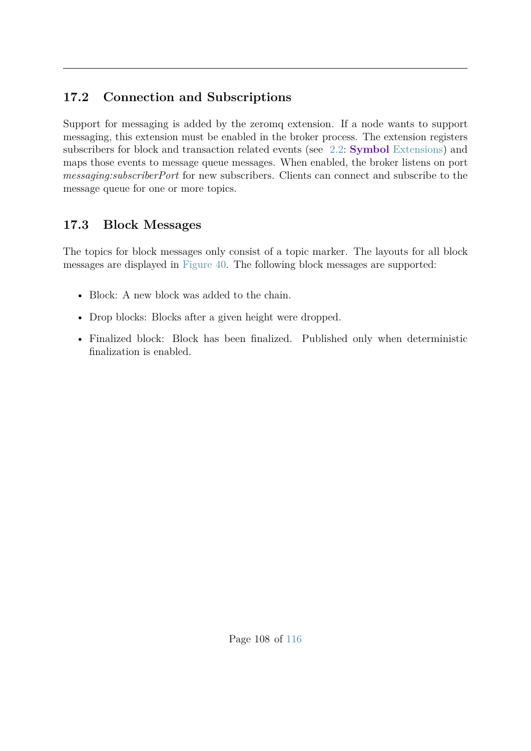## 17.2 Connection and Subscriptions

Support for messaging is added by the zeromq extension. If a node wants to support messaging, this extension must be enabled in the broker process. The extension registers subscribers for block and transaction related events (see 2.2: **Symbol** Extensions) and maps those events to message queue messages. When enabled, the broker listens on port *messaging:subscriberPort* for new subscribers. Clients can connect and subscribe to the message queue for one or more topics.

## 17.3 Block Messages

The topics for block messages only consist of a topic marker. The layouts for all block messages are displayed in Figure 40. The following block messages are supported:

- Block: A new block was added to the chain.
- Drop blocks: Blocks after a given height were dropped.
- Finalized block: Block has been finalized. Published only when deterministic finalization is enabled.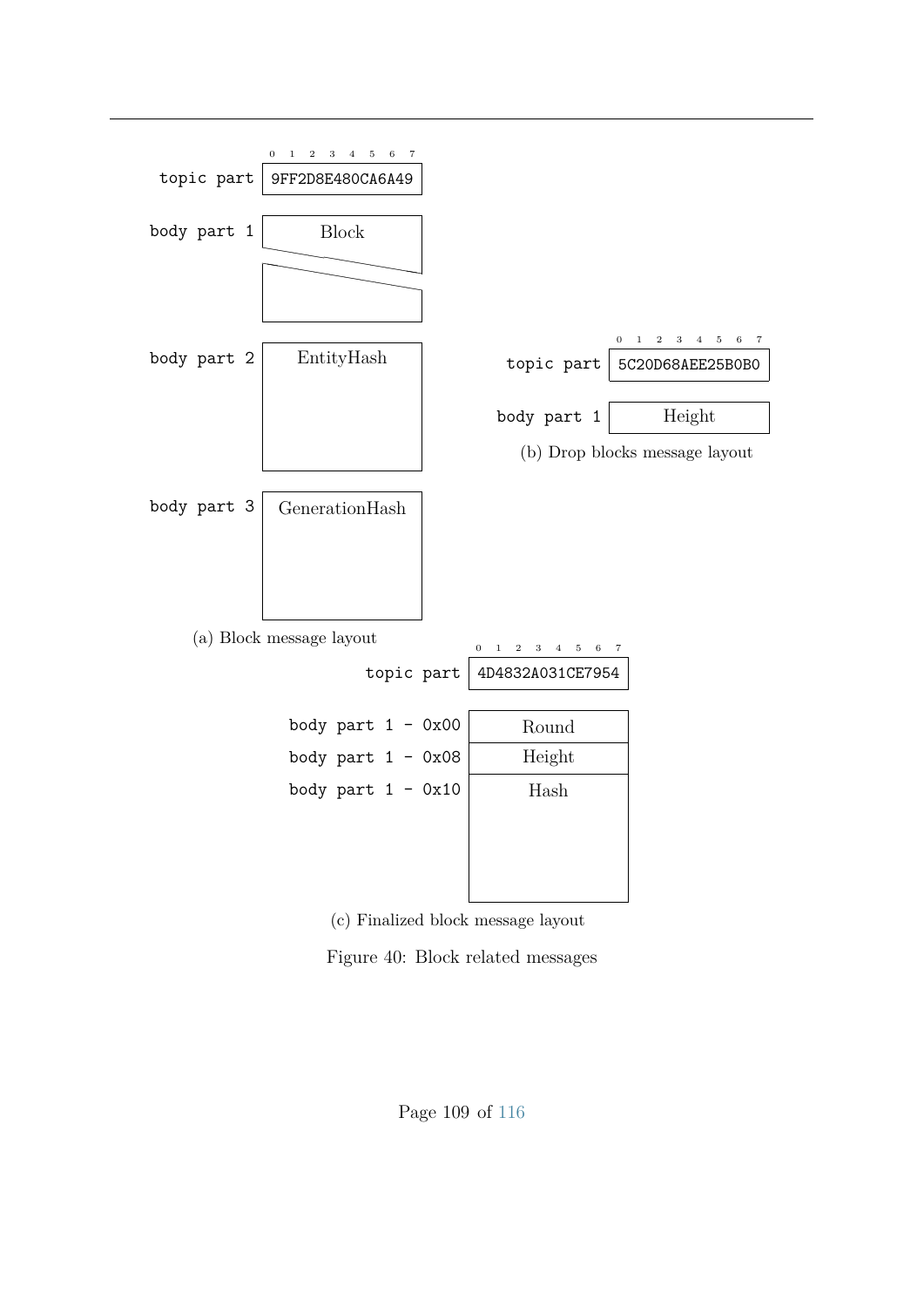(a) Block message layout

| | 0–7 |
|---|---|
| topic part | 9FF2D8E480CA6A49 |
| body part 1 | Block |
| body part 2 | EntityHash |
| body part 3 | GenerationHash |

(b) Drop blocks message layout

| | 0–7 |
|---|---|
| topic part | 5C20D68AEE25B0B0 |
| body part 1 | Height |

(c) Finalized block message layout

| | 0–7 |
|---|---|
| topic part | 4D4832A031CE7954 |
| body part 1 - 0x00 | Round |
| body part 1 - 0x08 | Height |
| body part 1 - 0x10 | Hash |

Figure 40: Block related messages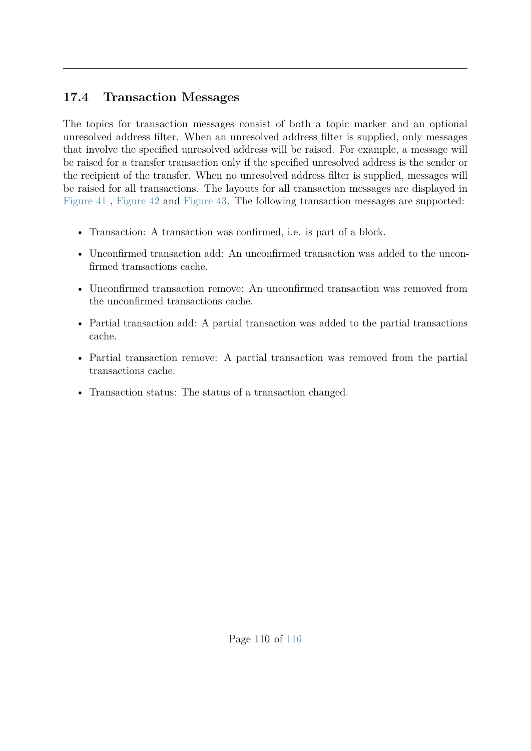## 17.4 Transaction Messages

The topics for transaction messages consist of both a topic marker and an optional unresolved address filter. When an unresolved address filter is supplied, only messages that involve the specified unresolved address will be raised. For example, a message will be raised for a transfer transaction only if the specified unresolved address is the sender or the recipient of the transfer. When no unresolved address filter is supplied, messages will be raised for all transactions. The layouts for all transaction messages are displayed in Figure 41 , Figure 42 and Figure 43. The following transaction messages are supported:

- Transaction: A transaction was confirmed, i.e. is part of a block.
- Unconfirmed transaction add: An unconfirmed transaction was added to the unconfirmed transactions cache.
- Unconfirmed transaction remove: An unconfirmed transaction was removed from the unconfirmed transactions cache.
- Partial transaction add: A partial transaction was added to the partial transactions cache.
- Partial transaction remove: A partial transaction was removed from the partial transactions cache.
- Transaction status: The status of a transaction changed.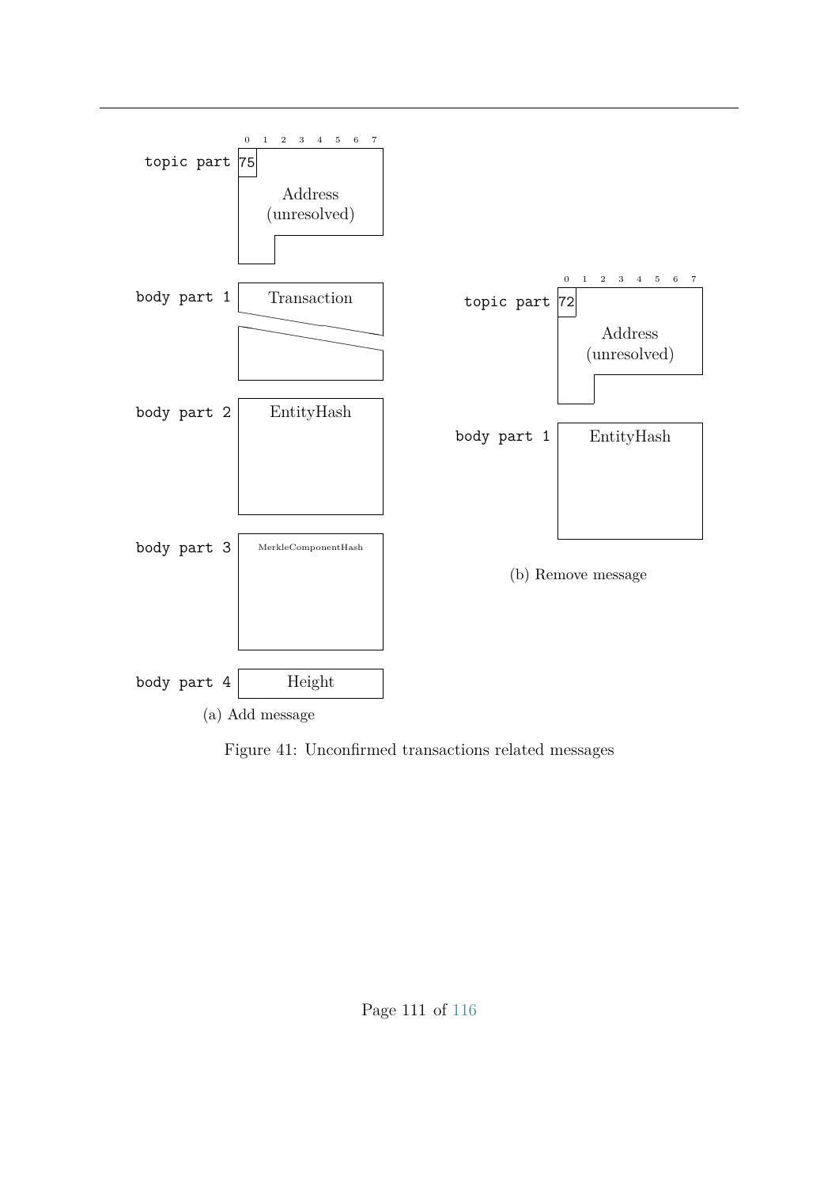| | 0 | 1 | 2 | 3 | 4 | 5 | 6 | 7 |
|---|---|---|---|---|---|---|---|---|
| topic part | 75 | Address (unresolved) | | | | | | |
| body part 1 | Transaction | | | | | | | |
| body part 2 | EntityHash | | | | | | | |
| body part 3 | MerkleComponentHash | | | | | | | |
| body part 4 | Height | | | | | | | |

(a) Add message

| | 0 | 1 | 2 | 3 | 4 | 5 | 6 | 7 |
|---|---|---|---|---|---|---|---|---|
| topic part | 72 | Address (unresolved) | | | | | | |
| body part 1 | EntityHash | | | | | | | |

(b) Remove message

Figure 41: Unconfirmed transactions related messages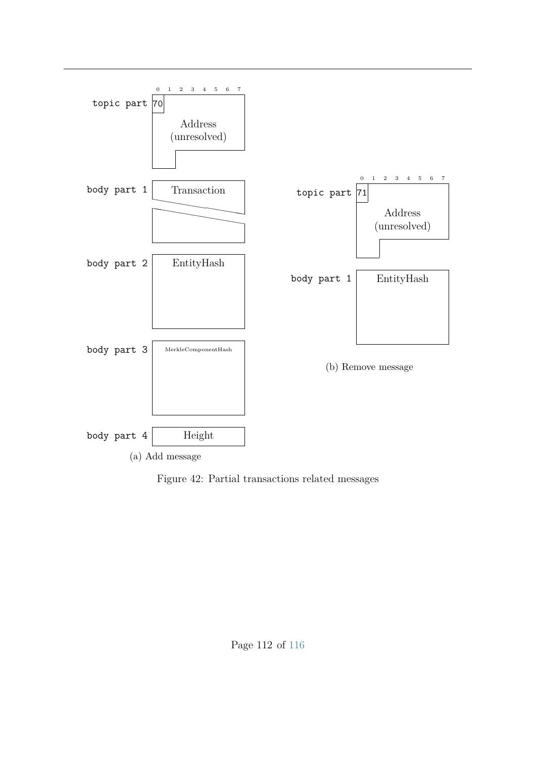**(a) Add message**

| Part | Content |
| --- | --- |
| topic part | 70 · Address (unresolved) |
| body part 1 | Transaction |
| body part 2 | EntityHash |
| body part 3 | MerkleComponentHash |
| body part 4 | Height |

**(b) Remove message**

| Part | Content |
| --- | --- |
| topic part | 71 · Address (unresolved) |
| body part 1 | EntityHash |

Figure 42: Partial transactions related messages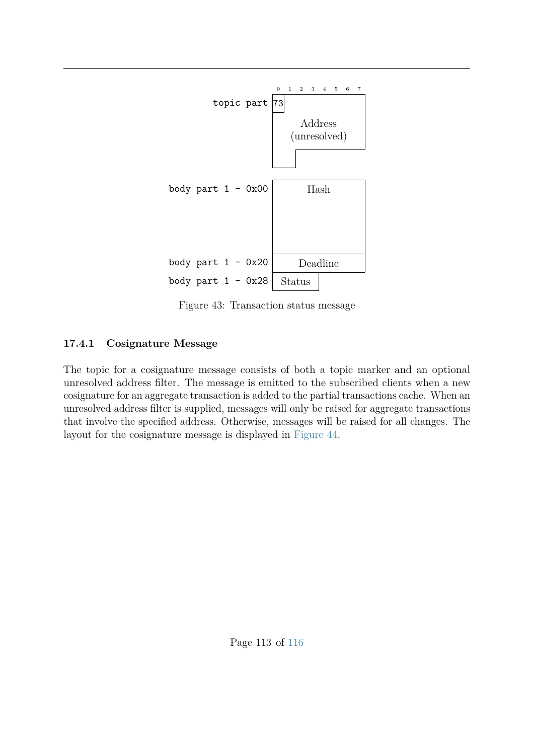| | 0 | 1 | 2 | 3 | 4 | 5 | 6 | 7 |
|---|---|---|---|---|---|---|---|---|
| topic part | 73 | Address (unresolved) | | | | | | |
| body part 1 - 0x00 | Hash | | | | | | | |
| body part 1 - 0x20 | Deadline | | | | | | | |
| body part 1 - 0x28 | Status | | | | | | | |

Figure 43: Transaction status message

### 17.4.1 Cosignature Message

The topic for a cosignature message consists of both a topic marker and an optional unresolved address filter. The message is emitted to the subscribed clients when a new cosignature for an aggregate transaction is added to the partial transactions cache. When an unresolved address filter is supplied, messages will only be raised for aggregate transactions that involve the specified address. Otherwise, messages will be raised for all changes. The layout for the cosignature message is displayed in Figure 44.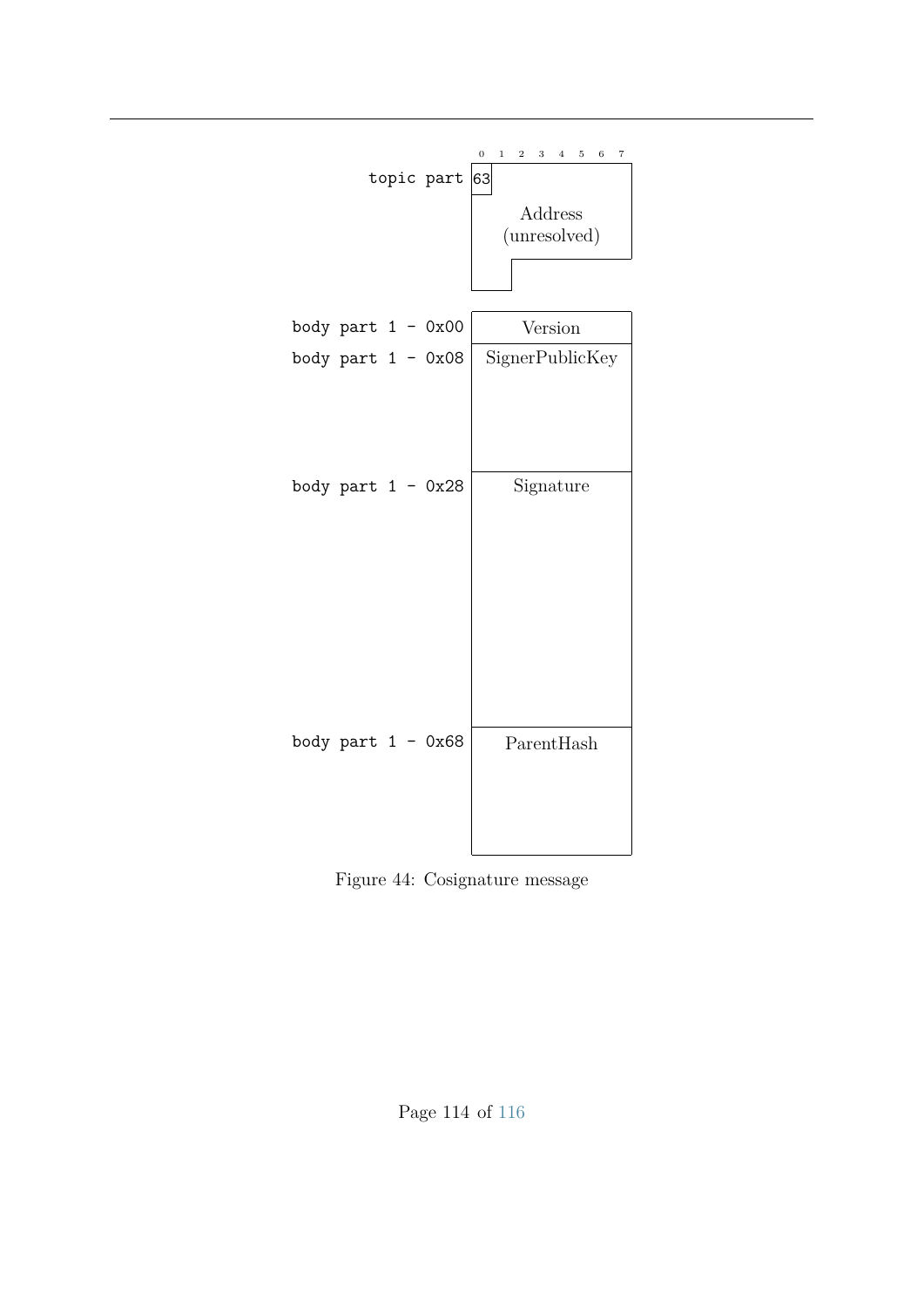| | 0 1 2 3 4 5 6 7 |
|---|---|
| topic part | 63 Address (unresolved) |
| body part 1 - 0x00 | Version |
| body part 1 - 0x08 | SignerPublicKey |
| body part 1 - 0x28 | Signature |
| body part 1 - 0x68 | ParentHash |

Figure 44: Cosignature message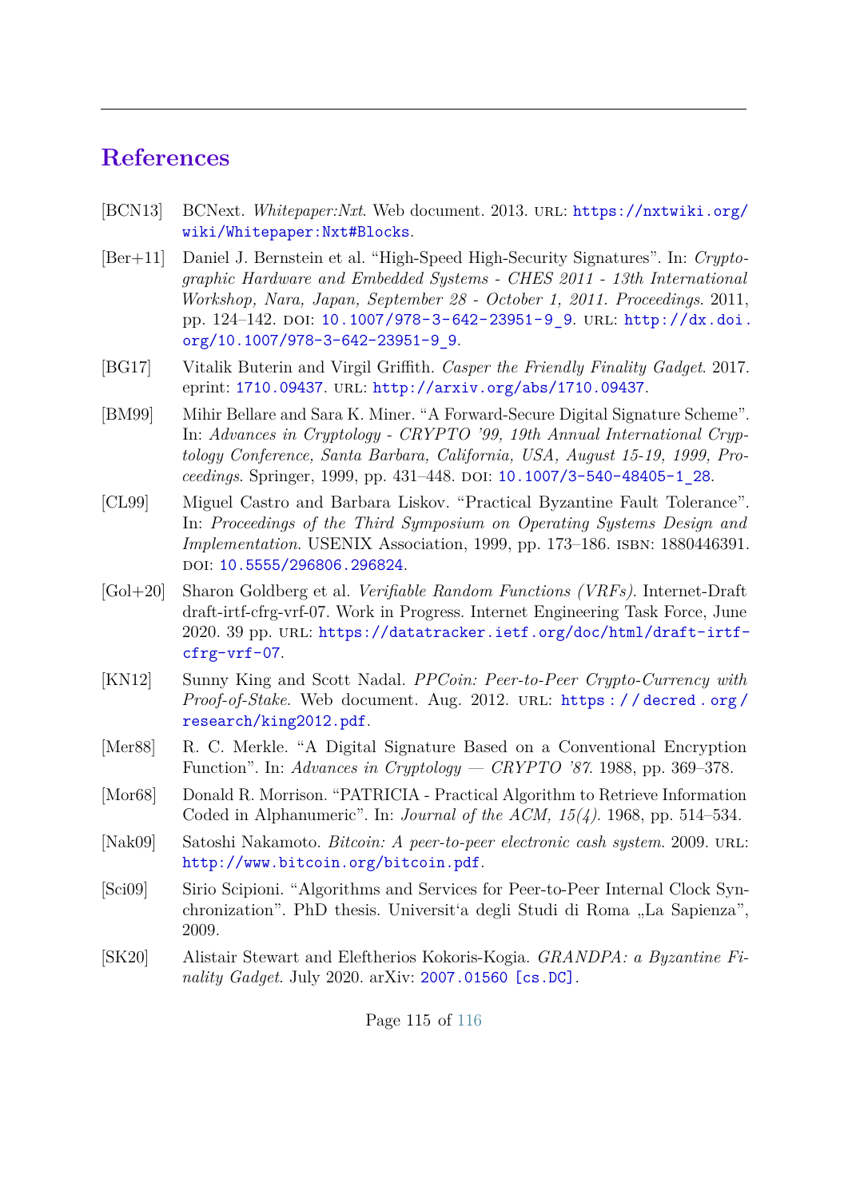# References

[BCN13] BCNext. *Whitepaper:Nxt*. Web document. 2013. URL: https://nxtwiki.org/wiki/Whitepaper:Nxt#Blocks.

[Ber+11] Daniel J. Bernstein et al. "High-Speed High-Security Signatures". In: *Cryptographic Hardware and Embedded Systems - CHES 2011 - 13th International Workshop, Nara, Japan, September 28 - October 1, 2011. Proceedings*. 2011, pp. 124–142. DOI: 10.1007/978-3-642-23951-9_9. URL: http://dx.doi.org/10.1007/978-3-642-23951-9_9.

[BG17] Vitalik Buterin and Virgil Griffith. *Casper the Friendly Finality Gadget*. 2017. eprint: 1710.09437. URL: http://arxiv.org/abs/1710.09437.

[BM99] Mihir Bellare and Sara K. Miner. "A Forward-Secure Digital Signature Scheme". In: *Advances in Cryptology - CRYPTO '99, 19th Annual International Cryptology Conference, Santa Barbara, California, USA, August 15-19, 1999, Proceedings*. Springer, 1999, pp. 431–448. DOI: 10.1007/3-540-48405-1_28.

[CL99] Miguel Castro and Barbara Liskov. "Practical Byzantine Fault Tolerance". In: *Proceedings of the Third Symposium on Operating Systems Design and Implementation*. USENIX Association, 1999, pp. 173–186. ISBN: 1880446391. DOI: 10.5555/296806.296824.

[Gol+20] Sharon Goldberg et al. *Verifiable Random Functions (VRFs)*. Internet-Draft draft-irtf-cfrg-vrf-07. Work in Progress. Internet Engineering Task Force, June 2020. 39 pp. URL: https://datatracker.ietf.org/doc/html/draft-irtf-cfrg-vrf-07.

[KN12] Sunny King and Scott Nadal. *PPCoin: Peer-to-Peer Crypto-Currency with Proof-of-Stake*. Web document. Aug. 2012. URL: https://decred.org/research/king2012.pdf.

[Mer88] R. C. Merkle. "A Digital Signature Based on a Conventional Encryption Function". In: *Advances in Cryptology — CRYPTO '87*. 1988, pp. 369–378.

[Mor68] Donald R. Morrison. "PATRICIA - Practical Algorithm to Retrieve Information Coded in Alphanumeric". In: *Journal of the ACM, 15(4)*. 1968, pp. 514–534.

[Nak09] Satoshi Nakamoto. *Bitcoin: A peer-to-peer electronic cash system*. 2009. URL: http://www.bitcoin.org/bitcoin.pdf.

[Sci09] Sirio Scipioni. "Algorithms and Services for Peer-to-Peer Internal Clock Synchronization". PhD thesis. Universit'a degli Studi di Roma „La Sapienza", 2009.

[SK20] Alistair Stewart and Eleftherios Kokoris-Kogia. *GRANDPA: a Byzantine Finality Gadget*. July 2020. arXiv: 2007.01560 [cs.DC].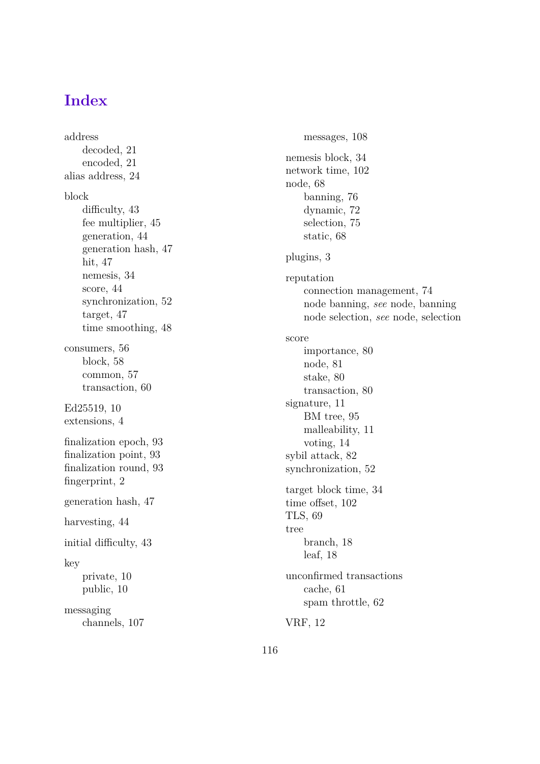# Index

address
- decoded, 21
- encoded, 21

alias address, 24

block
- difficulty, 43
- fee multiplier, 45
- generation, 44
- generation hash, 47
- hit, 47
- nemesis, 34
- score, 44
- synchronization, 52
- target, 47
- time smoothing, 48

consumers, 56
- block, 58
- common, 57
- transaction, 60

Ed25519, 10

extensions, 4

finalization epoch, 93

finalization point, 93

finalization round, 93

fingerprint, 2

generation hash, 47

harvesting, 44

initial difficulty, 43

key
- private, 10
- public, 10

messaging
- channels, 107
- messages, 108

nemesis block, 34

network time, 102

node, 68
- banning, 76
- dynamic, 72
- selection, 75
- static, 68

plugins, 3

reputation
- connection management, 74
- node banning, *see* node, banning
- node selection, *see* node, selection

score
- importance, 80
- node, 81
- stake, 80
- transaction, 80

signature, 11
- BM tree, 95
- malleability, 11
- voting, 14

sybil attack, 82

synchronization, 52

target block time, 34

time offset, 102

TLS, 69

tree
- branch, 18
- leaf, 18

unconfirmed transactions
- cache, 61
- spam throttle, 62

VRF, 12